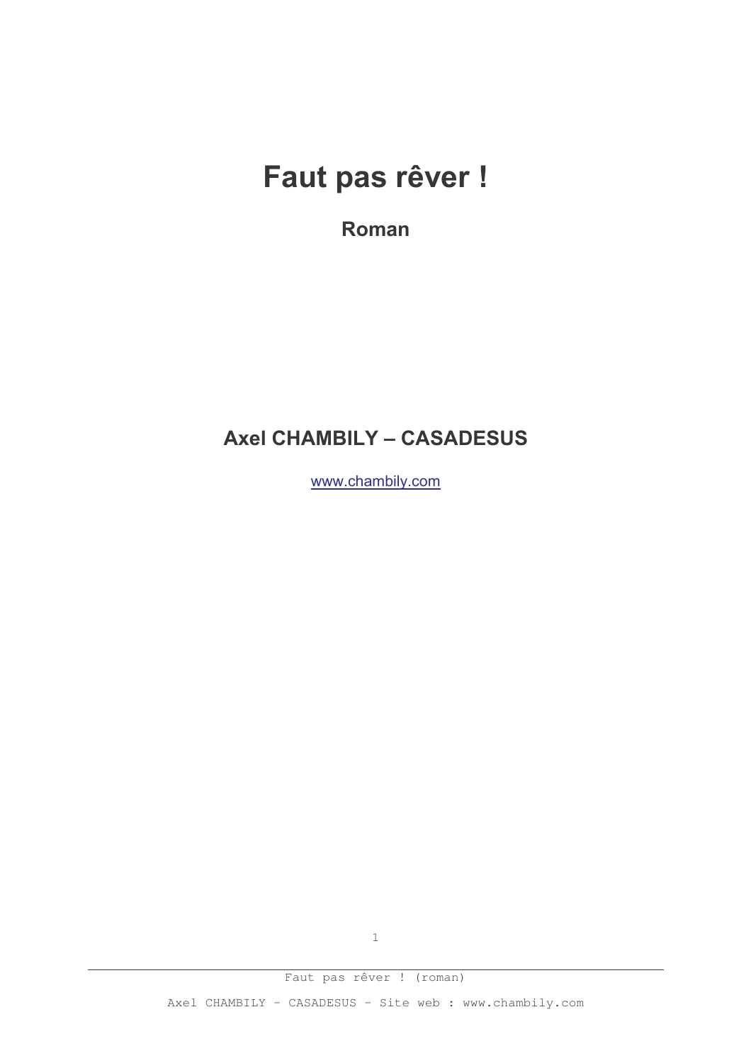# Faut pas rêver !

## Roman

## Axel CHAMBILY – CASADESUS

www.chambily.com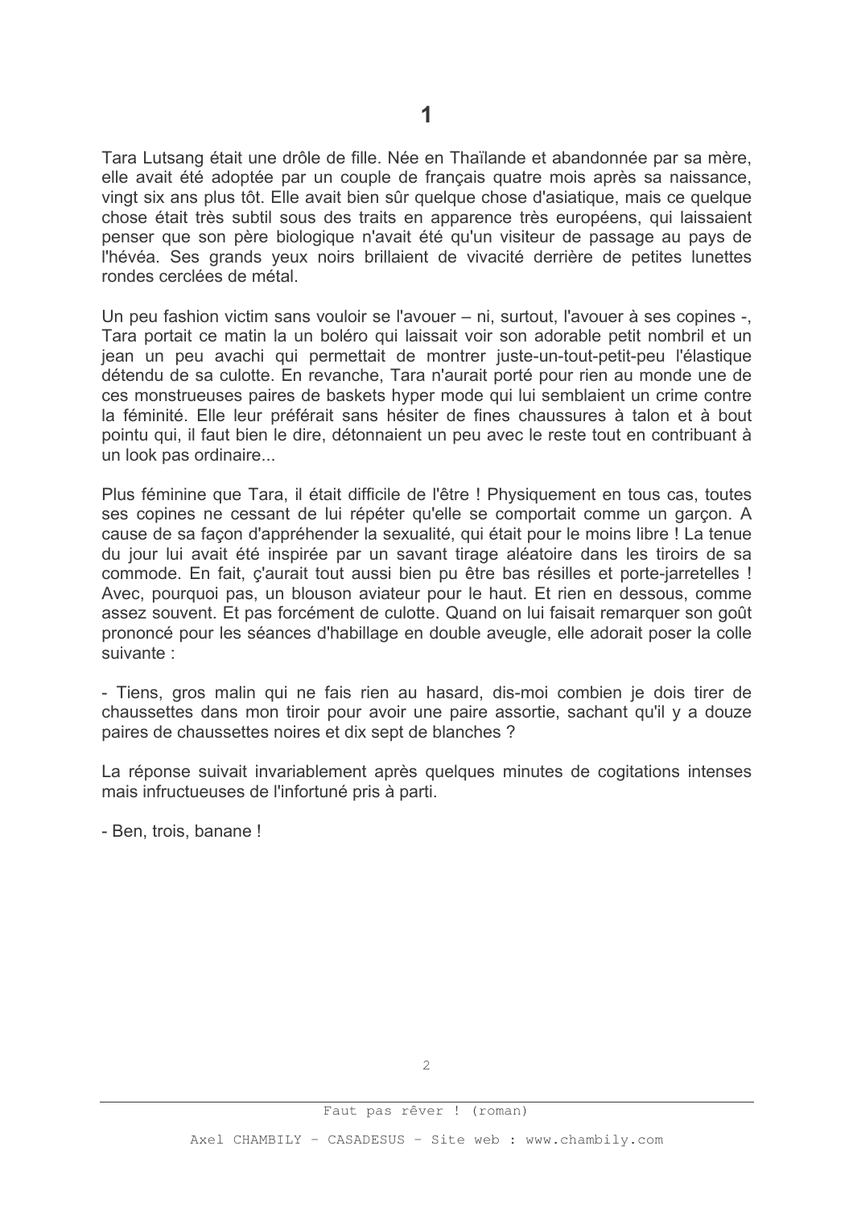# 1

Tara Lutsang était une drôle de fille. Née en Thaïlande et abandonnée par sa mère, elle avait été adoptée par un couple de français quatre mois après sa naissance, vingt six ans plus tôt. Elle avait bien sûr quelque chose d'asiatique, mais ce quelque chose était très subtil sous des traits en apparence très européens, qui laissaient penser que son père biologique n'avait été qu'un visiteur de passage au pays de l'hévéa. Ses grands yeux noirs brillaient de vivacité derrière de petites lunettes rondes cerclées de métal.

Un peu fashion victim sans vouloir se l'avouer – ni, surtout, l'avouer à ses copines -, Tara portait ce matin la un boléro qui laissait voir son adorable petit nombril et un jean un peu avachi qui permettait de montrer juste-un-tout-petit-peu l'élastique détendu de sa culotte. En revanche, Tara n'aurait porté pour rien au monde une de ces monstrueuses paires de baskets hyper mode qui lui semblaient un crime contre la féminité. Elle leur préférait sans hésiter de fines chaussures à talon et à bout pointu qui, il faut bien le dire, détonnaient un peu avec le reste tout en contribuant à un look pas ordinaire...

Plus féminine que Tara, il était difficile de l'être ! Physiquement en tous cas, toutes ses copines ne cessant de lui répéter qu'elle se comportait comme un garçon. A cause de sa façon d'appréhender la sexualité, qui était pour le moins libre ! La tenue du jour lui avait été inspirée par un savant tirage aléatoire dans les tiroirs de sa commode. En fait, ç'aurait tout aussi bien pu être bas résilles et porte-jarretelles ! Avec, pourquoi pas, un blouson aviateur pour le haut. Et rien en dessous, comme assez souvent. Et pas forcément de culotte. Quand on lui faisait remarquer son goût prononcé pour les séances d'habillage en double aveugle, elle adorait poser la colle suivante :

- Tiens, gros malin qui ne fais rien au hasard, dis-moi combien je dois tirer de chaussettes dans mon tiroir pour avoir une paire assortie, sachant qu'il y a douze paires de chaussettes noires et dix sept de blanches ?

La réponse suivait invariablement après quelques minutes de cogitations intenses mais infructueuses de l'infortuné pris à parti.

- Ben, trois, banane !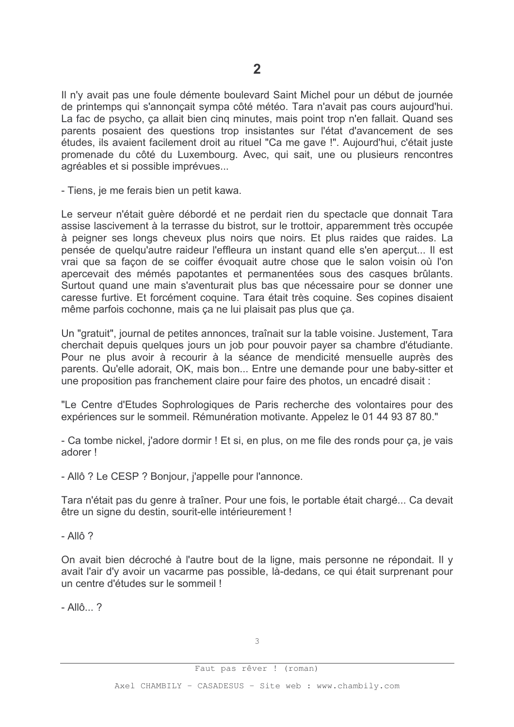## 2

Il n'y avait pas une foule démente boulevard Saint Michel pour un début de journée de printemps qui s'annonçait sympa côté météo. Tara n'avait pas cours aujourd'hui. La fac de psycho, ça allait bien cinq minutes, mais point trop n'en fallait. Quand ses parents posaient des questions trop insistantes sur l'état d'avancement de ses études, ils avaient facilement droit au rituel "Ca me gave !". Aujourd'hui, c'était juste promenade du côté du Luxembourg. Avec, qui sait, une ou plusieurs rencontres agréables et si possible imprévues...

- Tiens, je me ferais bien un petit kawa.

Le serveur n'était guère débordé et ne perdait rien du spectacle que donnait Tara assise lascivement à la terrasse du bistrot, sur le trottoir, apparemment très occupée à peigner ses longs cheveux plus noirs que noirs. Et plus raides que raides. La pensée de quelqu'autre raideur l'effleura un instant quand elle s'en aperçut... Il est vrai que sa façon de se coiffer évoquait autre chose que le salon voisin où l'on apercevait des mémés papotantes et permanentées sous des casques brûlants. Surtout quand une main s'aventurait plus bas que nécessaire pour se donner une caresse furtive. Et forcément coquine. Tara était très coquine. Ses copines disaient même parfois cochonne, mais ça ne lui plaisait pas plus que ça.

Un "gratuit", journal de petites annonces, traînait sur la table voisine. Justement, Tara cherchait depuis quelques jours un job pour pouvoir payer sa chambre d'étudiante. Pour ne plus avoir à recourir à la séance de mendicité mensuelle auprès des parents. Qu'elle adorait, OK, mais bon... Entre une demande pour une baby-sitter et une proposition pas franchement claire pour faire des photos, un encadré disait :

"Le Centre d'Etudes Sophrologiques de Paris recherche des volontaires pour des expériences sur le sommeil. Rémunération motivante. Appelez le 01 44 93 87 80."

- Ca tombe nickel, j'adore dormir ! Et si, en plus, on me file des ronds pour ça, je vais adorer !

- Allô ? Le CESP ? Bonjour, j'appelle pour l'annonce.

Tara n'était pas du genre à traîner. Pour une fois, le portable était chargé... Ca devait être un signe du destin, sourit-elle intérieurement !

- Allô ?

On avait bien décroché à l'autre bout de la ligne, mais personne ne répondait. Il y avait l'air d'y avoir un vacarme pas possible, là-dedans, ce qui était surprenant pour un centre d'études sur le sommeil !

- Allô... ?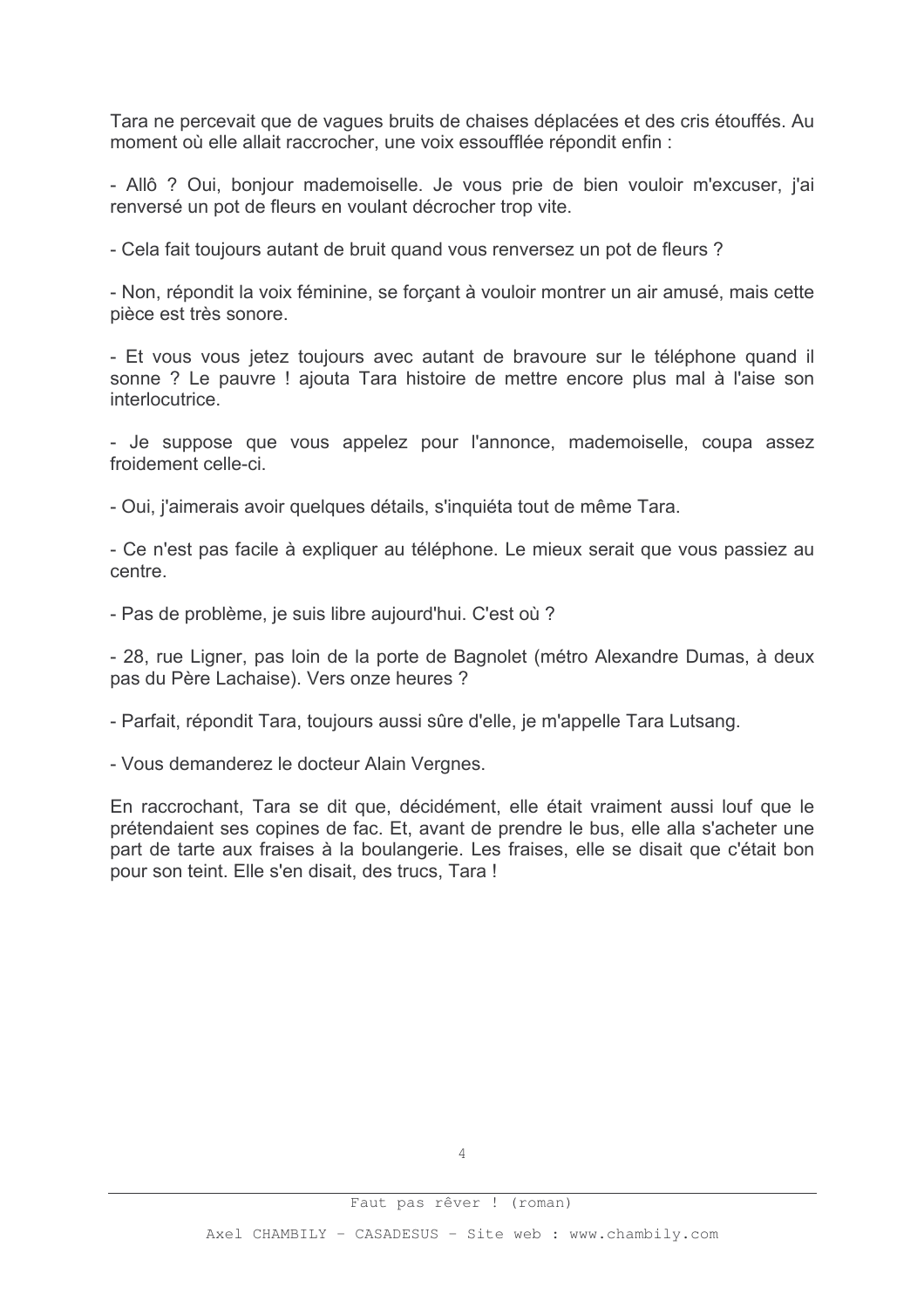Tara ne percevait que de vagues bruits de chaises déplacées et des cris étouffés. Au moment où elle allait raccrocher, une voix essoufflée répondit enfin :

- Allô ? Oui, bonjour mademoiselle. Je vous prie de bien vouloir m'excuser, j'ai renversé un pot de fleurs en voulant décrocher trop vite.

- Cela fait toujours autant de bruit quand vous renversez un pot de fleurs ?

- Non, répondit la voix féminine, se forçant à vouloir montrer un air amusé, mais cette pièce est très sonore.

- Et vous vous jetez toujours avec autant de bravoure sur le téléphone quand il sonne ? Le pauvre ! ajouta Tara histoire de mettre encore plus mal à l'aise son interlocutrice.

- Je suppose que vous appelez pour l'annonce, mademoiselle, coupa assez froidement celle-ci.

- Oui, j'aimerais avoir quelques détails, s'inquiéta tout de même Tara.

- Ce n'est pas facile à expliquer au téléphone. Le mieux serait que vous passiez au centre.

- Pas de problème, je suis libre aujourd'hui. C'est où ?

- 28, rue Ligner, pas loin de la porte de Bagnolet (métro Alexandre Dumas, à deux pas du Père Lachaise). Vers onze heures ?

- Parfait, répondit Tara, toujours aussi sûre d'elle, je m'appelle Tara Lutsang.

- Vous demanderez le docteur Alain Vergnes.

En raccrochant, Tara se dit que, décidément, elle était vraiment aussi louf que le prétendaient ses copines de fac. Et, avant de prendre le bus, elle alla s'acheter une part de tarte aux fraises à la boulangerie. Les fraises, elle se disait que c'était bon pour son teint. Elle s'en disait, des trucs, Tara !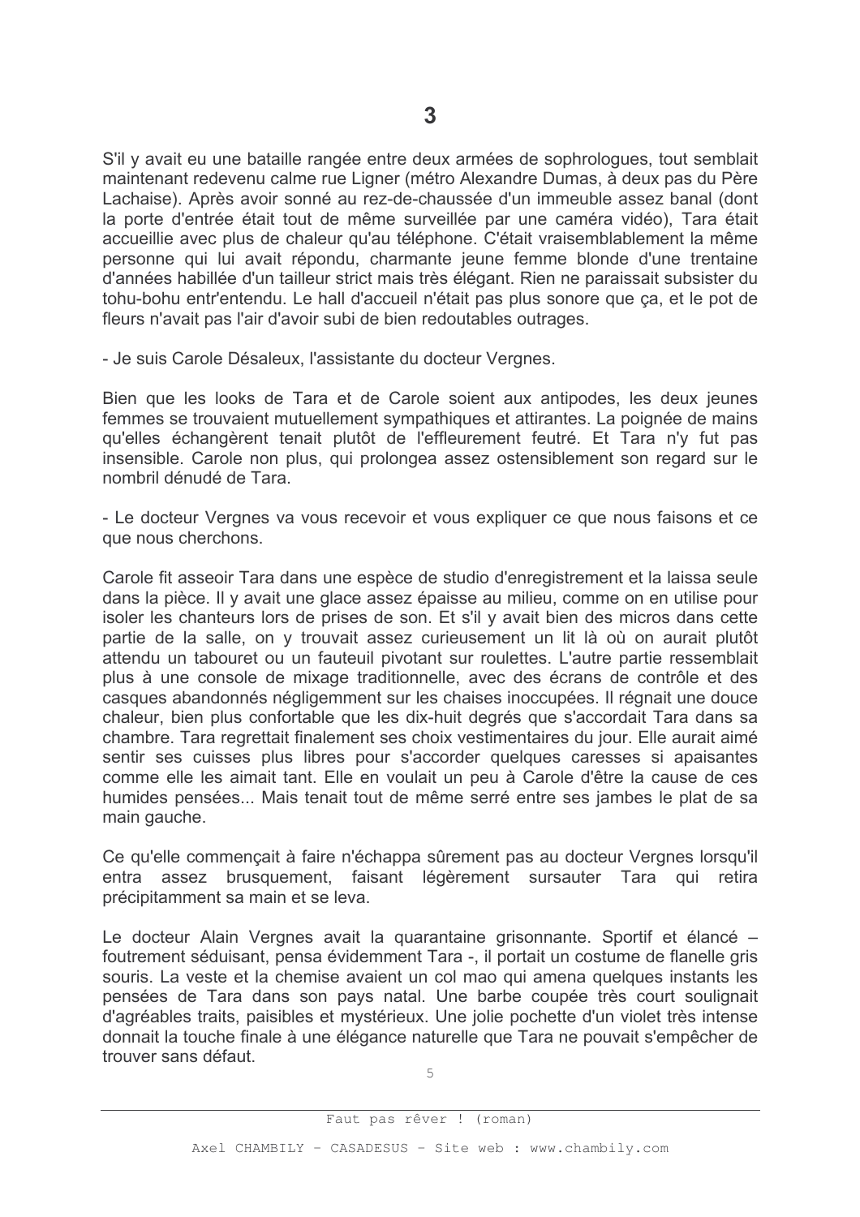# 3

S'il y avait eu une bataille rangée entre deux armées de sophrologues, tout semblait maintenant redevenu calme rue Ligner (métro Alexandre Dumas, à deux pas du Père Lachaise). Après avoir sonné au rez-de-chaussée d'un immeuble assez banal (dont la porte d'entrée était tout de même surveillée par une caméra vidéo), Tara était accueillie avec plus de chaleur qu'au téléphone. C'était vraisemblablement la même personne qui lui avait répondu, charmante jeune femme blonde d'une trentaine d'années habillée d'un tailleur strict mais très élégant. Rien ne paraissait subsister du tohu-bohu entr'entendu. Le hall d'accueil n'était pas plus sonore que ça, et le pot de fleurs n'avait pas l'air d'avoir subi de bien redoutables outrages.

- Je suis Carole Désaleux, l'assistante du docteur Vergnes.

Bien que les looks de Tara et de Carole soient aux antipodes, les deux jeunes femmes se trouvaient mutuellement sympathiques et attirantes. La poignée de mains qu'elles échangèrent tenait plutôt de l'effleurement feutré. Et Tara n'y fut pas insensible. Carole non plus, qui prolongea assez ostensiblement son regard sur le nombril dénudé de Tara.

- Le docteur Vergnes va vous recevoir et vous expliquer ce que nous faisons et ce que nous cherchons.

Carole fit asseoir Tara dans une espèce de studio d'enregistrement et la laissa seule dans la pièce. Il y avait une glace assez épaisse au milieu, comme on en utilise pour isoler les chanteurs lors de prises de son. Et s'il y avait bien des micros dans cette partie de la salle, on y trouvait assez curieusement un lit là où on aurait plutôt attendu un tabouret ou un fauteuil pivotant sur roulettes. L'autre partie ressemblait plus à une console de mixage traditionnelle, avec des écrans de contrôle et des casques abandonnés négligemment sur les chaises inoccupées. Il régnait une douce chaleur, bien plus confortable que les dix-huit degrés que s'accordait Tara dans sa chambre. Tara regrettait finalement ses choix vestimentaires du jour. Elle aurait aimé sentir ses cuisses plus libres pour s'accorder quelques caresses si apaisantes comme elle les aimait tant. Elle en voulait un peu à Carole d'être la cause de ces humides pensées... Mais tenait tout de même serré entre ses jambes le plat de sa main gauche.

Ce qu'elle commençait à faire n'échappa sûrement pas au docteur Vergnes lorsqu'il entra assez brusquement, faisant légèrement sursauter Tara qui retira précipitamment sa main et se leva.

Le docteur Alain Vergnes avait la quarantaine grisonnante. Sportif et élancé – foutrement séduisant, pensa évidemment Tara -, il portait un costume de flanelle gris souris. La veste et la chemise avaient un col mao qui amena quelques instants les pensées de Tara dans son pays natal. Une barbe coupée très court soulignait d'agréables traits, paisibles et mystérieux. Une jolie pochette d'un violet très intense donnait la touche finale à une élégance naturelle que Tara ne pouvait s'empêcher de trouver sans défaut.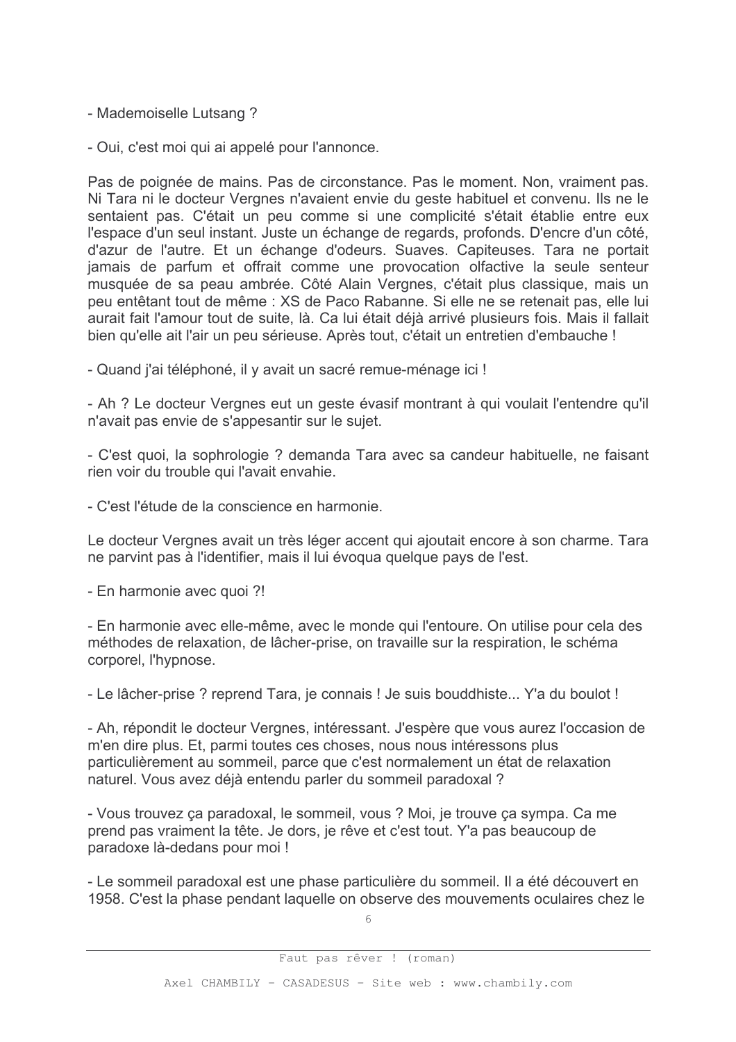- Mademoiselle Lutsang ?

- Oui, c'est moi qui ai appelé pour l'annonce.

Pas de poignée de mains. Pas de circonstance. Pas le moment. Non, vraiment pas. Ni Tara ni le docteur Vergnes n'avaient envie du geste habituel et convenu. Ils ne le sentaient pas. C'était un peu comme si une complicité s'était établie entre eux l'espace d'un seul instant. Juste un échange de regards, profonds. D'encre d'un côté, d'azur de l'autre. Et un échange d'odeurs. Suaves. Capiteuses. Tara ne portait jamais de parfum et offrait comme une provocation olfactive la seule senteur musquée de sa peau ambrée. Côté Alain Vergnes, c'était plus classique, mais un peu entêtant tout de même : XS de Paco Rabanne. Si elle ne se retenait pas, elle lui aurait fait l'amour tout de suite, là. Ca lui était déjà arrivé plusieurs fois. Mais il fallait bien qu'elle ait l'air un peu sérieuse. Après tout, c'était un entretien d'embauche !

- Quand j'ai téléphoné, il y avait un sacré remue-ménage ici !

- Ah ? Le docteur Vergnes eut un geste évasif montrant à qui voulait l'entendre qu'il n'avait pas envie de s'appesantir sur le sujet.

- C'est quoi, la sophrologie ? demanda Tara avec sa candeur habituelle, ne faisant rien voir du trouble qui l'avait envahie.

- C'est l'étude de la conscience en harmonie.

Le docteur Vergnes avait un très léger accent qui ajoutait encore à son charme. Tara ne parvint pas à l'identifier, mais il lui évoqua quelque pays de l'est.

- En harmonie avec quoi ?!

- En harmonie avec elle-même, avec le monde qui l'entoure. On utilise pour cela des méthodes de relaxation, de lâcher-prise, on travaille sur la respiration, le schéma corporel, l'hypnose.

- Le lâcher-prise ? reprend Tara, je connais ! Je suis bouddhiste... Y'a du boulot !

- Ah, répondit le docteur Vergnes, intéressant. J'espère que vous aurez l'occasion de m'en dire plus. Et, parmi toutes ces choses, nous nous intéressons plus particulièrement au sommeil, parce que c'est normalement un état de relaxation naturel. Vous avez déjà entendu parler du sommeil paradoxal ?

- Vous trouvez ça paradoxal, le sommeil, vous ? Moi, je trouve ça sympa. Ca me prend pas vraiment la tête. Je dors, je rêve et c'est tout. Y'a pas beaucoup de paradoxe là-dedans pour moi !

- Le sommeil paradoxal est une phase particulière du sommeil. Il a été découvert en 1958. C'est la phase pendant laquelle on observe des mouvements oculaires chez le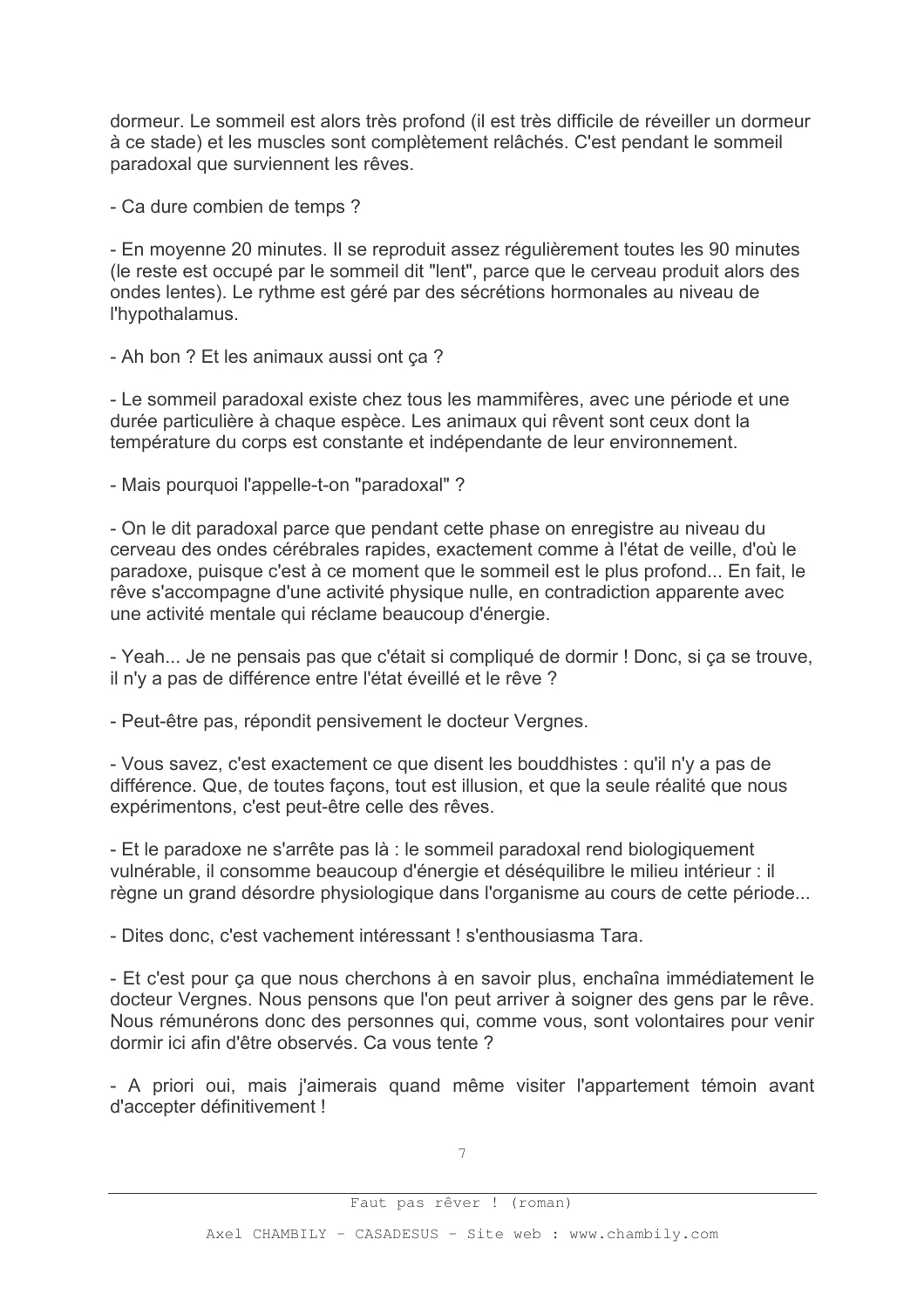dormeur. Le sommeil est alors très profond (il est très difficile de réveiller un dormeur à ce stade) et les muscles sont complètement relâchés. C'est pendant le sommeil paradoxal que surviennent les rêves.

- Ca dure combien de temps ?

- En moyenne 20 minutes. Il se reproduit assez régulièrement toutes les 90 minutes (le reste est occupé par le sommeil dit "lent", parce que le cerveau produit alors des ondes lentes). Le rythme est géré par des sécrétions hormonales au niveau de l'hypothalamus.

- Ah bon ? Et les animaux aussi ont ça ?

- Le sommeil paradoxal existe chez tous les mammifères, avec une période et une durée particulière à chaque espèce. Les animaux qui rêvent sont ceux dont la température du corps est constante et indépendante de leur environnement.

- Mais pourquoi l'appelle-t-on "paradoxal" ?

- On le dit paradoxal parce que pendant cette phase on enregistre au niveau du cerveau des ondes cérébrales rapides, exactement comme à l'état de veille, d'où le paradoxe, puisque c'est à ce moment que le sommeil est le plus profond... En fait, le rêve s'accompagne d'une activité physique nulle, en contradiction apparente avec une activité mentale qui réclame beaucoup d'énergie.

- Yeah... Je ne pensais pas que c'était si compliqué de dormir ! Donc, si ça se trouve, il n'y a pas de différence entre l'état éveillé et le rêve ?

- Peut-être pas, répondit pensivement le docteur Vergnes.

- Vous savez, c'est exactement ce que disent les bouddhistes : qu'il n'y a pas de différence. Que, de toutes façons, tout est illusion, et que la seule réalité que nous expérimentons, c'est peut-être celle des rêves.

- Et le paradoxe ne s'arrête pas là : le sommeil paradoxal rend biologiquement vulnérable, il consomme beaucoup d'énergie et déséquilibre le milieu intérieur : il règne un grand désordre physiologique dans l'organisme au cours de cette période...

- Dites donc, c'est vachement intéressant ! s'enthousiasma Tara.

- Et c'est pour ça que nous cherchons à en savoir plus, enchaîna immédiatement le docteur Vergnes. Nous pensons que l'on peut arriver à soigner des gens par le rêve. Nous rémunérons donc des personnes qui, comme vous, sont volontaires pour venir dormir ici afin d'être observés. Ca vous tente ?

- A priori oui, mais j'aimerais quand même visiter l'appartement témoin avant d'accepter définitivement !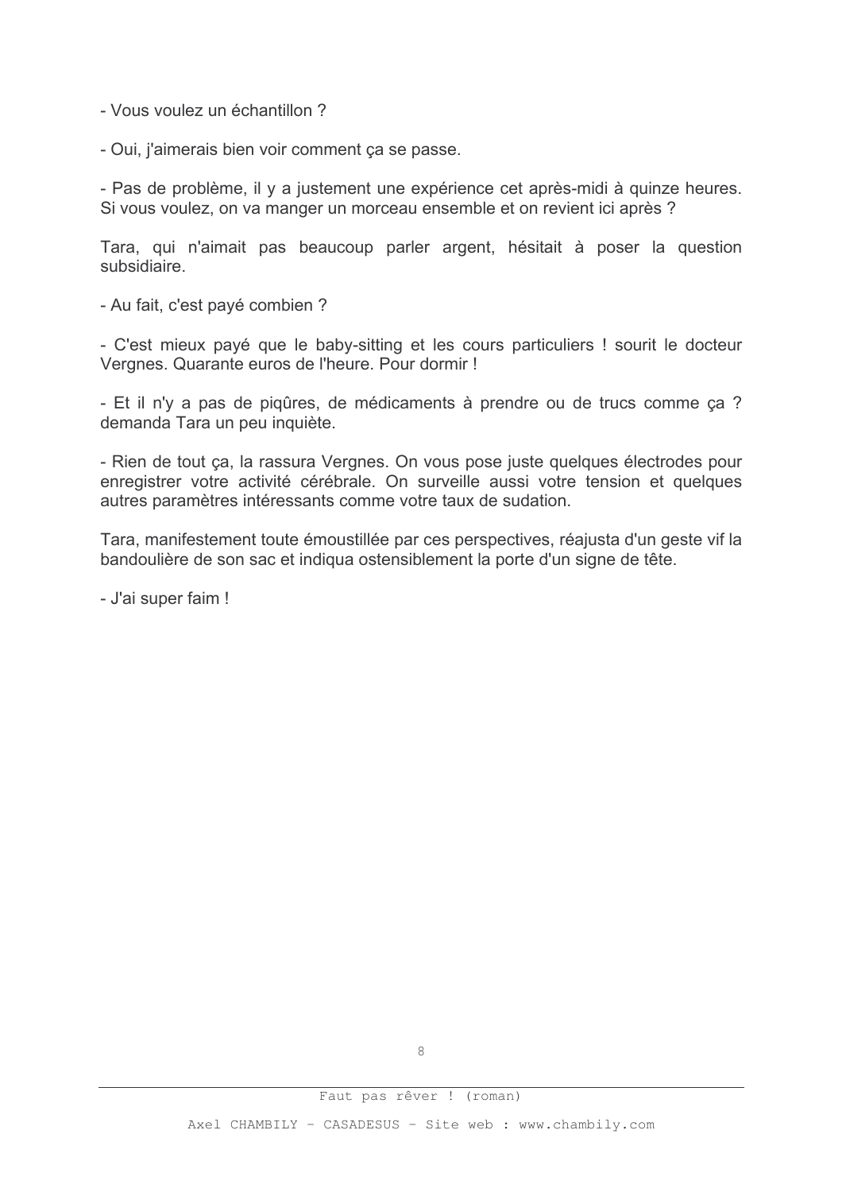- Vous voulez un échantillon ?

- Oui, j'aimerais bien voir comment ça se passe.

- Pas de problème, il y a justement une expérience cet après-midi à quinze heures. Si vous voulez, on va manger un morceau ensemble et on revient ici après ?

Tara, qui n'aimait pas beaucoup parler argent, hésitait à poser la question subsidiaire.

- Au fait, c'est payé combien ?

- C'est mieux payé que le baby-sitting et les cours particuliers ! sourit le docteur Vergnes. Quarante euros de l'heure. Pour dormir !

- Et il n'y a pas de piqûres, de médicaments à prendre ou de trucs comme ça ? demanda Tara un peu inquiète.

- Rien de tout ça, la rassura Vergnes. On vous pose juste quelques électrodes pour enregistrer votre activité cérébrale. On surveille aussi votre tension et quelques autres paramètres intéressants comme votre taux de sudation.

Tara, manifestement toute émoustillée par ces perspectives, réajusta d'un geste vif la bandoulière de son sac et indiqua ostensiblement la porte d'un signe de tête.

- J'ai super faim !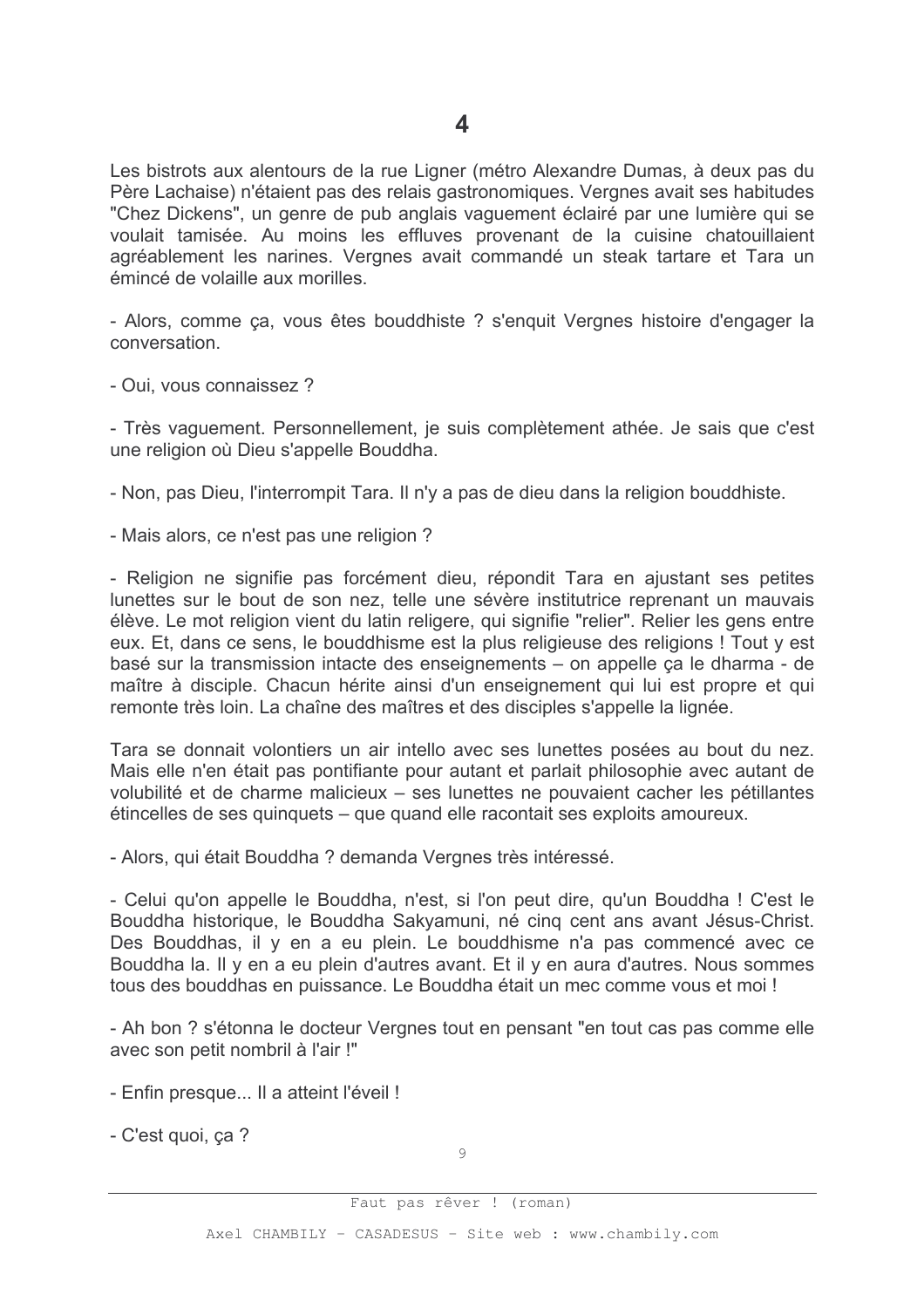# 4

Les bistrots aux alentours de la rue Ligner (métro Alexandre Dumas, à deux pas du Père Lachaise) n'étaient pas des relais gastronomiques. Vergnes avait ses habitudes "Chez Dickens", un genre de pub anglais vaguement éclairé par une lumière qui se voulait tamisée. Au moins les effluves provenant de la cuisine chatouillaient agréablement les narines. Vergnes avait commandé un steak tartare et Tara un émincé de volaille aux morilles.

- Alors, comme ça, vous êtes bouddhiste ? s'enquit Vergnes histoire d'engager la conversation.

- Oui, vous connaissez ?

- Très vaguement. Personnellement, je suis complètement athée. Je sais que c'est une religion où Dieu s'appelle Bouddha.

- Non, pas Dieu, l'interrompit Tara. Il n'y a pas de dieu dans la religion bouddhiste.

- Mais alors, ce n'est pas une religion ?

- Religion ne signifie pas forcément dieu, répondit Tara en ajustant ses petites lunettes sur le bout de son nez, telle une sévère institutrice reprenant un mauvais élève. Le mot religion vient du latin religere, qui signifie "relier". Relier les gens entre eux. Et, dans ce sens, le bouddhisme est la plus religieuse des religions ! Tout y est basé sur la transmission intacte des enseignements – on appelle ça le dharma - de maître à disciple. Chacun hérite ainsi d'un enseignement qui lui est propre et qui remonte très loin. La chaîne des maîtres et des disciples s'appelle la lignée.

Tara se donnait volontiers un air intello avec ses lunettes posées au bout du nez. Mais elle n'en était pas pontifiante pour autant et parlait philosophie avec autant de volubilité et de charme malicieux – ses lunettes ne pouvaient cacher les pétillantes étincelles de ses quinquets – que quand elle racontait ses exploits amoureux.

- Alors, qui était Bouddha ? demanda Vergnes très intéressé.

- Celui qu'on appelle le Bouddha, n'est, si l'on peut dire, qu'un Bouddha ! C'est le Bouddha historique, le Bouddha Sakyamuni, né cinq cent ans avant Jésus-Christ. Des Bouddhas, il y en a eu plein. Le bouddhisme n'a pas commencé avec ce Bouddha la. Il y en a eu plein d'autres avant. Et il y en aura d'autres. Nous sommes tous des bouddhas en puissance. Le Bouddha était un mec comme vous et moi !

- Ah bon ? s'étonna le docteur Vergnes tout en pensant "en tout cas pas comme elle avec son petit nombril à l'air !"

- Enfin presque... Il a atteint l'éveil !

- C'est quoi, ça ?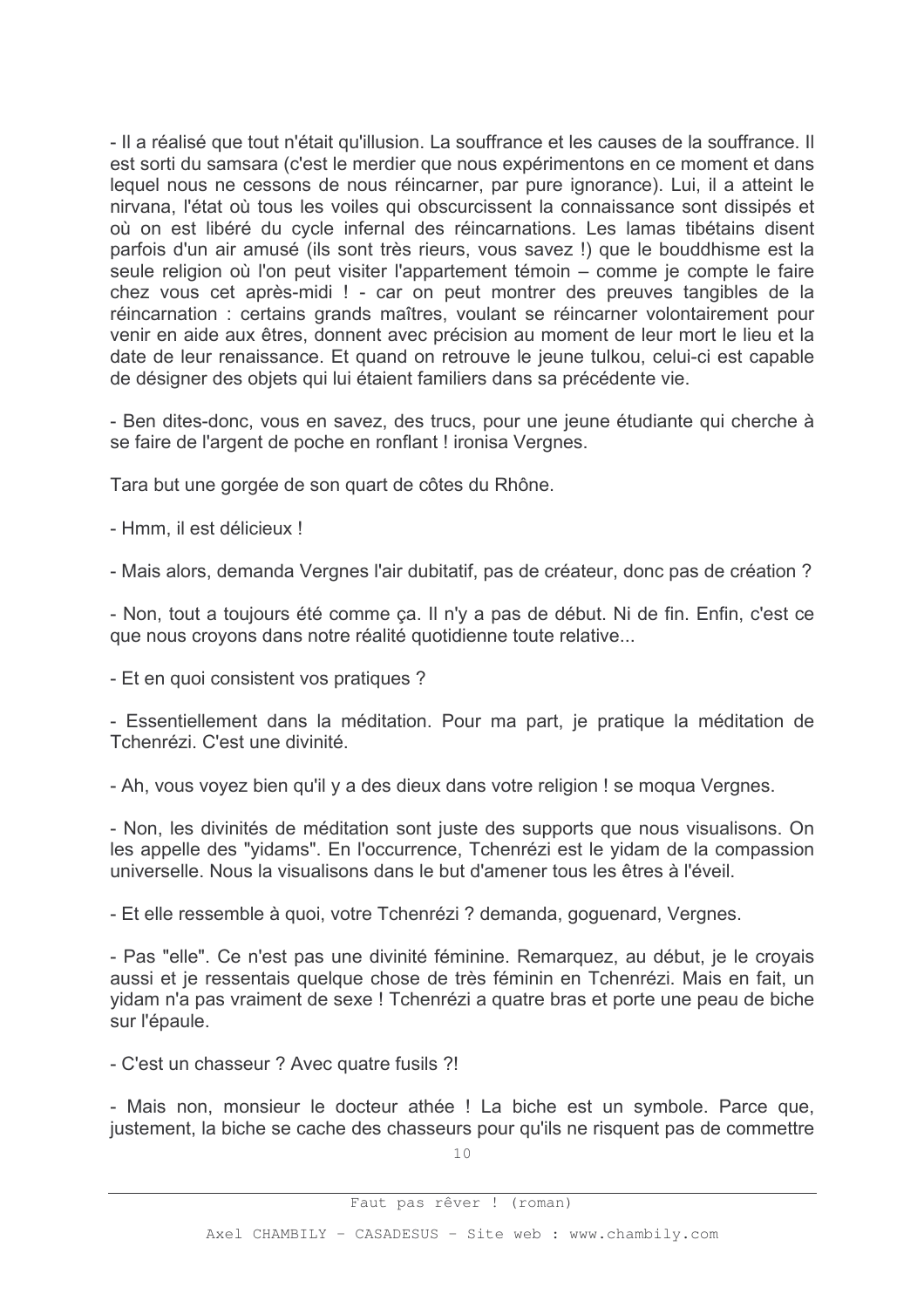- Il a réalisé que tout n'était qu'illusion. La souffrance et les causes de la souffrance. Il est sorti du samsara (c'est le merdier que nous expérimentons en ce moment et dans lequel nous ne cessons de nous réincarner, par pure ignorance). Lui, il a atteint le nirvana, l'état où tous les voiles qui obscurcissent la connaissance sont dissipés et où on est libéré du cycle infernal des réincarnations. Les lamas tibétains disent parfois d'un air amusé (ils sont très rieurs, vous savez !) que le bouddhisme est la seule religion où l'on peut visiter l'appartement témoin – comme je compte le faire chez vous cet après-midi ! - car on peut montrer des preuves tangibles de la réincarnation : certains grands maîtres, voulant se réincarner volontairement pour venir en aide aux êtres, donnent avec précision au moment de leur mort le lieu et la date de leur renaissance. Et quand on retrouve le jeune tulkou, celui-ci est capable de désigner des objets qui lui étaient familiers dans sa précédente vie.

- Ben dites-donc, vous en savez, des trucs, pour une jeune étudiante qui cherche à se faire de l'argent de poche en ronflant ! ironisa Vergnes.

Tara but une gorgée de son quart de côtes du Rhône.

- Hmm, il est délicieux !

- Mais alors, demanda Vergnes l'air dubitatif, pas de créateur, donc pas de création ?

- Non, tout a toujours été comme ça. Il n'y a pas de début. Ni de fin. Enfin, c'est ce que nous croyons dans notre réalité quotidienne toute relative...

- Et en quoi consistent vos pratiques ?

- Essentiellement dans la méditation. Pour ma part, je pratique la méditation de Tchenrézi. C'est une divinité.

- Ah, vous voyez bien qu'il y a des dieux dans votre religion ! se moqua Vergnes.

- Non, les divinités de méditation sont juste des supports que nous visualisons. On les appelle des "yidams". En l'occurrence, Tchenrézi est le yidam de la compassion universelle. Nous la visualisons dans le but d'amener tous les êtres à l'éveil.

- Et elle ressemble à quoi, votre Tchenrézi ? demanda, goguenard, Vergnes.

- Pas "elle". Ce n'est pas une divinité féminine. Remarquez, au début, je le croyais aussi et je ressentais quelque chose de très féminin en Tchenrézi. Mais en fait, un yidam n'a pas vraiment de sexe ! Tchenrézi a quatre bras et porte une peau de biche sur l'épaule.

- C'est un chasseur ? Avec quatre fusils ?!

- Mais non, monsieur le docteur athée ! La biche est un symbole. Parce que, justement, la biche se cache des chasseurs pour qu'ils ne risquent pas de commettre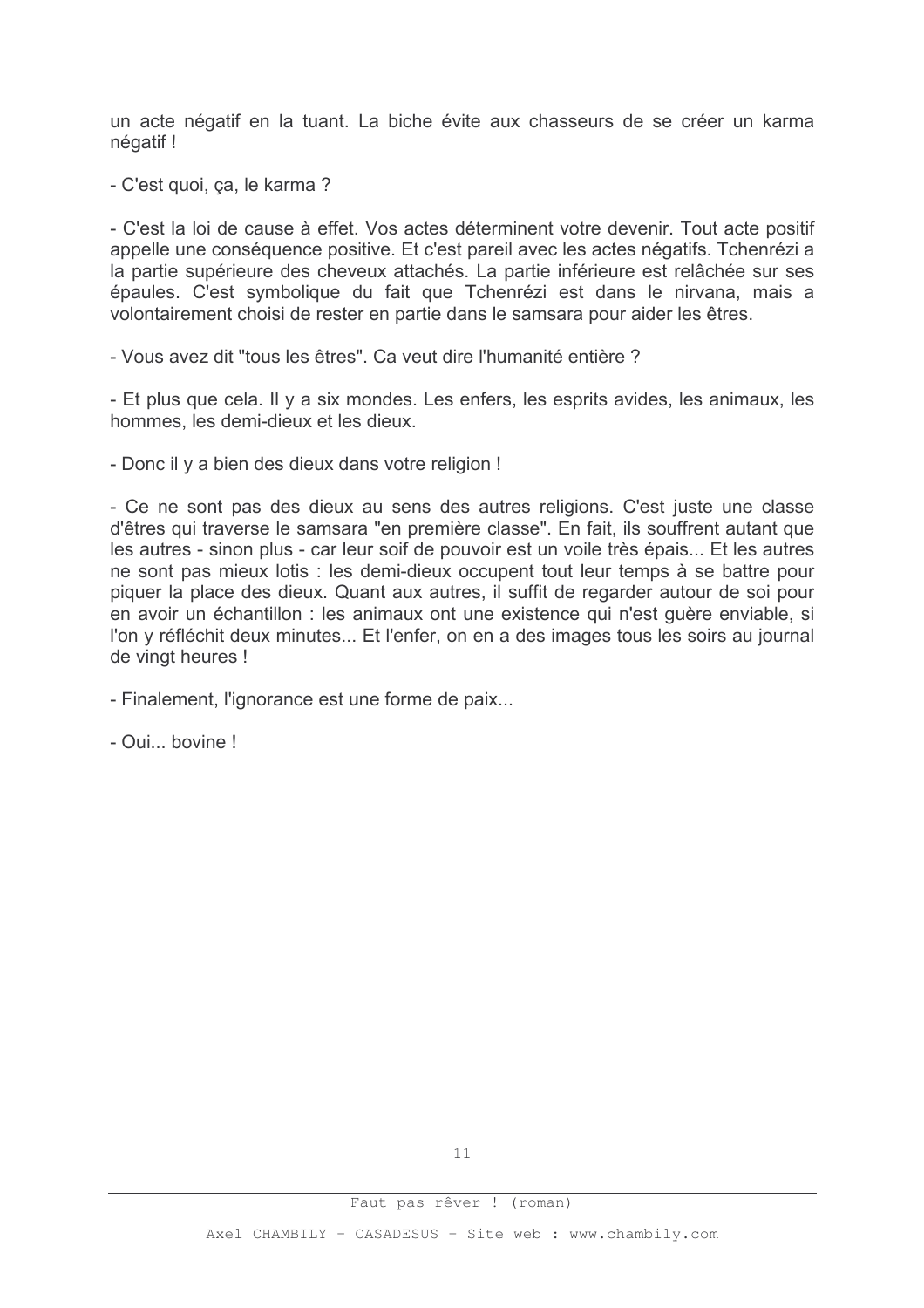un acte négatif en la tuant. La biche évite aux chasseurs de se créer un karma négatif !

- C'est quoi, ça, le karma ?

- C'est la loi de cause à effet. Vos actes déterminent votre devenir. Tout acte positif appelle une conséquence positive. Et c'est pareil avec les actes négatifs. Tchenrézi a la partie supérieure des cheveux attachés. La partie inférieure est relâchée sur ses épaules. C'est symbolique du fait que Tchenrézi est dans le nirvana, mais a volontairement choisi de rester en partie dans le samsara pour aider les êtres.

- Vous avez dit "tous les êtres". Ca veut dire l'humanité entière ?

- Et plus que cela. Il y a six mondes. Les enfers, les esprits avides, les animaux, les hommes, les demi-dieux et les dieux.

- Donc il y a bien des dieux dans votre religion !

- Ce ne sont pas des dieux au sens des autres religions. C'est juste une classe d'êtres qui traverse le samsara "en première classe". En fait, ils souffrent autant que les autres - sinon plus - car leur soif de pouvoir est un voile très épais... Et les autres ne sont pas mieux lotis : les demi-dieux occupent tout leur temps à se battre pour piquer la place des dieux. Quant aux autres, il suffit de regarder autour de soi pour en avoir un échantillon : les animaux ont une existence qui n'est guère enviable, si l'on y réfléchit deux minutes... Et l'enfer, on en a des images tous les soirs au journal de vingt heures !

- Finalement, l'ignorance est une forme de paix...

- Oui... bovine !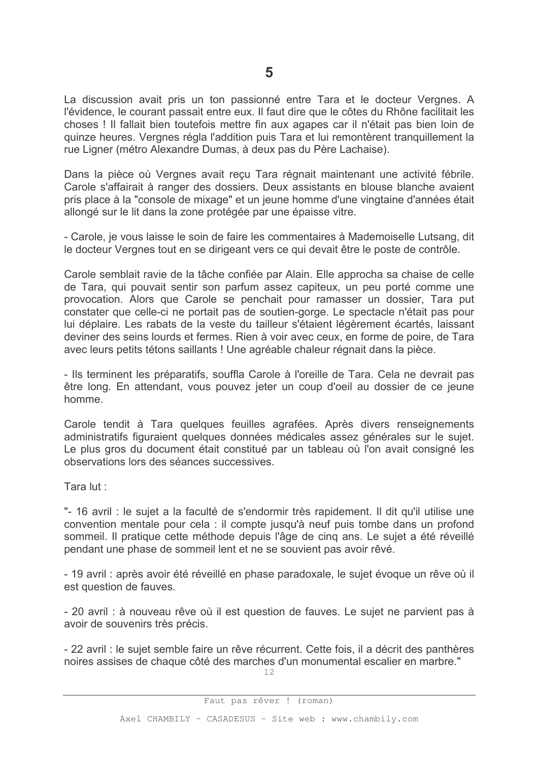## 5

La discussion avait pris un ton passionné entre Tara et le docteur Vergnes. A l'évidence, le courant passait entre eux. Il faut dire que le côtes du Rhône facilitait les choses ! Il fallait bien toutefois mettre fin aux agapes car il n'était pas bien loin de quinze heures. Vergnes régla l'addition puis Tara et lui remontèrent tranquillement la rue Ligner (métro Alexandre Dumas, à deux pas du Père Lachaise).

Dans la pièce où Vergnes avait reçu Tara régnait maintenant une activité fébrile. Carole s'affairait à ranger des dossiers. Deux assistants en blouse blanche avaient pris place à la "console de mixage" et un jeune homme d'une vingtaine d'années était allongé sur le lit dans la zone protégée par une épaisse vitre.

- Carole, je vous laisse le soin de faire les commentaires à Mademoiselle Lutsang, dit le docteur Vergnes tout en se dirigeant vers ce qui devait être le poste de contrôle.

Carole semblait ravie de la tâche confiée par Alain. Elle approcha sa chaise de celle de Tara, qui pouvait sentir son parfum assez capiteux, un peu porté comme une provocation. Alors que Carole se penchait pour ramasser un dossier, Tara put constater que celle-ci ne portait pas de soutien-gorge. Le spectacle n'était pas pour lui déplaire. Les rabats de la veste du tailleur s'étaient légèrement écartés, laissant deviner des seins lourds et fermes. Rien à voir avec ceux, en forme de poire, de Tara avec leurs petits tétons saillants ! Une agréable chaleur régnait dans la pièce.

- Ils terminent les préparatifs, souffla Carole à l'oreille de Tara. Cela ne devrait pas être long. En attendant, vous pouvez jeter un coup d'oeil au dossier de ce jeune homme.

Carole tendit à Tara quelques feuilles agrafées. Après divers renseignements administratifs figuraient quelques données médicales assez générales sur le sujet. Le plus gros du document était constitué par un tableau où l'on avait consigné les observations lors des séances successives.

Tara lut :

"- 16 avril : le sujet a la faculté de s'endormir très rapidement. Il dit qu'il utilise une convention mentale pour cela : il compte jusqu'à neuf puis tombe dans un profond sommeil. Il pratique cette méthode depuis l'âge de cinq ans. Le sujet a été réveillé pendant une phase de sommeil lent et ne se souvient pas avoir rêvé.

- 19 avril : après avoir été réveillé en phase paradoxale, le sujet évoque un rêve où il est question de fauves.

- 20 avril : à nouveau rêve où il est question de fauves. Le sujet ne parvient pas à avoir de souvenirs très précis.

- 22 avril : le sujet semble faire un rêve récurrent. Cette fois, il a décrit des panthères noires assises de chaque côté des marches d'un monumental escalier en marbre."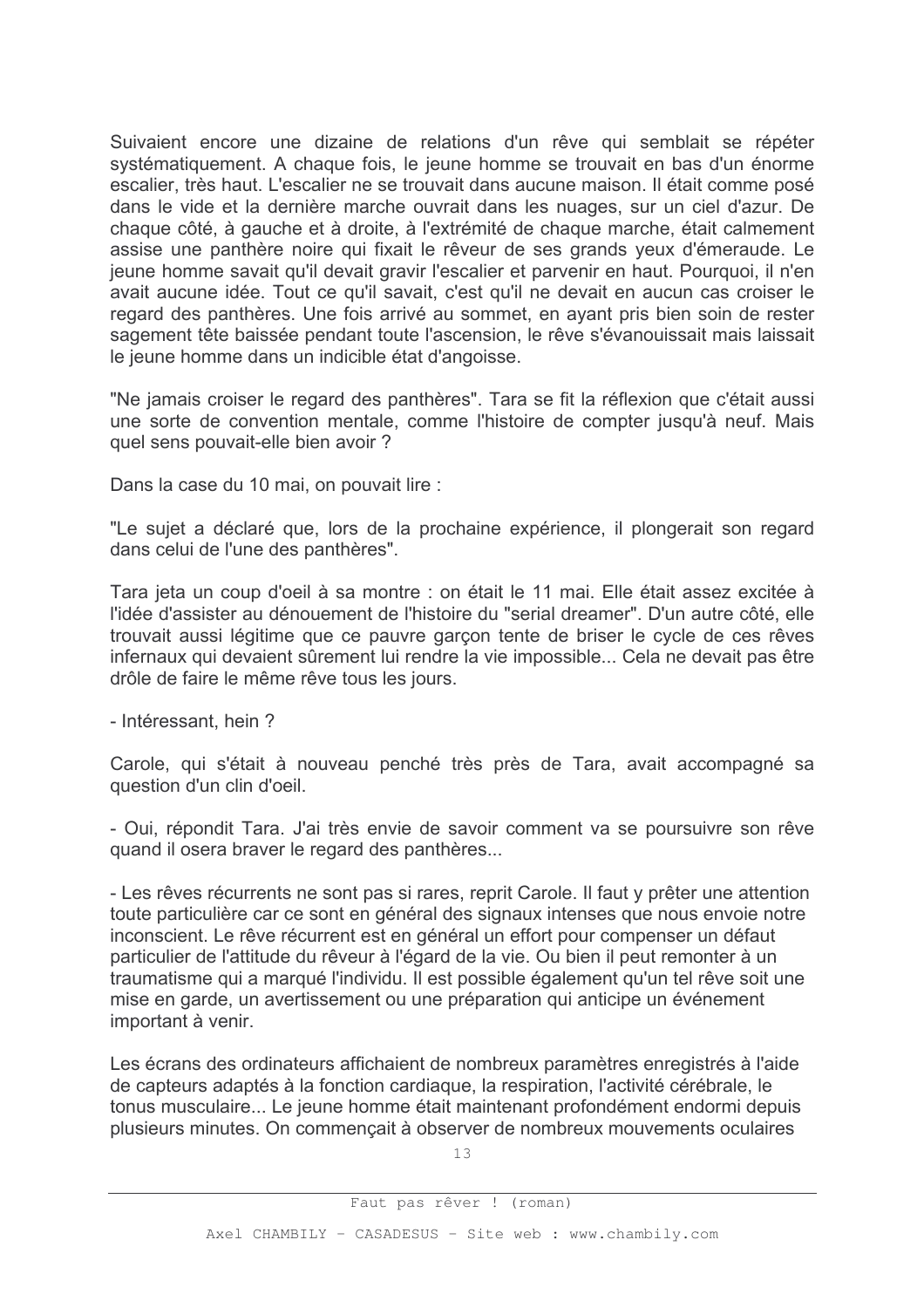Suivaient encore une dizaine de relations d'un rêve qui semblait se répéter systématiquement. A chaque fois, le jeune homme se trouvait en bas d'un énorme escalier, très haut. L'escalier ne se trouvait dans aucune maison. Il était comme posé dans le vide et la dernière marche ouvrait dans les nuages, sur un ciel d'azur. De chaque côté, à gauche et à droite, à l'extrémité de chaque marche, était calmement assise une panthère noire qui fixait le rêveur de ses grands yeux d'émeraude. Le jeune homme savait qu'il devait gravir l'escalier et parvenir en haut. Pourquoi, il n'en avait aucune idée. Tout ce qu'il savait, c'est qu'il ne devait en aucun cas croiser le regard des panthères. Une fois arrivé au sommet, en ayant pris bien soin de rester sagement tête baissée pendant toute l'ascension, le rêve s'évanouissait mais laissait le jeune homme dans un indicible état d'angoisse.

"Ne jamais croiser le regard des panthères". Tara se fit la réflexion que c'était aussi une sorte de convention mentale, comme l'histoire de compter jusqu'à neuf. Mais quel sens pouvait-elle bien avoir ?

Dans la case du 10 mai, on pouvait lire :

"Le sujet a déclaré que, lors de la prochaine expérience, il plongerait son regard dans celui de l'une des panthères".

Tara jeta un coup d'oeil à sa montre : on était le 11 mai. Elle était assez excitée à l'idée d'assister au dénouement de l'histoire du "serial dreamer". D'un autre côté, elle trouvait aussi légitime que ce pauvre garçon tente de briser le cycle de ces rêves infernaux qui devaient sûrement lui rendre la vie impossible... Cela ne devait pas être drôle de faire le même rêve tous les jours.

- Intéressant, hein ?

Carole, qui s'était à nouveau penché très près de Tara, avait accompagné sa question d'un clin d'oeil.

- Oui, répondit Tara. J'ai très envie de savoir comment va se poursuivre son rêve quand il osera braver le regard des panthères...

- Les rêves récurrents ne sont pas si rares, reprit Carole. Il faut y prêter une attention toute particulière car ce sont en général des signaux intenses que nous envoie notre inconscient. Le rêve récurrent est en général un effort pour compenser un défaut particulier de l'attitude du rêveur à l'égard de la vie. Ou bien il peut remonter à un traumatisme qui a marqué l'individu. Il est possible également qu'un tel rêve soit une mise en garde, un avertissement ou une préparation qui anticipe un événement important à venir.

Les écrans des ordinateurs affichaient de nombreux paramètres enregistrés à l'aide de capteurs adaptés à la fonction cardiaque, la respiration, l'activité cérébrale, le tonus musculaire... Le jeune homme était maintenant profondément endormi depuis plusieurs minutes. On commençait à observer de nombreux mouvements oculaires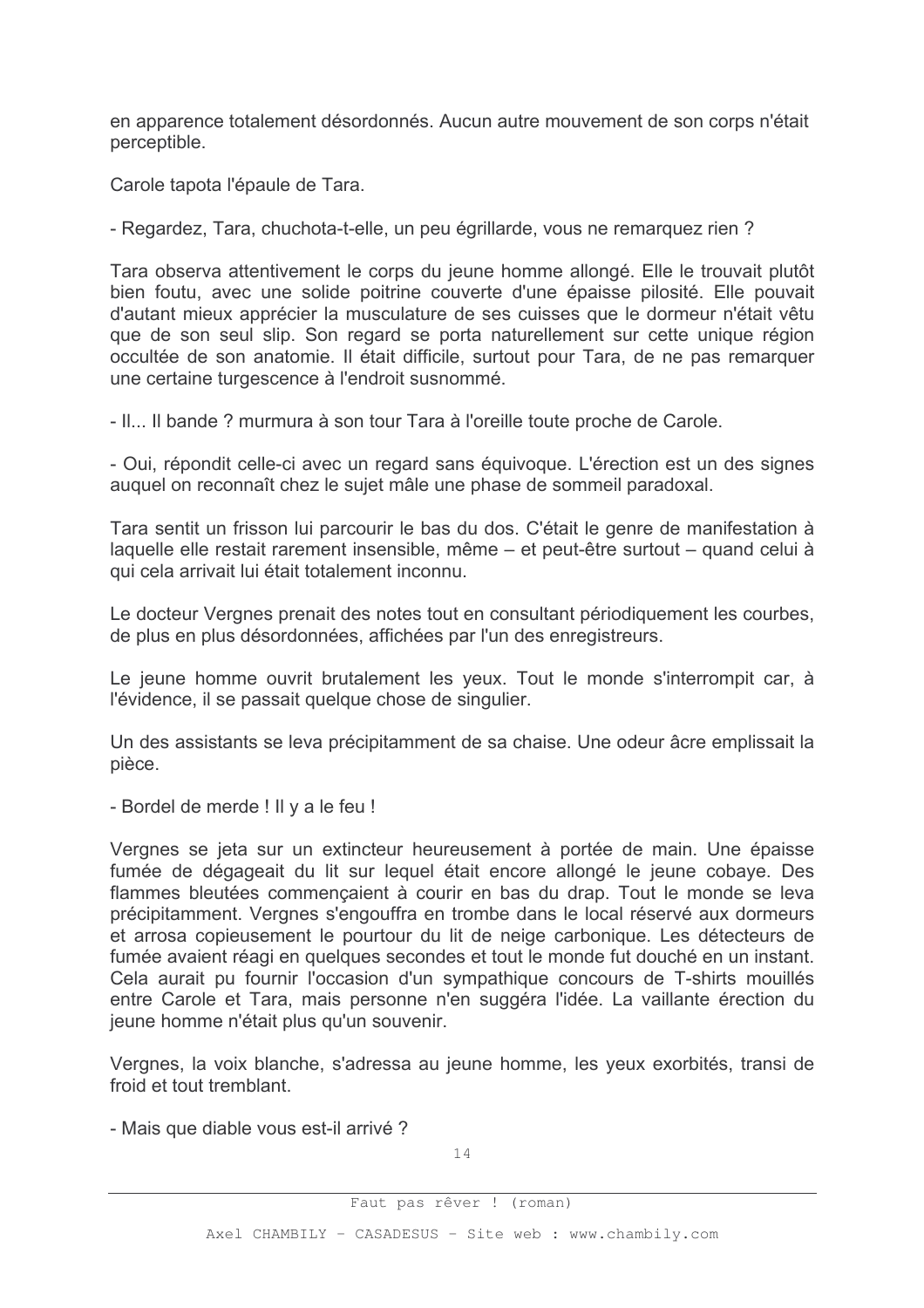en apparence totalement désordonnés. Aucun autre mouvement de son corps n'était perceptible.

Carole tapota l'épaule de Tara.

- Regardez, Tara, chuchota-t-elle, un peu égrillarde, vous ne remarquez rien ?

Tara observa attentivement le corps du jeune homme allongé. Elle le trouvait plutôt bien foutu, avec une solide poitrine couverte d'une épaisse pilosité. Elle pouvait d'autant mieux apprécier la musculature de ses cuisses que le dormeur n'était vêtu que de son seul slip. Son regard se porta naturellement sur cette unique région occultée de son anatomie. Il était difficile, surtout pour Tara, de ne pas remarquer une certaine turgescence à l'endroit susnommé.

- Il... Il bande ? murmura à son tour Tara à l'oreille toute proche de Carole.

- Oui, répondit celle-ci avec un regard sans équivoque. L'érection est un des signes auquel on reconnaît chez le sujet mâle une phase de sommeil paradoxal.

Tara sentit un frisson lui parcourir le bas du dos. C'était le genre de manifestation à laquelle elle restait rarement insensible, même – et peut-être surtout – quand celui à qui cela arrivait lui était totalement inconnu.

Le docteur Vergnes prenait des notes tout en consultant périodiquement les courbes, de plus en plus désordonnées, affichées par l'un des enregistreurs.

Le jeune homme ouvrit brutalement les yeux. Tout le monde s'interrompit car, à l'évidence, il se passait quelque chose de singulier.

Un des assistants se leva précipitamment de sa chaise. Une odeur âcre emplissait la pièce.

- Bordel de merde ! Il y a le feu !

Vergnes se jeta sur un extincteur heureusement à portée de main. Une épaisse fumée de dégageait du lit sur lequel était encore allongé le jeune cobaye. Des flammes bleutées commençaient à courir en bas du drap. Tout le monde se leva précipitamment. Vergnes s'engouffra en trombe dans le local réservé aux dormeurs et arrosa copieusement le pourtour du lit de neige carbonique. Les détecteurs de fumée avaient réagi en quelques secondes et tout le monde fut douché en un instant. Cela aurait pu fournir l'occasion d'un sympathique concours de T-shirts mouillés entre Carole et Tara, mais personne n'en suggéra l'idée. La vaillante érection du jeune homme n'était plus qu'un souvenir.

Vergnes, la voix blanche, s'adressa au jeune homme, les yeux exorbités, transi de froid et tout tremblant.

- Mais que diable vous est-il arrivé ?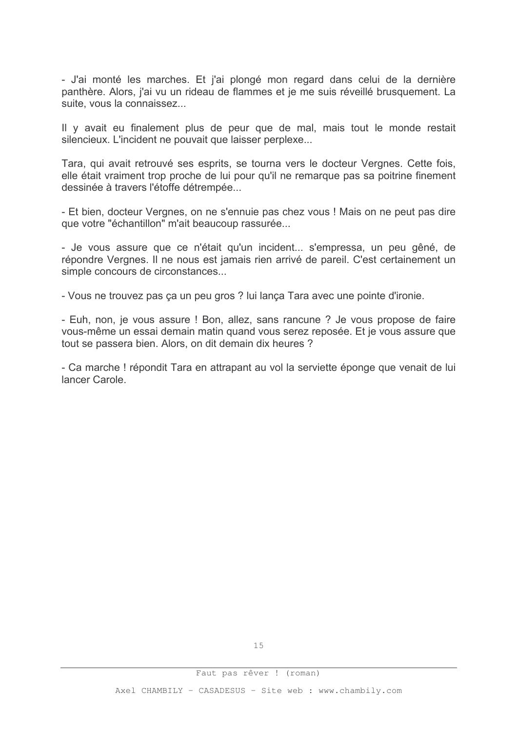- J'ai monté les marches. Et j'ai plongé mon regard dans celui de la dernière panthère. Alors, j'ai vu un rideau de flammes et je me suis réveillé brusquement. La suite, vous la connaissez...

Il y avait eu finalement plus de peur que de mal, mais tout le monde restait silencieux. L'incident ne pouvait que laisser perplexe...

Tara, qui avait retrouvé ses esprits, se tourna vers le docteur Vergnes. Cette fois, elle était vraiment trop proche de lui pour qu'il ne remarque pas sa poitrine finement dessinée à travers l'étoffe détrempée...

- Et bien, docteur Vergnes, on ne s'ennuie pas chez vous ! Mais on ne peut pas dire que votre "échantillon" m'ait beaucoup rassurée...

- Je vous assure que ce n'était qu'un incident... s'empressa, un peu gêné, de répondre Vergnes. Il ne nous est jamais rien arrivé de pareil. C'est certainement un simple concours de circonstances...

- Vous ne trouvez pas ça un peu gros ? lui lança Tara avec une pointe d'ironie.

- Euh, non, je vous assure ! Bon, allez, sans rancune ? Je vous propose de faire vous-même un essai demain matin quand vous serez reposée. Et je vous assure que tout se passera bien. Alors, on dit demain dix heures ?

- Ca marche ! répondit Tara en attrapant au vol la serviette éponge que venait de lui lancer Carole.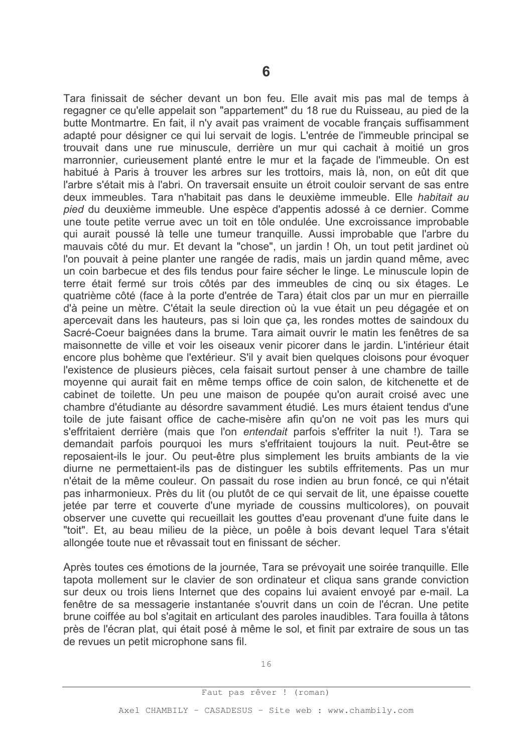# 6

Tara finissait de sécher devant un bon feu. Elle avait mis pas mal de temps à regagner ce qu'elle appelait son "appartement" du 18 rue du Ruisseau, au pied de la butte Montmartre. En fait, il n'y avait pas vraiment de vocable français suffisamment adapté pour désigner ce qui lui servait de logis. L'entrée de l'immeuble principal se trouvait dans une rue minuscule, derrière un mur qui cachait à moitié un gros marronnier, curieusement planté entre le mur et la façade de l'immeuble. On est habitué à Paris à trouver les arbres sur les trottoirs, mais là, non, on eût dit que l'arbre s'était mis à l'abri. On traversait ensuite un étroit couloir servant de sas entre deux immeubles. Tara n'habitait pas dans le deuxième immeuble. Elle *habitait au pied* du deuxième immeuble. Une espèce d'appentis adossé à ce dernier. Comme une toute petite verrue avec un toit en tôle ondulée. Une excroissance improbable qui aurait poussé là telle une tumeur tranquille. Aussi improbable que l'arbre du mauvais côté du mur. Et devant la "chose", un jardin ! Oh, un tout petit jardinet où l'on pouvait à peine planter une rangée de radis, mais un jardin quand même, avec un coin barbecue et des fils tendus pour faire sécher le linge. Le minuscule lopin de terre était fermé sur trois côtés par des immeubles de cinq ou six étages. Le quatrième côté (face à la porte d'entrée de Tara) était clos par un mur en pierraille d'à peine un mètre. C'était la seule direction où la vue était un peu dégagée et on apercevait dans les hauteurs, pas si loin que ça, les rondes mottes de saindoux du Sacré-Coeur baignées dans la brume. Tara aimait ouvrir le matin les fenêtres de sa maisonnette de ville et voir les oiseaux venir picorer dans le jardin. L'intérieur était encore plus bohème que l'extérieur. S'il y avait bien quelques cloisons pour évoquer l'existence de plusieurs pièces, cela faisait surtout penser à une chambre de taille moyenne qui aurait fait en même temps office de coin salon, de kitchenette et de cabinet de toilette. Un peu une maison de poupée qu'on aurait croisé avec une chambre d'étudiante au désordre savamment étudié. Les murs étaient tendus d'une toile de jute faisant office de cache-misère afin qu'on ne voit pas les murs qui s'effritaient derrière (mais que l'on *entendait* parfois s'effriter la nuit !). Tara se demandait parfois pourquoi les murs s'effritaient toujours la nuit. Peut-être se reposaient-ils le jour. Ou peut-être plus simplement les bruits ambiants de la vie diurne ne permettaient-ils pas de distinguer les subtils effritements. Pas un mur n'était de la même couleur. On passait du rose indien au brun foncé, ce qui n'était pas inharmonieux. Près du lit (ou plutôt de ce qui servait de lit, une épaisse couette jetée par terre et couverte d'une myriade de coussins multicolores), on pouvait observer une cuvette qui recueillait les gouttes d'eau provenant d'une fuite dans le "toit". Et, au beau milieu de la pièce, un poêle à bois devant lequel Tara s'était allongée toute nue et rêvassait tout en finissant de sécher.

Après toutes ces émotions de la journée, Tara se prévoyait une soirée tranquille. Elle tapota mollement sur le clavier de son ordinateur et cliqua sans grande conviction sur deux ou trois liens Internet que des copains lui avaient envoyé par e-mail. La fenêtre de sa messagerie instantanée s'ouvrit dans un coin de l'écran. Une petite brune coiffée au bol s'agitait en articulant des paroles inaudibles. Tara fouilla à tâtons près de l'écran plat, qui était posé à même le sol, et finit par extraire de sous un tas de revues un petit microphone sans fil.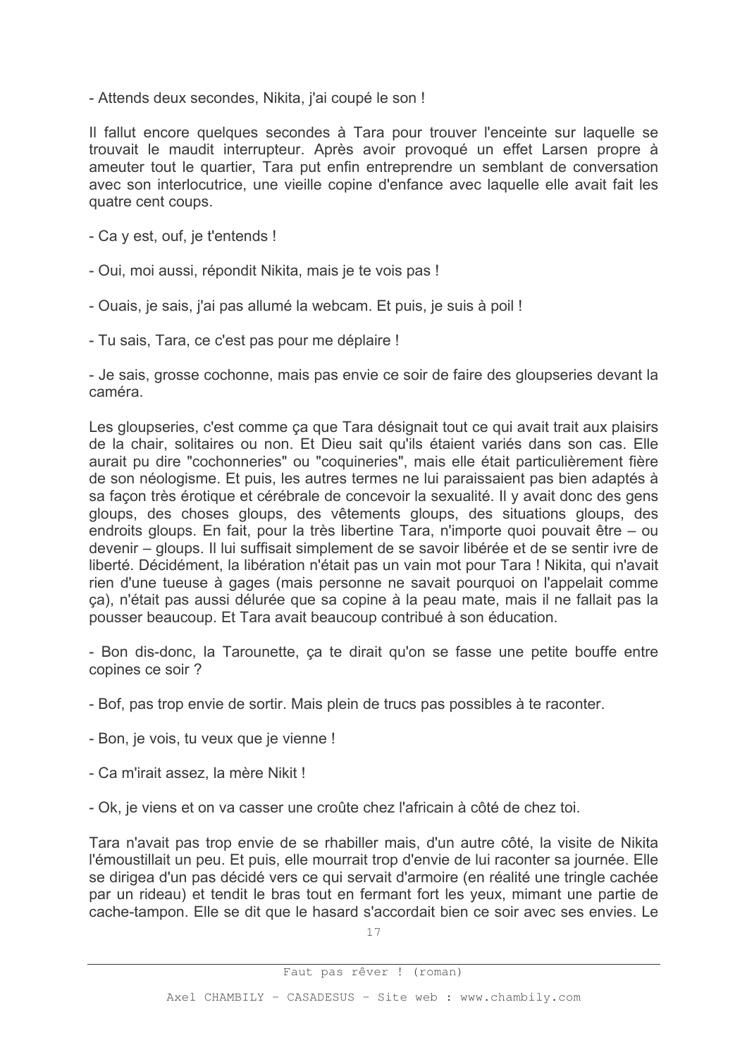- Attends deux secondes, Nikita, j'ai coupé le son !

Il fallut encore quelques secondes à Tara pour trouver l'enceinte sur laquelle se trouvait le maudit interrupteur. Après avoir provoqué un effet Larsen propre à ameuter tout le quartier, Tara put enfin entreprendre un semblant de conversation avec son interlocutrice, une vieille copine d'enfance avec laquelle elle avait fait les quatre cent coups.

- Ca y est, ouf, je t'entends !

- Oui, moi aussi, répondit Nikita, mais je te vois pas !

- Ouais, je sais, j'ai pas allumé la webcam. Et puis, je suis à poil !

- Tu sais, Tara, ce c'est pas pour me déplaire !

- Je sais, grosse cochonne, mais pas envie ce soir de faire des gloupseries devant la caméra.

Les gloupseries, c'est comme ça que Tara désignait tout ce qui avait trait aux plaisirs de la chair, solitaires ou non. Et Dieu sait qu'ils étaient variés dans son cas. Elle aurait pu dire "cochonneries" ou "coquineries", mais elle était particulièrement fière de son néologisme. Et puis, les autres termes ne lui paraissaient pas bien adaptés à sa façon très érotique et cérébrale de concevoir la sexualité. Il y avait donc des gens gloups, des choses gloups, des vêtements gloups, des situations gloups, des endroits gloups. En fait, pour la très libertine Tara, n'importe quoi pouvait être – ou devenir – gloups. Il lui suffisait simplement de se savoir libérée et de se sentir ivre de liberté. Décidément, la libération n'était pas un vain mot pour Tara ! Nikita, qui n'avait rien d'une tueuse à gages (mais personne ne savait pourquoi on l'appelait comme ça), n'était pas aussi délurée que sa copine à la peau mate, mais il ne fallait pas la pousser beaucoup. Et Tara avait beaucoup contribué à son éducation.

- Bon dis-donc, la Tarounette, ça te dirait qu'on se fasse une petite bouffe entre copines ce soir ?

- Bof, pas trop envie de sortir. Mais plein de trucs pas possibles à te raconter.

- Bon, je vois, tu veux que je vienne !

- Ca m'irait assez, la mère Nikit !

- Ok, je viens et on va casser une croûte chez l'africain à côté de chez toi.

Tara n'avait pas trop envie de se rhabiller mais, d'un autre côté, la visite de Nikita l'émoustillait un peu. Et puis, elle mourrait trop d'envie de lui raconter sa journée. Elle se dirigea d'un pas décidé vers ce qui servait d'armoire (en réalité une tringle cachée par un rideau) et tendit le bras tout en fermant fort les yeux, mimant une partie de cache-tampon. Elle se dit que le hasard s'accordait bien ce soir avec ses envies. Le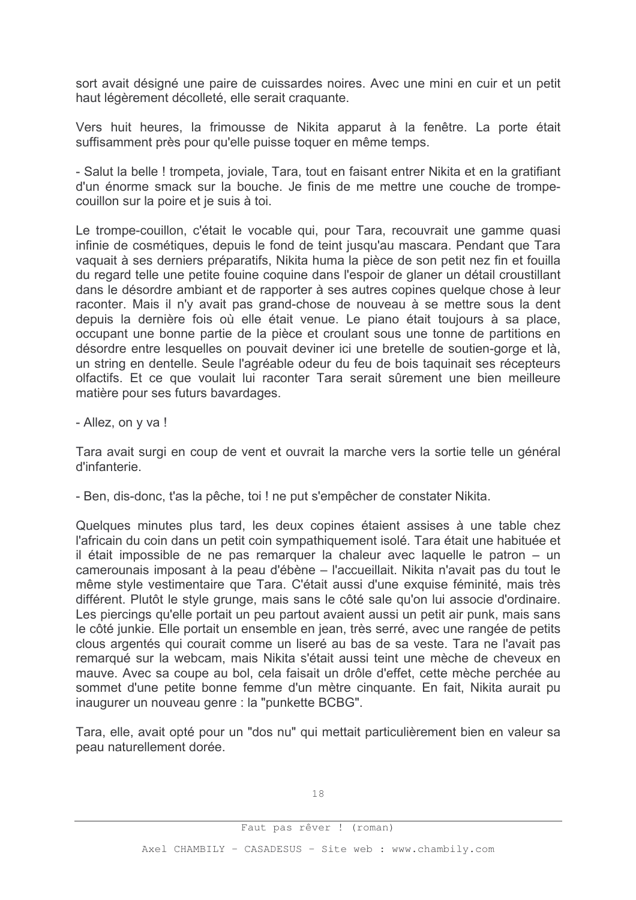sort avait désigné une paire de cuissardes noires. Avec une mini en cuir et un petit haut légèrement décolleté, elle serait craquante.

Vers huit heures, la frimousse de Nikita apparut à la fenêtre. La porte était suffisamment près pour qu'elle puisse toquer en même temps.

- Salut la belle ! trompeta, joviale, Tara, tout en faisant entrer Nikita et en la gratifiant d'un énorme smack sur la bouche. Je finis de me mettre une couche de trompe-couillon sur la poire et je suis à toi.

Le trompe-couillon, c'était le vocable qui, pour Tara, recouvrait une gamme quasi infinie de cosmétiques, depuis le fond de teint jusqu'au mascara. Pendant que Tara vaquait à ses derniers préparatifs, Nikita huma la pièce de son petit nez fin et fouilla du regard telle une petite fouine coquine dans l'espoir de glaner un détail croustillant dans le désordre ambiant et de rapporter à ses autres copines quelque chose à leur raconter. Mais il n'y avait pas grand-chose de nouveau à se mettre sous la dent depuis la dernière fois où elle était venue. Le piano était toujours à sa place, occupant une bonne partie de la pièce et croulant sous une tonne de partitions en désordre entre lesquelles on pouvait deviner ici une bretelle de soutien-gorge et là, un string en dentelle. Seule l'agréable odeur du feu de bois taquinait ses récepteurs olfactifs. Et ce que voulait lui raconter Tara serait sûrement une bien meilleure matière pour ses futurs bavardages.

- Allez, on y va !

Tara avait surgi en coup de vent et ouvrait la marche vers la sortie telle un général d'infanterie.

- Ben, dis-donc, t'as la pêche, toi ! ne put s'empêcher de constater Nikita.

Quelques minutes plus tard, les deux copines étaient assises à une table chez l'africain du coin dans un petit coin sympathiquement isolé. Tara était une habituée et il était impossible de ne pas remarquer la chaleur avec laquelle le patron – un camerounais imposant à la peau d'ébène – l'accueillait. Nikita n'avait pas du tout le même style vestimentaire que Tara. C'était aussi d'une exquise féminité, mais très différent. Plutôt le style grunge, mais sans le côté sale qu'on lui associe d'ordinaire. Les piercings qu'elle portait un peu partout avaient aussi un petit air punk, mais sans le côté junkie. Elle portait un ensemble en jean, très serré, avec une rangée de petits clous argentés qui courait comme un liseré au bas de sa veste. Tara ne l'avait pas remarqué sur la webcam, mais Nikita s'était aussi teint une mèche de cheveux en mauve. Avec sa coupe au bol, cela faisait un drôle d'effet, cette mèche perchée au sommet d'une petite bonne femme d'un mètre cinquante. En fait, Nikita aurait pu inaugurer un nouveau genre : la "punkette BCBG".

Tara, elle, avait opté pour un "dos nu" qui mettait particulièrement bien en valeur sa peau naturellement dorée.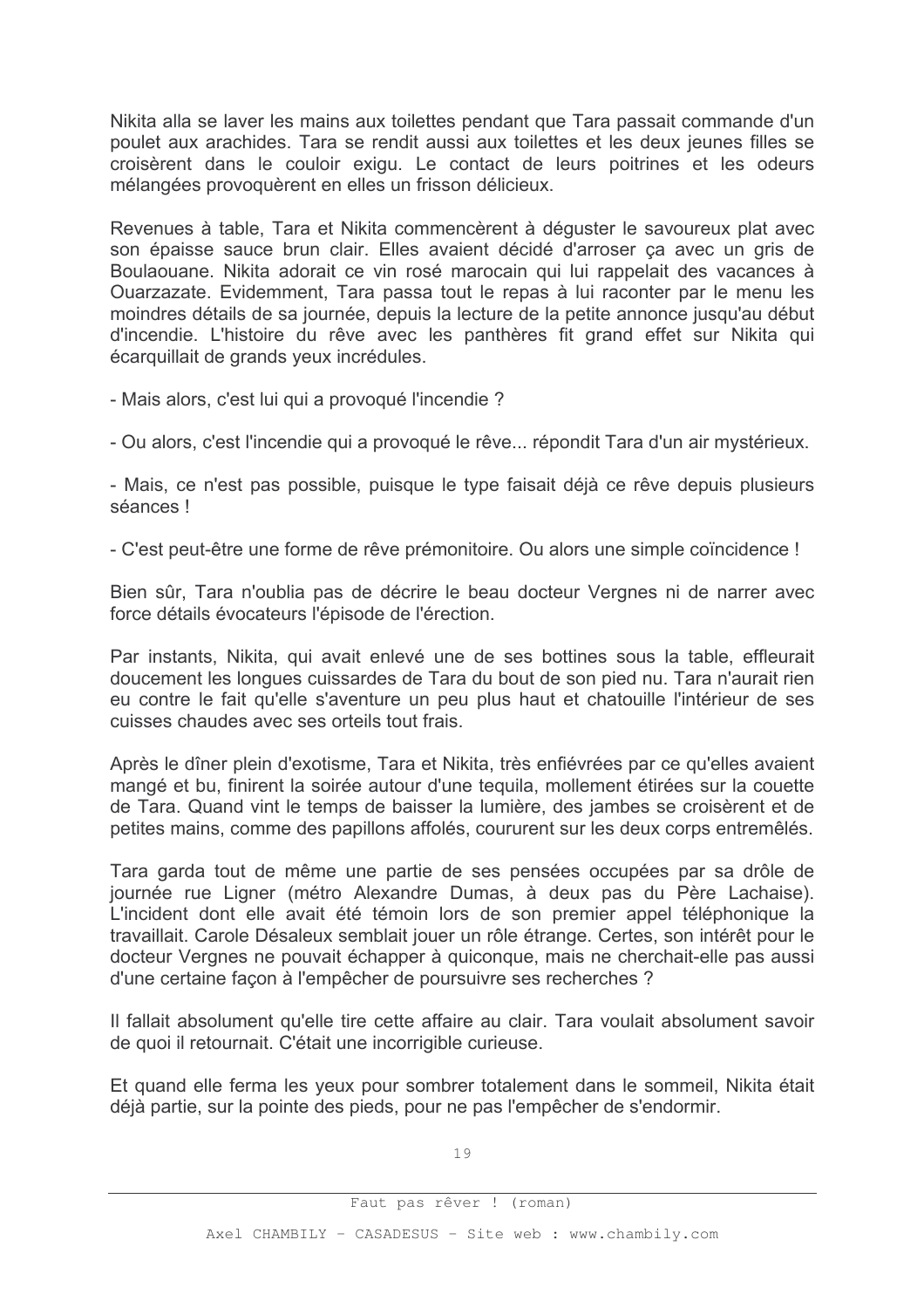Nikita alla se laver les mains aux toilettes pendant que Tara passait commande d'un poulet aux arachides. Tara se rendit aussi aux toilettes et les deux jeunes filles se croisèrent dans le couloir exigu. Le contact de leurs poitrines et les odeurs mélangées provoquèrent en elles un frisson délicieux.

Revenues à table, Tara et Nikita commencèrent à déguster le savoureux plat avec son épaisse sauce brun clair. Elles avaient décidé d'arroser ça avec un gris de Boulaouane. Nikita adorait ce vin rosé marocain qui lui rappelait des vacances à Ouarzazate. Evidemment, Tara passa tout le repas à lui raconter par le menu les moindres détails de sa journée, depuis la lecture de la petite annonce jusqu'au début d'incendie. L'histoire du rêve avec les panthères fit grand effet sur Nikita qui écarquillait de grands yeux incrédules.

- Mais alors, c'est lui qui a provoqué l'incendie ?

- Ou alors, c'est l'incendie qui a provoqué le rêve... répondit Tara d'un air mystérieux.

- Mais, ce n'est pas possible, puisque le type faisait déjà ce rêve depuis plusieurs séances !

- C'est peut-être une forme de rêve prémonitoire. Ou alors une simple coïncidence !

Bien sûr, Tara n'oublia pas de décrire le beau docteur Vergnes ni de narrer avec force détails évocateurs l'épisode de l'érection.

Par instants, Nikita, qui avait enlevé une de ses bottines sous la table, effleurait doucement les longues cuissardes de Tara du bout de son pied nu. Tara n'aurait rien eu contre le fait qu'elle s'aventure un peu plus haut et chatouille l'intérieur de ses cuisses chaudes avec ses orteils tout frais.

Après le dîner plein d'exotisme, Tara et Nikita, très enfiévrées par ce qu'elles avaient mangé et bu, finirent la soirée autour d'une tequila, mollement étirées sur la couette de Tara. Quand vint le temps de baisser la lumière, des jambes se croisèrent et de petites mains, comme des papillons affolés, coururent sur les deux corps entremêlés.

Tara garda tout de même une partie de ses pensées occupées par sa drôle de journée rue Ligner (métro Alexandre Dumas, à deux pas du Père Lachaise). L'incident dont elle avait été témoin lors de son premier appel téléphonique la travaillait. Carole Désaleux semblait jouer un rôle étrange. Certes, son intérêt pour le docteur Vergnes ne pouvait échapper à quiconque, mais ne cherchait-elle pas aussi d'une certaine façon à l'empêcher de poursuivre ses recherches ?

Il fallait absolument qu'elle tire cette affaire au clair. Tara voulait absolument savoir de quoi il retournait. C'était une incorrigible curieuse.

Et quand elle ferma les yeux pour sombrer totalement dans le sommeil, Nikita était déjà partie, sur la pointe des pieds, pour ne pas l'empêcher de s'endormir.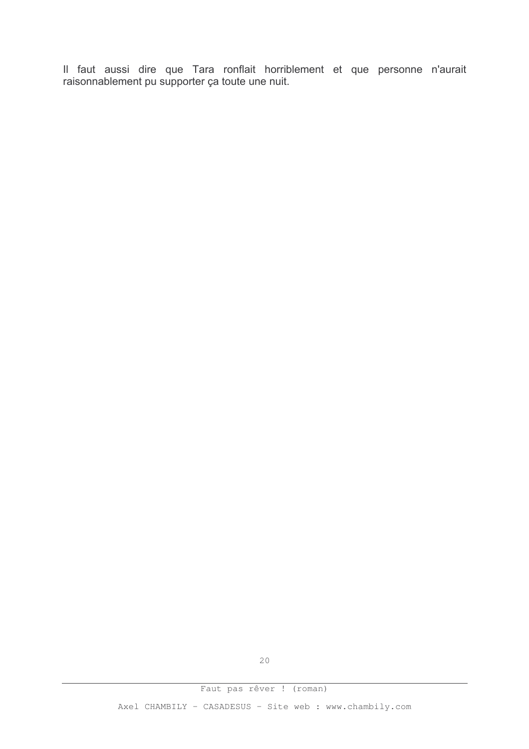Il faut aussi dire que Tara ronflait horriblement et que personne n'aurait raisonnablement pu supporter ça toute une nuit.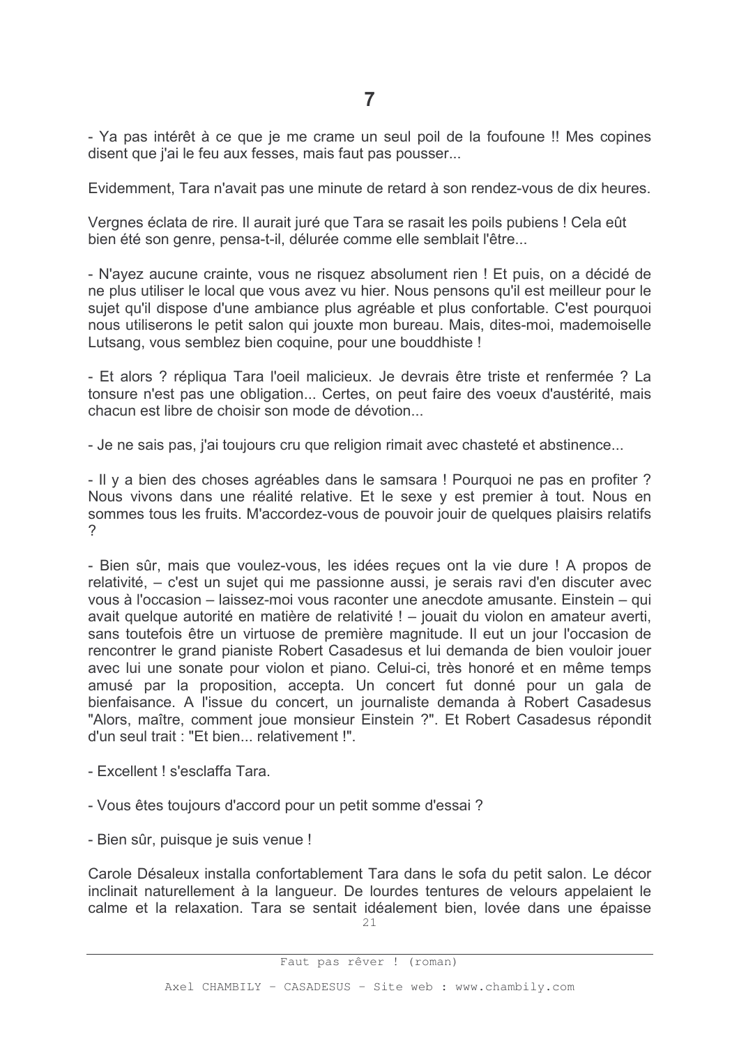# 7

- Ya pas intérêt à ce que je me crame un seul poil de la foufoune !! Mes copines disent que j'ai le feu aux fesses, mais faut pas pousser...

Evidemment, Tara n'avait pas une minute de retard à son rendez-vous de dix heures.

Vergnes éclata de rire. Il aurait juré que Tara se rasait les poils pubiens ! Cela eût bien été son genre, pensa-t-il, délurée comme elle semblait l'être...

- N'ayez aucune crainte, vous ne risquez absolument rien ! Et puis, on a décidé de ne plus utiliser le local que vous avez vu hier. Nous pensons qu'il est meilleur pour le sujet qu'il dispose d'une ambiance plus agréable et plus confortable. C'est pourquoi nous utiliserons le petit salon qui jouxte mon bureau. Mais, dites-moi, mademoiselle Lutsang, vous semblez bien coquine, pour une bouddhiste !

- Et alors ? répliqua Tara l'oeil malicieux. Je devrais être triste et renfermée ? La tonsure n'est pas une obligation... Certes, on peut faire des voeux d'austérité, mais chacun est libre de choisir son mode de dévotion...

- Je ne sais pas, j'ai toujours cru que religion rimait avec chasteté et abstinence...

- Il y a bien des choses agréables dans le samsara ! Pourquoi ne pas en profiter ? Nous vivons dans une réalité relative. Et le sexe y est premier à tout. Nous en sommes tous les fruits. M'accordez-vous de pouvoir jouir de quelques plaisirs relatifs ?

- Bien sûr, mais que voulez-vous, les idées reçues ont la vie dure ! A propos de relativité, – c'est un sujet qui me passionne aussi, je serais ravi d'en discuter avec vous à l'occasion – laissez-moi vous raconter une anecdote amusante. Einstein – qui avait quelque autorité en matière de relativité ! – jouait du violon en amateur averti, sans toutefois être un virtuose de première magnitude. Il eut un jour l'occasion de rencontrer le grand pianiste Robert Casadesus et lui demanda de bien vouloir jouer avec lui une sonate pour violon et piano. Celui-ci, très honoré et en même temps amusé par la proposition, accepta. Un concert fut donné pour un gala de bienfaisance. A l'issue du concert, un journaliste demanda à Robert Casadesus "Alors, maître, comment joue monsieur Einstein ?". Et Robert Casadesus répondit d'un seul trait : "Et bien... relativement !".

- Excellent ! s'esclaffa Tara.

- Vous êtes toujours d'accord pour un petit somme d'essai ?

- Bien sûr, puisque je suis venue !

Carole Désaleux installa confortablement Tara dans le sofa du petit salon. Le décor inclinait naturellement à la langueur. De lourdes tentures de velours appelaient le calme et la relaxation. Tara se sentait idéalement bien, lovée dans une épaisse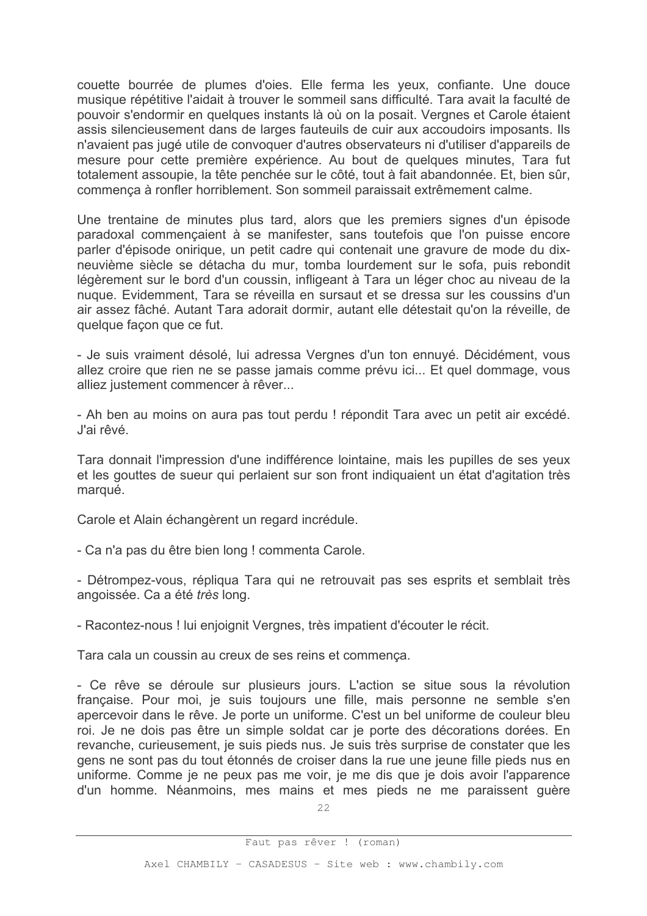couette bourrée de plumes d'oies. Elle ferma les yeux, confiante. Une douce musique répétitive l'aidait à trouver le sommeil sans difficulté. Tara avait la faculté de pouvoir s'endormir en quelques instants là où on la posait. Vergnes et Carole étaient assis silencieusement dans de larges fauteuils de cuir aux accoudoirs imposants. Ils n'avaient pas jugé utile de convoquer d'autres observateurs ni d'utiliser d'appareils de mesure pour cette première expérience. Au bout de quelques minutes, Tara fut totalement assoupie, la tête penchée sur le côté, tout à fait abandonnée. Et, bien sûr, commença à ronfler horriblement. Son sommeil paraissait extrêmement calme.

Une trentaine de minutes plus tard, alors que les premiers signes d'un épisode paradoxal commençaient à se manifester, sans toutefois que l'on puisse encore parler d'épisode onirique, un petit cadre qui contenait une gravure de mode du dix-neuvième siècle se détacha du mur, tomba lourdement sur le sofa, puis rebondit légèrement sur le bord d'un coussin, infligeant à Tara un léger choc au niveau de la nuque. Evidemment, Tara se réveilla en sursaut et se dressa sur les coussins d'un air assez fâché. Autant Tara adorait dormir, autant elle détestait qu'on la réveille, de quelque façon que ce fut.

- Je suis vraiment désolé, lui adressa Vergnes d'un ton ennuyé. Décidément, vous allez croire que rien ne se passe jamais comme prévu ici... Et quel dommage, vous alliez justement commencer à rêver...

- Ah ben au moins on aura pas tout perdu ! répondit Tara avec un petit air excédé. J'ai rêvé.

Tara donnait l'impression d'une indifférence lointaine, mais les pupilles de ses yeux et les gouttes de sueur qui perlaient sur son front indiquaient un état d'agitation très marqué.

Carole et Alain échangèrent un regard incrédule.

- Ca n'a pas du être bien long ! commenta Carole.

- Détrompez-vous, répliqua Tara qui ne retrouvait pas ses esprits et semblait très angoissée. Ca a été *très* long.

- Racontez-nous ! lui enjoignit Vergnes, très impatient d'écouter le récit.

Tara cala un coussin au creux de ses reins et commença.

- Ce rêve se déroule sur plusieurs jours. L'action se situe sous la révolution française. Pour moi, je suis toujours une fille, mais personne ne semble s'en apercevoir dans le rêve. Je porte un uniforme. C'est un bel uniforme de couleur bleu roi. Je ne dois pas être un simple soldat car je porte des décorations dorées. En revanche, curieusement, je suis pieds nus. Je suis très surprise de constater que les gens ne sont pas du tout étonnés de croiser dans la rue une jeune fille pieds nus en uniforme. Comme je ne peux pas me voir, je me dis que je dois avoir l'apparence d'un homme. Néanmoins, mes mains et mes pieds ne me paraissent guère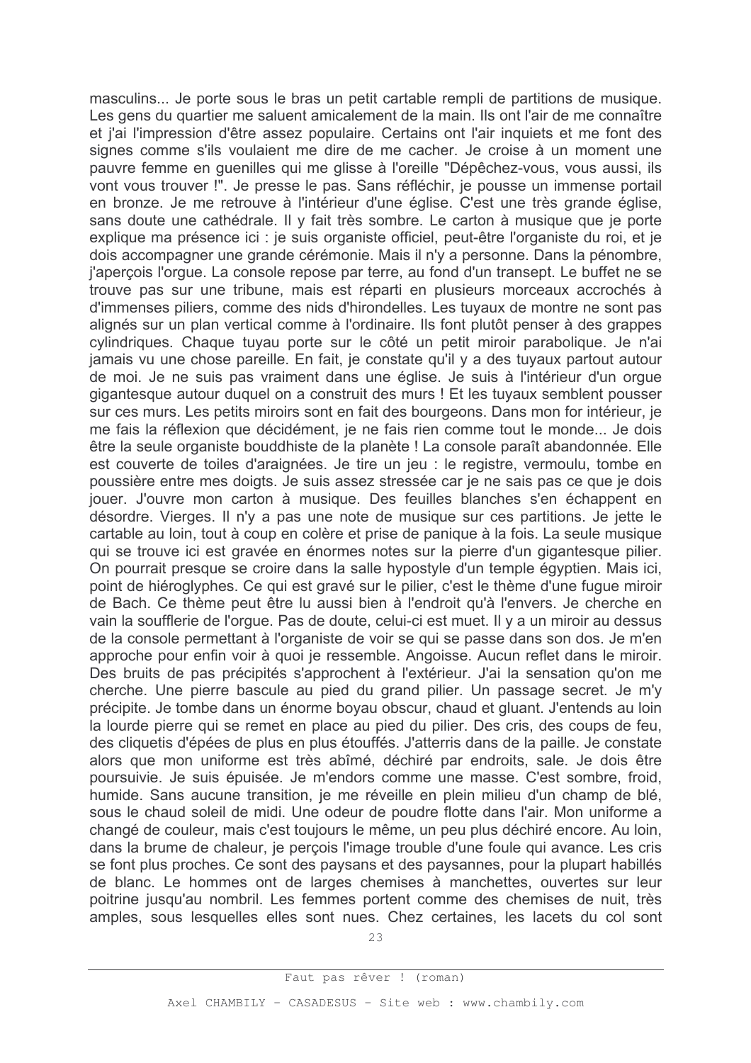masculins... Je porte sous le bras un petit cartable rempli de partitions de musique. Les gens du quartier me saluent amicalement de la main. Ils ont l'air de me connaître et j'ai l'impression d'être assez populaire. Certains ont l'air inquiets et me font des signes comme s'ils voulaient me dire de me cacher. Je croise à un moment une pauvre femme en guenilles qui me glisse à l'oreille "Dépêchez-vous, vous aussi, ils vont vous trouver !". Je presse le pas. Sans réfléchir, je pousse un immense portail en bronze. Je me retrouve à l'intérieur d'une église. C'est une très grande église, sans doute une cathédrale. Il y fait très sombre. Le carton à musique que je porte explique ma présence ici : je suis organiste officiel, peut-être l'organiste du roi, et je dois accompagner une grande cérémonie. Mais il n'y a personne. Dans la pénombre, j'aperçois l'orgue. La console repose par terre, au fond d'un transept. Le buffet ne se trouve pas sur une tribune, mais est réparti en plusieurs morceaux accrochés à d'immenses piliers, comme des nids d'hirondelles. Les tuyaux de montre ne sont pas alignés sur un plan vertical comme à l'ordinaire. Ils font plutôt penser à des grappes cylindriques. Chaque tuyau porte sur le côté un petit miroir parabolique. Je n'ai jamais vu une chose pareille. En fait, je constate qu'il y a des tuyaux partout autour de moi. Je ne suis pas vraiment dans une église. Je suis à l'intérieur d'un orgue gigantesque autour duquel on a construit des murs ! Et les tuyaux semblent pousser sur ces murs. Les petits miroirs sont en fait des bourgeons. Dans mon for intérieur, je me fais la réflexion que décidément, je ne fais rien comme tout le monde... Je dois être la seule organiste bouddhiste de la planète ! La console paraît abandonnée. Elle est couverte de toiles d'araignées. Je tire un jeu : le registre, vermoulu, tombe en poussière entre mes doigts. Je suis assez stressée car je ne sais pas ce que je dois jouer. J'ouvre mon carton à musique. Des feuilles blanches s'en échappent en désordre. Vierges. Il n'y a pas une note de musique sur ces partitions. Je jette le cartable au loin, tout à coup en colère et prise de panique à la fois. La seule musique qui se trouve ici est gravée en énormes notes sur la pierre d'un gigantesque pilier. On pourrait presque se croire dans la salle hypostyle d'un temple égyptien. Mais ici, point de hiéroglyphes. Ce qui est gravé sur le pilier, c'est le thème d'une fugue miroir de Bach. Ce thème peut être lu aussi bien à l'endroit qu'à l'envers. Je cherche en vain la soufflerie de l'orgue. Pas de doute, celui-ci est muet. Il y a un miroir au dessus de la console permettant à l'organiste de voir se qui se passe dans son dos. Je m'en approche pour enfin voir à quoi je ressemble. Angoisse. Aucun reflet dans le miroir. Des bruits de pas précipités s'approchent à l'extérieur. J'ai la sensation qu'on me cherche. Une pierre bascule au pied du grand pilier. Un passage secret. Je m'y précipite. Je tombe dans un énorme boyau obscur, chaud et gluant. J'entends au loin la lourde pierre qui se remet en place au pied du pilier. Des cris, des coups de feu, des cliquetis d'épées de plus en plus étouffés. J'atterris dans de la paille. Je constate alors que mon uniforme est très abîmé, déchiré par endroits, sale. Je dois être poursuivie. Je suis épuisée. Je m'endors comme une masse. C'est sombre, froid, humide. Sans aucune transition, je me réveille en plein milieu d'un champ de blé, sous le chaud soleil de midi. Une odeur de poudre flotte dans l'air. Mon uniforme a changé de couleur, mais c'est toujours le même, un peu plus déchiré encore. Au loin, dans la brume de chaleur, je perçois l'image trouble d'une foule qui avance. Les cris se font plus proches. Ce sont des paysans et des paysannes, pour la plupart habillés de blanc. Le hommes ont de larges chemises à manchettes, ouvertes sur leur poitrine jusqu'au nombril. Les femmes portent comme des chemises de nuit, très amples, sous lesquelles elles sont nues. Chez certaines, les lacets du col sont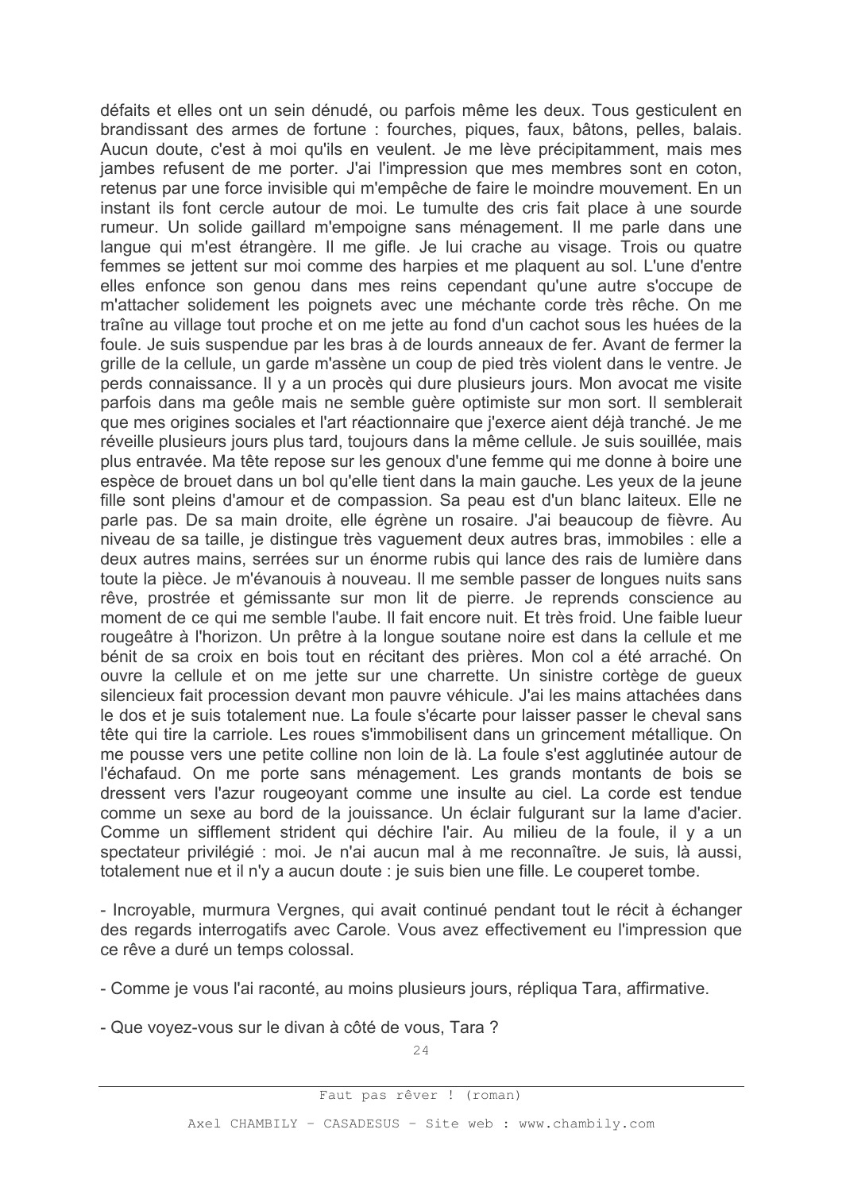défaits et elles ont un sein dénudé, ou parfois même les deux. Tous gesticulent en brandissant des armes de fortune : fourches, piques, faux, bâtons, pelles, balais. Aucun doute, c'est à moi qu'ils en veulent. Je me lève précipitamment, mais mes jambes refusent de me porter. J'ai l'impression que mes membres sont en coton, retenus par une force invisible qui m'empêche de faire le moindre mouvement. En un instant ils font cercle autour de moi. Le tumulte des cris fait place à une sourde rumeur. Un solide gaillard m'empoigne sans ménagement. Il me parle dans une langue qui m'est étrangère. Il me gifle. Je lui crache au visage. Trois ou quatre femmes se jettent sur moi comme des harpies et me plaquent au sol. L'une d'entre elles enfonce son genou dans mes reins cependant qu'une autre s'occupe de m'attacher solidement les poignets avec une méchante corde très rêche. On me traîne au village tout proche et on me jette au fond d'un cachot sous les huées de la foule. Je suis suspendue par les bras à de lourds anneaux de fer. Avant de fermer la grille de la cellule, un garde m'assène un coup de pied très violent dans le ventre. Je perds connaissance. Il y a un procès qui dure plusieurs jours. Mon avocat me visite parfois dans ma geôle mais ne semble guère optimiste sur mon sort. Il semblerait que mes origines sociales et l'art réactionnaire que j'exerce aient déjà tranché. Je me réveille plusieurs jours plus tard, toujours dans la même cellule. Je suis souillée, mais plus entravée. Ma tête repose sur les genoux d'une femme qui me donne à boire une espèce de brouet dans un bol qu'elle tient dans la main gauche. Les yeux de la jeune fille sont pleins d'amour et de compassion. Sa peau est d'un blanc laiteux. Elle ne parle pas. De sa main droite, elle égrène un rosaire. J'ai beaucoup de fièvre. Au niveau de sa taille, je distingue très vaguement deux autres bras, immobiles : elle a deux autres mains, serrées sur un énorme rubis qui lance des rais de lumière dans toute la pièce. Je m'évanouis à nouveau. Il me semble passer de longues nuits sans rêve, prostrée et gémissante sur mon lit de pierre. Je reprends conscience au moment de ce qui me semble l'aube. Il fait encore nuit. Et très froid. Une faible lueur rougeâtre à l'horizon. Un prêtre à la longue soutane noire est dans la cellule et me bénit de sa croix en bois tout en récitant des prières. Mon col a été arraché. On ouvre la cellule et on me jette sur une charrette. Un sinistre cortège de gueux silencieux fait procession devant mon pauvre véhicule. J'ai les mains attachées dans le dos et je suis totalement nue. La foule s'écarte pour laisser passer le cheval sans tête qui tire la carriole. Les roues s'immobilisent dans un grincement métallique. On me pousse vers une petite colline non loin de là. La foule s'est agglutinée autour de l'échafaud. On me porte sans ménagement. Les grands montants de bois se dressent vers l'azur rougeoyant comme une insulte au ciel. La corde est tendue comme un sexe au bord de la jouissance. Un éclair fulgurant sur la lame d'acier. Comme un sifflement strident qui déchire l'air. Au milieu de la foule, il y a un spectateur privilégié : moi. Je n'ai aucun mal à me reconnaître. Je suis, là aussi, totalement nue et il n'y a aucun doute : je suis bien une fille. Le couperet tombe.

- Incroyable, murmura Vergnes, qui avait continué pendant tout le récit à échanger des regards interrogatifs avec Carole. Vous avez effectivement eu l'impression que ce rêve a duré un temps colossal.

- Comme je vous l'ai raconté, au moins plusieurs jours, répliqua Tara, affirmative.

- Que voyez-vous sur le divan à côté de vous, Tara ?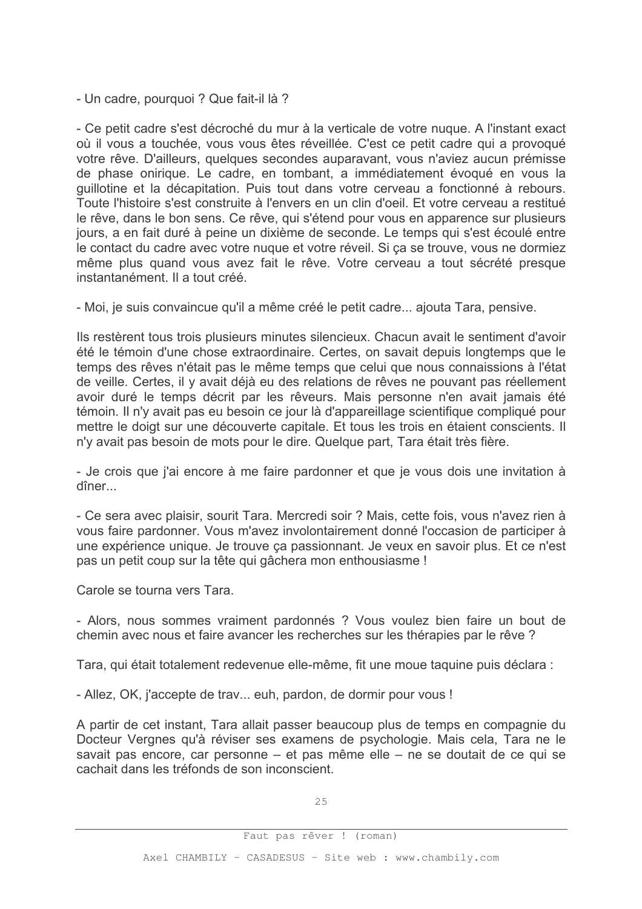- Un cadre, pourquoi ? Que fait-il là ?

- Ce petit cadre s'est décroché du mur à la verticale de votre nuque. A l'instant exact où il vous a touchée, vous vous êtes réveillée. C'est ce petit cadre qui a provoqué votre rêve. D'ailleurs, quelques secondes auparavant, vous n'aviez aucun prémisse de phase onirique. Le cadre, en tombant, a immédiatement évoqué en vous la guillotine et la décapitation. Puis tout dans votre cerveau a fonctionné à rebours. Toute l'histoire s'est construite à l'envers en un clin d'oeil. Et votre cerveau a restitué le rêve, dans le bon sens. Ce rêve, qui s'étend pour vous en apparence sur plusieurs jours, a en fait duré à peine un dixième de seconde. Le temps qui s'est écoulé entre le contact du cadre avec votre nuque et votre réveil. Si ça se trouve, vous ne dormiez même plus quand vous avez fait le rêve. Votre cerveau a tout sécrété presque instantanément. Il a tout créé.

- Moi, je suis convaincue qu'il a même créé le petit cadre... ajouta Tara, pensive.

Ils restèrent tous trois plusieurs minutes silencieux. Chacun avait le sentiment d'avoir été le témoin d'une chose extraordinaire. Certes, on savait depuis longtemps que le temps des rêves n'était pas le même temps que celui que nous connaissions à l'état de veille. Certes, il y avait déjà eu des relations de rêves ne pouvant pas réellement avoir duré le temps décrit par les rêveurs. Mais personne n'en avait jamais été témoin. Il n'y avait pas eu besoin ce jour là d'appareillage scientifique compliqué pour mettre le doigt sur une découverte capitale. Et tous les trois en étaient conscients. Il n'y avait pas besoin de mots pour le dire. Quelque part, Tara était très fière.

- Je crois que j'ai encore à me faire pardonner et que je vous dois une invitation à dîner...

- Ce sera avec plaisir, sourit Tara. Mercredi soir ? Mais, cette fois, vous n'avez rien à vous faire pardonner. Vous m'avez involontairement donné l'occasion de participer à une expérience unique. Je trouve ça passionnant. Je veux en savoir plus. Et ce n'est pas un petit coup sur la tête qui gâchera mon enthousiasme !

Carole se tourna vers Tara.

- Alors, nous sommes vraiment pardonnés ? Vous voulez bien faire un bout de chemin avec nous et faire avancer les recherches sur les thérapies par le rêve ?

Tara, qui était totalement redevenue elle-même, fit une moue taquine puis déclara :

- Allez, OK, j'accepte de trav... euh, pardon, de dormir pour vous !

A partir de cet instant, Tara allait passer beaucoup plus de temps en compagnie du Docteur Vergnes qu'à réviser ses examens de psychologie. Mais cela, Tara ne le savait pas encore, car personne – et pas même elle – ne se doutait de ce qui se cachait dans les tréfonds de son inconscient.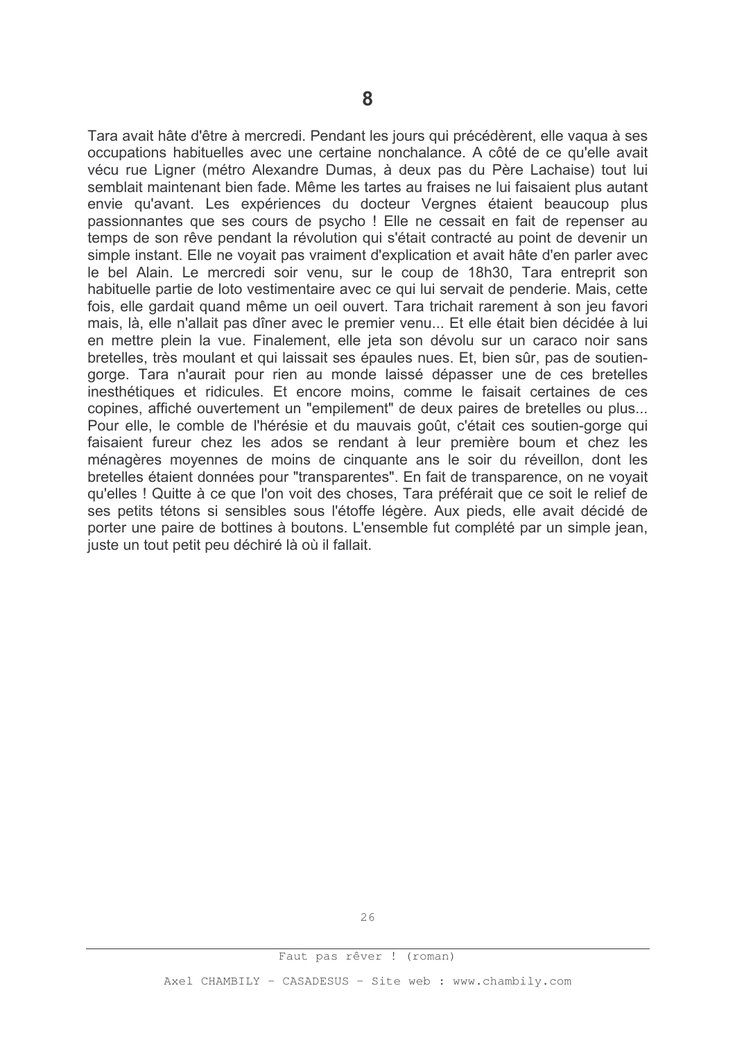# 8

Tara avait hâte d'être à mercredi. Pendant les jours qui précédèrent, elle vaqua à ses occupations habituelles avec une certaine nonchalance. A côté de ce qu'elle avait vécu rue Ligner (métro Alexandre Dumas, à deux pas du Père Lachaise) tout lui semblait maintenant bien fade. Même les tartes au fraises ne lui faisaient plus autant envie qu'avant. Les expériences du docteur Vergnes étaient beaucoup plus passionnantes que ses cours de psycho ! Elle ne cessait en fait de repenser au temps de son rêve pendant la révolution qui s'était contracté au point de devenir un simple instant. Elle ne voyait pas vraiment d'explication et avait hâte d'en parler avec le bel Alain. Le mercredi soir venu, sur le coup de 18h30, Tara entreprit son habituelle partie de loto vestimentaire avec ce qui lui servait de penderie. Mais, cette fois, elle gardait quand même un oeil ouvert. Tara trichait rarement à son jeu favori mais, là, elle n'allait pas dîner avec le premier venu... Et elle était bien décidée à lui en mettre plein la vue. Finalement, elle jeta son dévolu sur un caraco noir sans bretelles, très moulant et qui laissait ses épaules nues. Et, bien sûr, pas de soutien-gorge. Tara n'aurait pour rien au monde laissé dépasser une de ces bretelles inesthétiques et ridicules. Et encore moins, comme le faisait certaines de ces copines, affiché ouvertement un "empilement" de deux paires de bretelles ou plus... Pour elle, le comble de l'hérésie et du mauvais goût, c'était ces soutien-gorge qui faisaient fureur chez les ados se rendant à leur première boum et chez les ménagères moyennes de moins de cinquante ans le soir du réveillon, dont les bretelles étaient données pour "transparentes". En fait de transparence, on ne voyait qu'elles ! Quitte à ce que l'on voit des choses, Tara préférait que ce soit le relief de ses petits tétons si sensibles sous l'étoffe légère. Aux pieds, elle avait décidé de porter une paire de bottines à boutons. L'ensemble fut complété par un simple jean, juste un tout petit peu déchiré là où il fallait.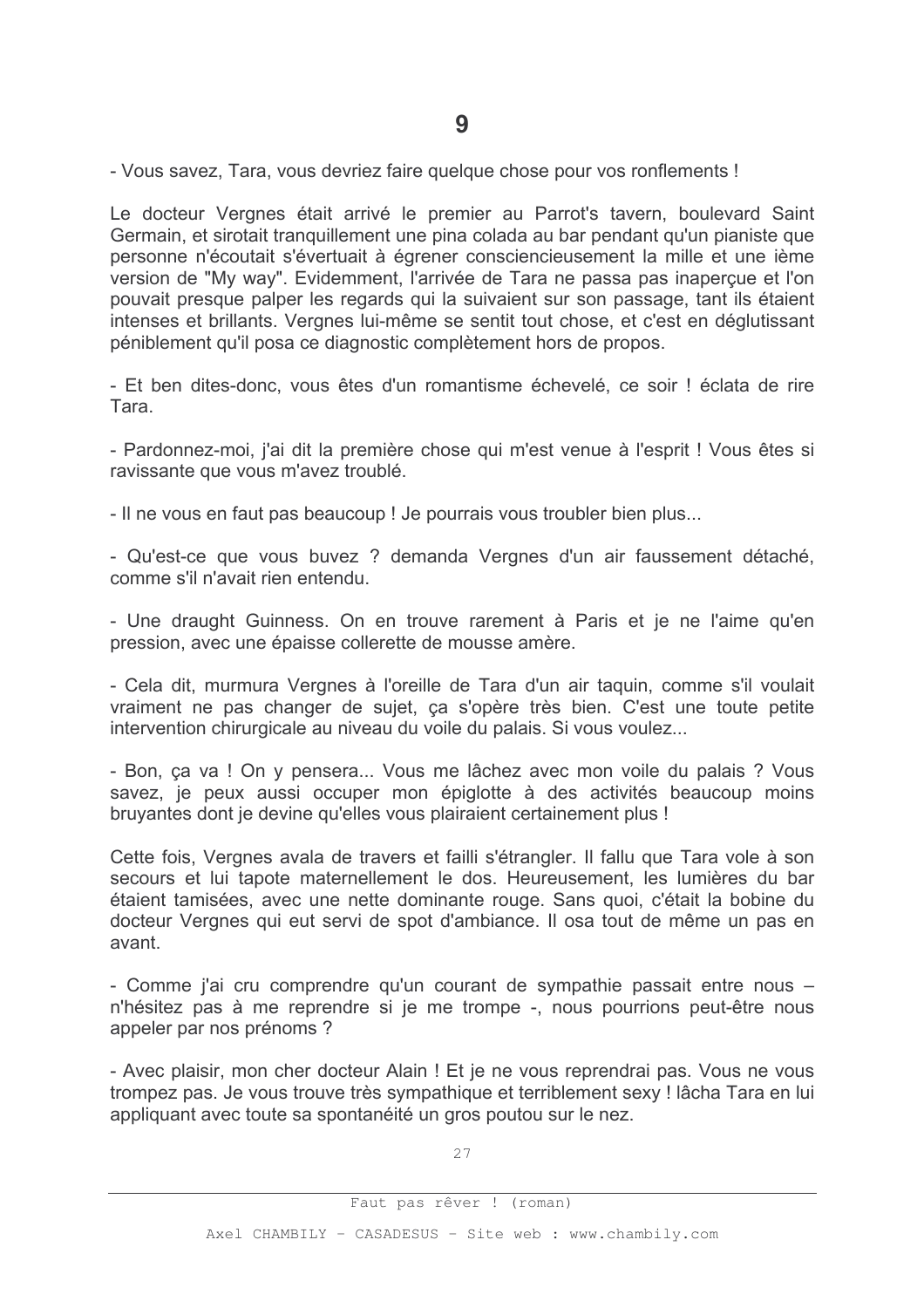# 9

- Vous savez, Tara, vous devriez faire quelque chose pour vos ronflements !

Le docteur Vergnes était arrivé le premier au Parrot's tavern, boulevard Saint Germain, et sirotait tranquillement une pina colada au bar pendant qu'un pianiste que personne n'écoutait s'évertuait à égrener consciencieusement la mille et une ième version de "My way". Evidemment, l'arrivée de Tara ne passa pas inaperçue et l'on pouvait presque palper les regards qui la suivaient sur son passage, tant ils étaient intenses et brillants. Vergnes lui-même se sentit tout chose, et c'est en déglutissant péniblement qu'il posa ce diagnostic complètement hors de propos.

- Et ben dites-donc, vous êtes d'un romantisme échevelé, ce soir ! éclata de rire Tara.

- Pardonnez-moi, j'ai dit la première chose qui m'est venue à l'esprit ! Vous êtes si ravissante que vous m'avez troublé.

- Il ne vous en faut pas beaucoup ! Je pourrais vous troubler bien plus...

- Qu'est-ce que vous buvez ? demanda Vergnes d'un air faussement détaché, comme s'il n'avait rien entendu.

- Une draught Guinness. On en trouve rarement à Paris et je ne l'aime qu'en pression, avec une épaisse collerette de mousse amère.

- Cela dit, murmura Vergnes à l'oreille de Tara d'un air taquin, comme s'il voulait vraiment ne pas changer de sujet, ça s'opère très bien. C'est une toute petite intervention chirurgicale au niveau du voile du palais. Si vous voulez...

- Bon, ça va ! On y pensera... Vous me lâchez avec mon voile du palais ? Vous savez, je peux aussi occuper mon épiglotte à des activités beaucoup moins bruyantes dont je devine qu'elles vous plairaient certainement plus !

Cette fois, Vergnes avala de travers et failli s'étrangler. Il fallu que Tara vole à son secours et lui tapote maternellement le dos. Heureusement, les lumières du bar étaient tamisées, avec une nette dominante rouge. Sans quoi, c'était la bobine du docteur Vergnes qui eut servi de spot d'ambiance. Il osa tout de même un pas en avant.

- Comme j'ai cru comprendre qu'un courant de sympathie passait entre nous – n'hésitez pas à me reprendre si je me trompe -, nous pourrions peut-être nous appeler par nos prénoms ?

- Avec plaisir, mon cher docteur Alain ! Et je ne vous reprendrai pas. Vous ne vous trompez pas. Je vous trouve très sympathique et terriblement sexy ! lâcha Tara en lui appliquant avec toute sa spontanéité un gros poutou sur le nez.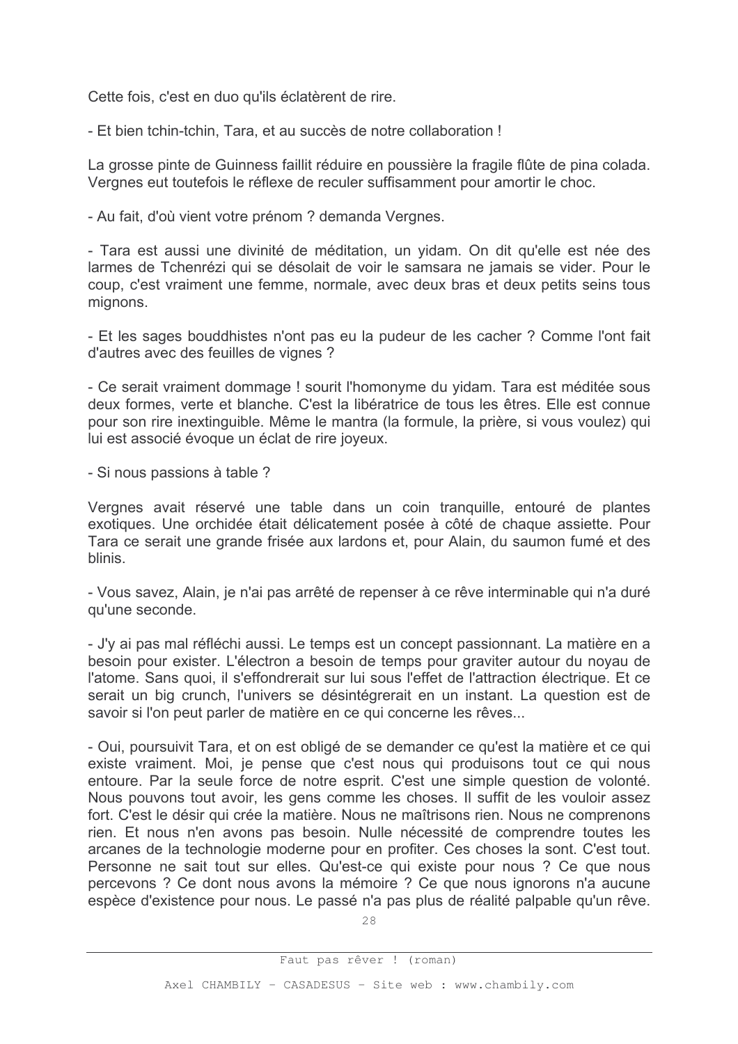Cette fois, c'est en duo qu'ils éclatèrent de rire.

- Et bien tchin-tchin, Tara, et au succès de notre collaboration !

La grosse pinte de Guinness faillit réduire en poussière la fragile flûte de pina colada. Vergnes eut toutefois le réflexe de reculer suffisamment pour amortir le choc.

- Au fait, d'où vient votre prénom ? demanda Vergnes.

- Tara est aussi une divinité de méditation, un yidam. On dit qu'elle est née des larmes de Tchenrézi qui se désolait de voir le samsara ne jamais se vider. Pour le coup, c'est vraiment une femme, normale, avec deux bras et deux petits seins tous mignons.

- Et les sages bouddhistes n'ont pas eu la pudeur de les cacher ? Comme l'ont fait d'autres avec des feuilles de vignes ?

- Ce serait vraiment dommage ! sourit l'homonyme du yidam. Tara est méditée sous deux formes, verte et blanche. C'est la libératrice de tous les êtres. Elle est connue pour son rire inextinguible. Même le mantra (la formule, la prière, si vous voulez) qui lui est associé évoque un éclat de rire joyeux.

- Si nous passions à table ?

Vergnes avait réservé une table dans un coin tranquille, entouré de plantes exotiques. Une orchidée était délicatement posée à côté de chaque assiette. Pour Tara ce serait une grande frisée aux lardons et, pour Alain, du saumon fumé et des blinis.

- Vous savez, Alain, je n'ai pas arrêté de repenser à ce rêve interminable qui n'a duré qu'une seconde.

- J'y ai pas mal réfléchi aussi. Le temps est un concept passionnant. La matière en a besoin pour exister. L'électron a besoin de temps pour graviter autour du noyau de l'atome. Sans quoi, il s'effondrerait sur lui sous l'effet de l'attraction électrique. Et ce serait un big crunch, l'univers se désintégrerait en un instant. La question est de savoir si l'on peut parler de matière en ce qui concerne les rêves...

- Oui, poursuivit Tara, et on est obligé de se demander ce qu'est la matière et ce qui existe vraiment. Moi, je pense que c'est nous qui produisons tout ce qui nous entoure. Par la seule force de notre esprit. C'est une simple question de volonté. Nous pouvons tout avoir, les gens comme les choses. Il suffit de les vouloir assez fort. C'est le désir qui crée la matière. Nous ne maîtrisons rien. Nous ne comprenons rien. Et nous n'en avons pas besoin. Nulle nécessité de comprendre toutes les arcanes de la technologie moderne pour en profiter. Ces choses la sont. C'est tout. Personne ne sait tout sur elles. Qu'est-ce qui existe pour nous ? Ce que nous percevons ? Ce dont nous avons la mémoire ? Ce que nous ignorons n'a aucune espèce d'existence pour nous. Le passé n'a pas plus de réalité palpable qu'un rêve.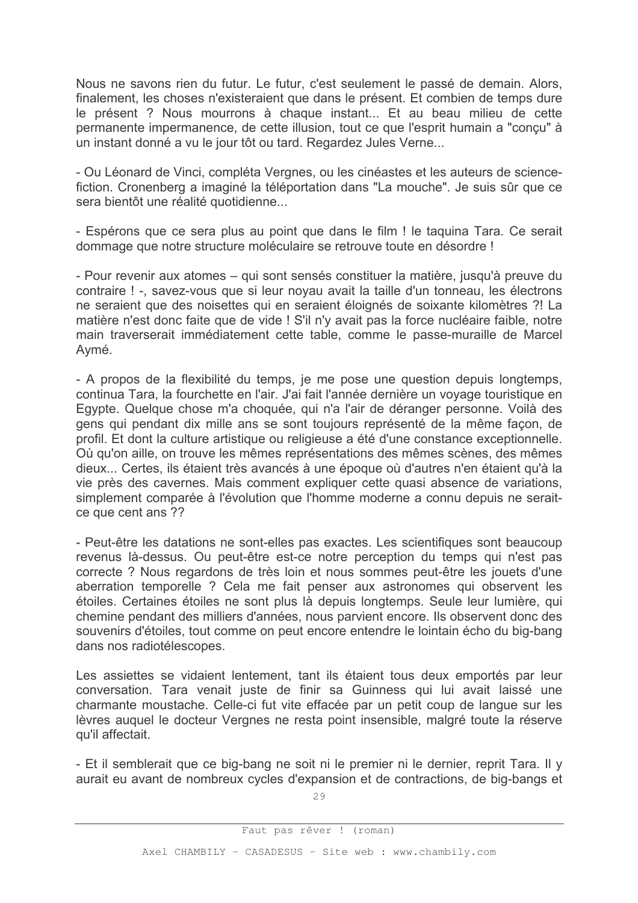Nous ne savons rien du futur. Le futur, c'est seulement le passé de demain. Alors, finalement, les choses n'existeraient que dans le présent. Et combien de temps dure le présent ? Nous mourrons à chaque instant... Et au beau milieu de cette permanente impermanence, de cette illusion, tout ce que l'esprit humain a "conçu" à un instant donné a vu le jour tôt ou tard. Regardez Jules Verne...

- Ou Léonard de Vinci, compléta Vergnes, ou les cinéastes et les auteurs de science-fiction. Cronenberg a imaginé la téléportation dans "La mouche". Je suis sûr que ce sera bientôt une réalité quotidienne...

- Espérons que ce sera plus au point que dans le film ! le taquina Tara. Ce serait dommage que notre structure moléculaire se retrouve toute en désordre !

- Pour revenir aux atomes – qui sont sensés constituer la matière, jusqu'à preuve du contraire ! -, savez-vous que si leur noyau avait la taille d'un tonneau, les électrons ne seraient que des noisettes qui en seraient éloignés de soixante kilomètres ?! La matière n'est donc faite que de vide ! S'il n'y avait pas la force nucléaire faible, notre main traverserait immédiatement cette table, comme le passe-muraille de Marcel Aymé.

- A propos de la flexibilité du temps, je me pose une question depuis longtemps, continua Tara, la fourchette en l'air. J'ai fait l'année dernière un voyage touristique en Egypte. Quelque chose m'a choquée, qui n'a l'air de déranger personne. Voilà des gens qui pendant dix mille ans se sont toujours représenté de la même façon, de profil. Et dont la culture artistique ou religieuse a été d'une constance exceptionnelle. Où qu'on aille, on trouve les mêmes représentations des mêmes scènes, des mêmes dieux... Certes, ils étaient très avancés à une époque où d'autres n'en étaient qu'à la vie près des cavernes. Mais comment expliquer cette quasi absence de variations, simplement comparée à l'évolution que l'homme moderne a connu depuis ne serait-ce que cent ans ??

- Peut-être les datations ne sont-elles pas exactes. Les scientifiques sont beaucoup revenus là-dessus. Ou peut-être est-ce notre perception du temps qui n'est pas correcte ? Nous regardons de très loin et nous sommes peut-être les jouets d'une aberration temporelle ? Cela me fait penser aux astronomes qui observent les étoiles. Certaines étoiles ne sont plus là depuis longtemps. Seule leur lumière, qui chemine pendant des milliers d'années, nous parvient encore. Ils observent donc des souvenirs d'étoiles, tout comme on peut encore entendre le lointain écho du big-bang dans nos radiotélescopes.

Les assiettes se vidaient lentement, tant ils étaient tous deux emportés par leur conversation. Tara venait juste de finir sa Guinness qui lui avait laissé une charmante moustache. Celle-ci fut vite effacée par un petit coup de langue sur les lèvres auquel le docteur Vergnes ne resta point insensible, malgré toute la réserve qu'il affectait.

- Et il semblerait que ce big-bang ne soit ni le premier ni le dernier, reprit Tara. Il y aurait eu avant de nombreux cycles d'expansion et de contractions, de big-bangs et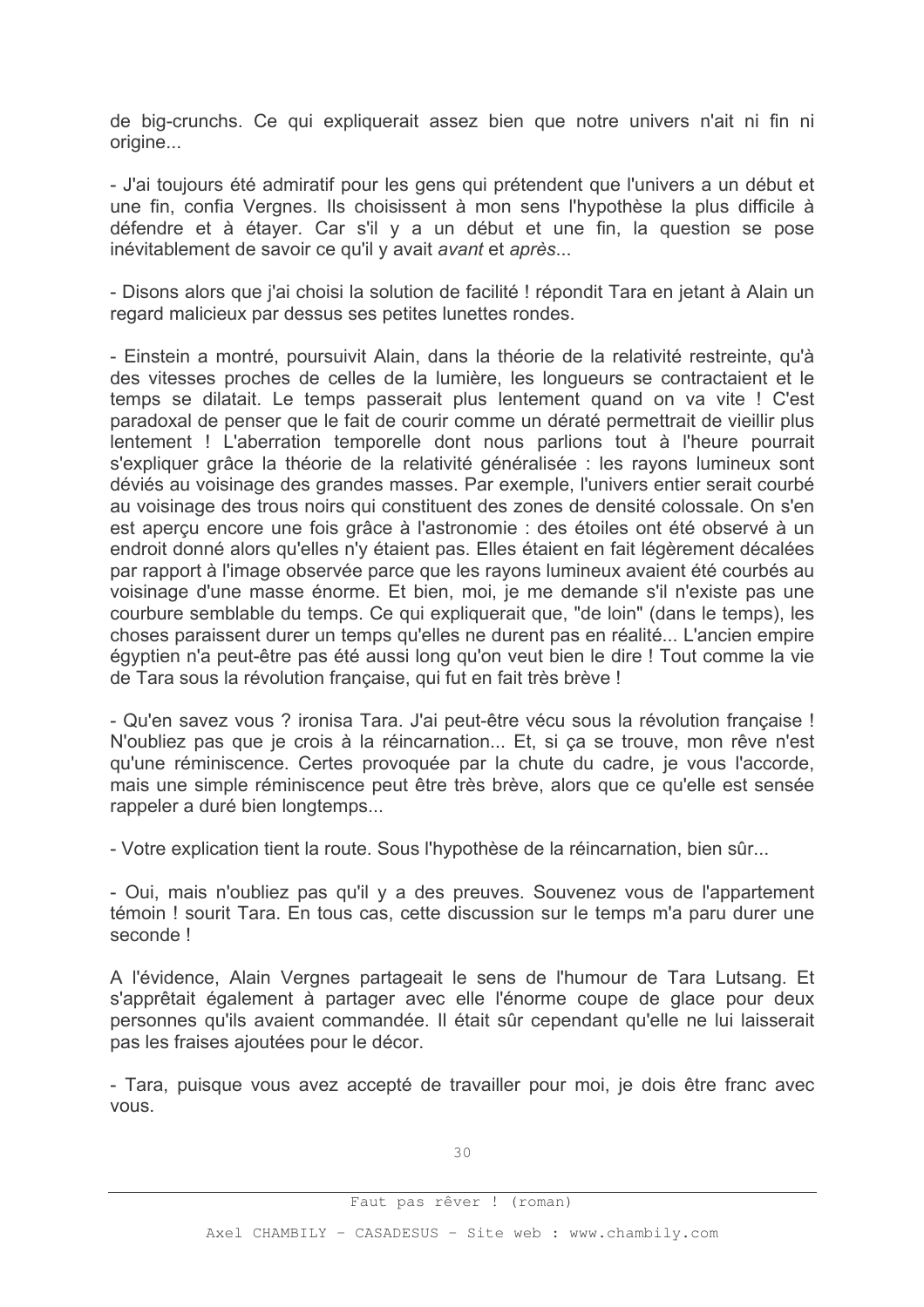de big-crunchs. Ce qui expliquerait assez bien que notre univers n'ait ni fin ni origine...

- J'ai toujours été admiratif pour les gens qui prétendent que l'univers a un début et une fin, confia Vergnes. Ils choisissent à mon sens l'hypothèse la plus difficile à défendre et à étayer. Car s'il y a un début et une fin, la question se pose inévitablement de savoir ce qu'il y avait *avant* et *après*...

- Disons alors que j'ai choisi la solution de facilité ! répondit Tara en jetant à Alain un regard malicieux par dessus ses petites lunettes rondes.

- Einstein a montré, poursuivit Alain, dans la théorie de la relativité restreinte, qu'à des vitesses proches de celles de la lumière, les longueurs se contractaient et le temps se dilatait. Le temps passerait plus lentement quand on va vite ! C'est paradoxal de penser que le fait de courir comme un dératé permettrait de vieillir plus lentement ! L'aberration temporelle dont nous parlions tout à l'heure pourrait s'expliquer grâce la théorie de la relativité généralisée : les rayons lumineux sont déviés au voisinage des grandes masses. Par exemple, l'univers entier serait courbé au voisinage des trous noirs qui constituent des zones de densité colossale. On s'en est aperçu encore une fois grâce à l'astronomie : des étoiles ont été observé à un endroit donné alors qu'elles n'y étaient pas. Elles étaient en fait légèrement décalées par rapport à l'image observée parce que les rayons lumineux avaient été courbés au voisinage d'une masse énorme. Et bien, moi, je me demande s'il n'existe pas une courbure semblable du temps. Ce qui expliquerait que, "de loin" (dans le temps), les choses paraissent durer un temps qu'elles ne durent pas en réalité... L'ancien empire égyptien n'a peut-être pas été aussi long qu'on veut bien le dire ! Tout comme la vie de Tara sous la révolution française, qui fut en fait très brève !

- Qu'en savez vous ? ironisa Tara. J'ai peut-être vécu sous la révolution française ! N'oubliez pas que je crois à la réincarnation... Et, si ça se trouve, mon rêve n'est qu'une réminiscence. Certes provoquée par la chute du cadre, je vous l'accorde, mais une simple réminiscence peut être très brève, alors que ce qu'elle est sensée rappeler a duré bien longtemps...

- Votre explication tient la route. Sous l'hypothèse de la réincarnation, bien sûr...

- Oui, mais n'oubliez pas qu'il y a des preuves. Souvenez vous de l'appartement témoin ! sourit Tara. En tous cas, cette discussion sur le temps m'a paru durer une seconde !

A l'évidence, Alain Vergnes partageait le sens de l'humour de Tara Lutsang. Et s'apprêtait également à partager avec elle l'énorme coupe de glace pour deux personnes qu'ils avaient commandée. Il était sûr cependant qu'elle ne lui laisserait pas les fraises ajoutées pour le décor.

- Tara, puisque vous avez accepté de travailler pour moi, je dois être franc avec vous.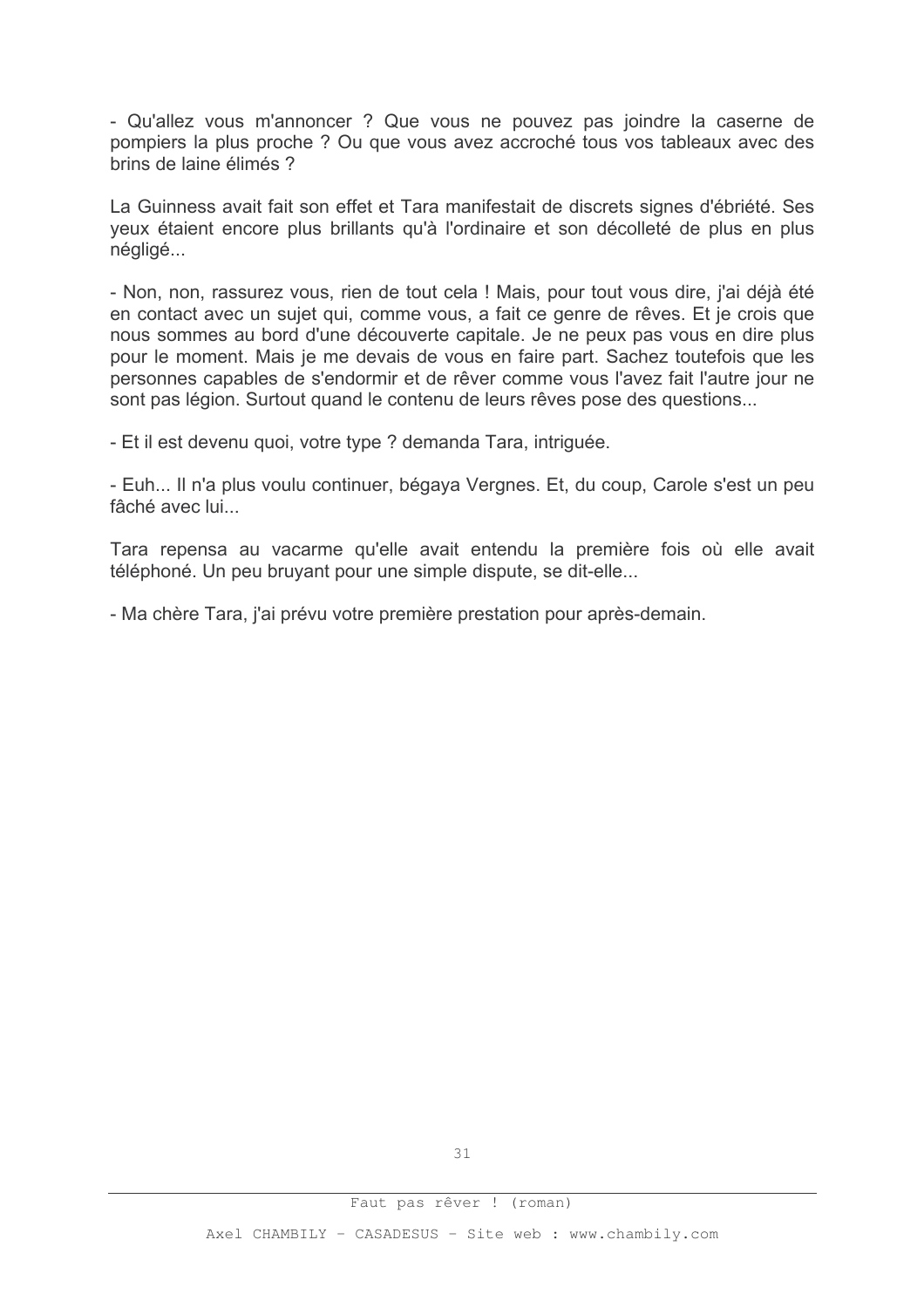- Qu'allez vous m'annoncer ? Que vous ne pouvez pas joindre la caserne de pompiers la plus proche ? Ou que vous avez accroché tous vos tableaux avec des brins de laine élimés ?

La Guinness avait fait son effet et Tara manifestait de discrets signes d'ébriété. Ses yeux étaient encore plus brillants qu'à l'ordinaire et son décolleté de plus en plus négligé...

- Non, non, rassurez vous, rien de tout cela ! Mais, pour tout vous dire, j'ai déjà été en contact avec un sujet qui, comme vous, a fait ce genre de rêves. Et je crois que nous sommes au bord d'une découverte capitale. Je ne peux pas vous en dire plus pour le moment. Mais je me devais de vous en faire part. Sachez toutefois que les personnes capables de s'endormir et de rêver comme vous l'avez fait l'autre jour ne sont pas légion. Surtout quand le contenu de leurs rêves pose des questions...

- Et il est devenu quoi, votre type ? demanda Tara, intriguée.

- Euh... Il n'a plus voulu continuer, bégaya Vergnes. Et, du coup, Carole s'est un peu fâché avec lui...

Tara repensa au vacarme qu'elle avait entendu la première fois où elle avait téléphoné. Un peu bruyant pour une simple dispute, se dit-elle...

- Ma chère Tara, j'ai prévu votre première prestation pour après-demain.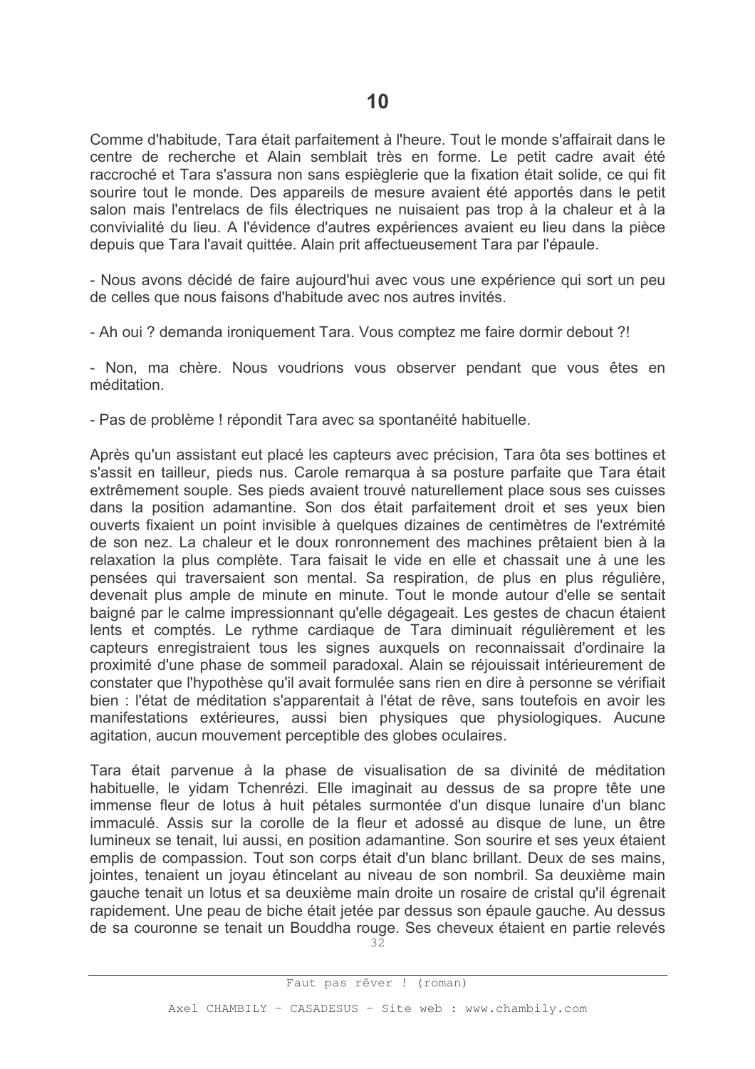# 10

Comme d'habitude, Tara était parfaitement à l'heure. Tout le monde s'affairait dans le centre de recherche et Alain semblait très en forme. Le petit cadre avait été raccroché et Tara s'assura non sans espièglerie que la fixation était solide, ce qui fit sourire tout le monde. Des appareils de mesure avaient été apportés dans le petit salon mais l'entrelacs de fils électriques ne nuisaient pas trop à la chaleur et à la convivialité du lieu. A l'évidence d'autres expériences avaient eu lieu dans la pièce depuis que Tara l'avait quittée. Alain prit affectueusement Tara par l'épaule.

- Nous avons décidé de faire aujourd'hui avec vous une expérience qui sort un peu de celles que nous faisons d'habitude avec nos autres invités.

- Ah oui ? demanda ironiquement Tara. Vous comptez me faire dormir debout ?!

- Non, ma chère. Nous voudrions vous observer pendant que vous êtes en méditation.

- Pas de problème ! répondit Tara avec sa spontanéité habituelle.

Après qu'un assistant eut placé les capteurs avec précision, Tara ôta ses bottines et s'assit en tailleur, pieds nus. Carole remarqua à sa posture parfaite que Tara était extrêmement souple. Ses pieds avaient trouvé naturellement place sous ses cuisses dans la position adamantine. Son dos était parfaitement droit et ses yeux bien ouverts fixaient un point invisible à quelques dizaines de centimètres de l'extrémité de son nez. La chaleur et le doux ronronnement des machines prêtaient bien à la relaxation la plus complète. Tara faisait le vide en elle et chassait une à une les pensées qui traversaient son mental. Sa respiration, de plus en plus régulière, devenait plus ample de minute en minute. Tout le monde autour d'elle se sentait baigné par le calme impressionnant qu'elle dégageait. Les gestes de chacun étaient lents et comptés. Le rythme cardiaque de Tara diminuait régulièrement et les capteurs enregistraient tous les signes auxquels on reconnaissait d'ordinaire la proximité d'une phase de sommeil paradoxal. Alain se réjouissait intérieurement de constater que l'hypothèse qu'il avait formulée sans rien en dire à personne se vérifiait bien : l'état de méditation s'apparentait à l'état de rêve, sans toutefois en avoir les manifestations extérieures, aussi bien physiques que physiologiques. Aucune agitation, aucun mouvement perceptible des globes oculaires.

Tara était parvenue à la phase de visualisation de sa divinité de méditation habituelle, le yidam Tchenrézi. Elle imaginait au dessus de sa propre tête une immense fleur de lotus à huit pétales surmontée d'un disque lunaire d'un blanc immaculé. Assis sur la corolle de la fleur et adossé au disque de lune, un être lumineux se tenait, lui aussi, en position adamantine. Son sourire et ses yeux étaient emplis de compassion. Tout son corps était d'un blanc brillant. Deux de ses mains, jointes, tenaient un joyau étincelant au niveau de son nombril. Sa deuxième main gauche tenait un lotus et sa deuxième main droite un rosaire de cristal qu'il égrenait rapidement. Une peau de biche était jetée par dessus son épaule gauche. Au dessus de sa couronne se tenait un Bouddha rouge. Ses cheveux étaient en partie relevés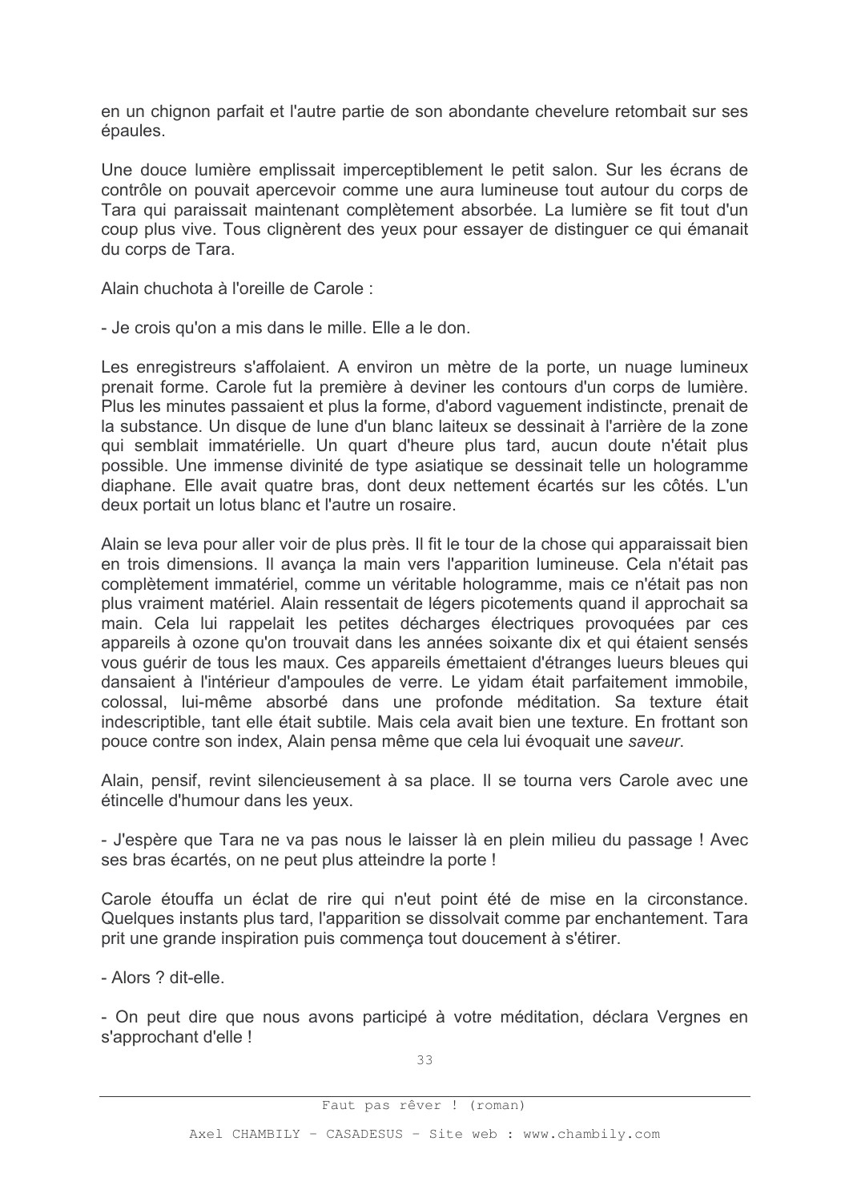en un chignon parfait et l'autre partie de son abondante chevelure retombait sur ses épaules.

Une douce lumière emplissait imperceptiblement le petit salon. Sur les écrans de contrôle on pouvait apercevoir comme une aura lumineuse tout autour du corps de Tara qui paraissait maintenant complètement absorbée. La lumière se fit tout d'un coup plus vive. Tous clignèrent des yeux pour essayer de distinguer ce qui émanait du corps de Tara.

Alain chuchota à l'oreille de Carole :

- Je crois qu'on a mis dans le mille. Elle a le don.

Les enregistreurs s'affolaient. A environ un mètre de la porte, un nuage lumineux prenait forme. Carole fut la première à deviner les contours d'un corps de lumière. Plus les minutes passaient et plus la forme, d'abord vaguement indistincte, prenait de la substance. Un disque de lune d'un blanc laiteux se dessinait à l'arrière de la zone qui semblait immatérielle. Un quart d'heure plus tard, aucun doute n'était plus possible. Une immense divinité de type asiatique se dessinait telle un hologramme diaphane. Elle avait quatre bras, dont deux nettement écartés sur les côtés. L'un deux portait un lotus blanc et l'autre un rosaire.

Alain se leva pour aller voir de plus près. Il fit le tour de la chose qui apparaissait bien en trois dimensions. Il avança la main vers l'apparition lumineuse. Cela n'était pas complètement immatériel, comme un véritable hologramme, mais ce n'était pas non plus vraiment matériel. Alain ressentait de légers picotements quand il approchait sa main. Cela lui rappelait les petites décharges électriques provoquées par ces appareils à ozone qu'on trouvait dans les années soixante dix et qui étaient sensés vous guérir de tous les maux. Ces appareils émettaient d'étranges lueurs bleues qui dansaient à l'intérieur d'ampoules de verre. Le yidam était parfaitement immobile, colossal, lui-même absorbé dans une profonde méditation. Sa texture était indescriptible, tant elle était subtile. Mais cela avait bien une texture. En frottant son pouce contre son index, Alain pensa même que cela lui évoquait une *saveur*.

Alain, pensif, revint silencieusement à sa place. Il se tourna vers Carole avec une étincelle d'humour dans les yeux.

- J'espère que Tara ne va pas nous le laisser là en plein milieu du passage ! Avec ses bras écartés, on ne peut plus atteindre la porte !

Carole étouffa un éclat de rire qui n'eut point été de mise en la circonstance. Quelques instants plus tard, l'apparition se dissolvait comme par enchantement. Tara prit une grande inspiration puis commença tout doucement à s'étirer.

- Alors ? dit-elle.

- On peut dire que nous avons participé à votre méditation, déclara Vergnes en s'approchant d'elle !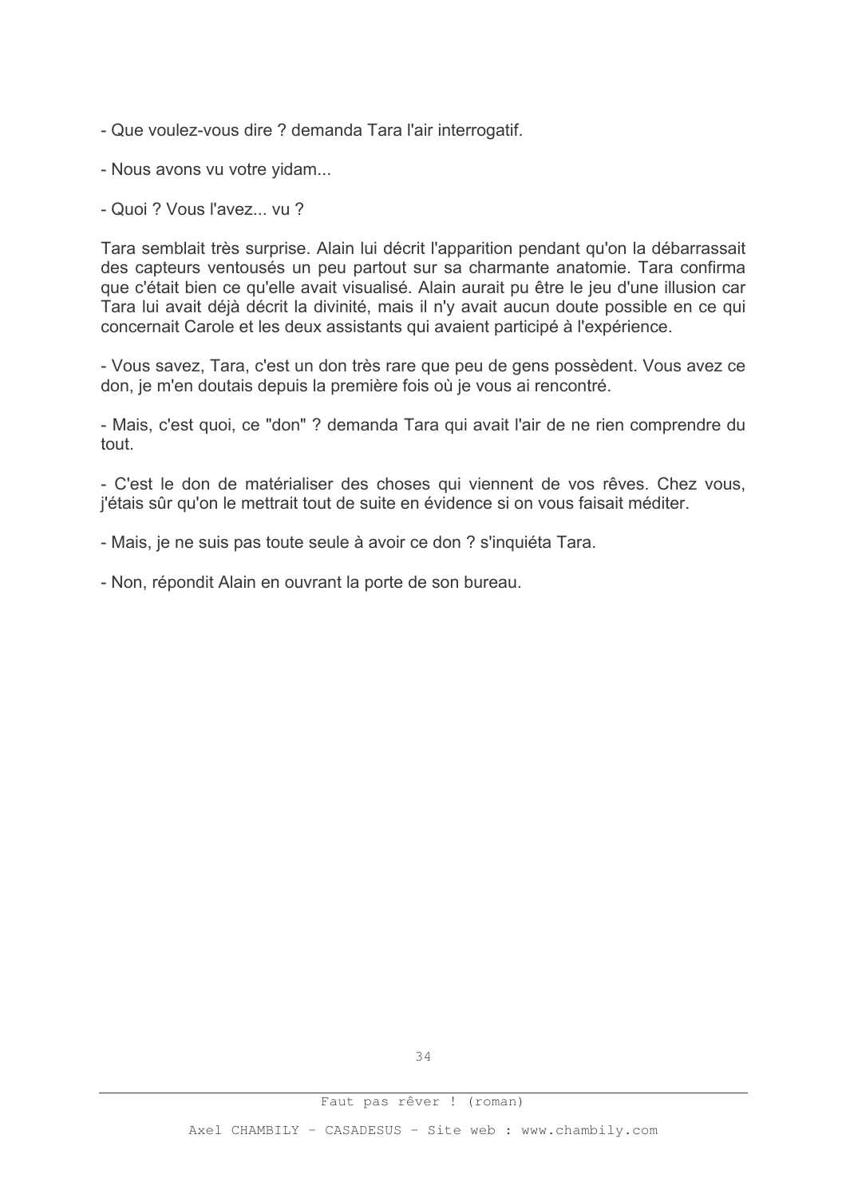- Que voulez-vous dire ? demanda Tara l'air interrogatif.

- Nous avons vu votre yidam...

- Quoi ? Vous l'avez... vu ?

Tara semblait très surprise. Alain lui décrit l'apparition pendant qu'on la débarrassait des capteurs ventousés un peu partout sur sa charmante anatomie. Tara confirma que c'était bien ce qu'elle avait visualisé. Alain aurait pu être le jeu d'une illusion car Tara lui avait déjà décrit la divinité, mais il n'y avait aucun doute possible en ce qui concernait Carole et les deux assistants qui avaient participé à l'expérience.

- Vous savez, Tara, c'est un don très rare que peu de gens possèdent. Vous avez ce don, je m'en doutais depuis la première fois où je vous ai rencontré.

- Mais, c'est quoi, ce "don" ? demanda Tara qui avait l'air de ne rien comprendre du tout.

- C'est le don de matérialiser des choses qui viennent de vos rêves. Chez vous, j'étais sûr qu'on le mettrait tout de suite en évidence si on vous faisait méditer.

- Mais, je ne suis pas toute seule à avoir ce don ? s'inquiéta Tara.

- Non, répondit Alain en ouvrant la porte de son bureau.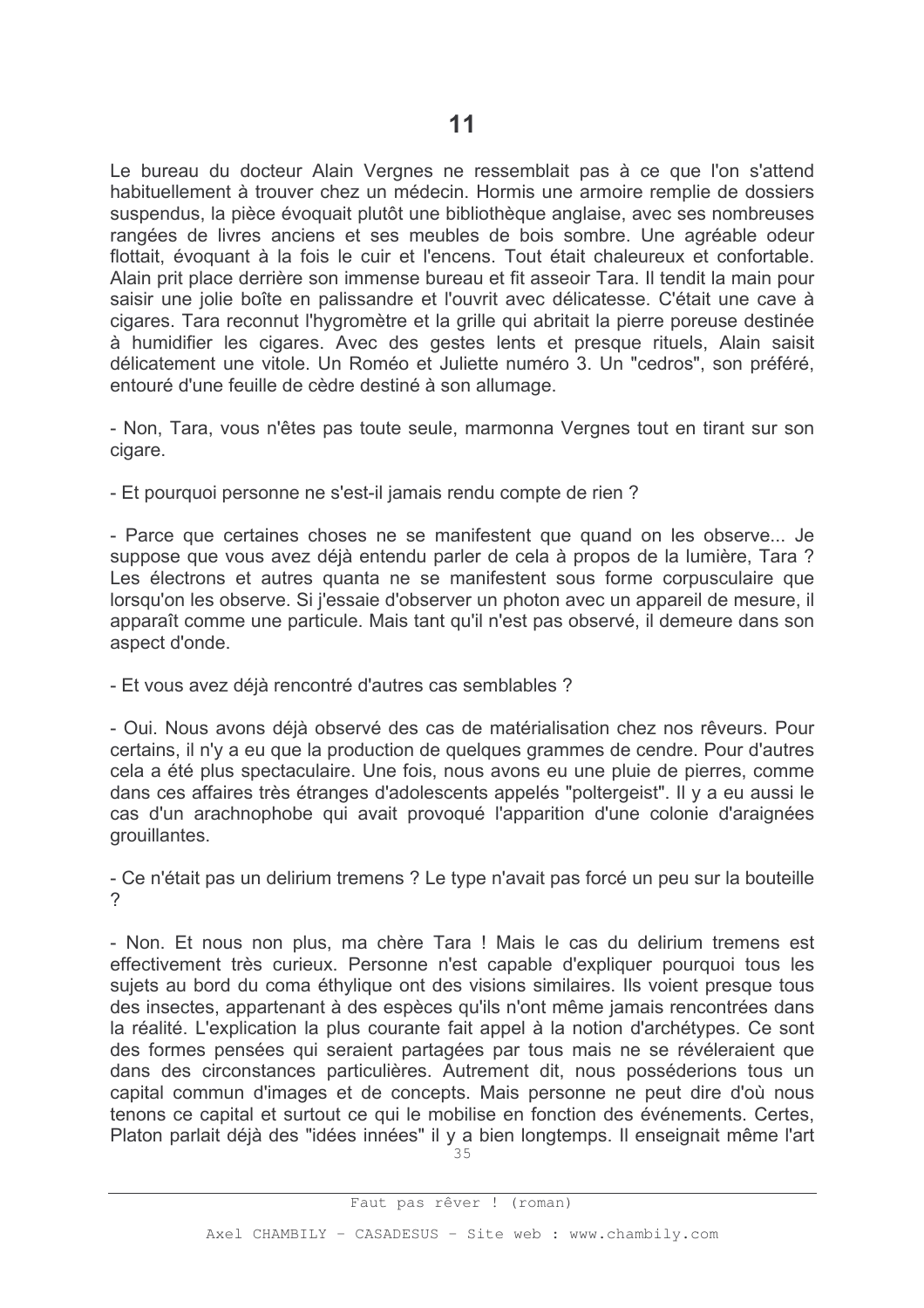# 11

Le bureau du docteur Alain Vergnes ne ressemblait pas à ce que l'on s'attend habituellement à trouver chez un médecin. Hormis une armoire remplie de dossiers suspendus, la pièce évoquait plutôt une bibliothèque anglaise, avec ses nombreuses rangées de livres anciens et ses meubles de bois sombre. Une agréable odeur flottait, évoquant à la fois le cuir et l'encens. Tout était chaleureux et confortable. Alain prit place derrière son immense bureau et fit asseoir Tara. Il tendit la main pour saisir une jolie boîte en palissandre et l'ouvrit avec délicatesse. C'était une cave à cigares. Tara reconnut l'hygromètre et la grille qui abritait la pierre poreuse destinée à humidifier les cigares. Avec des gestes lents et presque rituels, Alain saisit délicatement une vitole. Un Roméo et Juliette numéro 3. Un "cedros", son préféré, entouré d'une feuille de cèdre destiné à son allumage.

- Non, Tara, vous n'êtes pas toute seule, marmonna Vergnes tout en tirant sur son cigare.

- Et pourquoi personne ne s'est-il jamais rendu compte de rien ?

- Parce que certaines choses ne se manifestent que quand on les observe... Je suppose que vous avez déjà entendu parler de cela à propos de la lumière, Tara ? Les électrons et autres quanta ne se manifestent sous forme corpusculaire que lorsqu'on les observe. Si j'essaie d'observer un photon avec un appareil de mesure, il apparaît comme une particule. Mais tant qu'il n'est pas observé, il demeure dans son aspect d'onde.

- Et vous avez déjà rencontré d'autres cas semblables ?

- Oui. Nous avons déjà observé des cas de matérialisation chez nos rêveurs. Pour certains, il n'y a eu que la production de quelques grammes de cendre. Pour d'autres cela a été plus spectaculaire. Une fois, nous avons eu une pluie de pierres, comme dans ces affaires très étranges d'adolescents appelés "poltergeist". Il y a eu aussi le cas d'un arachnophobe qui avait provoqué l'apparition d'une colonie d'araignées grouillantes.

- Ce n'était pas un delirium tremens ? Le type n'avait pas forcé un peu sur la bouteille ?

- Non. Et nous non plus, ma chère Tara ! Mais le cas du delirium tremens est effectivement très curieux. Personne n'est capable d'expliquer pourquoi tous les sujets au bord du coma éthylique ont des visions similaires. Ils voient presque tous des insectes, appartenant à des espèces qu'ils n'ont même jamais rencontrées dans la réalité. L'explication la plus courante fait appel à la notion d'archétypes. Ce sont des formes pensées qui seraient partagées par tous mais ne se révéleraient que dans des circonstances particulières. Autrement dit, nous posséderions tous un capital commun d'images et de concepts. Mais personne ne peut dire d'où nous tenons ce capital et surtout ce qui le mobilise en fonction des événements. Certes, Platon parlait déjà des "idées innées" il y a bien longtemps. Il enseignait même l'art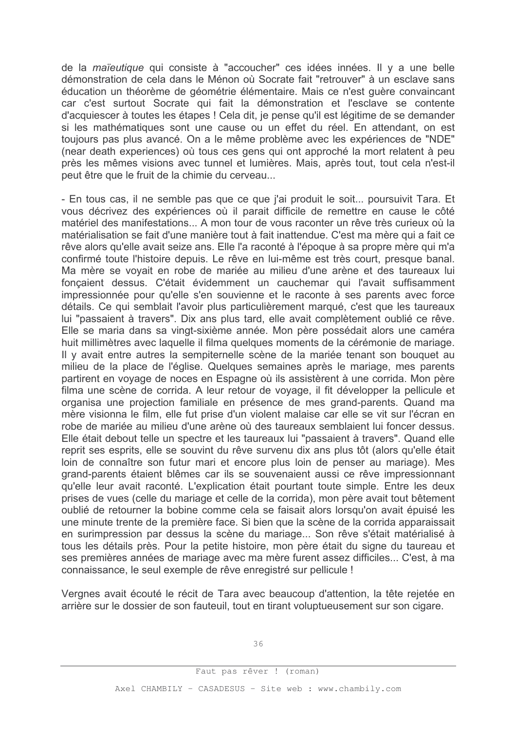de la *maïeutique* qui consiste à "accoucher" ces idées innées. Il y a une belle démonstration de cela dans le Ménon où Socrate fait "retrouver" à un esclave sans éducation un théorème de géométrie élémentaire. Mais ce n'est guère convaincant car c'est surtout Socrate qui fait la démonstration et l'esclave se contente d'acquiescer à toutes les étapes ! Cela dit, je pense qu'il est légitime de se demander si les mathématiques sont une cause ou un effet du réel. En attendant, on est toujours pas plus avancé. On a le même problème avec les expériences de "NDE" (near death experiences) où tous ces gens qui ont approché la mort relatent à peu près les mêmes visions avec tunnel et lumières. Mais, après tout, tout cela n'est-il peut être que le fruit de la chimie du cerveau...

- En tous cas, il ne semble pas que ce que j'ai produit le soit... poursuivit Tara. Et vous décrivez des expériences où il parait difficile de remettre en cause le côté matériel des manifestations... A mon tour de vous raconter un rêve très curieux où la matérialisation se fait d'une manière tout à fait inattendue. C'est ma mère qui a fait ce rêve alors qu'elle avait seize ans. Elle l'a raconté à l'époque à sa propre mère qui m'a confirmé toute l'histoire depuis. Le rêve en lui-même est très court, presque banal. Ma mère se voyait en robe de mariée au milieu d'une arène et des taureaux lui fonçaient dessus. C'était évidemment un cauchemar qui l'avait suffisamment impressionnée pour qu'elle s'en souvienne et le raconte à ses parents avec force détails. Ce qui semblait l'avoir plus particulièrement marqué, c'est que les taureaux lui "passaient à travers". Dix ans plus tard, elle avait complètement oublié ce rêve. Elle se maria dans sa vingt-sixième année. Mon père possédait alors une caméra huit millimètres avec laquelle il filma quelques moments de la cérémonie de mariage. Il y avait entre autres la sempiternelle scène de la mariée tenant son bouquet au milieu de la place de l'église. Quelques semaines après le mariage, mes parents partirent en voyage de noces en Espagne où ils assistèrent à une corrida. Mon père filma une scène de corrida. A leur retour de voyage, il fit développer la pellicule et organisa une projection familiale en présence de mes grand-parents. Quand ma mère visionna le film, elle fut prise d'un violent malaise car elle se vit sur l'écran en robe de mariée au milieu d'une arène où des taureaux semblaient lui foncer dessus. Elle était debout telle un spectre et les taureaux lui "passaient à travers". Quand elle reprit ses esprits, elle se souvint du rêve survenu dix ans plus tôt (alors qu'elle était loin de connaître son futur mari et encore plus loin de penser au mariage). Mes grand-parents étaient blêmes car ils se souvenaient aussi ce rêve impressionnant qu'elle leur avait raconté. L'explication était pourtant toute simple. Entre les deux prises de vues (celle du mariage et celle de la corrida), mon père avait tout bêtement oublié de retourner la bobine comme cela se faisait alors lorsqu'on avait épuisé les une minute trente de la première face. Si bien que la scène de la corrida apparaissait en surimpression par dessus la scène du mariage... Son rêve s'était matérialisé à tous les détails près. Pour la petite histoire, mon père était du signe du taureau et ses premières années de mariage avec ma mère furent assez difficiles... C'est, à ma connaissance, le seul exemple de rêve enregistré sur pellicule !

Vergnes avait écouté le récit de Tara avec beaucoup d'attention, la tête rejetée en arrière sur le dossier de son fauteuil, tout en tirant voluptueusement sur son cigare.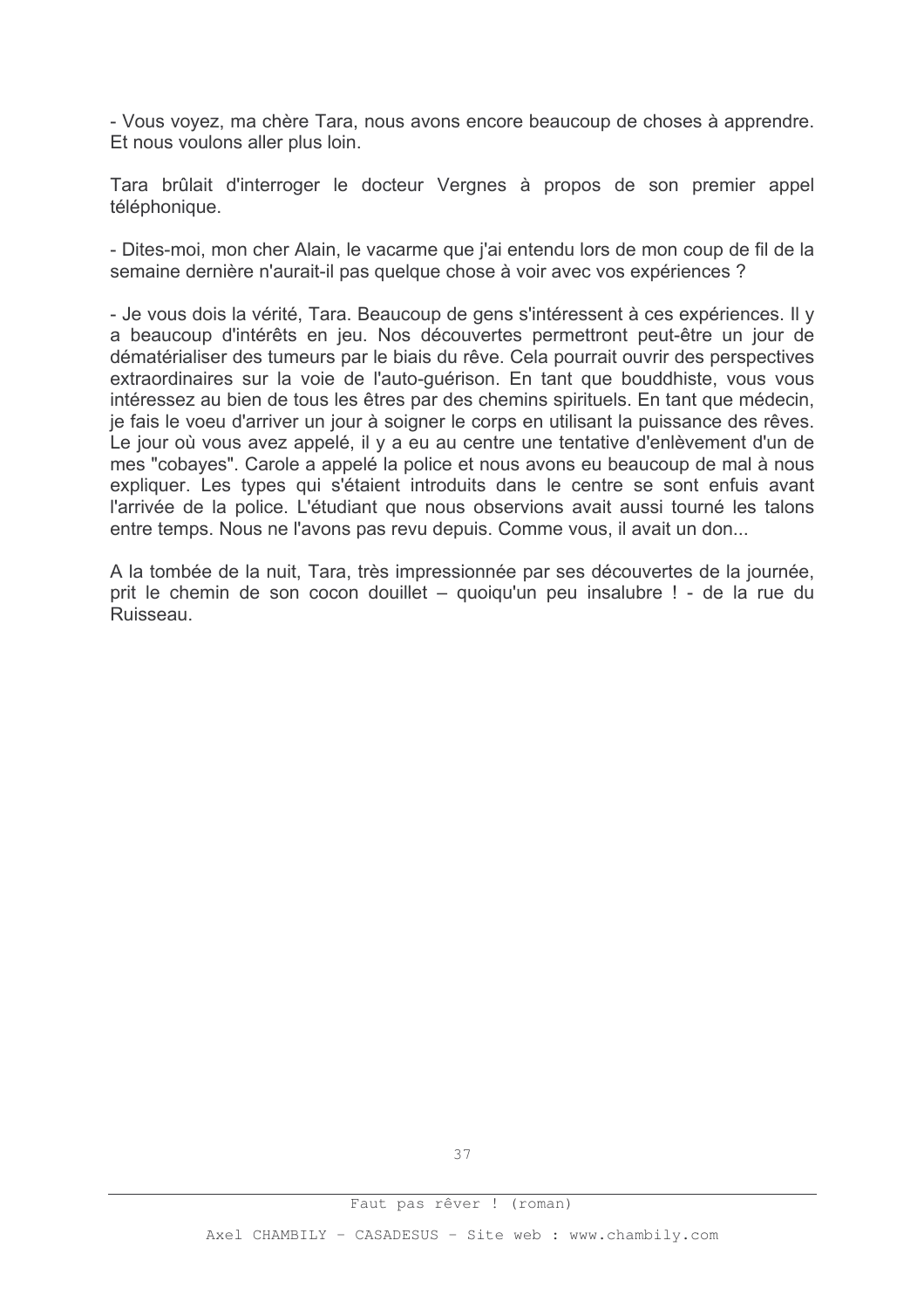- Vous voyez, ma chère Tara, nous avons encore beaucoup de choses à apprendre. Et nous voulons aller plus loin.

Tara brûlait d'interroger le docteur Vergnes à propos de son premier appel téléphonique.

- Dites-moi, mon cher Alain, le vacarme que j'ai entendu lors de mon coup de fil de la semaine dernière n'aurait-il pas quelque chose à voir avec vos expériences ?

- Je vous dois la vérité, Tara. Beaucoup de gens s'intéressent à ces expériences. Il y a beaucoup d'intérêts en jeu. Nos découvertes permettront peut-être un jour de dématérialiser des tumeurs par le biais du rêve. Cela pourrait ouvrir des perspectives extraordinaires sur la voie de l'auto-guérison. En tant que bouddhiste, vous vous intéressez au bien de tous les êtres par des chemins spirituels. En tant que médecin, je fais le voeu d'arriver un jour à soigner le corps en utilisant la puissance des rêves. Le jour où vous avez appelé, il y a eu au centre une tentative d'enlèvement d'un de mes "cobayes". Carole a appelé la police et nous avons eu beaucoup de mal à nous expliquer. Les types qui s'étaient introduits dans le centre se sont enfuis avant l'arrivée de la police. L'étudiant que nous observions avait aussi tourné les talons entre temps. Nous ne l'avons pas revu depuis. Comme vous, il avait un don...

A la tombée de la nuit, Tara, très impressionnée par ses découvertes de la journée, prit le chemin de son cocon douillet – quoiqu'un peu insalubre ! - de la rue du Ruisseau.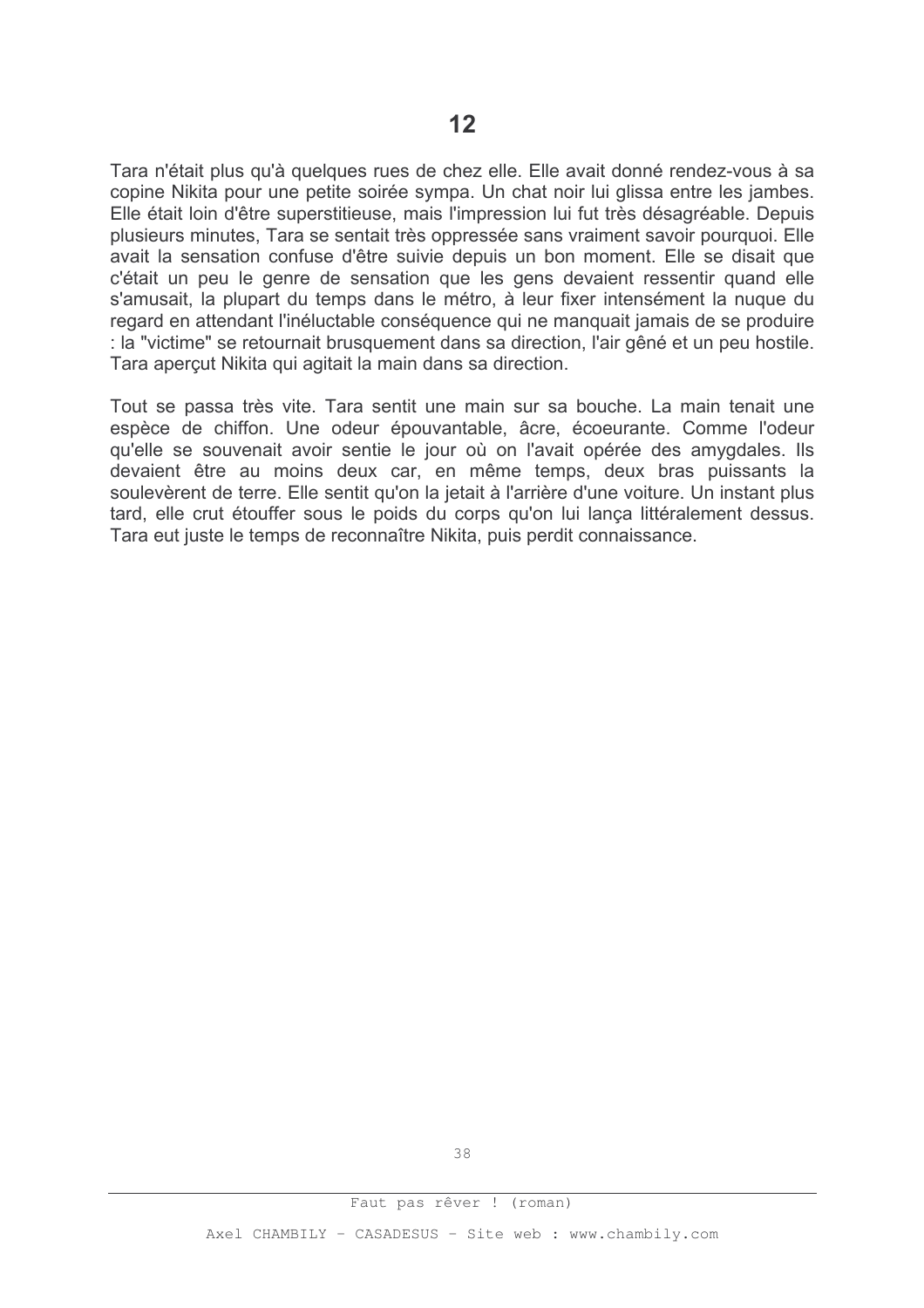## 12

Tara n'était plus qu'à quelques rues de chez elle. Elle avait donné rendez-vous à sa copine Nikita pour une petite soirée sympa. Un chat noir lui glissa entre les jambes. Elle était loin d'être superstitieuse, mais l'impression lui fut très désagréable. Depuis plusieurs minutes, Tara se sentait très oppressée sans vraiment savoir pourquoi. Elle avait la sensation confuse d'être suivie depuis un bon moment. Elle se disait que c'était un peu le genre de sensation que les gens devaient ressentir quand elle s'amusait, la plupart du temps dans le métro, à leur fixer intensément la nuque du regard en attendant l'inéluctable conséquence qui ne manquait jamais de se produire : la "victime" se retournait brusquement dans sa direction, l'air gêné et un peu hostile. Tara aperçut Nikita qui agitait la main dans sa direction.

Tout se passa très vite. Tara sentit une main sur sa bouche. La main tenait une espèce de chiffon. Une odeur épouvantable, âcre, écoeurante. Comme l'odeur qu'elle se souvenait avoir sentie le jour où on l'avait opérée des amygdales. Ils devaient être au moins deux car, en même temps, deux bras puissants la soulevèrent de terre. Elle sentit qu'on la jetait à l'arrière d'une voiture. Un instant plus tard, elle crut étouffer sous le poids du corps qu'on lui lança littéralement dessus. Tara eut juste le temps de reconnaître Nikita, puis perdit connaissance.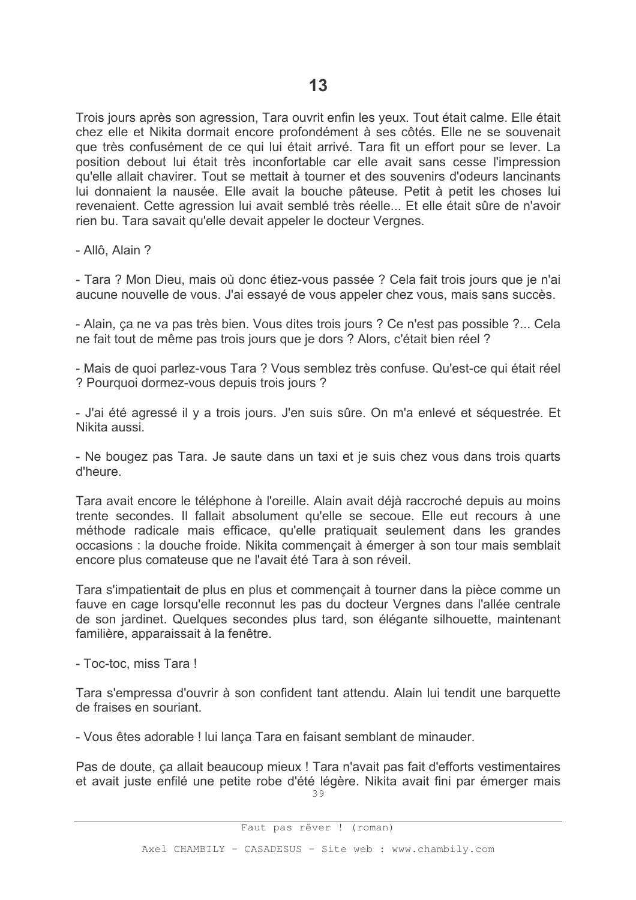# 13

Trois jours après son agression, Tara ouvrit enfin les yeux. Tout était calme. Elle était chez elle et Nikita dormait encore profondément à ses côtés. Elle ne se souvenait que très confusément de ce qui lui était arrivé. Tara fit un effort pour se lever. La position debout lui était très inconfortable car elle avait sans cesse l'impression qu'elle allait chavirer. Tout se mettait à tourner et des souvenirs d'odeurs lancinants lui donnaient la nausée. Elle avait la bouche pâteuse. Petit à petit les choses lui revenaient. Cette agression lui avait semblé très réelle... Et elle était sûre de n'avoir rien bu. Tara savait qu'elle devait appeler le docteur Vergnes.

- Allô, Alain ?

- Tara ? Mon Dieu, mais où donc étiez-vous passée ? Cela fait trois jours que je n'ai aucune nouvelle de vous. J'ai essayé de vous appeler chez vous, mais sans succès.

- Alain, ça ne va pas très bien. Vous dites trois jours ? Ce n'est pas possible ?... Cela ne fait tout de même pas trois jours que je dors ? Alors, c'était bien réel ?

- Mais de quoi parlez-vous Tara ? Vous semblez très confuse. Qu'est-ce qui était réel ? Pourquoi dormez-vous depuis trois jours ?

- J'ai été agressé il y a trois jours. J'en suis sûre. On m'a enlevé et séquestrée. Et Nikita aussi.

- Ne bougez pas Tara. Je saute dans un taxi et je suis chez vous dans trois quarts d'heure.

Tara avait encore le téléphone à l'oreille. Alain avait déjà raccroché depuis au moins trente secondes. Il fallait absolument qu'elle se secoue. Elle eut recours à une méthode radicale mais efficace, qu'elle pratiquait seulement dans les grandes occasions : la douche froide. Nikita commençait à émerger à son tour mais semblait encore plus comateuse que ne l'avait été Tara à son réveil.

Tara s'impatientait de plus en plus et commençait à tourner dans la pièce comme un fauve en cage lorsqu'elle reconnut les pas du docteur Vergnes dans l'allée centrale de son jardinet. Quelques secondes plus tard, son élégante silhouette, maintenant familière, apparaissait à la fenêtre.

- Toc-toc, miss Tara !

Tara s'empressa d'ouvrir à son confident tant attendu. Alain lui tendit une barquette de fraises en souriant.

- Vous êtes adorable ! lui lança Tara en faisant semblant de minauder.

Pas de doute, ça allait beaucoup mieux ! Tara n'avait pas fait d'efforts vestimentaires et avait juste enfilé une petite robe d'été légère. Nikita avait fini par émerger mais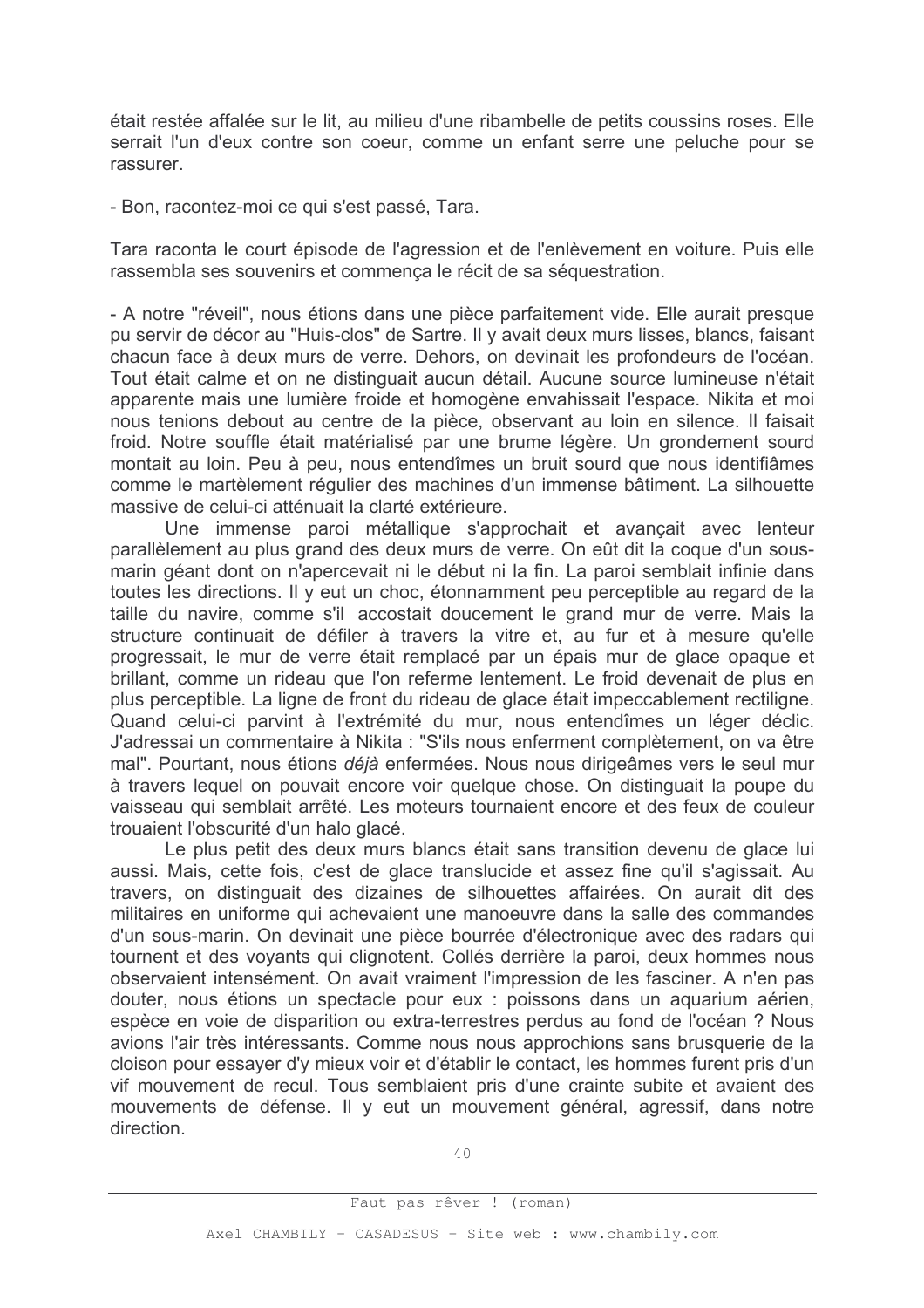était restée affalée sur le lit, au milieu d'une ribambelle de petits coussins roses. Elle serrait l'un d'eux contre son coeur, comme un enfant serre une peluche pour se rassurer.

- Bon, racontez-moi ce qui s'est passé, Tara.

Tara raconta le court épisode de l'agression et de l'enlèvement en voiture. Puis elle rassembla ses souvenirs et commença le récit de sa séquestration.

- A notre "réveil", nous étions dans une pièce parfaitement vide. Elle aurait presque pu servir de décor au "Huis-clos" de Sartre. Il y avait deux murs lisses, blancs, faisant chacun face à deux murs de verre. Dehors, on devinait les profondeurs de l'océan. Tout était calme et on ne distinguait aucun détail. Aucune source lumineuse n'était apparente mais une lumière froide et homogène envahissait l'espace. Nikita et moi nous tenions debout au centre de la pièce, observant au loin en silence. Il faisait froid. Notre souffle était matérialisé par une brume légère. Un grondement sourd montait au loin. Peu à peu, nous entendîmes un bruit sourd que nous identifiâmes comme le martèlement régulier des machines d'un immense bâtiment. La silhouette massive de celui-ci atténuait la clarté extérieure.

Une immense paroi métallique s'approchait et avançait avec lenteur parallèlement au plus grand des deux murs de verre. On eût dit la coque d'un sous-marin géant dont on n'apercevait ni le début ni la fin. La paroi semblait infinie dans toutes les directions. Il y eut un choc, étonnamment peu perceptible au regard de la taille du navire, comme s'il accostait doucement le grand mur de verre. Mais la structure continuait de défiler à travers la vitre et, au fur et à mesure qu'elle progressait, le mur de verre était remplacé par un épais mur de glace opaque et brillant, comme un rideau que l'on referme lentement. Le froid devenait de plus en plus perceptible. La ligne de front du rideau de glace était impeccablement rectiligne. Quand celui-ci parvint à l'extrémité du mur, nous entendîmes un léger déclic. J'adressai un commentaire à Nikita : "S'ils nous enferment complètement, on va être mal". Pourtant, nous étions *déjà* enfermées. Nous nous dirigeâmes vers le seul mur à travers lequel on pouvait encore voir quelque chose. On distinguait la poupe du vaisseau qui semblait arrêté. Les moteurs tournaient encore et des feux de couleur trouaient l'obscurité d'un halo glacé.

Le plus petit des deux murs blancs était sans transition devenu de glace lui aussi. Mais, cette fois, c'est de glace translucide et assez fine qu'il s'agissait. Au travers, on distinguait des dizaines de silhouettes affairées. On aurait dit des militaires en uniforme qui achevaient une manoeuvre dans la salle des commandes d'un sous-marin. On devinait une pièce bourrée d'électronique avec des radars qui tournent et des voyants qui clignotent. Collés derrière la paroi, deux hommes nous observaient intensément. On avait vraiment l'impression de les fasciner. A n'en pas douter, nous étions un spectacle pour eux : poissons dans un aquarium aérien, espèce en voie de disparition ou extra-terrestres perdus au fond de l'océan ? Nous avions l'air très intéressants. Comme nous nous approchions sans brusquerie de la cloison pour essayer d'y mieux voir et d'établir le contact, les hommes furent pris d'un vif mouvement de recul. Tous semblaient pris d'une crainte subite et avaient des mouvements de défense. Il y eut un mouvement général, agressif, dans notre direction.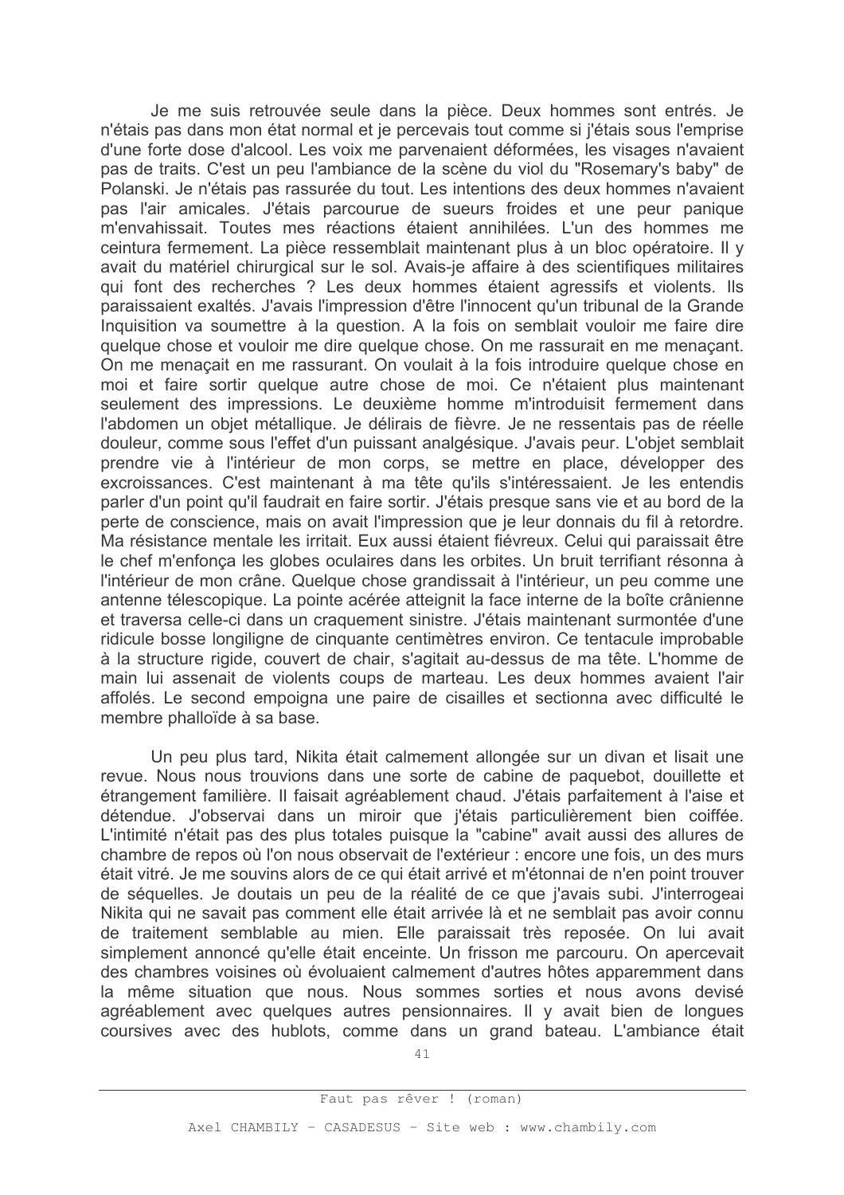Je me suis retrouvée seule dans la pièce. Deux hommes sont entrés. Je n'étais pas dans mon état normal et je percevais tout comme si j'étais sous l'emprise d'une forte dose d'alcool. Les voix me parvenaient déformées, les visages n'avaient pas de traits. C'est un peu l'ambiance de la scène du viol du "Rosemary's baby" de Polanski. Je n'étais pas rassurée du tout. Les intentions des deux hommes n'avaient pas l'air amicales. J'étais parcourue de sueurs froides et une peur panique m'envahissait. Toutes mes réactions étaient annihilées. L'un des hommes me ceintura fermement. La pièce ressemblait maintenant plus à un bloc opératoire. Il y avait du matériel chirurgical sur le sol. Avais-je affaire à des scientifiques militaires qui font des recherches ? Les deux hommes étaient agressifs et violents. Ils paraissaient exaltés. J'avais l'impression d'être l'innocent qu'un tribunal de la Grande Inquisition va soumettre à la question. A la fois on semblait vouloir me faire dire quelque chose et vouloir me dire quelque chose. On me rassurait en me menaçant. On me menaçait en me rassurant. On voulait à la fois introduire quelque chose en moi et faire sortir quelque autre chose de moi. Ce n'étaient plus maintenant seulement des impressions. Le deuxième homme m'introduisit fermement dans l'abdomen un objet métallique. Je délirais de fièvre. Je ne ressentais pas de réelle douleur, comme sous l'effet d'un puissant analgésique. J'avais peur. L'objet semblait prendre vie à l'intérieur de mon corps, se mettre en place, développer des excroissances. C'est maintenant à ma tête qu'ils s'intéressaient. Je les entendis parler d'un point qu'il faudrait en faire sortir. J'étais presque sans vie et au bord de la perte de conscience, mais on avait l'impression que je leur donnais du fil à retordre. Ma résistance mentale les irritait. Eux aussi étaient fiévreux. Celui qui paraissait être le chef m'enfonça les globes oculaires dans les orbites. Un bruit terrifiant résonna à l'intérieur de mon crâne. Quelque chose grandissait à l'intérieur, un peu comme une antenne télescopique. La pointe acérée atteignit la face interne de la boîte crânienne et traversa celle-ci dans un craquement sinistre. J'étais maintenant surmontée d'une ridicule bosse longiligne de cinquante centimètres environ. Ce tentacule improbable à la structure rigide, couvert de chair, s'agitait au-dessus de ma tête. L'homme de main lui assenait de violents coups de marteau. Les deux hommes avaient l'air affolés. Le second empoigna une paire de cisailles et sectionna avec difficulté le membre phalloïde à sa base.

Un peu plus tard, Nikita était calmement allongée sur un divan et lisait une revue. Nous nous trouvions dans une sorte de cabine de paquebot, douillette et étrangement familière. Il faisait agréablement chaud. J'étais parfaitement à l'aise et détendue. J'observai dans un miroir que j'étais particulièrement bien coiffée. L'intimité n'était pas des plus totales puisque la "cabine" avait aussi des allures de chambre de repos où l'on nous observait de l'extérieur : encore une fois, un des murs était vitré. Je me souvins alors de ce qui était arrivé et m'étonnai de n'en point trouver de séquelles. Je doutais un peu de la réalité de ce que j'avais subi. J'interrogeai Nikita qui ne savait pas comment elle était arrivée là et ne semblait pas avoir connu de traitement semblable au mien. Elle paraissait très reposée. On lui avait simplement annoncé qu'elle était enceinte. Un frisson me parcouru. On apercevait des chambres voisines où évoluaient calmement d'autres hôtes apparemment dans la même situation que nous. Nous sommes sorties et nous avons devisé agréablement avec quelques autres pensionnaires. Il y avait bien de longues coursives avec des hublots, comme dans un grand bateau. L'ambiance était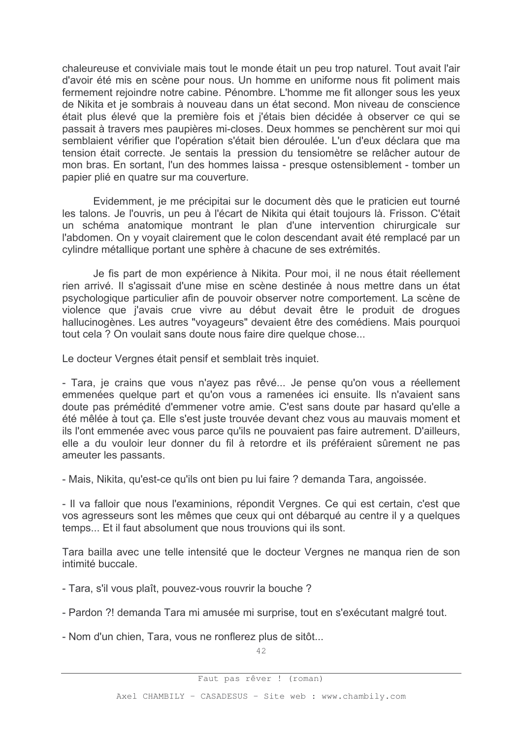chaleureuse et conviviale mais tout le monde était un peu trop naturel. Tout avait l'air d'avoir été mis en scène pour nous. Un homme en uniforme nous fit poliment mais fermement rejoindre notre cabine. Pénombre. L'homme me fit allonger sous les yeux de Nikita et je sombrais à nouveau dans un état second. Mon niveau de conscience était plus élevé que la première fois et j'étais bien décidée à observer ce qui se passait à travers mes paupières mi-closes. Deux hommes se penchèrent sur moi qui semblaient vérifier que l'opération s'était bien déroulée. L'un d'eux déclara que ma tension était correcte. Je sentais la pression du tensiomètre se relâcher autour de mon bras. En sortant, l'un des hommes laissa - presque ostensiblement - tomber un papier plié en quatre sur ma couverture.

Evidemment, je me précipitai sur le document dès que le praticien eut tourné les talons. Je l'ouvris, un peu à l'écart de Nikita qui était toujours là. Frisson. C'était un schéma anatomique montrant le plan d'une intervention chirurgicale sur l'abdomen. On y voyait clairement que le colon descendant avait été remplacé par un cylindre métallique portant une sphère à chacune de ses extrémités.

Je fis part de mon expérience à Nikita. Pour moi, il ne nous était réellement rien arrivé. Il s'agissait d'une mise en scène destinée à nous mettre dans un état psychologique particulier afin de pouvoir observer notre comportement. La scène de violence que j'avais crue vivre au début devait être le produit de drogues hallucinogènes. Les autres "voyageurs" devaient être des comédiens. Mais pourquoi tout cela ? On voulait sans doute nous faire dire quelque chose...

Le docteur Vergnes était pensif et semblait très inquiet.

- Tara, je crains que vous n'ayez pas rêvé... Je pense qu'on vous a réellement emmenées quelque part et qu'on vous a ramenées ici ensuite. Ils n'avaient sans doute pas prémédité d'emmener votre amie. C'est sans doute par hasard qu'elle a été mêlée à tout ça. Elle s'est juste trouvée devant chez vous au mauvais moment et ils l'ont emmenée avec vous parce qu'ils ne pouvaient pas faire autrement. D'ailleurs, elle a du vouloir leur donner du fil à retordre et ils préféraient sûrement ne pas ameuter les passants.

- Mais, Nikita, qu'est-ce qu'ils ont bien pu lui faire ? demanda Tara, angoissée.

- Il va falloir que nous l'examinions, répondit Vergnes. Ce qui est certain, c'est que vos agresseurs sont les mêmes que ceux qui ont débarqué au centre il y a quelques temps... Et il faut absolument que nous trouvions qui ils sont.

Tara bailla avec une telle intensité que le docteur Vergnes ne manqua rien de son intimité buccale.

- Tara, s'il vous plaît, pouvez-vous rouvrir la bouche ?

- Pardon ?! demanda Tara mi amusée mi surprise, tout en s'exécutant malgré tout.

- Nom d'un chien, Tara, vous ne ronflerez plus de sitôt...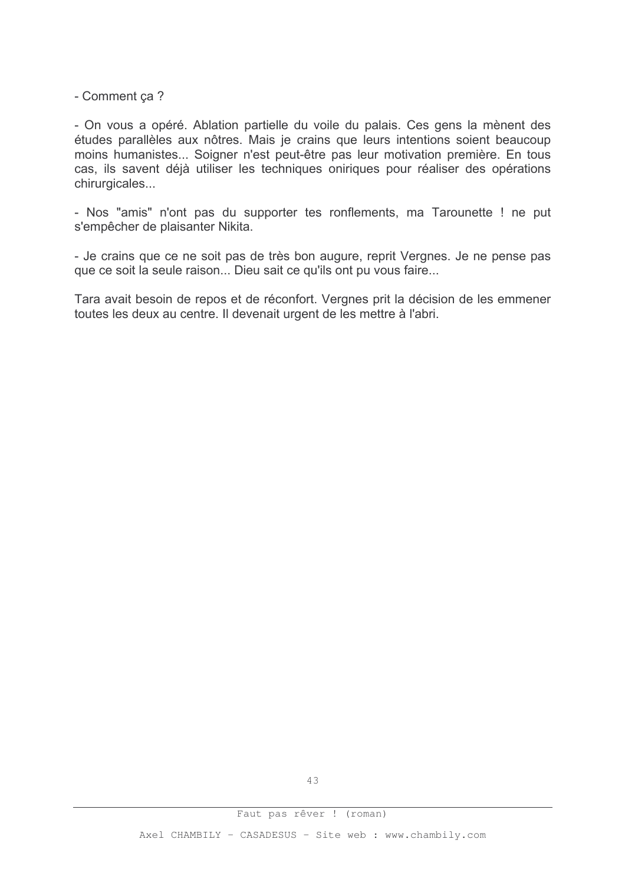- Comment ça ?

- On vous a opéré. Ablation partielle du voile du palais. Ces gens la mènent des études parallèles aux nôtres. Mais je crains que leurs intentions soient beaucoup moins humanistes... Soigner n'est peut-être pas leur motivation première. En tous cas, ils savent déjà utiliser les techniques oniriques pour réaliser des opérations chirurgicales...

- Nos "amis" n'ont pas du supporter tes ronflements, ma Tarounette ! ne put s'empêcher de plaisanter Nikita.

- Je crains que ce ne soit pas de très bon augure, reprit Vergnes. Je ne pense pas que ce soit la seule raison... Dieu sait ce qu'ils ont pu vous faire...

Tara avait besoin de repos et de réconfort. Vergnes prit la décision de les emmener toutes les deux au centre. Il devenait urgent de les mettre à l'abri.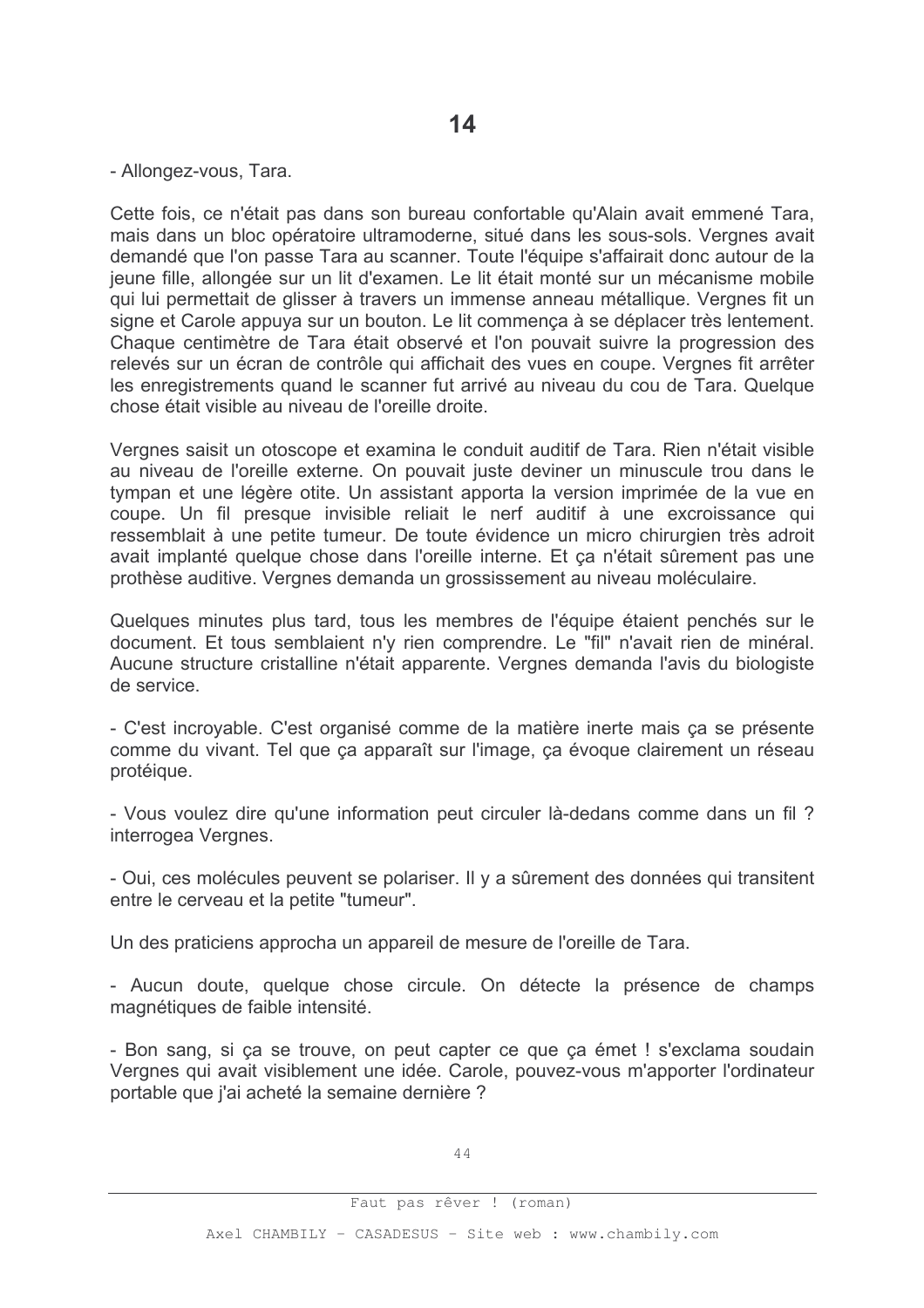## 14

- Allongez-vous, Tara.

Cette fois, ce n'était pas dans son bureau confortable qu'Alain avait emmené Tara, mais dans un bloc opératoire ultramoderne, situé dans les sous-sols. Vergnes avait demandé que l'on passe Tara au scanner. Toute l'équipe s'affairait donc autour de la jeune fille, allongée sur un lit d'examen. Le lit était monté sur un mécanisme mobile qui lui permettait de glisser à travers un immense anneau métallique. Vergnes fit un signe et Carole appuya sur un bouton. Le lit commença à se déplacer très lentement. Chaque centimètre de Tara était observé et l'on pouvait suivre la progression des relevés sur un écran de contrôle qui affichait des vues en coupe. Vergnes fit arrêter les enregistrements quand le scanner fut arrivé au niveau du cou de Tara. Quelque chose était visible au niveau de l'oreille droite.

Vergnes saisit un otoscope et examina le conduit auditif de Tara. Rien n'était visible au niveau de l'oreille externe. On pouvait juste deviner un minuscule trou dans le tympan et une légère otite. Un assistant apporta la version imprimée de la vue en coupe. Un fil presque invisible reliait le nerf auditif à une excroissance qui ressemblait à une petite tumeur. De toute évidence un micro chirurgien très adroit avait implanté quelque chose dans l'oreille interne. Et ça n'était sûrement pas une prothèse auditive. Vergnes demanda un grossissement au niveau moléculaire.

Quelques minutes plus tard, tous les membres de l'équipe étaient penchés sur le document. Et tous semblaient n'y rien comprendre. Le "fil" n'avait rien de minéral. Aucune structure cristalline n'était apparente. Vergnes demanda l'avis du biologiste de service.

- C'est incroyable. C'est organisé comme de la matière inerte mais ça se présente comme du vivant. Tel que ça apparaît sur l'image, ça évoque clairement un réseau protéique.

- Vous voulez dire qu'une information peut circuler là-dedans comme dans un fil ? interrogea Vergnes.

- Oui, ces molécules peuvent se polariser. Il y a sûrement des données qui transitent entre le cerveau et la petite "tumeur".

Un des praticiens approcha un appareil de mesure de l'oreille de Tara.

- Aucun doute, quelque chose circule. On détecte la présence de champs magnétiques de faible intensité.

- Bon sang, si ça se trouve, on peut capter ce que ça émet ! s'exclama soudain Vergnes qui avait visiblement une idée. Carole, pouvez-vous m'apporter l'ordinateur portable que j'ai acheté la semaine dernière ?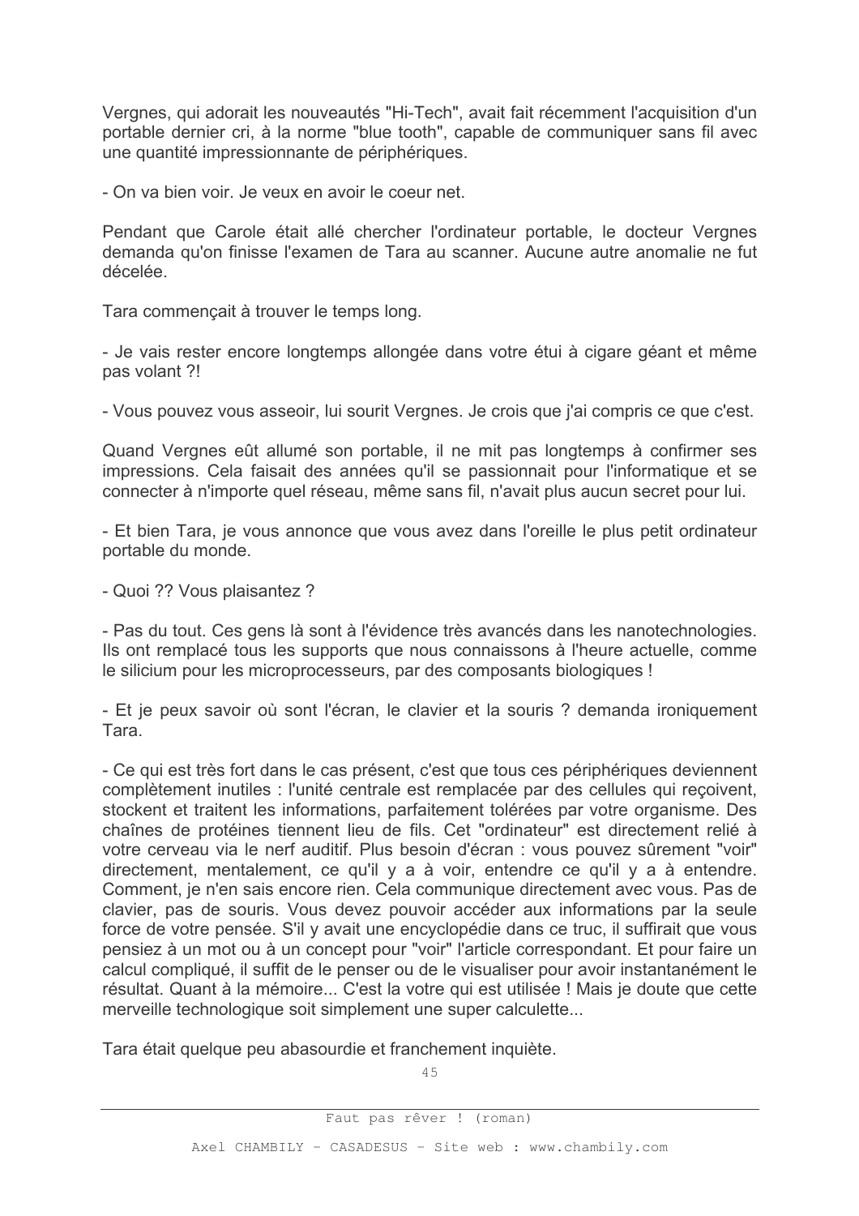Vergnes, qui adorait les nouveautés "Hi-Tech", avait fait récemment l'acquisition d'un portable dernier cri, à la norme "blue tooth", capable de communiquer sans fil avec une quantité impressionnante de périphériques.

- On va bien voir. Je veux en avoir le coeur net.

Pendant que Carole était allé chercher l'ordinateur portable, le docteur Vergnes demanda qu'on finisse l'examen de Tara au scanner. Aucune autre anomalie ne fut décelée.

Tara commençait à trouver le temps long.

- Je vais rester encore longtemps allongée dans votre étui à cigare géant et même pas volant ?!

- Vous pouvez vous asseoir, lui sourit Vergnes. Je crois que j'ai compris ce que c'est.

Quand Vergnes eût allumé son portable, il ne mit pas longtemps à confirmer ses impressions. Cela faisait des années qu'il se passionnait pour l'informatique et se connecter à n'importe quel réseau, même sans fil, n'avait plus aucun secret pour lui.

- Et bien Tara, je vous annonce que vous avez dans l'oreille le plus petit ordinateur portable du monde.

- Quoi ?? Vous plaisantez ?

- Pas du tout. Ces gens là sont à l'évidence très avancés dans les nanotechnologies. Ils ont remplacé tous les supports que nous connaissons à l'heure actuelle, comme le silicium pour les microprocesseurs, par des composants biologiques !

- Et je peux savoir où sont l'écran, le clavier et la souris ? demanda ironiquement Tara.

- Ce qui est très fort dans le cas présent, c'est que tous ces périphériques deviennent complètement inutiles : l'unité centrale est remplacée par des cellules qui reçoivent, stockent et traitent les informations, parfaitement tolérées par votre organisme. Des chaînes de protéines tiennent lieu de fils. Cet "ordinateur" est directement relié à votre cerveau via le nerf auditif. Plus besoin d'écran : vous pouvez sûrement "voir" directement, mentalement, ce qu'il y a à voir, entendre ce qu'il y a à entendre. Comment, je n'en sais encore rien. Cela communique directement avec vous. Pas de clavier, pas de souris. Vous devez pouvoir accéder aux informations par la seule force de votre pensée. S'il y avait une encyclopédie dans ce truc, il suffirait que vous pensiez à un mot ou à un concept pour "voir" l'article correspondant. Et pour faire un calcul compliqué, il suffit de le penser ou de le visualiser pour avoir instantanément le résultat. Quant à la mémoire... C'est la votre qui est utilisée ! Mais je doute que cette merveille technologique soit simplement une super calculette...

Tara était quelque peu abasourdie et franchement inquiète.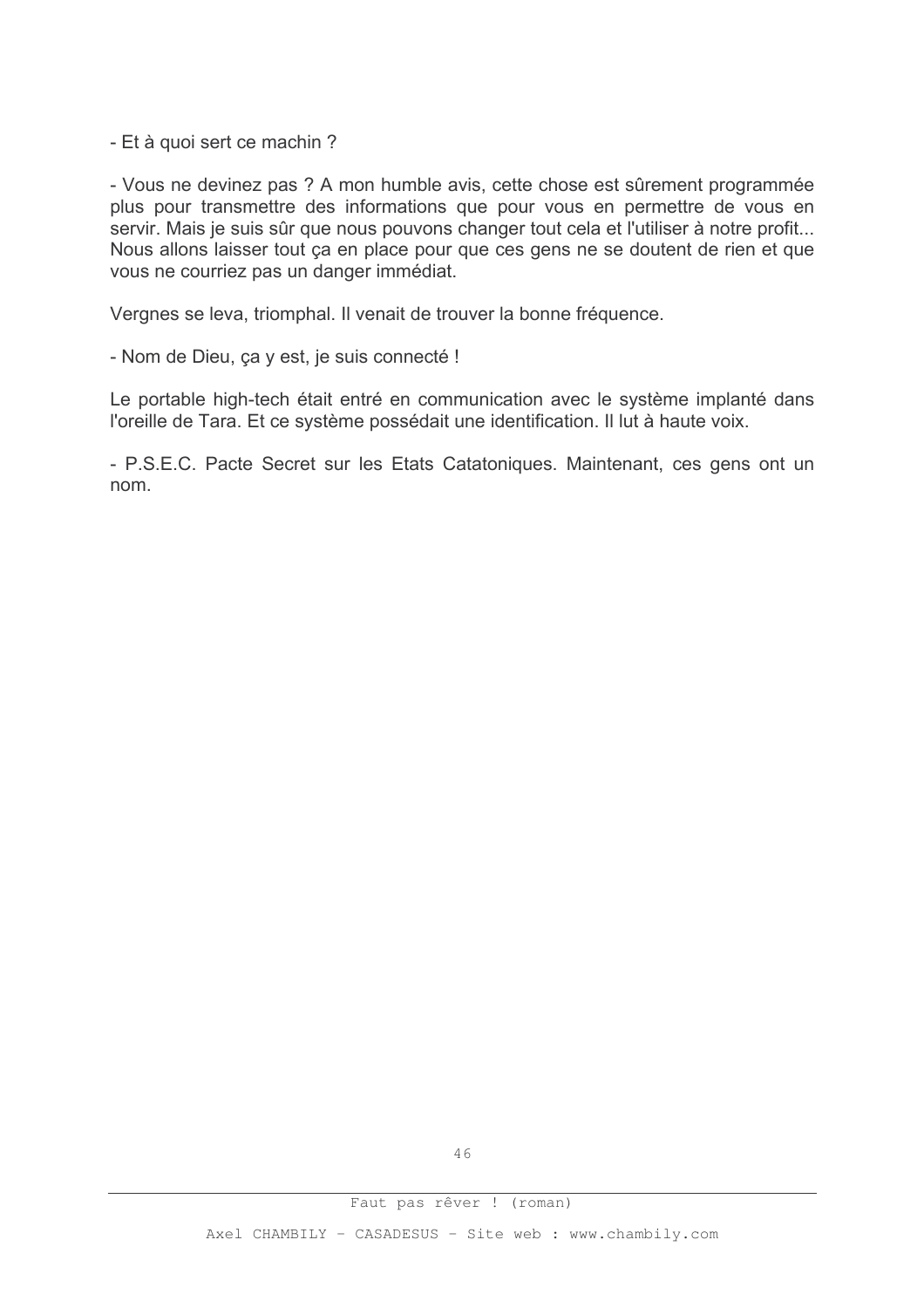- Et à quoi sert ce machin ?

- Vous ne devinez pas ? A mon humble avis, cette chose est sûrement programmée plus pour transmettre des informations que pour vous en permettre de vous en servir. Mais je suis sûr que nous pouvons changer tout cela et l'utiliser à notre profit... Nous allons laisser tout ça en place pour que ces gens ne se doutent de rien et que vous ne courriez pas un danger immédiat.

Vergnes se leva, triomphal. Il venait de trouver la bonne fréquence.

- Nom de Dieu, ça y est, je suis connecté !

Le portable high-tech était entré en communication avec le système implanté dans l'oreille de Tara. Et ce système possédait une identification. Il lut à haute voix.

- P.S.E.C. Pacte Secret sur les Etats Catatoniques. Maintenant, ces gens ont un nom.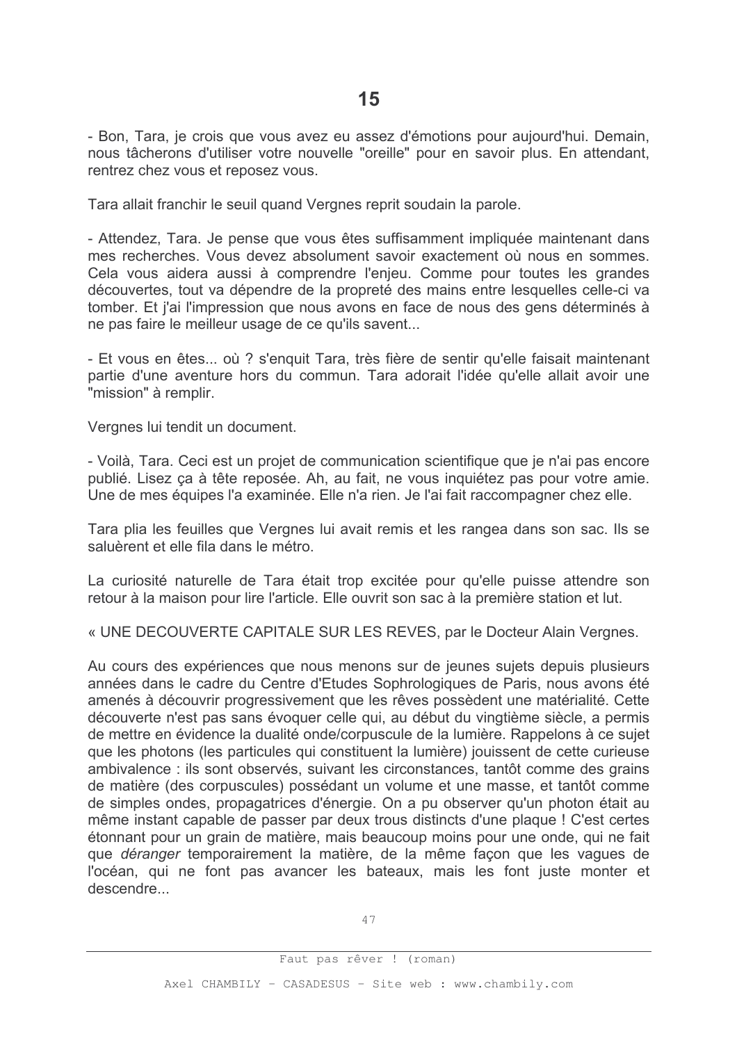# 15

- Bon, Tara, je crois que vous avez eu assez d'émotions pour aujourd'hui. Demain, nous tâcherons d'utiliser votre nouvelle "oreille" pour en savoir plus. En attendant, rentrez chez vous et reposez vous.

Tara allait franchir le seuil quand Vergnes reprit soudain la parole.

- Attendez, Tara. Je pense que vous êtes suffisamment impliquée maintenant dans mes recherches. Vous devez absolument savoir exactement où nous en sommes. Cela vous aidera aussi à comprendre l'enjeu. Comme pour toutes les grandes découvertes, tout va dépendre de la propreté des mains entre lesquelles celle-ci va tomber. Et j'ai l'impression que nous avons en face de nous des gens déterminés à ne pas faire le meilleur usage de ce qu'ils savent...

- Et vous en êtes... où ? s'enquit Tara, très fière de sentir qu'elle faisait maintenant partie d'une aventure hors du commun. Tara adorait l'idée qu'elle allait avoir une "mission" à remplir.

Vergnes lui tendit un document.

- Voilà, Tara. Ceci est un projet de communication scientifique que je n'ai pas encore publié. Lisez ça à tête reposée. Ah, au fait, ne vous inquiétez pas pour votre amie. Une de mes équipes l'a examinée. Elle n'a rien. Je l'ai fait raccompagner chez elle.

Tara plia les feuilles que Vergnes lui avait remis et les rangea dans son sac. Ils se saluèrent et elle fila dans le métro.

La curiosité naturelle de Tara était trop excitée pour qu'elle puisse attendre son retour à la maison pour lire l'article. Elle ouvrit son sac à la première station et lut.

« UNE DECOUVERTE CAPITALE SUR LES REVES, par le Docteur Alain Vergnes.

Au cours des expériences que nous menons sur de jeunes sujets depuis plusieurs années dans le cadre du Centre d'Etudes Sophrologiques de Paris, nous avons été amenés à découvrir progressivement que les rêves possèdent une matérialité. Cette découverte n'est pas sans évoquer celle qui, au début du vingtième siècle, a permis de mettre en évidence la dualité onde/corpuscule de la lumière. Rappelons à ce sujet que les photons (les particules qui constituent la lumière) jouissent de cette curieuse ambivalence : ils sont observés, suivant les circonstances, tantôt comme des grains de matière (des corpuscules) possédant un volume et une masse, et tantôt comme de simples ondes, propagatrices d'énergie. On a pu observer qu'un photon était au même instant capable de passer par deux trous distincts d'une plaque ! C'est certes étonnant pour un grain de matière, mais beaucoup moins pour une onde, qui ne fait que *déranger* temporairement la matière, de la même façon que les vagues de l'océan, qui ne font pas avancer les bateaux, mais les font juste monter et descendre...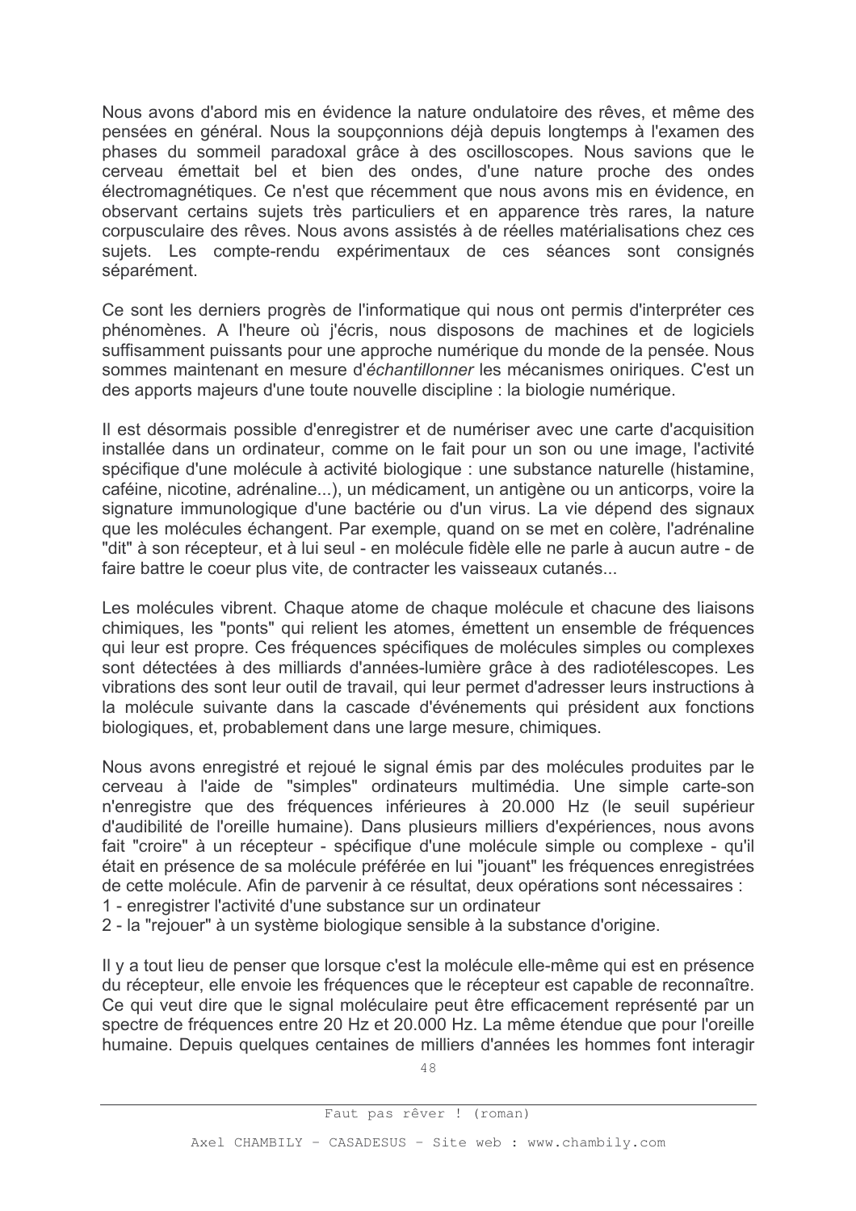Nous avons d'abord mis en évidence la nature ondulatoire des rêves, et même des pensées en général. Nous la soupçonnions déjà depuis longtemps à l'examen des phases du sommeil paradoxal grâce à des oscilloscopes. Nous savions que le cerveau émettait bel et bien des ondes, d'une nature proche des ondes électromagnétiques. Ce n'est que récemment que nous avons mis en évidence, en observant certains sujets très particuliers et en apparence très rares, la nature corpusculaire des rêves. Nous avons assistés à de réelles matérialisations chez ces sujets. Les compte-rendu expérimentaux de ces séances sont consignés séparément.

Ce sont les derniers progrès de l'informatique qui nous ont permis d'interpréter ces phénomènes. A l'heure où j'écris, nous disposons de machines et de logiciels suffisamment puissants pour une approche numérique du monde de la pensée. Nous sommes maintenant en mesure d'*échantillonner* les mécanismes oniriques. C'est un des apports majeurs d'une toute nouvelle discipline : la biologie numérique.

Il est désormais possible d'enregistrer et de numériser avec une carte d'acquisition installée dans un ordinateur, comme on le fait pour un son ou une image, l'activité spécifique d'une molécule à activité biologique : une substance naturelle (histamine, caféine, nicotine, adrénaline...), un médicament, un antigène ou un anticorps, voire la signature immunologique d'une bactérie ou d'un virus. La vie dépend des signaux que les molécules échangent. Par exemple, quand on se met en colère, l'adrénaline "dit" à son récepteur, et à lui seul - en molécule fidèle elle ne parle à aucun autre - de faire battre le coeur plus vite, de contracter les vaisseaux cutanés...

Les molécules vibrent. Chaque atome de chaque molécule et chacune des liaisons chimiques, les "ponts" qui relient les atomes, émettent un ensemble de fréquences qui leur est propre. Ces fréquences spécifiques de molécules simples ou complexes sont détectées à des milliards d'années-lumière grâce à des radiotélescopes. Les vibrations des sont leur outil de travail, qui leur permet d'adresser leurs instructions à la molécule suivante dans la cascade d'événements qui président aux fonctions biologiques, et, probablement dans une large mesure, chimiques.

Nous avons enregistré et rejoué le signal émis par des molécules produites par le cerveau à l'aide de "simples" ordinateurs multimédia. Une simple carte-son n'enregistre que des fréquences inférieures à 20.000 Hz (le seuil supérieur d'audibilité de l'oreille humaine). Dans plusieurs milliers d'expériences, nous avons fait "croire" à un récepteur - spécifique d'une molécule simple ou complexe - qu'il était en présence de sa molécule préférée en lui "jouant" les fréquences enregistrées de cette molécule. Afin de parvenir à ce résultat, deux opérations sont nécessaires :

1 - enregistrer l'activité d'une substance sur un ordinateur

2 - la "rejouer" à un système biologique sensible à la substance d'origine.

Il y a tout lieu de penser que lorsque c'est la molécule elle-même qui est en présence du récepteur, elle envoie les fréquences que le récepteur est capable de reconnaître. Ce qui veut dire que le signal moléculaire peut être efficacement représenté par un spectre de fréquences entre 20 Hz et 20.000 Hz. La même étendue que pour l'oreille humaine. Depuis quelques centaines de milliers d'années les hommes font interagir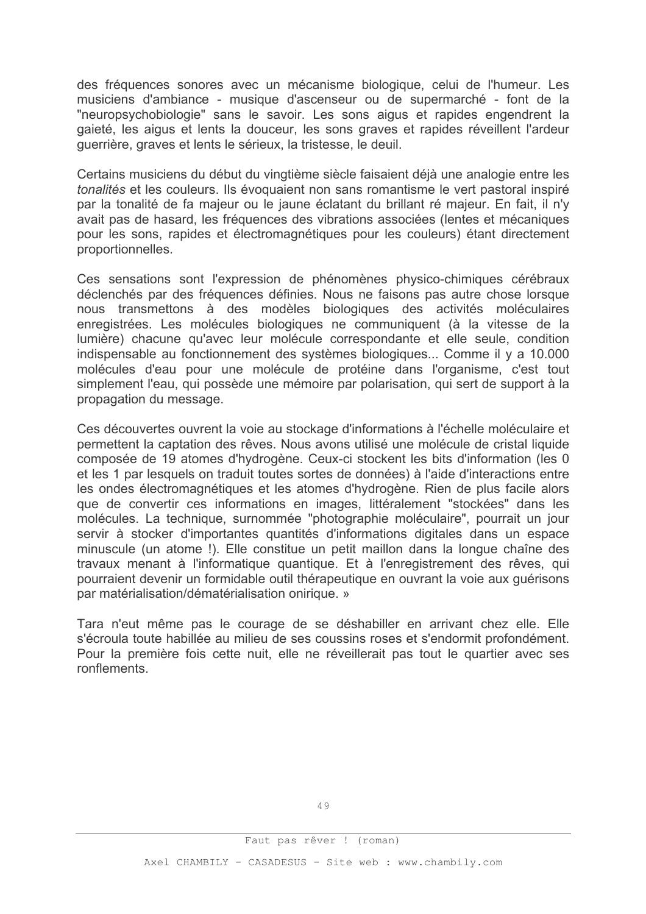des fréquences sonores avec un mécanisme biologique, celui de l'humeur. Les musiciens d'ambiance - musique d'ascenseur ou de supermarché - font de la "neuropsychobiologie" sans le savoir. Les sons aigus et rapides engendrent la gaieté, les aigus et lents la douceur, les sons graves et rapides réveillent l'ardeur guerrière, graves et lents le sérieux, la tristesse, le deuil.

Certains musiciens du début du vingtième siècle faisaient déjà une analogie entre les *tonalités* et les couleurs. Ils évoquaient non sans romantisme le vert pastoral inspiré par la tonalité de fa majeur ou le jaune éclatant du brillant ré majeur. En fait, il n'y avait pas de hasard, les fréquences des vibrations associées (lentes et mécaniques pour les sons, rapides et électromagnétiques pour les couleurs) étant directement proportionnelles.

Ces sensations sont l'expression de phénomènes physico-chimiques cérébraux déclenchés par des fréquences définies. Nous ne faisons pas autre chose lorsque nous transmettons à des modèles biologiques des activités moléculaires enregistrées. Les molécules biologiques ne communiquent (à la vitesse de la lumière) chacune qu'avec leur molécule correspondante et elle seule, condition indispensable au fonctionnement des systèmes biologiques... Comme il y a 10.000 molécules d'eau pour une molécule de protéine dans l'organisme, c'est tout simplement l'eau, qui possède une mémoire par polarisation, qui sert de support à la propagation du message.

Ces découvertes ouvrent la voie au stockage d'informations à l'échelle moléculaire et permettent la captation des rêves. Nous avons utilisé une molécule de cristal liquide composée de 19 atomes d'hydrogène. Ceux-ci stockent les bits d'information (les 0 et les 1 par lesquels on traduit toutes sortes de données) à l'aide d'interactions entre les ondes électromagnétiques et les atomes d'hydrogène. Rien de plus facile alors que de convertir ces informations en images, littéralement "stockées" dans les molécules. La technique, surnommée "photographie moléculaire", pourrait un jour servir à stocker d'importantes quantités d'informations digitales dans un espace minuscule (un atome !). Elle constitue un petit maillon dans la longue chaîne des travaux menant à l'informatique quantique. Et à l'enregistrement des rêves, qui pourraient devenir un formidable outil thérapeutique en ouvrant la voie aux guérisons par matérialisation/dématérialisation onirique. »

Tara n'eut même pas le courage de se déshabiller en arrivant chez elle. Elle s'écroula toute habillée au milieu de ses coussins roses et s'endormit profondément. Pour la première fois cette nuit, elle ne réveillerait pas tout le quartier avec ses ronflements.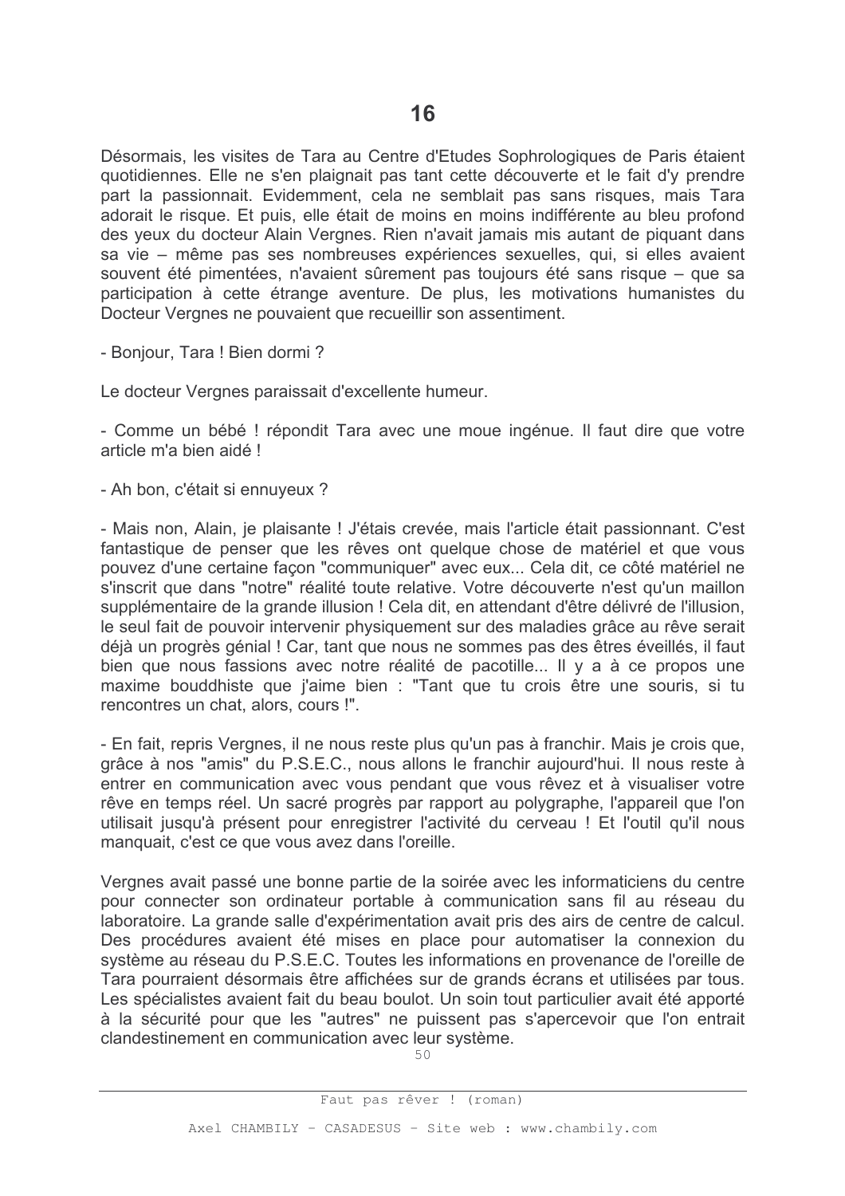## 16

Désormais, les visites de Tara au Centre d'Etudes Sophrologiques de Paris étaient quotidiennes. Elle ne s'en plaignait pas tant cette découverte et le fait d'y prendre part la passionnait. Evidemment, cela ne semblait pas sans risques, mais Tara adorait le risque. Et puis, elle était de moins en moins indifférente au bleu profond des yeux du docteur Alain Vergnes. Rien n'avait jamais mis autant de piquant dans sa vie – même pas ses nombreuses expériences sexuelles, qui, si elles avaient souvent été pimentées, n'avaient sûrement pas toujours été sans risque – que sa participation à cette étrange aventure. De plus, les motivations humanistes du Docteur Vergnes ne pouvaient que recueillir son assentiment.

- Bonjour, Tara ! Bien dormi ?

Le docteur Vergnes paraissait d'excellente humeur.

- Comme un bébé ! répondit Tara avec une moue ingénue. Il faut dire que votre article m'a bien aidé !

- Ah bon, c'était si ennuyeux ?

- Mais non, Alain, je plaisante ! J'étais crevée, mais l'article était passionnant. C'est fantastique de penser que les rêves ont quelque chose de matériel et que vous pouvez d'une certaine façon "communiquer" avec eux... Cela dit, ce côté matériel ne s'inscrit que dans "notre" réalité toute relative. Votre découverte n'est qu'un maillon supplémentaire de la grande illusion ! Cela dit, en attendant d'être délivré de l'illusion, le seul fait de pouvoir intervenir physiquement sur des maladies grâce au rêve serait déjà un progrès génial ! Car, tant que nous ne sommes pas des êtres éveillés, il faut bien que nous fassions avec notre réalité de pacotille... Il y a à ce propos une maxime bouddhiste que j'aime bien : "Tant que tu crois être une souris, si tu rencontres un chat, alors, cours !".

- En fait, repris Vergnes, il ne nous reste plus qu'un pas à franchir. Mais je crois que, grâce à nos "amis" du P.S.E.C., nous allons le franchir aujourd'hui. Il nous reste à entrer en communication avec vous pendant que vous rêvez et à visualiser votre rêve en temps réel. Un sacré progrès par rapport au polygraphe, l'appareil que l'on utilisait jusqu'à présent pour enregistrer l'activité du cerveau ! Et l'outil qu'il nous manquait, c'est ce que vous avez dans l'oreille.

Vergnes avait passé une bonne partie de la soirée avec les informaticiens du centre pour connecter son ordinateur portable à communication sans fil au réseau du laboratoire. La grande salle d'expérimentation avait pris des airs de centre de calcul. Des procédures avaient été mises en place pour automatiser la connexion du système au réseau du P.S.E.C. Toutes les informations en provenance de l'oreille de Tara pourraient désormais être affichées sur de grands écrans et utilisées par tous. Les spécialistes avaient fait du beau boulot. Un soin tout particulier avait été apporté à la sécurité pour que les "autres" ne puissent pas s'apercevoir que l'on entrait clandestinement en communication avec leur système.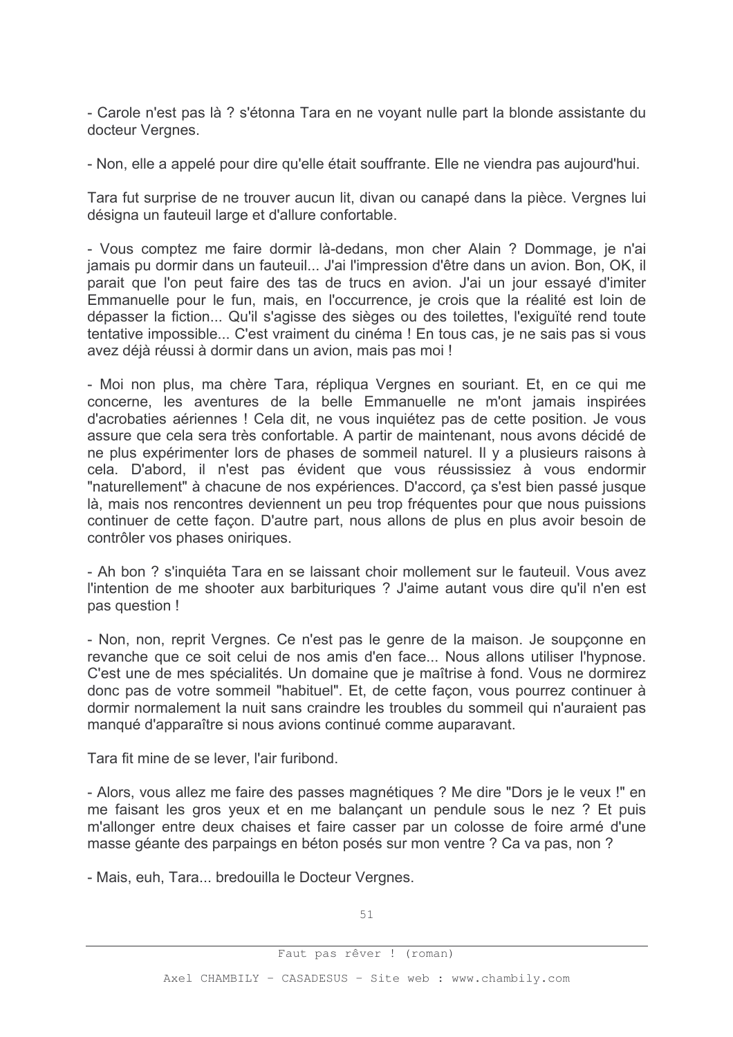- Carole n'est pas là ? s'étonna Tara en ne voyant nulle part la blonde assistante du docteur Vergnes.

- Non, elle a appelé pour dire qu'elle était souffrante. Elle ne viendra pas aujourd'hui.

Tara fut surprise de ne trouver aucun lit, divan ou canapé dans la pièce. Vergnes lui désigna un fauteuil large et d'allure confortable.

- Vous comptez me faire dormir là-dedans, mon cher Alain ? Dommage, je n'ai jamais pu dormir dans un fauteuil... J'ai l'impression d'être dans un avion. Bon, OK, il parait que l'on peut faire des tas de trucs en avion. J'ai un jour essayé d'imiter Emmanuelle pour le fun, mais, en l'occurrence, je crois que la réalité est loin de dépasser la fiction... Qu'il s'agisse des sièges ou des toilettes, l'exiguïté rend toute tentative impossible... C'est vraiment du cinéma ! En tous cas, je ne sais pas si vous avez déjà réussi à dormir dans un avion, mais pas moi !

- Moi non plus, ma chère Tara, répliqua Vergnes en souriant. Et, en ce qui me concerne, les aventures de la belle Emmanuelle ne m'ont jamais inspirées d'acrobaties aériennes ! Cela dit, ne vous inquiétez pas de cette position. Je vous assure que cela sera très confortable. A partir de maintenant, nous avons décidé de ne plus expérimenter lors de phases de sommeil naturel. Il y a plusieurs raisons à cela. D'abord, il n'est pas évident que vous réussissiez à vous endormir "naturellement" à chacune de nos expériences. D'accord, ça s'est bien passé jusque là, mais nos rencontres deviennent un peu trop fréquentes pour que nous puissions continuer de cette façon. D'autre part, nous allons de plus en plus avoir besoin de contrôler vos phases oniriques.

- Ah bon ? s'inquiéta Tara en se laissant choir mollement sur le fauteuil. Vous avez l'intention de me shooter aux barbituriques ? J'aime autant vous dire qu'il n'en est pas question !

- Non, non, reprit Vergnes. Ce n'est pas le genre de la maison. Je soupçonne en revanche que ce soit celui de nos amis d'en face... Nous allons utiliser l'hypnose. C'est une de mes spécialités. Un domaine que je maîtrise à fond. Vous ne dormirez donc pas de votre sommeil "habituel". Et, de cette façon, vous pourrez continuer à dormir normalement la nuit sans craindre les troubles du sommeil qui n'auraient pas manqué d'apparaître si nous avions continué comme auparavant.

Tara fit mine de se lever, l'air furibond.

- Alors, vous allez me faire des passes magnétiques ? Me dire "Dors je le veux !" en me faisant les gros yeux et en me balançant un pendule sous le nez ? Et puis m'allonger entre deux chaises et faire casser par un colosse de foire armé d'une masse géante des parpaings en béton posés sur mon ventre ? Ca va pas, non ?

- Mais, euh, Tara... bredouilla le Docteur Vergnes.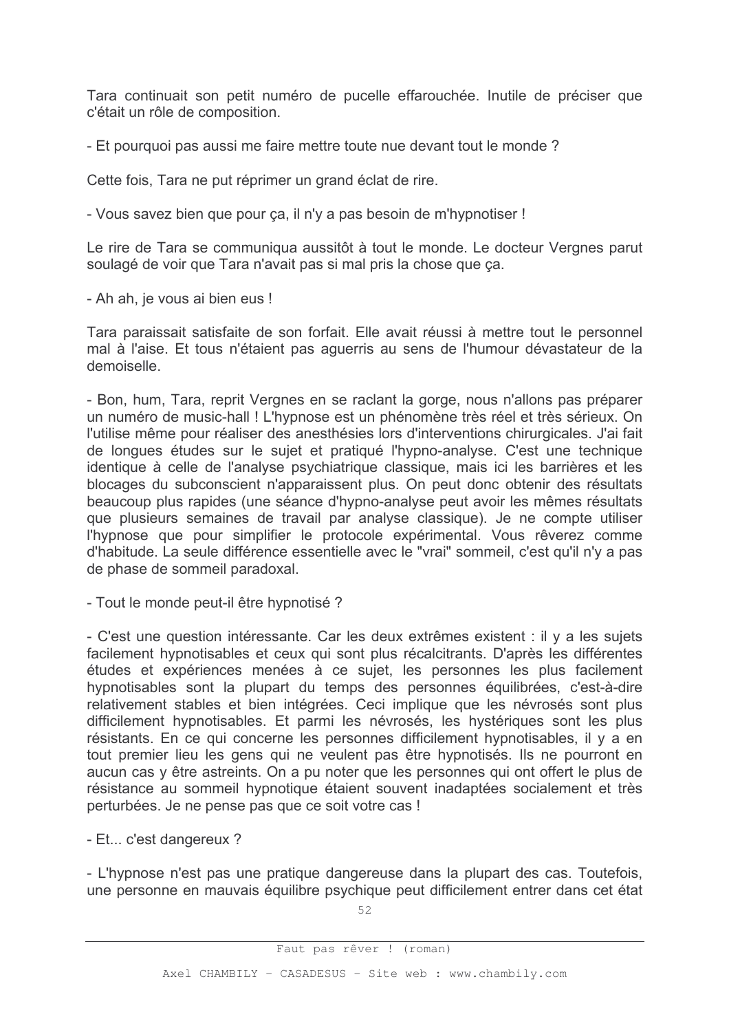Tara continuait son petit numéro de pucelle effarouchée. Inutile de préciser que c'était un rôle de composition.

- Et pourquoi pas aussi me faire mettre toute nue devant tout le monde ?

Cette fois, Tara ne put réprimer un grand éclat de rire.

- Vous savez bien que pour ça, il n'y a pas besoin de m'hypnotiser !

Le rire de Tara se communiqua aussitôt à tout le monde. Le docteur Vergnes parut soulagé de voir que Tara n'avait pas si mal pris la chose que ça.

- Ah ah, je vous ai bien eus !

Tara paraissait satisfaite de son forfait. Elle avait réussi à mettre tout le personnel mal à l'aise. Et tous n'étaient pas aguerris au sens de l'humour dévastateur de la demoiselle.

- Bon, hum, Tara, reprit Vergnes en se raclant la gorge, nous n'allons pas préparer un numéro de music-hall ! L'hypnose est un phénomène très réel et très sérieux. On l'utilise même pour réaliser des anesthésies lors d'interventions chirurgicales. J'ai fait de longues études sur le sujet et pratiqué l'hypno-analyse. C'est une technique identique à celle de l'analyse psychiatrique classique, mais ici les barrières et les blocages du subconscient n'apparaissent plus. On peut donc obtenir des résultats beaucoup plus rapides (une séance d'hypno-analyse peut avoir les mêmes résultats que plusieurs semaines de travail par analyse classique). Je ne compte utiliser l'hypnose que pour simplifier le protocole expérimental. Vous rêverez comme d'habitude. La seule différence essentielle avec le "vrai" sommeil, c'est qu'il n'y a pas de phase de sommeil paradoxal.

- Tout le monde peut-il être hypnotisé ?

- C'est une question intéressante. Car les deux extrêmes existent : il y a les sujets facilement hypnotisables et ceux qui sont plus récalcitrants. D'après les différentes études et expériences menées à ce sujet, les personnes les plus facilement hypnotisables sont la plupart du temps des personnes équilibrées, c'est-à-dire relativement stables et bien intégrées. Ceci implique que les névrosés sont plus difficilement hypnotisables. Et parmi les névrosés, les hystériques sont les plus résistants. En ce qui concerne les personnes difficilement hypnotisables, il y a en tout premier lieu les gens qui ne veulent pas être hypnotisés. Ils ne pourront en aucun cas y être astreints. On a pu noter que les personnes qui ont offert le plus de résistance au sommeil hypnotique étaient souvent inadaptées socialement et très perturbées. Je ne pense pas que ce soit votre cas !

- Et... c'est dangereux ?

- L'hypnose n'est pas une pratique dangereuse dans la plupart des cas. Toutefois, une personne en mauvais équilibre psychique peut difficilement entrer dans cet état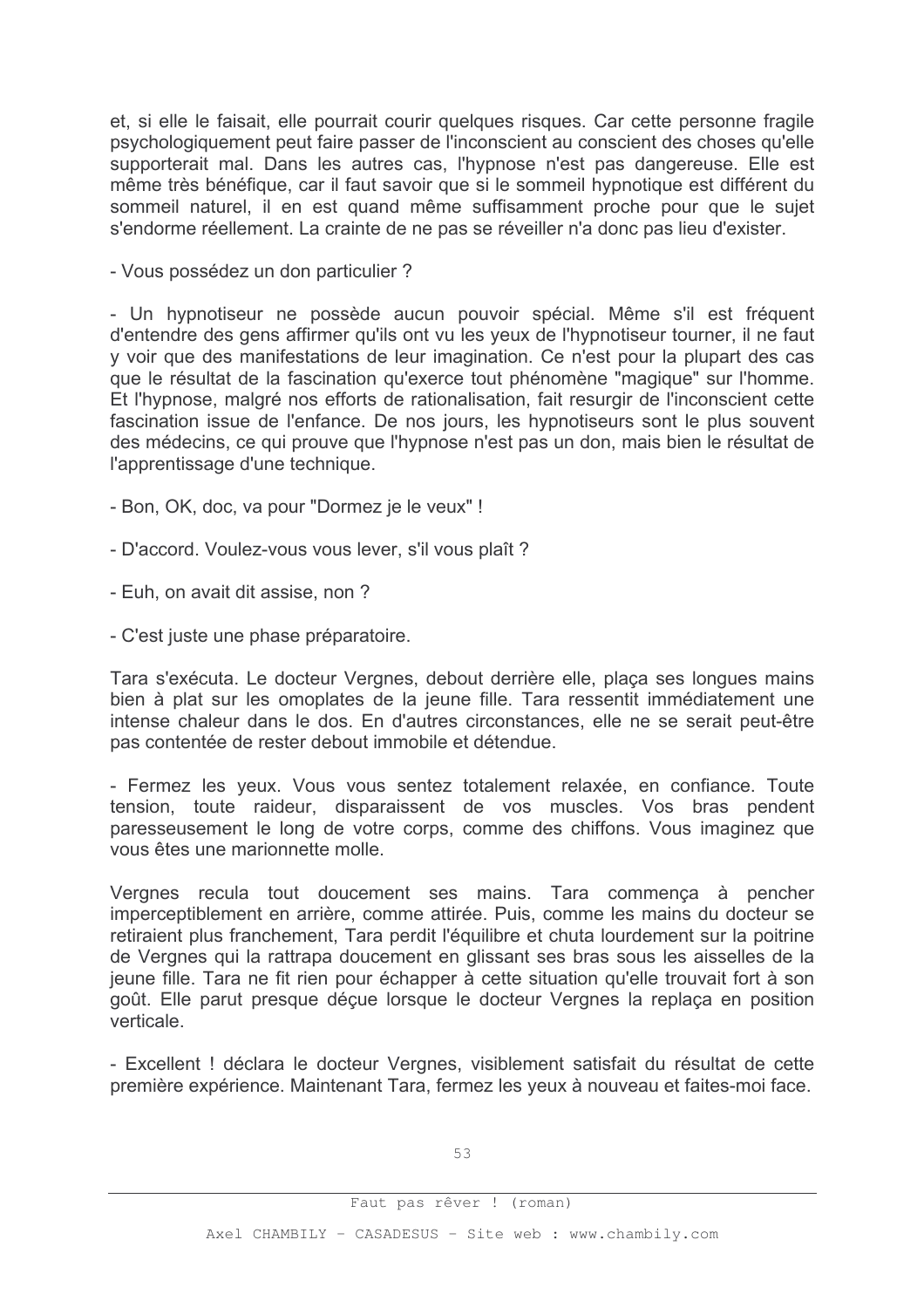et, si elle le faisait, elle pourrait courir quelques risques. Car cette personne fragile psychologiquement peut faire passer de l'inconscient au conscient des choses qu'elle supporterait mal. Dans les autres cas, l'hypnose n'est pas dangereuse. Elle est même très bénéfique, car il faut savoir que si le sommeil hypnotique est différent du sommeil naturel, il en est quand même suffisamment proche pour que le sujet s'endorme réellement. La crainte de ne pas se réveiller n'a donc pas lieu d'exister.

- Vous possédez un don particulier ?

- Un hypnotiseur ne possède aucun pouvoir spécial. Même s'il est fréquent d'entendre des gens affirmer qu'ils ont vu les yeux de l'hypnotiseur tourner, il ne faut y voir que des manifestations de leur imagination. Ce n'est pour la plupart des cas que le résultat de la fascination qu'exerce tout phénomène "magique" sur l'homme. Et l'hypnose, malgré nos efforts de rationalisation, fait resurgir de l'inconscient cette fascination issue de l'enfance. De nos jours, les hypnotiseurs sont le plus souvent des médecins, ce qui prouve que l'hypnose n'est pas un don, mais bien le résultat de l'apprentissage d'une technique.

- Bon, OK, doc, va pour "Dormez je le veux" !

- D'accord. Voulez-vous vous lever, s'il vous plaît ?

- Euh, on avait dit assise, non ?

- C'est juste une phase préparatoire.

Tara s'exécuta. Le docteur Vergnes, debout derrière elle, plaça ses longues mains bien à plat sur les omoplates de la jeune fille. Tara ressentit immédiatement une intense chaleur dans le dos. En d'autres circonstances, elle ne se serait peut-être pas contentée de rester debout immobile et détendue.

- Fermez les yeux. Vous vous sentez totalement relaxée, en confiance. Toute tension, toute raideur, disparaissent de vos muscles. Vos bras pendent paresseusement le long de votre corps, comme des chiffons. Vous imaginez que vous êtes une marionnette molle.

Vergnes recula tout doucement ses mains. Tara commença à pencher imperceptiblement en arrière, comme attirée. Puis, comme les mains du docteur se retiraient plus franchement, Tara perdit l'équilibre et chuta lourdement sur la poitrine de Vergnes qui la rattrapa doucement en glissant ses bras sous les aisselles de la jeune fille. Tara ne fit rien pour échapper à cette situation qu'elle trouvait fort à son goût. Elle parut presque déçue lorsque le docteur Vergnes la replaça en position verticale.

- Excellent ! déclara le docteur Vergnes, visiblement satisfait du résultat de cette première expérience. Maintenant Tara, fermez les yeux à nouveau et faites-moi face.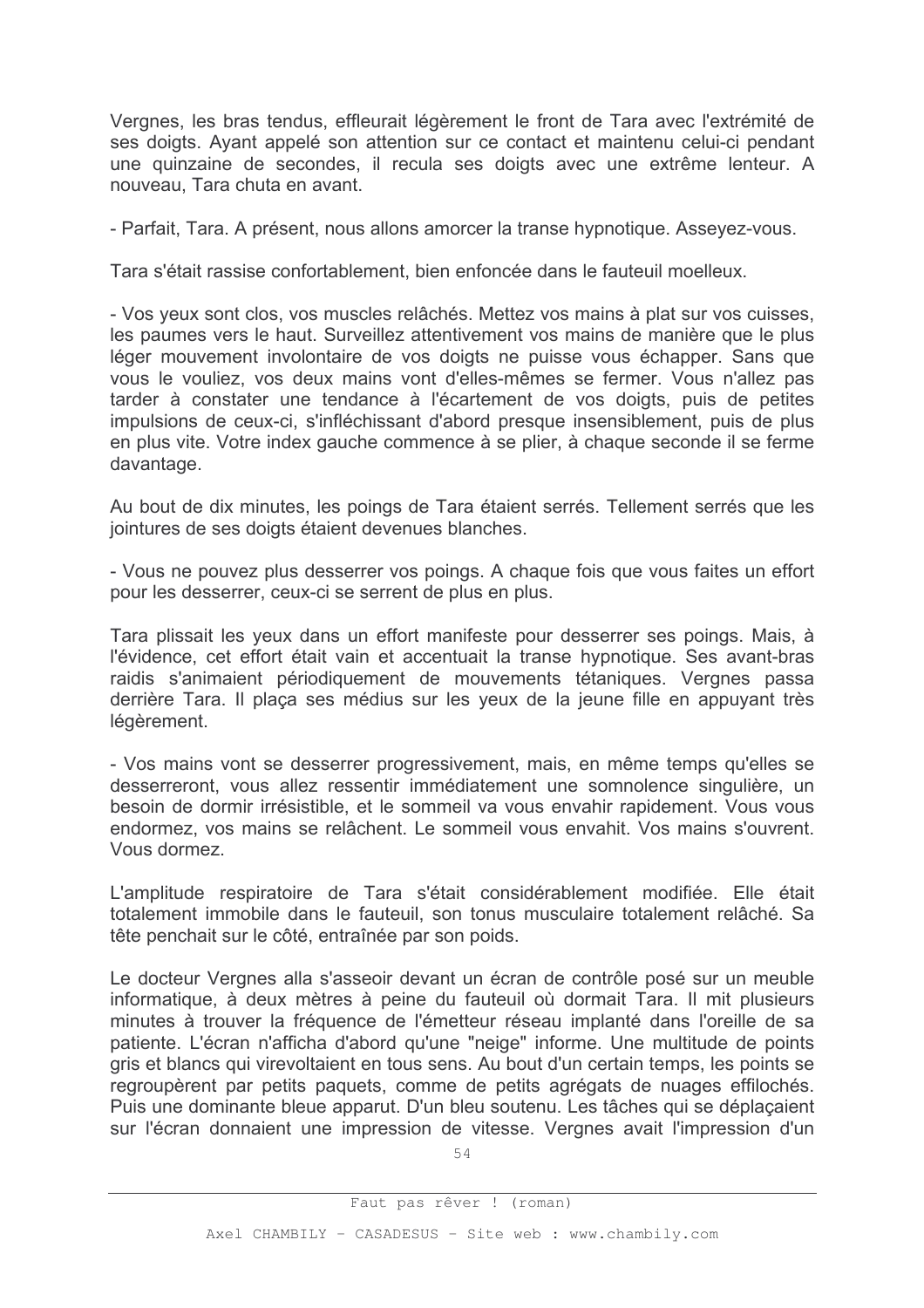Vergnes, les bras tendus, effleurait légèrement le front de Tara avec l'extrémité de ses doigts. Ayant appelé son attention sur ce contact et maintenu celui-ci pendant une quinzaine de secondes, il recula ses doigts avec une extrême lenteur. A nouveau, Tara chuta en avant.

- Parfait, Tara. A présent, nous allons amorcer la transe hypnotique. Asseyez-vous.

Tara s'était rassise confortablement, bien enfoncée dans le fauteuil moelleux.

- Vos yeux sont clos, vos muscles relâchés. Mettez vos mains à plat sur vos cuisses, les paumes vers le haut. Surveillez attentivement vos mains de manière que le plus léger mouvement involontaire de vos doigts ne puisse vous échapper. Sans que vous le vouliez, vos deux mains vont d'elles-mêmes se fermer. Vous n'allez pas tarder à constater une tendance à l'écartement de vos doigts, puis de petites impulsions de ceux-ci, s'infléchissant d'abord presque insensiblement, puis de plus en plus vite. Votre index gauche commence à se plier, à chaque seconde il se ferme davantage.

Au bout de dix minutes, les poings de Tara étaient serrés. Tellement serrés que les jointures de ses doigts étaient devenues blanches.

- Vous ne pouvez plus desserrer vos poings. A chaque fois que vous faites un effort pour les desserrer, ceux-ci se serrent de plus en plus.

Tara plissait les yeux dans un effort manifeste pour desserrer ses poings. Mais, à l'évidence, cet effort était vain et accentuait la transe hypnotique. Ses avant-bras raidis s'animaient périodiquement de mouvements tétaniques. Vergnes passa derrière Tara. Il plaça ses médius sur les yeux de la jeune fille en appuyant très légèrement.

- Vos mains vont se desserrer progressivement, mais, en même temps qu'elles se desserreront, vous allez ressentir immédiatement une somnolence singulière, un besoin de dormir irrésistible, et le sommeil va vous envahir rapidement. Vous vous endormez, vos mains se relâchent. Le sommeil vous envahit. Vos mains s'ouvrent. Vous dormez.

L'amplitude respiratoire de Tara s'était considérablement modifiée. Elle était totalement immobile dans le fauteuil, son tonus musculaire totalement relâché. Sa tête penchait sur le côté, entraînée par son poids.

Le docteur Vergnes alla s'asseoir devant un écran de contrôle posé sur un meuble informatique, à deux mètres à peine du fauteuil où dormait Tara. Il mit plusieurs minutes à trouver la fréquence de l'émetteur réseau implanté dans l'oreille de sa patiente. L'écran n'afficha d'abord qu'une "neige" informe. Une multitude de points gris et blancs qui virevoltaient en tous sens. Au bout d'un certain temps, les points se regroupèrent par petits paquets, comme de petits agrégats de nuages effilochés. Puis une dominante bleue apparut. D'un bleu soutenu. Les tâches qui se déplaçaient sur l'écran donnaient une impression de vitesse. Vergnes avait l'impression d'un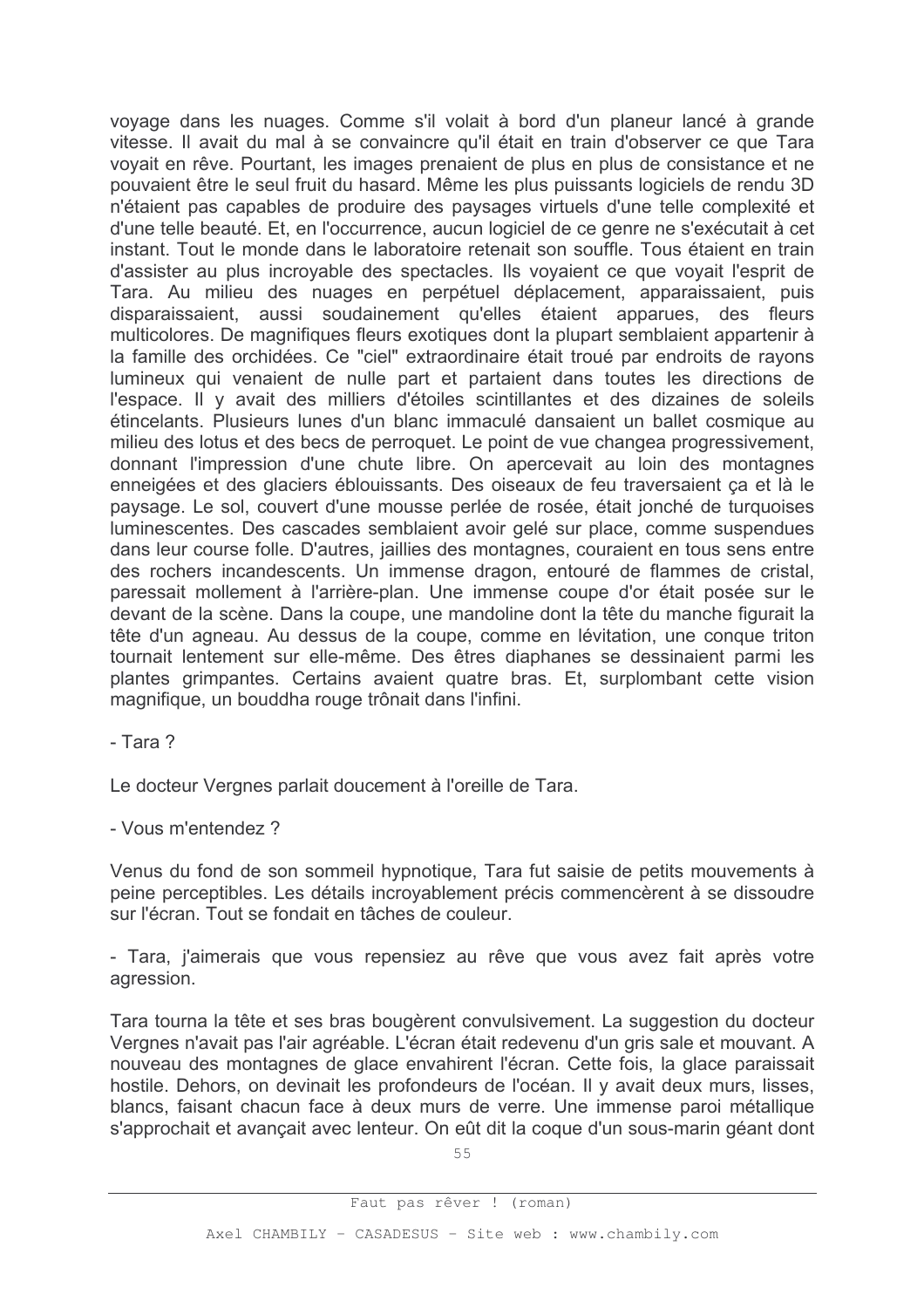voyage dans les nuages. Comme s'il volait à bord d'un planeur lancé à grande vitesse. Il avait du mal à se convaincre qu'il était en train d'observer ce que Tara voyait en rêve. Pourtant, les images prenaient de plus en plus de consistance et ne pouvaient être le seul fruit du hasard. Même les plus puissants logiciels de rendu 3D n'étaient pas capables de produire des paysages virtuels d'une telle complexité et d'une telle beauté. Et, en l'occurrence, aucun logiciel de ce genre ne s'exécutait à cet instant. Tout le monde dans le laboratoire retenait son souffle. Tous étaient en train d'assister au plus incroyable des spectacles. Ils voyaient ce que voyait l'esprit de Tara. Au milieu des nuages en perpétuel déplacement, apparaissaient, puis disparaissaient, aussi soudainement qu'elles étaient apparues, des fleurs multicolores. De magnifiques fleurs exotiques dont la plupart semblaient appartenir à la famille des orchidées. Ce "ciel" extraordinaire était troué par endroits de rayons lumineux qui venaient de nulle part et partaient dans toutes les directions de l'espace. Il y avait des milliers d'étoiles scintillantes et des dizaines de soleils étincelants. Plusieurs lunes d'un blanc immaculé dansaient un ballet cosmique au milieu des lotus et des becs de perroquet. Le point de vue changea progressivement, donnant l'impression d'une chute libre. On apercevait au loin des montagnes enneigées et des glaciers éblouissants. Des oiseaux de feu traversaient ça et là le paysage. Le sol, couvert d'une mousse perlée de rosée, était jonché de turquoises luminescentes. Des cascades semblaient avoir gelé sur place, comme suspendues dans leur course folle. D'autres, jaillies des montagnes, couraient en tous sens entre des rochers incandescents. Un immense dragon, entouré de flammes de cristal, paressait mollement à l'arrière-plan. Une immense coupe d'or était posée sur le devant de la scène. Dans la coupe, une mandoline dont la tête du manche figurait la tête d'un agneau. Au dessus de la coupe, comme en lévitation, une conque triton tournait lentement sur elle-même. Des êtres diaphanes se dessinaient parmi les plantes grimpantes. Certains avaient quatre bras. Et, surplombant cette vision magnifique, un bouddha rouge trônait dans l'infini.

- Tara ?

Le docteur Vergnes parlait doucement à l'oreille de Tara.

- Vous m'entendez ?

Venus du fond de son sommeil hypnotique, Tara fut saisie de petits mouvements à peine perceptibles. Les détails incroyablement précis commencèrent à se dissoudre sur l'écran. Tout se fondait en tâches de couleur.

- Tara, j'aimerais que vous repensiez au rêve que vous avez fait après votre agression.

Tara tourna la tête et ses bras bougèrent convulsivement. La suggestion du docteur Vergnes n'avait pas l'air agréable. L'écran était redevenu d'un gris sale et mouvant. A nouveau des montagnes de glace envahirent l'écran. Cette fois, la glace paraissait hostile. Dehors, on devinait les profondeurs de l'océan. Il y avait deux murs, lisses, blancs, faisant chacun face à deux murs de verre. Une immense paroi métallique s'approchait et avançait avec lenteur. On eût dit la coque d'un sous-marin géant dont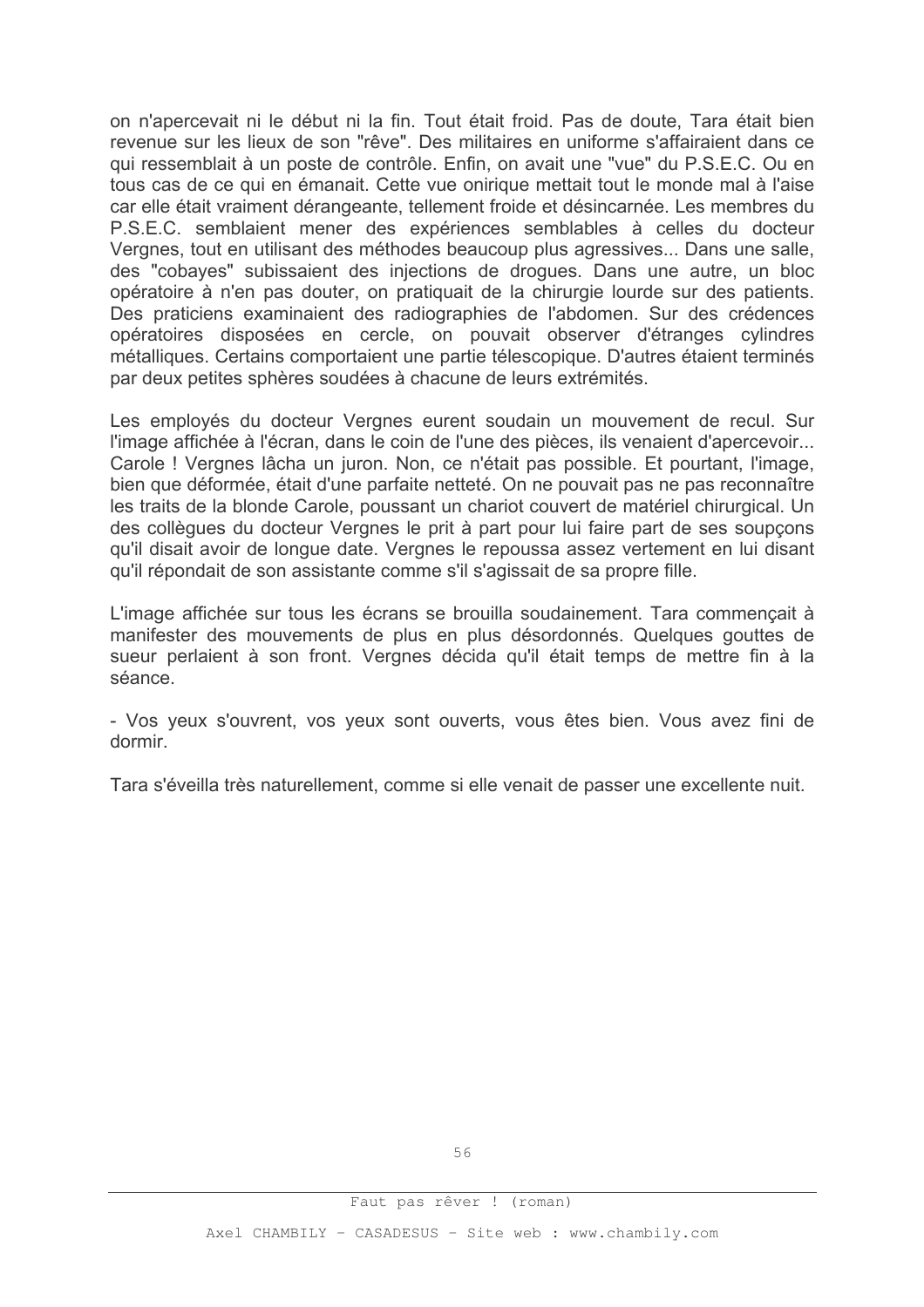on n'apercevait ni le début ni la fin. Tout était froid. Pas de doute, Tara était bien revenue sur les lieux de son "rêve". Des militaires en uniforme s'affairaient dans ce qui ressemblait à un poste de contrôle. Enfin, on avait une "vue" du P.S.E.C. Ou en tous cas de ce qui en émanait. Cette vue onirique mettait tout le monde mal à l'aise car elle était vraiment dérangeante, tellement froide et désincarnée. Les membres du P.S.E.C. semblaient mener des expériences semblables à celles du docteur Vergnes, tout en utilisant des méthodes beaucoup plus agressives... Dans une salle, des "cobayes" subissaient des injections de drogues. Dans une autre, un bloc opératoire à n'en pas douter, on pratiquait de la chirurgie lourde sur des patients. Des praticiens examinaient des radiographies de l'abdomen. Sur des crédences opératoires disposées en cercle, on pouvait observer d'étranges cylindres métalliques. Certains comportaient une partie télescopique. D'autres étaient terminés par deux petites sphères soudées à chacune de leurs extrémités.

Les employés du docteur Vergnes eurent soudain un mouvement de recul. Sur l'image affichée à l'écran, dans le coin de l'une des pièces, ils venaient d'apercevoir... Carole ! Vergnes lâcha un juron. Non, ce n'était pas possible. Et pourtant, l'image, bien que déformée, était d'une parfaite netteté. On ne pouvait pas ne pas reconnaître les traits de la blonde Carole, poussant un chariot couvert de matériel chirurgical. Un des collègues du docteur Vergnes le prit à part pour lui faire part de ses soupçons qu'il disait avoir de longue date. Vergnes le repoussa assez vertement en lui disant qu'il répondait de son assistante comme s'il s'agissait de sa propre fille.

L'image affichée sur tous les écrans se brouilla soudainement. Tara commençait à manifester des mouvements de plus en plus désordonnés. Quelques gouttes de sueur perlaient à son front. Vergnes décida qu'il était temps de mettre fin à la séance.

- Vos yeux s'ouvrent, vos yeux sont ouverts, vous êtes bien. Vous avez fini de dormir.

Tara s'éveilla très naturellement, comme si elle venait de passer une excellente nuit.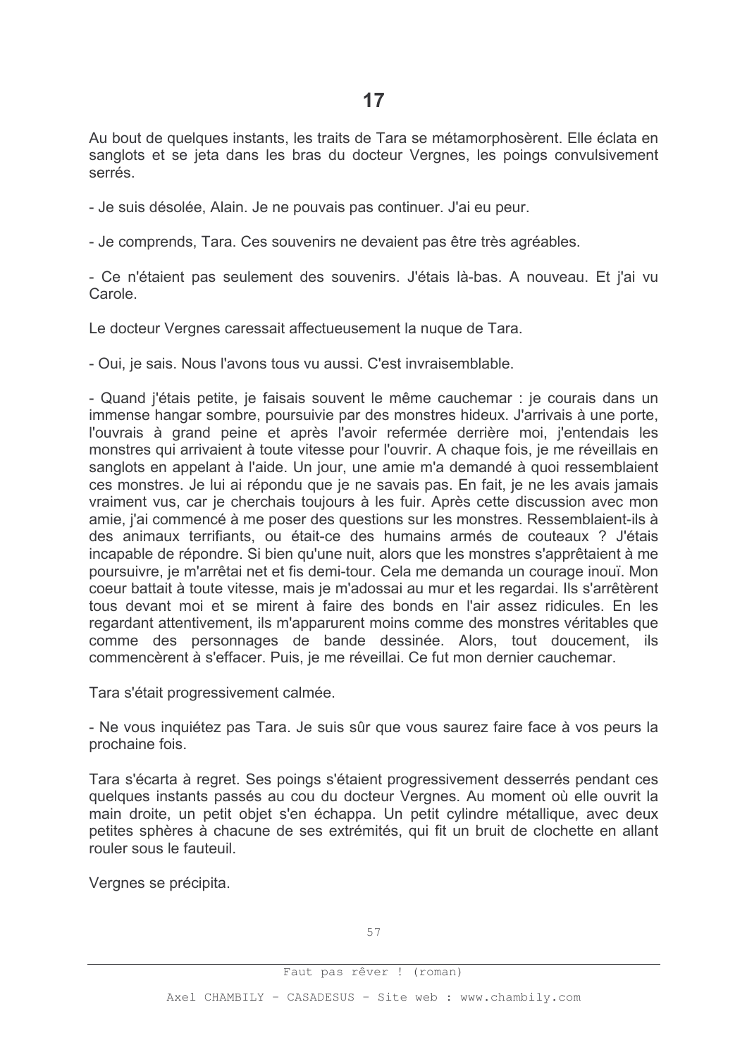## 17

Au bout de quelques instants, les traits de Tara se métamorphosèrent. Elle éclata en sanglots et se jeta dans les bras du docteur Vergnes, les poings convulsivement serrés.

- Je suis désolée, Alain. Je ne pouvais pas continuer. J'ai eu peur.

- Je comprends, Tara. Ces souvenirs ne devaient pas être très agréables.

- Ce n'étaient pas seulement des souvenirs. J'étais là-bas. A nouveau. Et j'ai vu Carole.

Le docteur Vergnes caressait affectueusement la nuque de Tara.

- Oui, je sais. Nous l'avons tous vu aussi. C'est invraisemblable.

- Quand j'étais petite, je faisais souvent le même cauchemar : je courais dans un immense hangar sombre, poursuivie par des monstres hideux. J'arrivais à une porte, l'ouvrais à grand peine et après l'avoir refermée derrière moi, j'entendais les monstres qui arrivaient à toute vitesse pour l'ouvrir. A chaque fois, je me réveillais en sanglots en appelant à l'aide. Un jour, une amie m'a demandé à quoi ressemblaient ces monstres. Je lui ai répondu que je ne savais pas. En fait, je ne les avais jamais vraiment vus, car je cherchais toujours à les fuir. Après cette discussion avec mon amie, j'ai commencé à me poser des questions sur les monstres. Ressemblaient-ils à des animaux terrifiants, ou était-ce des humains armés de couteaux ? J'étais incapable de répondre. Si bien qu'une nuit, alors que les monstres s'apprêtaient à me poursuivre, je m'arrêtai net et fis demi-tour. Cela me demanda un courage inouï. Mon coeur battait à toute vitesse, mais je m'adossai au mur et les regardai. Ils s'arrêtèrent tous devant moi et se mirent à faire des bonds en l'air assez ridicules. En les regardant attentivement, ils m'apparurent moins comme des monstres véritables que comme des personnages de bande dessinée. Alors, tout doucement, ils commencèrent à s'effacer. Puis, je me réveillai. Ce fut mon dernier cauchemar.

Tara s'était progressivement calmée.

- Ne vous inquiétez pas Tara. Je suis sûr que vous saurez faire face à vos peurs la prochaine fois.

Tara s'écarta à regret. Ses poings s'étaient progressivement desserrés pendant ces quelques instants passés au cou du docteur Vergnes. Au moment où elle ouvrit la main droite, un petit objet s'en échappa. Un petit cylindre métallique, avec deux petites sphères à chacune de ses extrémités, qui fit un bruit de clochette en allant rouler sous le fauteuil.

Vergnes se précipita.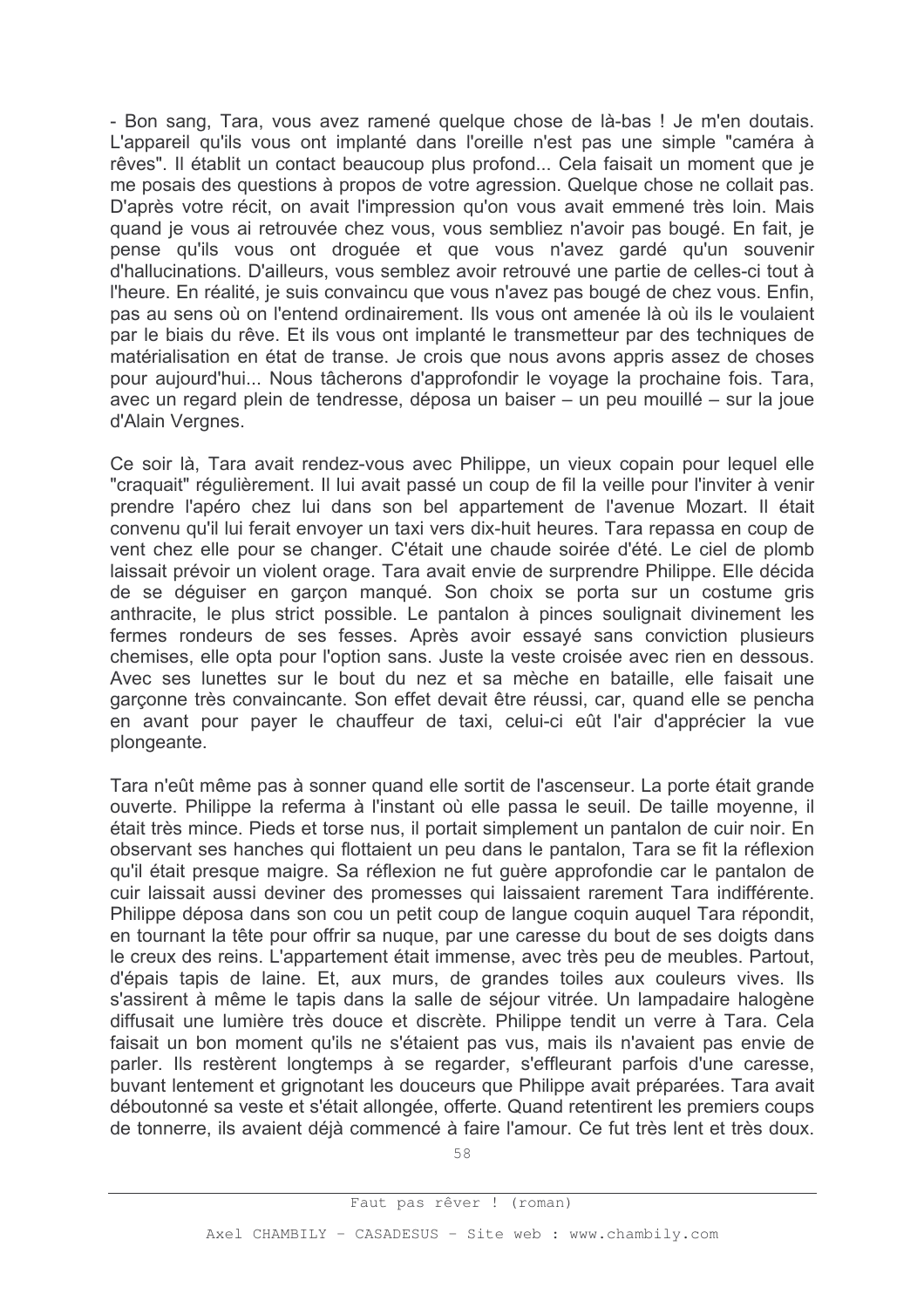- Bon sang, Tara, vous avez ramené quelque chose de là-bas ! Je m'en doutais. L'appareil qu'ils vous ont implanté dans l'oreille n'est pas une simple "caméra à rêves". Il établit un contact beaucoup plus profond... Cela faisait un moment que je me posais des questions à propos de votre agression. Quelque chose ne collait pas. D'après votre récit, on avait l'impression qu'on vous avait emmené très loin. Mais quand je vous ai retrouvée chez vous, vous sembliez n'avoir pas bougé. En fait, je pense qu'ils vous ont droguée et que vous n'avez gardé qu'un souvenir d'hallucinations. D'ailleurs, vous semblez avoir retrouvé une partie de celles-ci tout à l'heure. En réalité, je suis convaincu que vous n'avez pas bougé de chez vous. Enfin, pas au sens où on l'entend ordinairement. Ils vous ont amenée là où ils le voulaient par le biais du rêve. Et ils vous ont implanté le transmetteur par des techniques de matérialisation en état de transe. Je crois que nous avons appris assez de choses pour aujourd'hui... Nous tâcherons d'approfondir le voyage la prochaine fois. Tara, avec un regard plein de tendresse, déposa un baiser – un peu mouillé – sur la joue d'Alain Vergnes.

Ce soir là, Tara avait rendez-vous avec Philippe, un vieux copain pour lequel elle "craquait" régulièrement. Il lui avait passé un coup de fil la veille pour l'inviter à venir prendre l'apéro chez lui dans son bel appartement de l'avenue Mozart. Il était convenu qu'il lui ferait envoyer un taxi vers dix-huit heures. Tara repassa en coup de vent chez elle pour se changer. C'était une chaude soirée d'été. Le ciel de plomb laissait prévoir un violent orage. Tara avait envie de surprendre Philippe. Elle décida de se déguiser en garçon manqué. Son choix se porta sur un costume gris anthracite, le plus strict possible. Le pantalon à pinces soulignait divinement les fermes rondeurs de ses fesses. Après avoir essayé sans conviction plusieurs chemises, elle opta pour l'option sans. Juste la veste croisée avec rien en dessous. Avec ses lunettes sur le bout du nez et sa mèche en bataille, elle faisait une garçonne très convaincante. Son effet devait être réussi, car, quand elle se pencha en avant pour payer le chauffeur de taxi, celui-ci eût l'air d'apprécier la vue plongeante.

Tara n'eût même pas à sonner quand elle sortit de l'ascenseur. La porte était grande ouverte. Philippe la referma à l'instant où elle passa le seuil. De taille moyenne, il était très mince. Pieds et torse nus, il portait simplement un pantalon de cuir noir. En observant ses hanches qui flottaient un peu dans le pantalon, Tara se fit la réflexion qu'il était presque maigre. Sa réflexion ne fut guère approfondie car le pantalon de cuir laissait aussi deviner des promesses qui laissaient rarement Tara indifférente. Philippe déposa dans son cou un petit coup de langue coquin auquel Tara répondit, en tournant la tête pour offrir sa nuque, par une caresse du bout de ses doigts dans le creux des reins. L'appartement était immense, avec très peu de meubles. Partout, d'épais tapis de laine. Et, aux murs, de grandes toiles aux couleurs vives. Ils s'assirent à même le tapis dans la salle de séjour vitrée. Un lampadaire halogène diffusait une lumière très douce et discrète. Philippe tendit un verre à Tara. Cela faisait un bon moment qu'ils ne s'étaient pas vus, mais ils n'avaient pas envie de parler. Ils restèrent longtemps à se regarder, s'effleurant parfois d'une caresse, buvant lentement et grignotant les douceurs que Philippe avait préparées. Tara avait déboutonné sa veste et s'était allongée, offerte. Quand retentirent les premiers coups de tonnerre, ils avaient déjà commencé à faire l'amour. Ce fut très lent et très doux.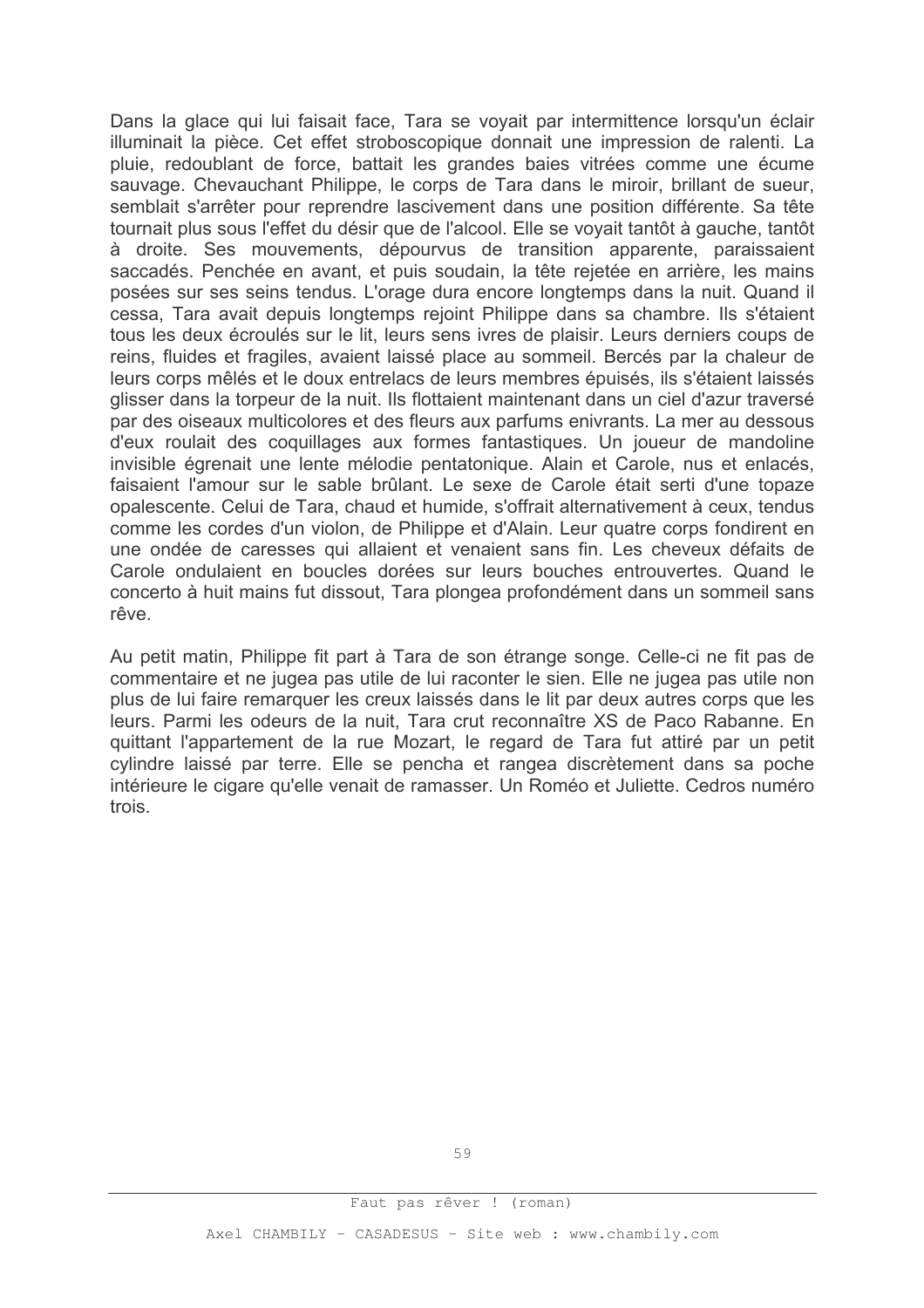Dans la glace qui lui faisait face, Tara se voyait par intermittence lorsqu'un éclair illuminait la pièce. Cet effet stroboscopique donnait une impression de ralenti. La pluie, redoublant de force, battait les grandes baies vitrées comme une écume sauvage. Chevauchant Philippe, le corps de Tara dans le miroir, brillant de sueur, semblait s'arrêter pour reprendre lascivement dans une position différente. Sa tête tournait plus sous l'effet du désir que de l'alcool. Elle se voyait tantôt à gauche, tantôt à droite. Ses mouvements, dépourvus de transition apparente, paraissaient saccadés. Penchée en avant, et puis soudain, la tête rejetée en arrière, les mains posées sur ses seins tendus. L'orage dura encore longtemps dans la nuit. Quand il cessa, Tara avait depuis longtemps rejoint Philippe dans sa chambre. Ils s'étaient tous les deux écroulés sur le lit, leurs sens ivres de plaisir. Leurs derniers coups de reins, fluides et fragiles, avaient laissé place au sommeil. Bercés par la chaleur de leurs corps mêlés et le doux entrelacs de leurs membres épuisés, ils s'étaient laissés glisser dans la torpeur de la nuit. Ils flottaient maintenant dans un ciel d'azur traversé par des oiseaux multicolores et des fleurs aux parfums enivrants. La mer au dessous d'eux roulait des coquillages aux formes fantastiques. Un joueur de mandoline invisible égrenait une lente mélodie pentatonique. Alain et Carole, nus et enlacés, faisaient l'amour sur le sable brûlant. Le sexe de Carole était serti d'une topaze opalescente. Celui de Tara, chaud et humide, s'offrait alternativement à ceux, tendus comme les cordes d'un violon, de Philippe et d'Alain. Leur quatre corps fondirent en une ondée de caresses qui allaient et venaient sans fin. Les cheveux défaits de Carole ondulaient en boucles dorées sur leurs bouches entrouvertes. Quand le concerto à huit mains fut dissout, Tara plongea profondément dans un sommeil sans rêve.

Au petit matin, Philippe fit part à Tara de son étrange songe. Celle-ci ne fit pas de commentaire et ne jugea pas utile de lui raconter le sien. Elle ne jugea pas utile non plus de lui faire remarquer les creux laissés dans le lit par deux autres corps que les leurs. Parmi les odeurs de la nuit, Tara crut reconnaître XS de Paco Rabanne. En quittant l'appartement de la rue Mozart, le regard de Tara fut attiré par un petit cylindre laissé par terre. Elle se pencha et rangea discrètement dans sa poche intérieure le cigare qu'elle venait de ramasser. Un Roméo et Juliette. Cedros numéro trois.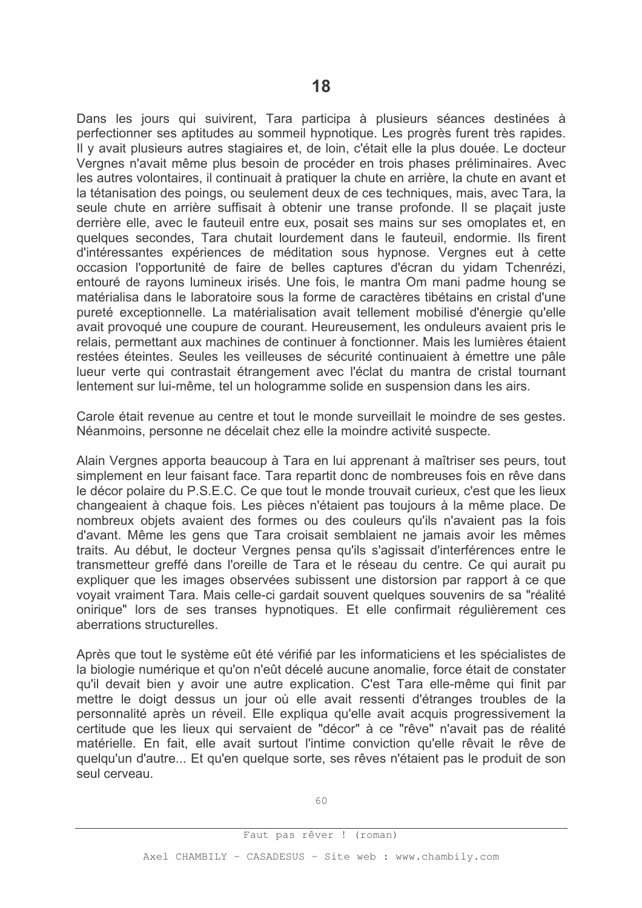# 18

Dans les jours qui suivirent, Tara participa à plusieurs séances destinées à perfectionner ses aptitudes au sommeil hypnotique. Les progrès furent très rapides. Il y avait plusieurs autres stagiaires et, de loin, c'était elle la plus douée. Le docteur Vergnes n'avait même plus besoin de procéder en trois phases préliminaires. Avec les autres volontaires, il continuait à pratiquer la chute en arrière, la chute en avant et la tétanisation des poings, ou seulement deux de ces techniques, mais, avec Tara, la seule chute en arrière suffisait à obtenir une transe profonde. Il se plaçait juste derrière elle, avec le fauteuil entre eux, posait ses mains sur ses omoplates et, en quelques secondes, Tara chutait lourdement dans le fauteuil, endormie. Ils firent d'intéressantes expériences de méditation sous hypnose. Vergnes eut à cette occasion l'opportunité de faire de belles captures d'écran du yidam Tchenrézi, entouré de rayons lumineux irisés. Une fois, le mantra Om mani padme houng se matérialisa dans le laboratoire sous la forme de caractères tibétains en cristal d'une pureté exceptionnelle. La matérialisation avait tellement mobilisé d'énergie qu'elle avait provoqué une coupure de courant. Heureusement, les onduleurs avaient pris le relais, permettant aux machines de continuer à fonctionner. Mais les lumières étaient restées éteintes. Seules les veilleuses de sécurité continuaient à émettre une pâle lueur verte qui contrastait étrangement avec l'éclat du mantra de cristal tournant lentement sur lui-même, tel un hologramme solide en suspension dans les airs.

Carole était revenue au centre et tout le monde surveillait le moindre de ses gestes. Néanmoins, personne ne décelait chez elle la moindre activité suspecte.

Alain Vergnes apporta beaucoup à Tara en lui apprenant à maîtriser ses peurs, tout simplement en leur faisant face. Tara repartit donc de nombreuses fois en rêve dans le décor polaire du P.S.E.C. Ce que tout le monde trouvait curieux, c'est que les lieux changeaient à chaque fois. Les pièces n'étaient pas toujours à la même place. De nombreux objets avaient des formes ou des couleurs qu'ils n'avaient pas la fois d'avant. Même les gens que Tara croisait semblaient ne jamais avoir les mêmes traits. Au début, le docteur Vergnes pensa qu'ils s'agissait d'interférences entre le transmetteur greffé dans l'oreille de Tara et le réseau du centre. Ce qui aurait pu expliquer que les images observées subissent une distorsion par rapport à ce que voyait vraiment Tara. Mais celle-ci gardait souvent quelques souvenirs de sa "réalité onirique" lors de ses transes hypnotiques. Et elle confirmait régulièrement ces aberrations structurelles.

Après que tout le système eût été vérifié par les informaticiens et les spécialistes de la biologie numérique et qu'on n'eût décelé aucune anomalie, force était de constater qu'il devait bien y avoir une autre explication. C'est Tara elle-même qui finit par mettre le doigt dessus un jour où elle avait ressenti d'étranges troubles de la personnalité après un réveil. Elle expliqua qu'elle avait acquis progressivement la certitude que les lieux qui servaient de "décor" à ce "rêve" n'avait pas de réalité matérielle. En fait, elle avait surtout l'intime conviction qu'elle rêvait le rêve de quelqu'un d'autre... Et qu'en quelque sorte, ses rêves n'étaient pas le produit de son seul cerveau.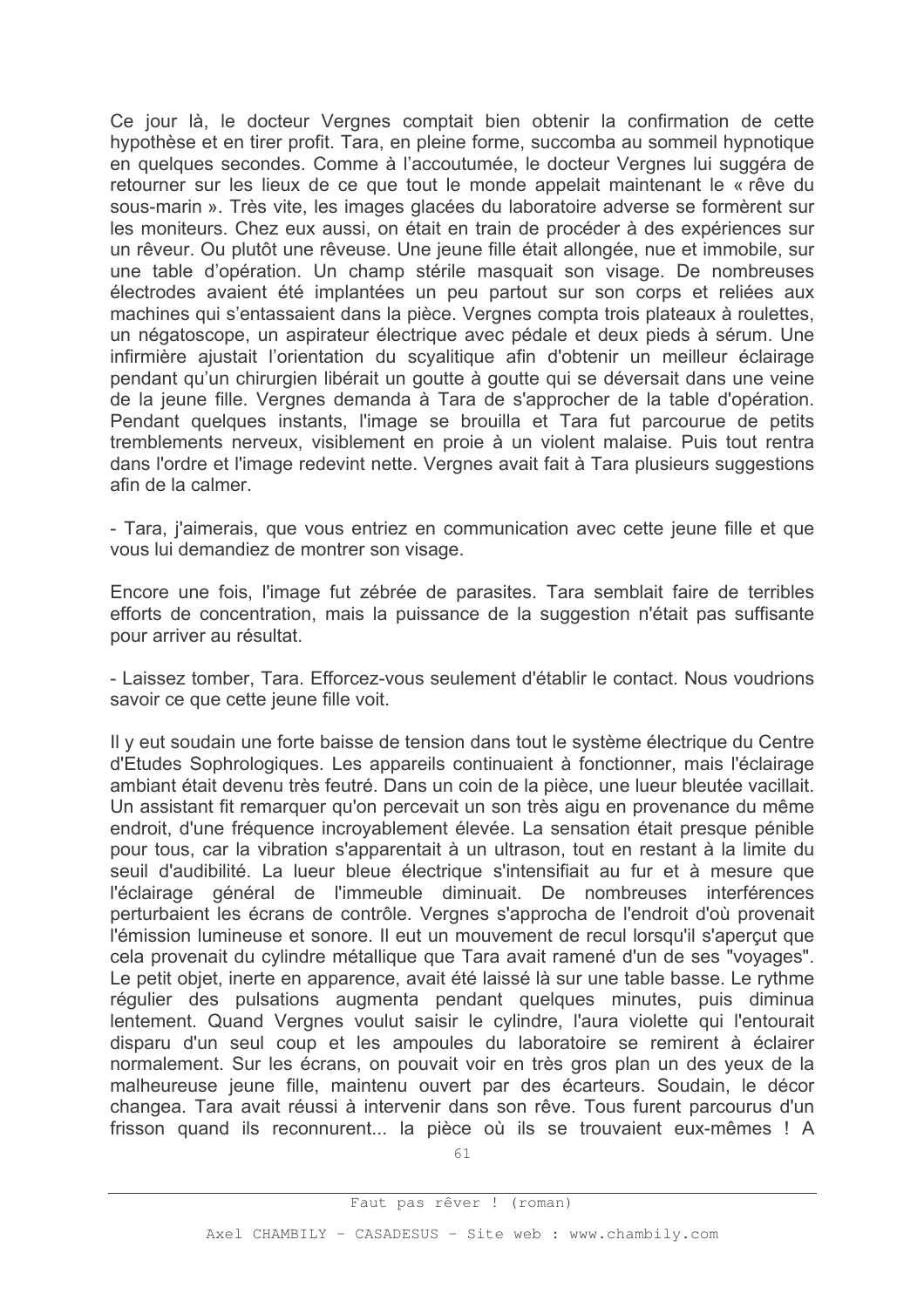Ce jour là, le docteur Vergnes comptait bien obtenir la confirmation de cette hypothèse et en tirer profit. Tara, en pleine forme, succomba au sommeil hypnotique en quelques secondes. Comme à l'accoutumée, le docteur Vergnes lui suggéra de retourner sur les lieux de ce que tout le monde appelait maintenant le « rêve du sous-marin ». Très vite, les images glacées du laboratoire adverse se formèrent sur les moniteurs. Chez eux aussi, on était en train de procéder à des expériences sur un rêveur. Ou plutôt une rêveuse. Une jeune fille était allongée, nue et immobile, sur une table d'opération. Un champ stérile masquait son visage. De nombreuses électrodes avaient été implantées un peu partout sur son corps et reliées aux machines qui s'entassaient dans la pièce. Vergnes compta trois plateaux à roulettes, un négatoscope, un aspirateur électrique avec pédale et deux pieds à sérum. Une infirmière ajustait l'orientation du scyalitique afin d'obtenir un meilleur éclairage pendant qu'un chirurgien libérait un goutte à goutte qui se déversait dans une veine de la jeune fille. Vergnes demanda à Tara de s'approcher de la table d'opération. Pendant quelques instants, l'image se brouilla et Tara fut parcourue de petits tremblements nerveux, visiblement en proie à un violent malaise. Puis tout rentra dans l'ordre et l'image redevint nette. Vergnes avait fait à Tara plusieurs suggestions afin de la calmer.

- Tara, j'aimerais, que vous entriez en communication avec cette jeune fille et que vous lui demandiez de montrer son visage.

Encore une fois, l'image fut zébrée de parasites. Tara semblait faire de terribles efforts de concentration, mais la puissance de la suggestion n'était pas suffisante pour arriver au résultat.

- Laissez tomber, Tara. Efforcez-vous seulement d'établir le contact. Nous voudrions savoir ce que cette jeune fille voit.

Il y eut soudain une forte baisse de tension dans tout le système électrique du Centre d'Etudes Sophrologiques. Les appareils continuaient à fonctionner, mais l'éclairage ambiant était devenu très feutré. Dans un coin de la pièce, une lueur bleutée vacillait. Un assistant fit remarquer qu'on percevait un son très aigu en provenance du même endroit, d'une fréquence incroyablement élevée. La sensation était presque pénible pour tous, car la vibration s'apparentait à un ultrason, tout en restant à la limite du seuil d'audibilité. La lueur bleue électrique s'intensifiait au fur et à mesure que l'éclairage général de l'immeuble diminuait. De nombreuses interférences perturbaient les écrans de contrôle. Vergnes s'approcha de l'endroit d'où provenait l'émission lumineuse et sonore. Il eut un mouvement de recul lorsqu'il s'aperçut que cela provenait du cylindre métallique que Tara avait ramené d'un de ses "voyages". Le petit objet, inerte en apparence, avait été laissé là sur une table basse. Le rythme régulier des pulsations augmenta pendant quelques minutes, puis diminua lentement. Quand Vergnes voulut saisir le cylindre, l'aura violette qui l'entourait disparu d'un seul coup et les ampoules du laboratoire se remirent à éclairer normalement. Sur les écrans, on pouvait voir en très gros plan un des yeux de la malheureuse jeune fille, maintenu ouvert par des écarteurs. Soudain, le décor changea. Tara avait réussi à intervenir dans son rêve. Tous furent parcourus d'un frisson quand ils reconnurent... la pièce où ils se trouvaient eux-mêmes ! A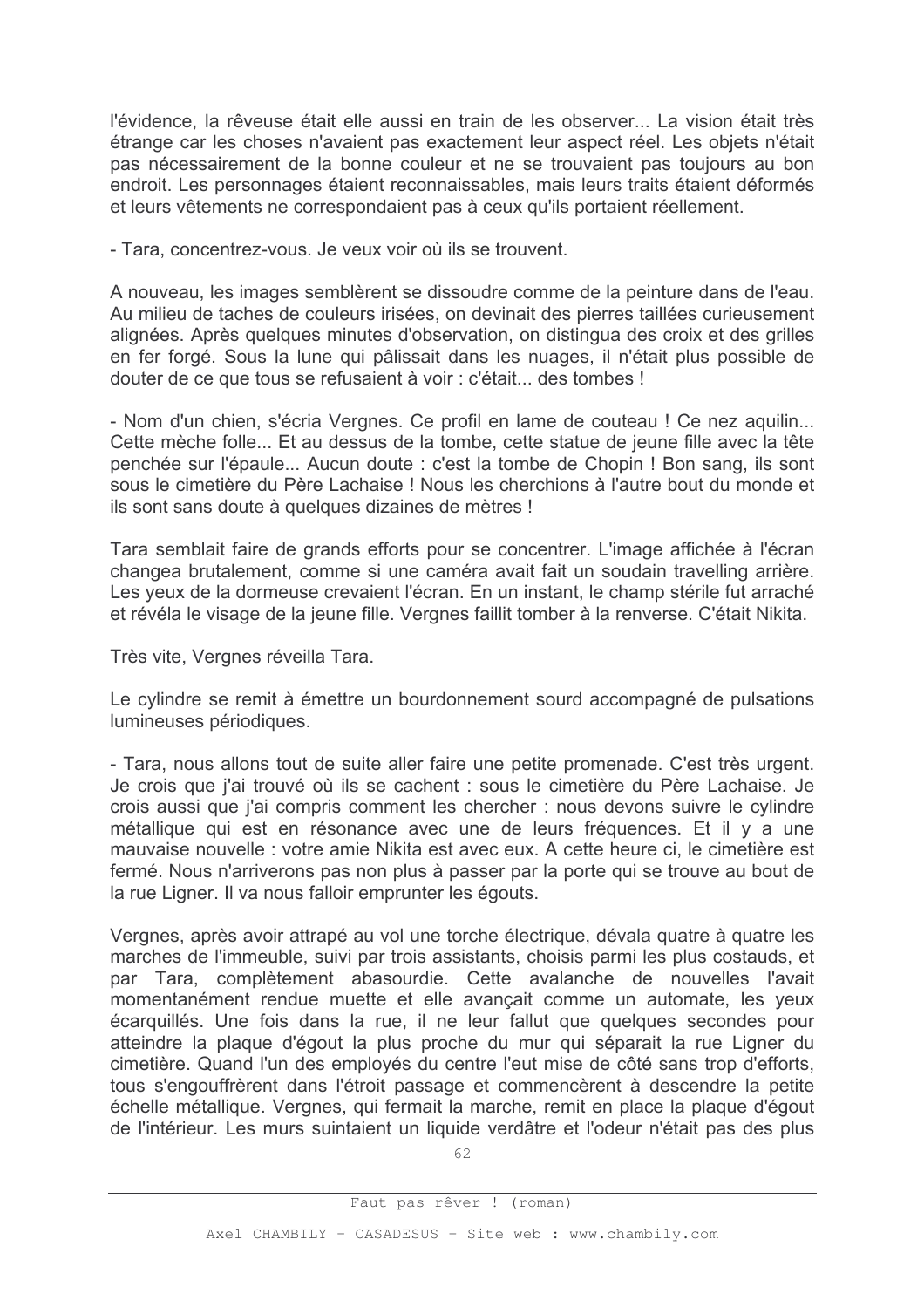l'évidence, la rêveuse était elle aussi en train de les observer... La vision était très étrange car les choses n'avaient pas exactement leur aspect réel. Les objets n'était pas nécessairement de la bonne couleur et ne se trouvaient pas toujours au bon endroit. Les personnages étaient reconnaissables, mais leurs traits étaient déformés et leurs vêtements ne correspondaient pas à ceux qu'ils portaient réellement.

- Tara, concentrez-vous. Je veux voir où ils se trouvent.

A nouveau, les images semblèrent se dissoudre comme de la peinture dans de l'eau. Au milieu de taches de couleurs irisées, on devinait des pierres taillées curieusement alignées. Après quelques minutes d'observation, on distingua des croix et des grilles en fer forgé. Sous la lune qui pâlissait dans les nuages, il n'était plus possible de douter de ce que tous se refusaient à voir : c'était... des tombes !

- Nom d'un chien, s'écria Vergnes. Ce profil en lame de couteau ! Ce nez aquilin... Cette mèche folle... Et au dessus de la tombe, cette statue de jeune fille avec la tête penchée sur l'épaule... Aucun doute : c'est la tombe de Chopin ! Bon sang, ils sont sous le cimetière du Père Lachaise ! Nous les cherchions à l'autre bout du monde et ils sont sans doute à quelques dizaines de mètres !

Tara semblait faire de grands efforts pour se concentrer. L'image affichée à l'écran changea brutalement, comme si une caméra avait fait un soudain travelling arrière. Les yeux de la dormeuse crevaient l'écran. En un instant, le champ stérile fut arraché et révéla le visage de la jeune fille. Vergnes faillit tomber à la renverse. C'était Nikita.

Très vite, Vergnes réveilla Tara.

Le cylindre se remit à émettre un bourdonnement sourd accompagné de pulsations lumineuses périodiques.

- Tara, nous allons tout de suite aller faire une petite promenade. C'est très urgent. Je crois que j'ai trouvé où ils se cachent : sous le cimetière du Père Lachaise. Je crois aussi que j'ai compris comment les chercher : nous devons suivre le cylindre métallique qui est en résonance avec une de leurs fréquences. Et il y a une mauvaise nouvelle : votre amie Nikita est avec eux. A cette heure ci, le cimetière est fermé. Nous n'arriverons pas non plus à passer par la porte qui se trouve au bout de la rue Ligner. Il va nous falloir emprunter les égouts.

Vergnes, après avoir attrapé au vol une torche électrique, dévala quatre à quatre les marches de l'immeuble, suivi par trois assistants, choisis parmi les plus costauds, et par Tara, complètement abasourdie. Cette avalanche de nouvelles l'avait momentanément rendue muette et elle avançait comme un automate, les yeux écarquillés. Une fois dans la rue, il ne leur fallut que quelques secondes pour atteindre la plaque d'égout la plus proche du mur qui séparait la rue Ligner du cimetière. Quand l'un des employés du centre l'eut mise de côté sans trop d'efforts, tous s'engouffrèrent dans l'étroit passage et commencèrent à descendre la petite échelle métallique. Vergnes, qui fermait la marche, remit en place la plaque d'égout de l'intérieur. Les murs suintaient un liquide verdâtre et l'odeur n'était pas des plus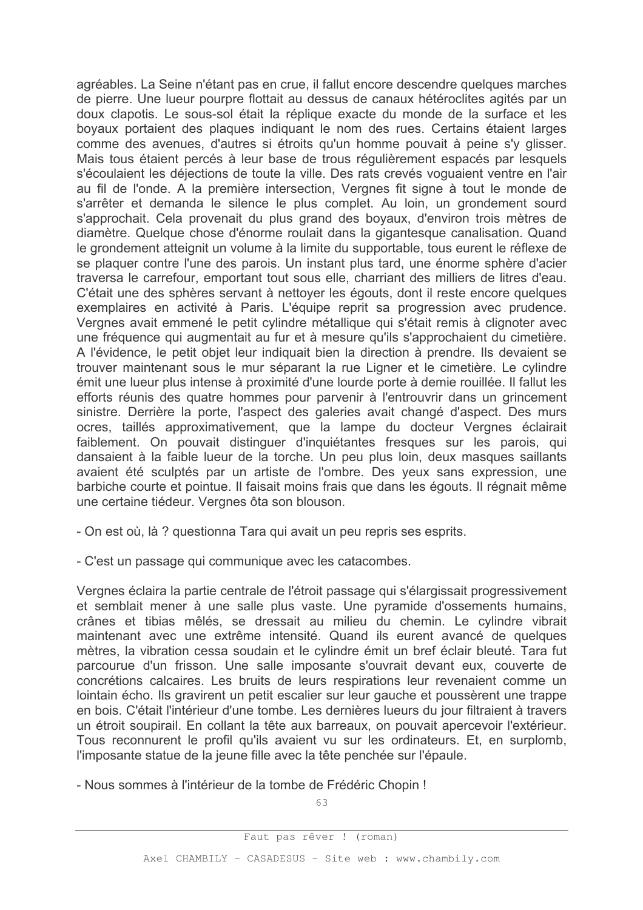agréables. La Seine n'étant pas en crue, il fallut encore descendre quelques marches de pierre. Une lueur pourpre flottait au dessus de canaux hétéroclites agités par un doux clapotis. Le sous-sol était la réplique exacte du monde de la surface et les boyaux portaient des plaques indiquant le nom des rues. Certains étaient larges comme des avenues, d'autres si étroits qu'un homme pouvait à peine s'y glisser. Mais tous étaient percés à leur base de trous régulièrement espacés par lesquels s'écoulaient les déjections de toute la ville. Des rats crevés voguaient ventre en l'air au fil de l'onde. A la première intersection, Vergnes fit signe à tout le monde de s'arrêter et demanda le silence le plus complet. Au loin, un grondement sourd s'approchait. Cela provenait du plus grand des boyaux, d'environ trois mètres de diamètre. Quelque chose d'énorme roulait dans la gigantesque canalisation. Quand le grondement atteignit un volume à la limite du supportable, tous eurent le réflexe de se plaquer contre l'une des parois. Un instant plus tard, une énorme sphère d'acier traversa le carrefour, emportant tout sous elle, charriant des milliers de litres d'eau. C'était une des sphères servant à nettoyer les égouts, dont il reste encore quelques exemplaires en activité à Paris. L'équipe reprit sa progression avec prudence. Vergnes avait emmené le petit cylindre métallique qui s'était remis à clignoter avec une fréquence qui augmentait au fur et à mesure qu'ils s'approchaient du cimetière. A l'évidence, le petit objet leur indiquait bien la direction à prendre. Ils devaient se trouver maintenant sous le mur séparant la rue Ligner et le cimetière. Le cylindre émit une lueur plus intense à proximité d'une lourde porte à demie rouillée. Il fallut les efforts réunis des quatre hommes pour parvenir à l'entrouvrir dans un grincement sinistre. Derrière la porte, l'aspect des galeries avait changé d'aspect. Des murs ocres, taillés approximativement, que la lampe du docteur Vergnes éclairait faiblement. On pouvait distinguer d'inquiétantes fresques sur les parois, qui dansaient à la faible lueur de la torche. Un peu plus loin, deux masques saillants avaient été sculptés par un artiste de l'ombre. Des yeux sans expression, une barbiche courte et pointue. Il faisait moins frais que dans les égouts. Il régnait même une certaine tiédeur. Vergnes ôta son blouson.

- On est où, là ? questionna Tara qui avait un peu repris ses esprits.

- C'est un passage qui communique avec les catacombes.

Vergnes éclaira la partie centrale de l'étroit passage qui s'élargissait progressivement et semblait mener à une salle plus vaste. Une pyramide d'ossements humains, crânes et tibias mêlés, se dressait au milieu du chemin. Le cylindre vibrait maintenant avec une extrême intensité. Quand ils eurent avancé de quelques mètres, la vibration cessa soudain et le cylindre émit un bref éclair bleuté. Tara fut parcourue d'un frisson. Une salle imposante s'ouvrait devant eux, couverte de concrétions calcaires. Les bruits de leurs respirations leur revenaient comme un lointain écho. Ils gravirent un petit escalier sur leur gauche et poussèrent une trappe en bois. C'était l'intérieur d'une tombe. Les dernières lueurs du jour filtraient à travers un étroit soupirail. En collant la tête aux barreaux, on pouvait apercevoir l'extérieur. Tous reconnurent le profil qu'ils avaient vu sur les ordinateurs. Et, en surplomb, l'imposante statue de la jeune fille avec la tête penchée sur l'épaule.

- Nous sommes à l'intérieur de la tombe de Frédéric Chopin !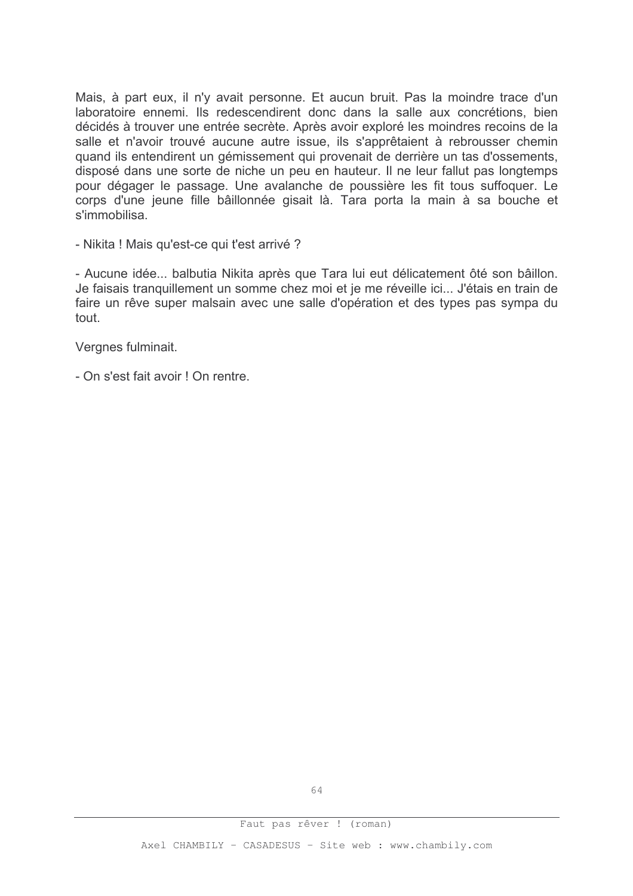Mais, à part eux, il n'y avait personne. Et aucun bruit. Pas la moindre trace d'un laboratoire ennemi. Ils redescendirent donc dans la salle aux concrétions, bien décidés à trouver une entrée secrète. Après avoir exploré les moindres recoins de la salle et n'avoir trouvé aucune autre issue, ils s'apprêtaient à rebrousser chemin quand ils entendirent un gémissement qui provenait de derrière un tas d'ossements, disposé dans une sorte de niche un peu en hauteur. Il ne leur fallut pas longtemps pour dégager le passage. Une avalanche de poussière les fit tous suffoquer. Le corps d'une jeune fille bâillonnée gisait là. Tara porta la main à sa bouche et s'immobilisa.

- Nikita ! Mais qu'est-ce qui t'est arrivé ?

- Aucune idée... balbutia Nikita après que Tara lui eut délicatement ôté son bâillon. Je faisais tranquillement un somme chez moi et je me réveille ici... J'étais en train de faire un rêve super malsain avec une salle d'opération et des types pas sympa du tout.

Vergnes fulminait.

- On s'est fait avoir ! On rentre.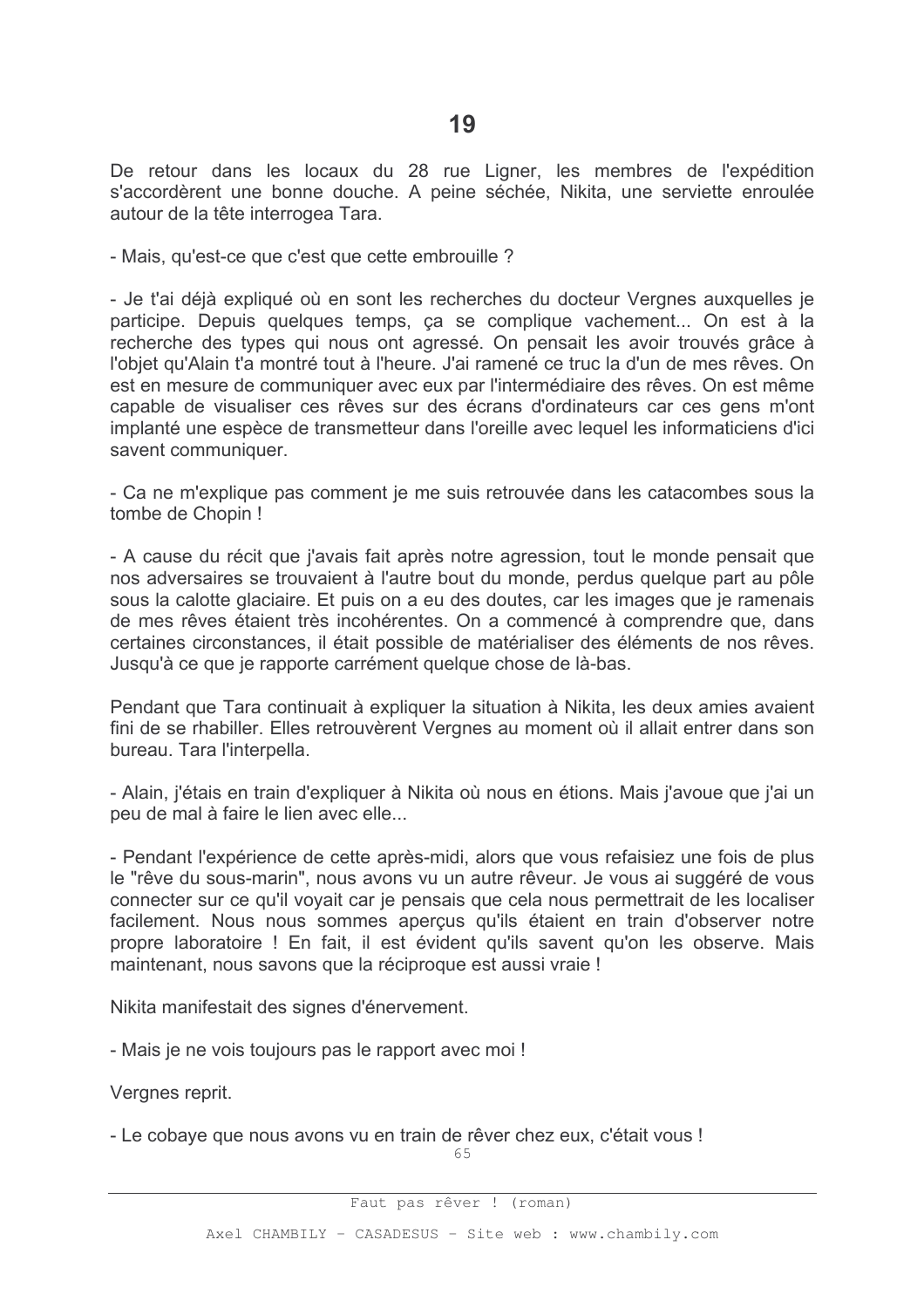# 19

De retour dans les locaux du 28 rue Ligner, les membres de l'expédition s'accordèrent une bonne douche. A peine séchée, Nikita, une serviette enroulée autour de la tête interrogea Tara.

- Mais, qu'est-ce que c'est que cette embrouille ?

- Je t'ai déjà expliqué où en sont les recherches du docteur Vergnes auxquelles je participe. Depuis quelques temps, ça se complique vachement... On est à la recherche des types qui nous ont agressé. On pensait les avoir trouvés grâce à l'objet qu'Alain t'a montré tout à l'heure. J'ai ramené ce truc la d'un de mes rêves. On est en mesure de communiquer avec eux par l'intermédiaire des rêves. On est même capable de visualiser ces rêves sur des écrans d'ordinateurs car ces gens m'ont implanté une espèce de transmetteur dans l'oreille avec lequel les informaticiens d'ici savent communiquer.

- Ca ne m'explique pas comment je me suis retrouvée dans les catacombes sous la tombe de Chopin !

- A cause du récit que j'avais fait après notre agression, tout le monde pensait que nos adversaires se trouvaient à l'autre bout du monde, perdus quelque part au pôle sous la calotte glaciaire. Et puis on a eu des doutes, car les images que je ramenais de mes rêves étaient très incohérentes. On a commencé à comprendre que, dans certaines circonstances, il était possible de matérialiser des éléments de nos rêves. Jusqu'à ce que je rapporte carrément quelque chose de là-bas.

Pendant que Tara continuait à expliquer la situation à Nikita, les deux amies avaient fini de se rhabiller. Elles retrouvèrent Vergnes au moment où il allait entrer dans son bureau. Tara l'interpella.

- Alain, j'étais en train d'expliquer à Nikita où nous en étions. Mais j'avoue que j'ai un peu de mal à faire le lien avec elle...

- Pendant l'expérience de cette après-midi, alors que vous refaisiez une fois de plus le "rêve du sous-marin", nous avons vu un autre rêveur. Je vous ai suggéré de vous connecter sur ce qu'il voyait car je pensais que cela nous permettrait de les localiser facilement. Nous nous sommes aperçus qu'ils étaient en train d'observer notre propre laboratoire ! En fait, il est évident qu'ils savent qu'on les observe. Mais maintenant, nous savons que la réciproque est aussi vraie !

Nikita manifestait des signes d'énervement.

- Mais je ne vois toujours pas le rapport avec moi !

Vergnes reprit.

- Le cobaye que nous avons vu en train de rêver chez eux, c'était vous !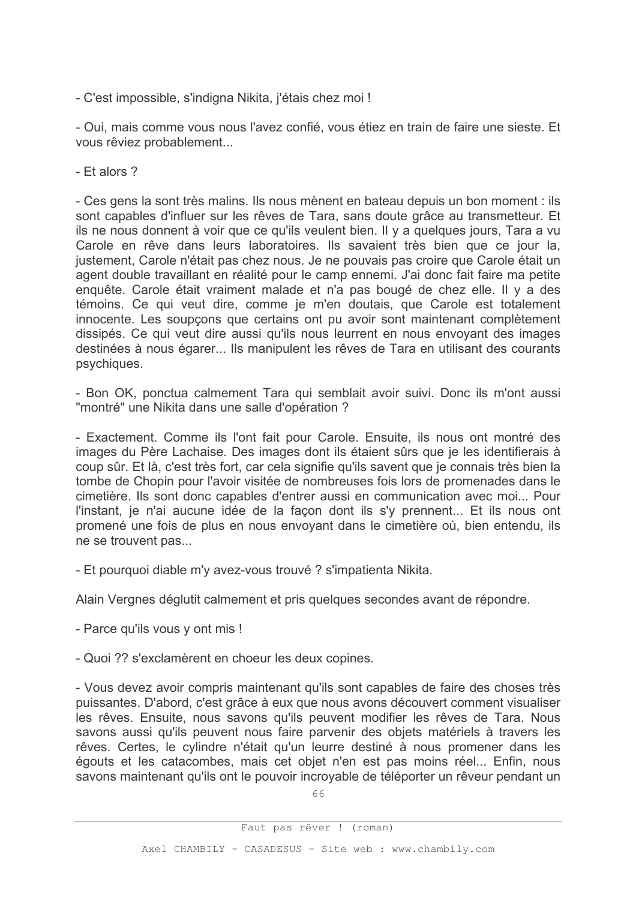- C'est impossible, s'indigna Nikita, j'étais chez moi !

- Oui, mais comme vous nous l'avez confié, vous étiez en train de faire une sieste. Et vous rêviez probablement...

- Et alors ?

- Ces gens la sont très malins. Ils nous mènent en bateau depuis un bon moment : ils sont capables d'influer sur les rêves de Tara, sans doute grâce au transmetteur. Et ils ne nous donnent à voir que ce qu'ils veulent bien. Il y a quelques jours, Tara a vu Carole en rêve dans leurs laboratoires. Ils savaient très bien que ce jour la, justement, Carole n'était pas chez nous. Je ne pouvais pas croire que Carole était un agent double travaillant en réalité pour le camp ennemi. J'ai donc fait faire ma petite enquête. Carole était vraiment malade et n'a pas bougé de chez elle. Il y a des témoins. Ce qui veut dire, comme je m'en doutais, que Carole est totalement innocente. Les soupçons que certains ont pu avoir sont maintenant complètement dissipés. Ce qui veut dire aussi qu'ils nous leurrent en nous envoyant des images destinées à nous égarer... Ils manipulent les rêves de Tara en utilisant des courants psychiques.

- Bon OK, ponctua calmement Tara qui semblait avoir suivi. Donc ils m'ont aussi "montré" une Nikita dans une salle d'opération ?

- Exactement. Comme ils l'ont fait pour Carole. Ensuite, ils nous ont montré des images du Père Lachaise. Des images dont ils étaient sûrs que je les identifierais à coup sûr. Et là, c'est très fort, car cela signifie qu'ils savent que je connais très bien la tombe de Chopin pour l'avoir visitée de nombreuses fois lors de promenades dans le cimetière. Ils sont donc capables d'entrer aussi en communication avec moi... Pour l'instant, je n'ai aucune idée de la façon dont ils s'y prennent... Et ils nous ont promené une fois de plus en nous envoyant dans le cimetière où, bien entendu, ils ne se trouvent pas...

- Et pourquoi diable m'y avez-vous trouvé ? s'impatienta Nikita.

Alain Vergnes déglutit calmement et pris quelques secondes avant de répondre.

- Parce qu'ils vous y ont mis !

- Quoi ?? s'exclamèrent en choeur les deux copines.

- Vous devez avoir compris maintenant qu'ils sont capables de faire des choses très puissantes. D'abord, c'est grâce à eux que nous avons découvert comment visualiser les rêves. Ensuite, nous savons qu'ils peuvent modifier les rêves de Tara. Nous savons aussi qu'ils peuvent nous faire parvenir des objets matériels à travers les rêves. Certes, le cylindre n'était qu'un leurre destiné à nous promener dans les égouts et les catacombes, mais cet objet n'en est pas moins réel... Enfin, nous savons maintenant qu'ils ont le pouvoir incroyable de téléporter un rêveur pendant un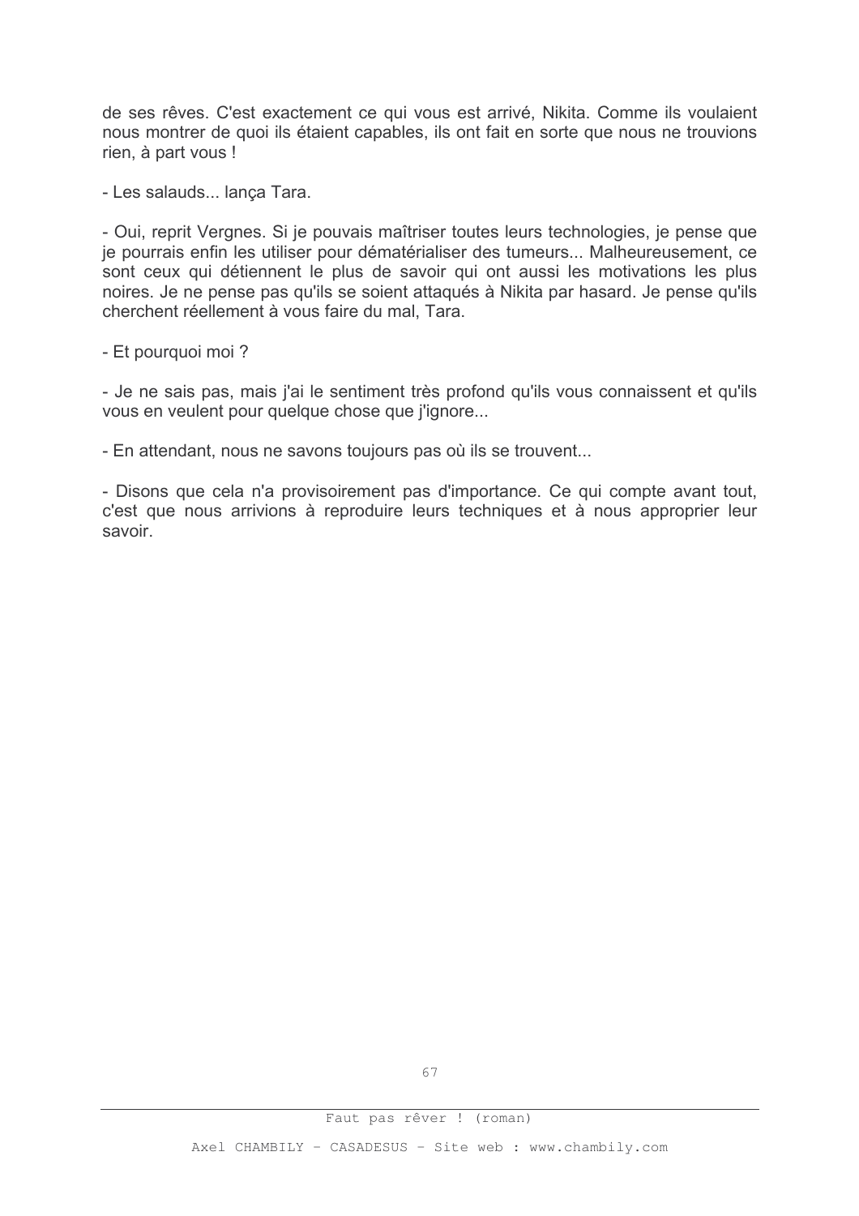de ses rêves. C'est exactement ce qui vous est arrivé, Nikita. Comme ils voulaient nous montrer de quoi ils étaient capables, ils ont fait en sorte que nous ne trouvions rien, à part vous !

- Les salauds... lança Tara.

- Oui, reprit Vergnes. Si je pouvais maîtriser toutes leurs technologies, je pense que je pourrais enfin les utiliser pour dématérialiser des tumeurs... Malheureusement, ce sont ceux qui détiennent le plus de savoir qui ont aussi les motivations les plus noires. Je ne pense pas qu'ils se soient attaqués à Nikita par hasard. Je pense qu'ils cherchent réellement à vous faire du mal, Tara.

- Et pourquoi moi ?

- Je ne sais pas, mais j'ai le sentiment très profond qu'ils vous connaissent et qu'ils vous en veulent pour quelque chose que j'ignore...

- En attendant, nous ne savons toujours pas où ils se trouvent...

- Disons que cela n'a provisoirement pas d'importance. Ce qui compte avant tout, c'est que nous arrivions à reproduire leurs techniques et à nous approprier leur savoir.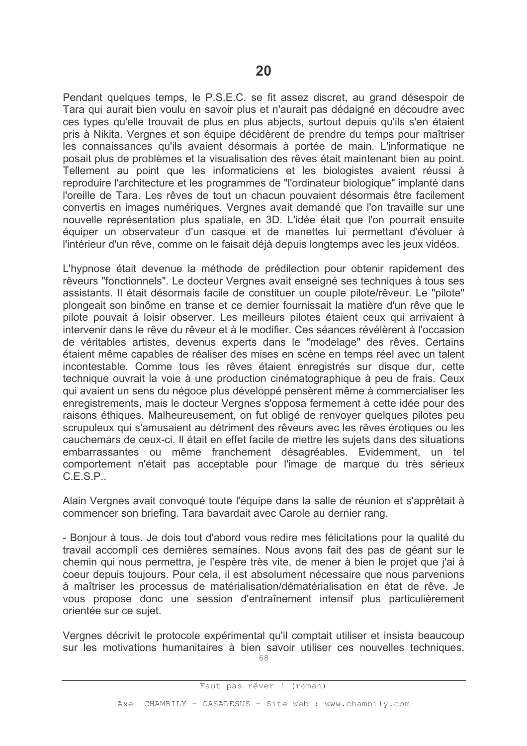# 20

Pendant quelques temps, le P.S.E.C. se fit assez discret, au grand désespoir de Tara qui aurait bien voulu en savoir plus et n'aurait pas dédaigné en découdre avec ces types qu'elle trouvait de plus en plus abjects, surtout depuis qu'ils s'en étaient pris à Nikita. Vergnes et son équipe décidèrent de prendre du temps pour maîtriser les connaissances qu'ils avaient désormais à portée de main. L'informatique ne posait plus de problèmes et la visualisation des rêves était maintenant bien au point. Tellement au point que les informaticiens et les biologistes avaient réussi à reproduire l'architecture et les programmes de "l'ordinateur biologique" implanté dans l'oreille de Tara. Les rêves de tout un chacun pouvaient désormais être facilement convertis en images numériques. Vergnes avait demandé que l'on travaille sur une nouvelle représentation plus spatiale, en 3D. L'idée était que l'on pourrait ensuite équiper un observateur d'un casque et de manettes lui permettant d'évoluer à l'intérieur d'un rêve, comme on le faisait déjà depuis longtemps avec les jeux vidéos.

L'hypnose était devenue la méthode de prédilection pour obtenir rapidement des rêveurs "fonctionnels". Le docteur Vergnes avait enseigné ses techniques à tous ses assistants. Il était désormais facile de constituer un couple pilote/rêveur. Le "pilote" plongeait son binôme en transe et ce dernier fournissait la matière d'un rêve que le pilote pouvait à loisir observer. Les meilleurs pilotes étaient ceux qui arrivaient à intervenir dans le rêve du rêveur et à le modifier. Ces séances révélèrent à l'occasion de véritables artistes, devenus experts dans le "modelage" des rêves. Certains étaient même capables de réaliser des mises en scène en temps réel avec un talent incontestable. Comme tous les rêves étaient enregistrés sur disque dur, cette technique ouvrait la voie à une production cinématographique à peu de frais. Ceux qui avaient un sens du négoce plus développé pensèrent même à commercialiser les enregistrements, mais le docteur Vergnes s'opposa fermement à cette idée pour des raisons éthiques. Malheureusement, on fut obligé de renvoyer quelques pilotes peu scrupuleux qui s'amusaient au détriment des rêveurs avec les rêves érotiques ou les cauchemars de ceux-ci. Il était en effet facile de mettre les sujets dans des situations embarrassantes ou même franchement désagréables. Evidemment, un tel comportement n'était pas acceptable pour l'image de marque du très sérieux C.E.S.P..

Alain Vergnes avait convoqué toute l'équipe dans la salle de réunion et s'apprêtait à commencer son briefing. Tara bavardait avec Carole au dernier rang.

- Bonjour à tous. Je dois tout d'abord vous redire mes félicitations pour la qualité du travail accompli ces dernières semaines. Nous avons fait des pas de géant sur le chemin qui nous permettra, je l'espère très vite, de mener à bien le projet que j'ai à coeur depuis toujours. Pour cela, il est absolument nécessaire que nous parvenions à maîtriser les processus de matérialisation/dématérialisation en état de rêve. Je vous propose donc une session d'entraînement intensif plus particulièrement orientée sur ce sujet.

Vergnes décrivit le protocole expérimental qu'il comptait utiliser et insista beaucoup sur les motivations humanitaires à bien savoir utiliser ces nouvelles techniques.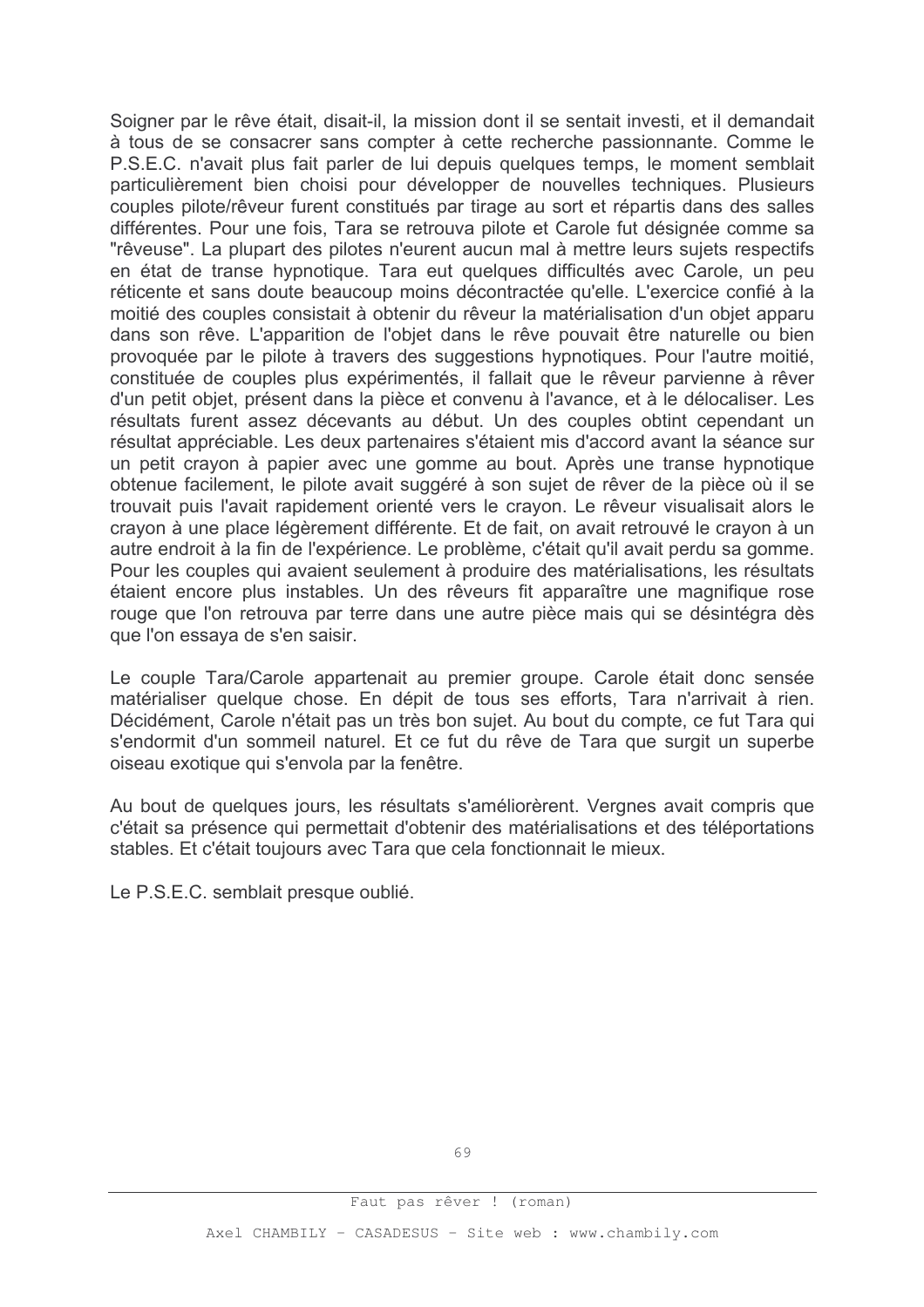Soigner par le rêve était, disait-il, la mission dont il se sentait investi, et il demandait à tous de se consacrer sans compter à cette recherche passionnante. Comme le P.S.E.C. n'avait plus fait parler de lui depuis quelques temps, le moment semblait particulièrement bien choisi pour développer de nouvelles techniques. Plusieurs couples pilote/rêveur furent constitués par tirage au sort et répartis dans des salles différentes. Pour une fois, Tara se retrouva pilote et Carole fut désignée comme sa "rêveuse". La plupart des pilotes n'eurent aucun mal à mettre leurs sujets respectifs en état de transe hypnotique. Tara eut quelques difficultés avec Carole, un peu réticente et sans doute beaucoup moins décontractée qu'elle. L'exercice confié à la moitié des couples consistait à obtenir du rêveur la matérialisation d'un objet apparu dans son rêve. L'apparition de l'objet dans le rêve pouvait être naturelle ou bien provoquée par le pilote à travers des suggestions hypnotiques. Pour l'autre moitié, constituée de couples plus expérimentés, il fallait que le rêveur parvienne à rêver d'un petit objet, présent dans la pièce et convenu à l'avance, et à le délocaliser. Les résultats furent assez décevants au début. Un des couples obtint cependant un résultat appréciable. Les deux partenaires s'étaient mis d'accord avant la séance sur un petit crayon à papier avec une gomme au bout. Après une transe hypnotique obtenue facilement, le pilote avait suggéré à son sujet de rêver de la pièce où il se trouvait puis l'avait rapidement orienté vers le crayon. Le rêveur visualisait alors le crayon à une place légèrement différente. Et de fait, on avait retrouvé le crayon à un autre endroit à la fin de l'expérience. Le problème, c'était qu'il avait perdu sa gomme. Pour les couples qui avaient seulement à produire des matérialisations, les résultats étaient encore plus instables. Un des rêveurs fit apparaître une magnifique rose rouge que l'on retrouva par terre dans une autre pièce mais qui se désintégra dès que l'on essaya de s'en saisir.

Le couple Tara/Carole appartenait au premier groupe. Carole était donc sensée matérialiser quelque chose. En dépit de tous ses efforts, Tara n'arrivait à rien. Décidément, Carole n'était pas un très bon sujet. Au bout du compte, ce fut Tara qui s'endormit d'un sommeil naturel. Et ce fut du rêve de Tara que surgit un superbe oiseau exotique qui s'envola par la fenêtre.

Au bout de quelques jours, les résultats s'améliorèrent. Vergnes avait compris que c'était sa présence qui permettait d'obtenir des matérialisations et des téléportations stables. Et c'était toujours avec Tara que cela fonctionnait le mieux.

Le P.S.E.C. semblait presque oublié.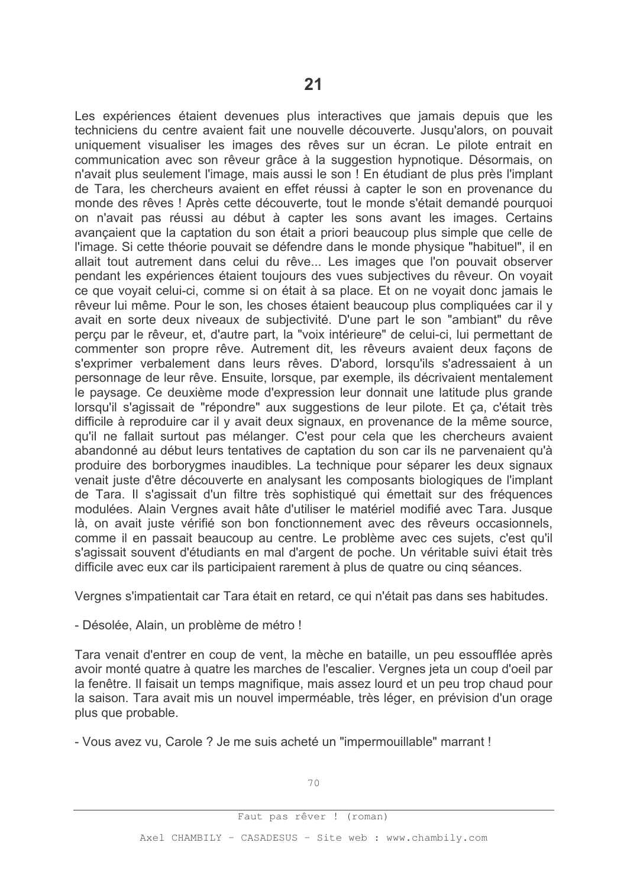## 21

Les expériences étaient devenues plus interactives que jamais depuis que les techniciens du centre avaient fait une nouvelle découverte. Jusqu'alors, on pouvait uniquement visualiser les images des rêves sur un écran. Le pilote entrait en communication avec son rêveur grâce à la suggestion hypnotique. Désormais, on n'avait plus seulement l'image, mais aussi le son ! En étudiant de plus près l'implant de Tara, les chercheurs avaient en effet réussi à capter le son en provenance du monde des rêves ! Après cette découverte, tout le monde s'était demandé pourquoi on n'avait pas réussi au début à capter les sons avant les images. Certains avançaient que la captation du son était a priori beaucoup plus simple que celle de l'image. Si cette théorie pouvait se défendre dans le monde physique "habituel", il en allait tout autrement dans celui du rêve... Les images que l'on pouvait observer pendant les expériences étaient toujours des vues subjectives du rêveur. On voyait ce que voyait celui-ci, comme si on était à sa place. Et on ne voyait donc jamais le rêveur lui même. Pour le son, les choses étaient beaucoup plus compliquées car il y avait en sorte deux niveaux de subjectivité. D'une part le son "ambiant" du rêve perçu par le rêveur, et, d'autre part, la "voix intérieure" de celui-ci, lui permettant de commenter son propre rêve. Autrement dit, les rêveurs avaient deux façons de s'exprimer verbalement dans leurs rêves. D'abord, lorsqu'ils s'adressaient à un personnage de leur rêve. Ensuite, lorsque, par exemple, ils décrivaient mentalement le paysage. Ce deuxième mode d'expression leur donnait une latitude plus grande lorsqu'il s'agissait de "répondre" aux suggestions de leur pilote. Et ça, c'était très difficile à reproduire car il y avait deux signaux, en provenance de la même source, qu'il ne fallait surtout pas mélanger. C'est pour cela que les chercheurs avaient abandonné au début leurs tentatives de captation du son car ils ne parvenaient qu'à produire des borborygmes inaudibles. La technique pour séparer les deux signaux venait juste d'être découverte en analysant les composants biologiques de l'implant de Tara. Il s'agissait d'un filtre très sophistiqué qui émettait sur des fréquences modulées. Alain Vergnes avait hâte d'utiliser le matériel modifié avec Tara. Jusque là, on avait juste vérifié son bon fonctionnement avec des rêveurs occasionnels, comme il en passait beaucoup au centre. Le problème avec ces sujets, c'est qu'il s'agissait souvent d'étudiants en mal d'argent de poche. Un véritable suivi était très difficile avec eux car ils participaient rarement à plus de quatre ou cinq séances.

Vergnes s'impatientait car Tara était en retard, ce qui n'était pas dans ses habitudes.

- Désolée, Alain, un problème de métro !

Tara venait d'entrer en coup de vent, la mèche en bataille, un peu essoufflée après avoir monté quatre à quatre les marches de l'escalier. Vergnes jeta un coup d'oeil par la fenêtre. Il faisait un temps magnifique, mais assez lourd et un peu trop chaud pour la saison. Tara avait mis un nouvel imperméable, très léger, en prévision d'un orage plus que probable.

- Vous avez vu, Carole ? Je me suis acheté un "impermouillable" marrant !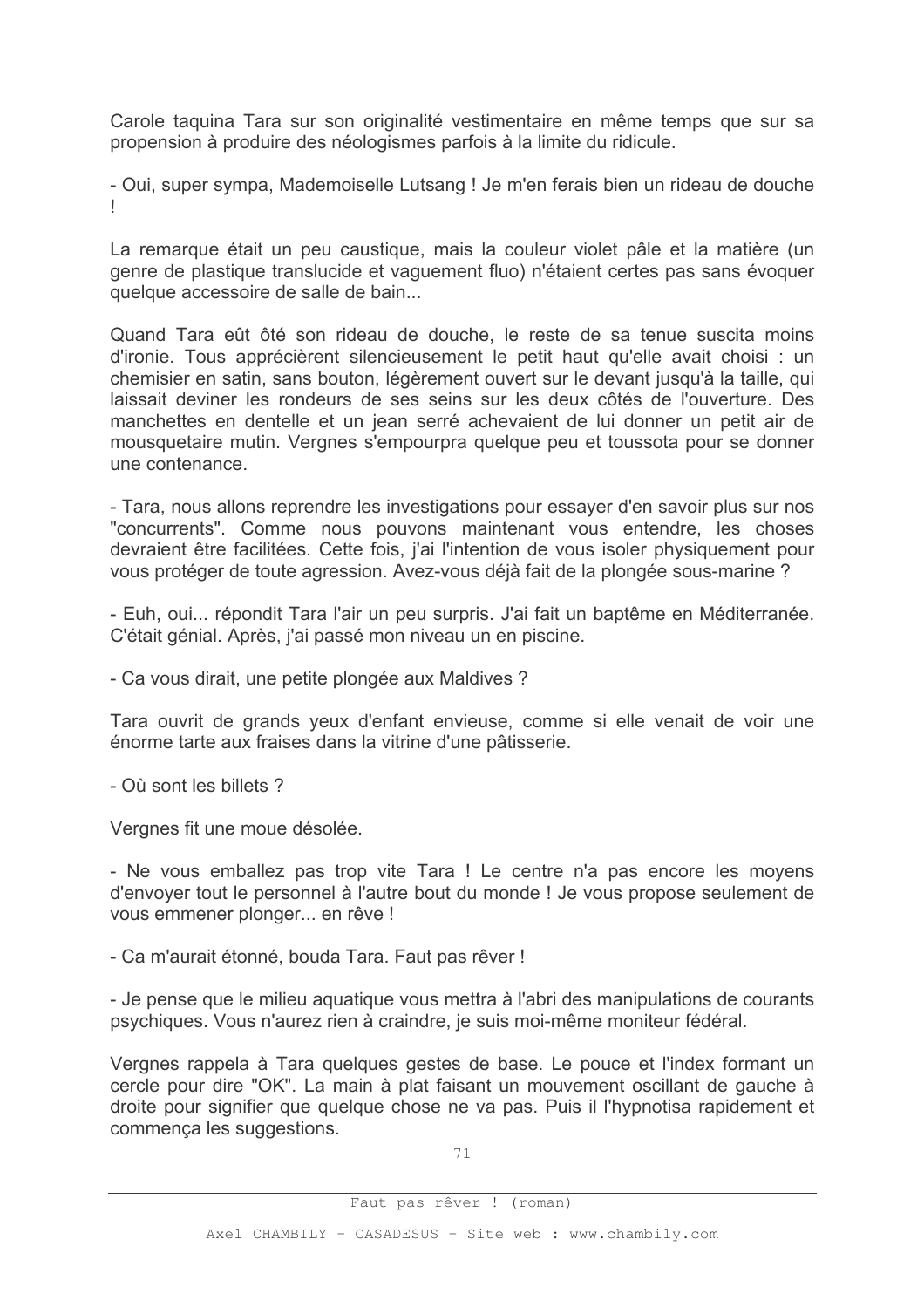Carole taquina Tara sur son originalité vestimentaire en même temps que sur sa propension à produire des néologismes parfois à la limite du ridicule.

- Oui, super sympa, Mademoiselle Lutsang ! Je m'en ferais bien un rideau de douche !

La remarque était un peu caustique, mais la couleur violet pâle et la matière (un genre de plastique translucide et vaguement fluo) n'étaient certes pas sans évoquer quelque accessoire de salle de bain...

Quand Tara eût ôté son rideau de douche, le reste de sa tenue suscita moins d'ironie. Tous apprécièrent silencieusement le petit haut qu'elle avait choisi : un chemisier en satin, sans bouton, légèrement ouvert sur le devant jusqu'à la taille, qui laissait deviner les rondeurs de ses seins sur les deux côtés de l'ouverture. Des manchettes en dentelle et un jean serré achevaient de lui donner un petit air de mousquetaire mutin. Vergnes s'empourpra quelque peu et toussota pour se donner une contenance.

- Tara, nous allons reprendre les investigations pour essayer d'en savoir plus sur nos "concurrents". Comme nous pouvons maintenant vous entendre, les choses devraient être facilitées. Cette fois, j'ai l'intention de vous isoler physiquement pour vous protéger de toute agression. Avez-vous déjà fait de la plongée sous-marine ?

- Euh, oui... répondit Tara l'air un peu surpris. J'ai fait un baptême en Méditerranée. C'était génial. Après, j'ai passé mon niveau un en piscine.

- Ca vous dirait, une petite plongée aux Maldives ?

Tara ouvrit de grands yeux d'enfant envieuse, comme si elle venait de voir une énorme tarte aux fraises dans la vitrine d'une pâtisserie.

- Où sont les billets ?

Vergnes fit une moue désolée.

- Ne vous emballez pas trop vite Tara ! Le centre n'a pas encore les moyens d'envoyer tout le personnel à l'autre bout du monde ! Je vous propose seulement de vous emmener plonger... en rêve !

- Ca m'aurait étonné, bouda Tara. Faut pas rêver !

- Je pense que le milieu aquatique vous mettra à l'abri des manipulations de courants psychiques. Vous n'aurez rien à craindre, je suis moi-même moniteur fédéral.

Vergnes rappela à Tara quelques gestes de base. Le pouce et l'index formant un cercle pour dire "OK". La main à plat faisant un mouvement oscillant de gauche à droite pour signifier que quelque chose ne va pas. Puis il l'hypnotisa rapidement et commença les suggestions.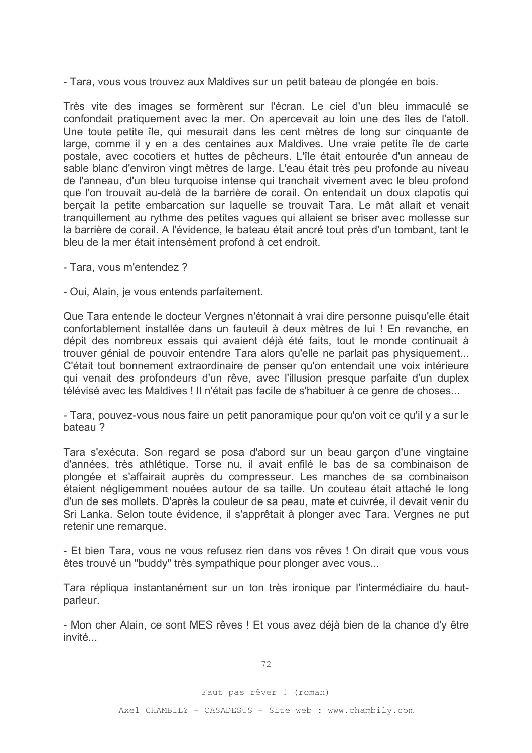- Tara, vous vous trouvez aux Maldives sur un petit bateau de plongée en bois.

Très vite des images se formèrent sur l'écran. Le ciel d'un bleu immaculé se confondait pratiquement avec la mer. On apercevait au loin une des îles de l'atoll. Une toute petite île, qui mesurait dans les cent mètres de long sur cinquante de large, comme il y en a des centaines aux Maldives. Une vraie petite île de carte postale, avec cocotiers et huttes de pêcheurs. L'île était entourée d'un anneau de sable blanc d'environ vingt mètres de large. L'eau était très peu profonde au niveau de l'anneau, d'un bleu turquoise intense qui tranchait vivement avec le bleu profond que l'on trouvait au-delà de la barrière de corail. On entendait un doux clapotis qui berçait la petite embarcation sur laquelle se trouvait Tara. Le mât allait et venait tranquillement au rythme des petites vagues qui allaient se briser avec mollesse sur la barrière de corail. A l'évidence, le bateau était ancré tout près d'un tombant, tant le bleu de la mer était intensément profond à cet endroit.

- Tara, vous m'entendez ?

- Oui, Alain, je vous entends parfaitement.

Que Tara entende le docteur Vergnes n'étonnait à vrai dire personne puisqu'elle était confortablement installée dans un fauteuil à deux mètres de lui ! En revanche, en dépit des nombreux essais qui avaient déjà été faits, tout le monde continuait à trouver génial de pouvoir entendre Tara alors qu'elle ne parlait pas physiquement... C'était tout bonnement extraordinaire de penser qu'on entendait une voix intérieure qui venait des profondeurs d'un rêve, avec l'illusion presque parfaite d'un duplex télévisé avec les Maldives ! Il n'était pas facile de s'habituer à ce genre de choses...

- Tara, pouvez-vous nous faire un petit panoramique pour qu'on voit ce qu'il y a sur le bateau ?

Tara s'exécuta. Son regard se posa d'abord sur un beau garçon d'une vingtaine d'années, très athlétique. Torse nu, il avait enfilé le bas de sa combinaison de plongée et s'affairait auprès du compresseur. Les manches de sa combinaison étaient négligemment nouées autour de sa taille. Un couteau était attaché le long d'un de ses mollets. D'après la couleur de sa peau, mate et cuivrée, il devait venir du Sri Lanka. Selon toute évidence, il s'apprêtait à plonger avec Tara. Vergnes ne put retenir une remarque.

- Et bien Tara, vous ne vous refusez rien dans vos rêves ! On dirait que vous vous êtes trouvé un "buddy" très sympathique pour plonger avec vous...

Tara répliqua instantanément sur un ton très ironique par l'intermédiaire du haut-parleur.

- Mon cher Alain, ce sont MES rêves ! Et vous avez déjà bien de la chance d'y être invité...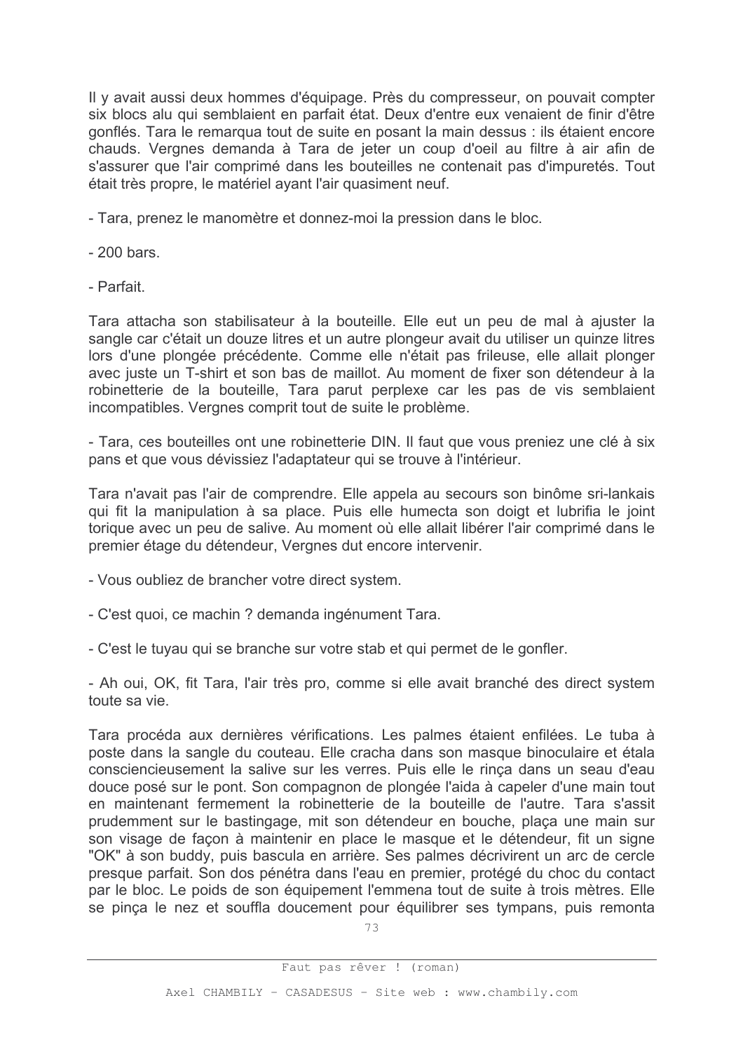Il y avait aussi deux hommes d'équipage. Près du compresseur, on pouvait compter six blocs alu qui semblaient en parfait état. Deux d'entre eux venaient de finir d'être gonflés. Tara le remarqua tout de suite en posant la main dessus : ils étaient encore chauds. Vergnes demanda à Tara de jeter un coup d'oeil au filtre à air afin de s'assurer que l'air comprimé dans les bouteilles ne contenait pas d'impuretés. Tout était très propre, le matériel ayant l'air quasiment neuf.

- Tara, prenez le manomètre et donnez-moi la pression dans le bloc.

- 200 bars.

- Parfait.

Tara attacha son stabilisateur à la bouteille. Elle eut un peu de mal à ajuster la sangle car c'était un douze litres et un autre plongeur avait du utiliser un quinze litres lors d'une plongée précédente. Comme elle n'était pas frileuse, elle allait plonger avec juste un T-shirt et son bas de maillot. Au moment de fixer son détendeur à la robinetterie de la bouteille, Tara parut perplexe car les pas de vis semblaient incompatibles. Vergnes comprit tout de suite le problème.

- Tara, ces bouteilles ont une robinetterie DIN. Il faut que vous preniez une clé à six pans et que vous dévissiez l'adaptateur qui se trouve à l'intérieur.

Tara n'avait pas l'air de comprendre. Elle appela au secours son binôme sri-lankais qui fit la manipulation à sa place. Puis elle humecta son doigt et lubrifia le joint torique avec un peu de salive. Au moment où elle allait libérer l'air comprimé dans le premier étage du détendeur, Vergnes dut encore intervenir.

- Vous oubliez de brancher votre direct system.

- C'est quoi, ce machin ? demanda ingénument Tara.

- C'est le tuyau qui se branche sur votre stab et qui permet de le gonfler.

- Ah oui, OK, fit Tara, l'air très pro, comme si elle avait branché des direct system toute sa vie.

Tara procéda aux dernières vérifications. Les palmes étaient enfilées. Le tuba à poste dans la sangle du couteau. Elle cracha dans son masque binoculaire et étala consciencieusement la salive sur les verres. Puis elle le rinça dans un seau d'eau douce posé sur le pont. Son compagnon de plongée l'aida à capeler d'une main tout en maintenant fermement la robinetterie de la bouteille de l'autre. Tara s'assit prudemment sur le bastingage, mit son détendeur en bouche, plaça une main sur son visage de façon à maintenir en place le masque et le détendeur, fit un signe "OK" à son buddy, puis bascula en arrière. Ses palmes décrivirent un arc de cercle presque parfait. Son dos pénétra dans l'eau en premier, protégé du choc du contact par le bloc. Le poids de son équipement l'emmena tout de suite à trois mètres. Elle se pinça le nez et souffla doucement pour équilibrer ses tympans, puis remonta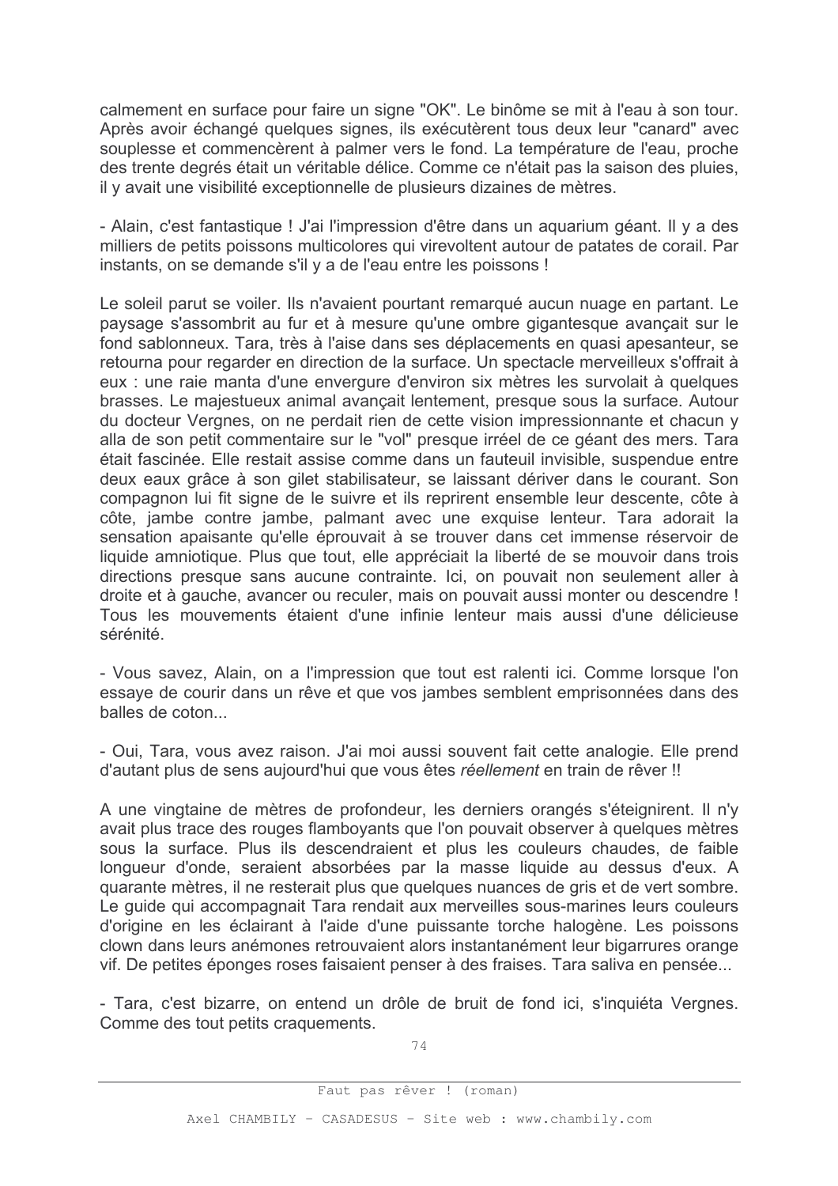calmement en surface pour faire un signe "OK". Le binôme se mit à l'eau à son tour. Après avoir échangé quelques signes, ils exécutèrent tous deux leur "canard" avec souplesse et commencèrent à palmer vers le fond. La température de l'eau, proche des trente degrés était un véritable délice. Comme ce n'était pas la saison des pluies, il y avait une visibilité exceptionnelle de plusieurs dizaines de mètres.

- Alain, c'est fantastique ! J'ai l'impression d'être dans un aquarium géant. Il y a des milliers de petits poissons multicolores qui virevoltent autour de patates de corail. Par instants, on se demande s'il y a de l'eau entre les poissons !

Le soleil parut se voiler. Ils n'avaient pourtant remarqué aucun nuage en partant. Le paysage s'assombrit au fur et à mesure qu'une ombre gigantesque avançait sur le fond sablonneux. Tara, très à l'aise dans ses déplacements en quasi apesanteur, se retourna pour regarder en direction de la surface. Un spectacle merveilleux s'offrait à eux : une raie manta d'une envergure d'environ six mètres les survolait à quelques brasses. Le majestueux animal avançait lentement, presque sous la surface. Autour du docteur Vergnes, on ne perdait rien de cette vision impressionnante et chacun y alla de son petit commentaire sur le "vol" presque irréel de ce géant des mers. Tara était fascinée. Elle restait assise comme dans un fauteuil invisible, suspendue entre deux eaux grâce à son gilet stabilisateur, se laissant dériver dans le courant. Son compagnon lui fit signe de le suivre et ils reprirent ensemble leur descente, côte à côte, jambe contre jambe, palmant avec une exquise lenteur. Tara adorait la sensation apaisante qu'elle éprouvait à se trouver dans cet immense réservoir de liquide amniotique. Plus que tout, elle appréciait la liberté de se mouvoir dans trois directions presque sans aucune contrainte. Ici, on pouvait non seulement aller à droite et à gauche, avancer ou reculer, mais on pouvait aussi monter ou descendre ! Tous les mouvements étaient d'une infinie lenteur mais aussi d'une délicieuse sérénité.

- Vous savez, Alain, on a l'impression que tout est ralenti ici. Comme lorsque l'on essaye de courir dans un rêve et que vos jambes semblent emprisonnées dans des balles de coton...

- Oui, Tara, vous avez raison. J'ai moi aussi souvent fait cette analogie. Elle prend d'autant plus de sens aujourd'hui que vous êtes *réellement* en train de rêver !!

A une vingtaine de mètres de profondeur, les derniers orangés s'éteignirent. Il n'y avait plus trace des rouges flamboyants que l'on pouvait observer à quelques mètres sous la surface. Plus ils descendraient et plus les couleurs chaudes, de faible longueur d'onde, seraient absorbées par la masse liquide au dessus d'eux. A quarante mètres, il ne resterait plus que quelques nuances de gris et de vert sombre. Le guide qui accompagnait Tara rendait aux merveilles sous-marines leurs couleurs d'origine en les éclairant à l'aide d'une puissante torche halogène. Les poissons clown dans leurs anémones retrouvaient alors instantanément leur bigarrures orange vif. De petites éponges roses faisaient penser à des fraises. Tara saliva en pensée...

- Tara, c'est bizarre, on entend un drôle de bruit de fond ici, s'inquiéta Vergnes. Comme des tout petits craquements.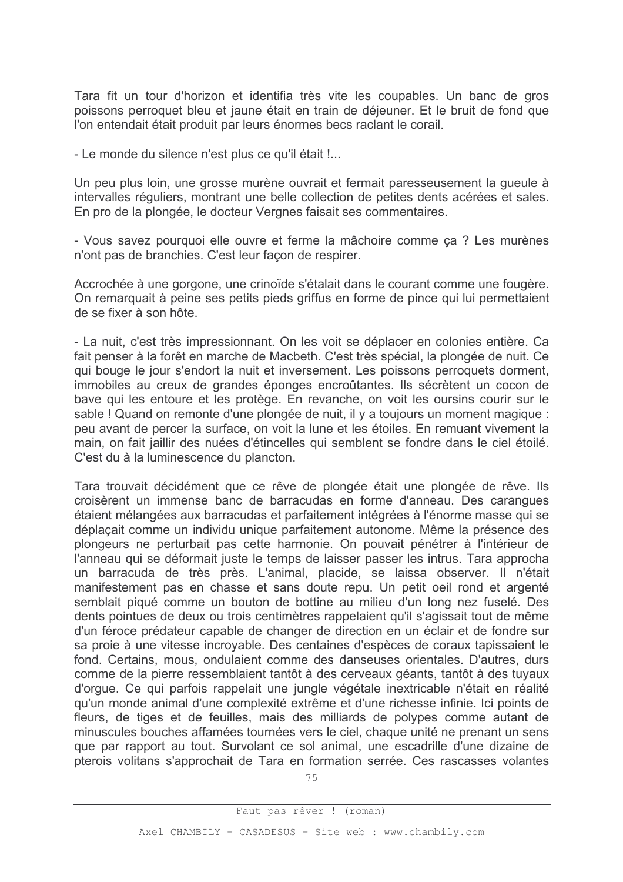Tara fit un tour d'horizon et identifia très vite les coupables. Un banc de gros poissons perroquet bleu et jaune était en train de déjeuner. Et le bruit de fond que l'on entendait était produit par leurs énormes becs raclant le corail.

- Le monde du silence n'est plus ce qu'il était !...

Un peu plus loin, une grosse murène ouvrait et fermait paresseusement la gueule à intervalles réguliers, montrant une belle collection de petites dents acérées et sales. En pro de la plongée, le docteur Vergnes faisait ses commentaires.

- Vous savez pourquoi elle ouvre et ferme la mâchoire comme ça ? Les murènes n'ont pas de branchies. C'est leur façon de respirer.

Accrochée à une gorgone, une crinoïde s'étalait dans le courant comme une fougère. On remarquait à peine ses petits pieds griffus en forme de pince qui lui permettaient de se fixer à son hôte.

- La nuit, c'est très impressionnant. On les voit se déplacer en colonies entière. Ca fait penser à la forêt en marche de Macbeth. C'est très spécial, la plongée de nuit. Ce qui bouge le jour s'endort la nuit et inversement. Les poissons perroquets dorment, immobiles au creux de grandes éponges encroûtantes. Ils sécrètent un cocon de bave qui les entoure et les protège. En revanche, on voit les oursins courir sur le sable ! Quand on remonte d'une plongée de nuit, il y a toujours un moment magique : peu avant de percer la surface, on voit la lune et les étoiles. En remuant vivement la main, on fait jaillir des nuées d'étincelles qui semblent se fondre dans le ciel étoilé. C'est du à la luminescence du plancton.

Tara trouvait décidément que ce rêve de plongée était une plongée de rêve. Ils croisèrent un immense banc de barracudas en forme d'anneau. Des carangues étaient mélangées aux barracudas et parfaitement intégrées à l'énorme masse qui se déplaçait comme un individu unique parfaitement autonome. Même la présence des plongeurs ne perturbait pas cette harmonie. On pouvait pénétrer à l'intérieur de l'anneau qui se déformait juste le temps de laisser passer les intrus. Tara approcha un barracuda de très près. L'animal, placide, se laissa observer. Il n'était manifestement pas en chasse et sans doute repu. Un petit oeil rond et argenté semblait piqué comme un bouton de bottine au milieu d'un long nez fuselé. Des dents pointues de deux ou trois centimètres rappelaient qu'il s'agissait tout de même d'un féroce prédateur capable de changer de direction en un éclair et de fondre sur sa proie à une vitesse incroyable. Des centaines d'espèces de coraux tapissaient le fond. Certains, mous, ondulaient comme des danseuses orientales. D'autres, durs comme de la pierre ressemblaient tantôt à des cerveaux géants, tantôt à des tuyaux d'orgue. Ce qui parfois rappelait une jungle végétale inextricable n'était en réalité qu'un monde animal d'une complexité extrême et d'une richesse infinie. Ici points de fleurs, de tiges et de feuilles, mais des milliards de polypes comme autant de minuscules bouches affamées tournées vers le ciel, chaque unité ne prenant un sens que par rapport au tout. Survolant ce sol animal, une escadrille d'une dizaine de pterois volitans s'approchait de Tara en formation serrée. Ces rascasses volantes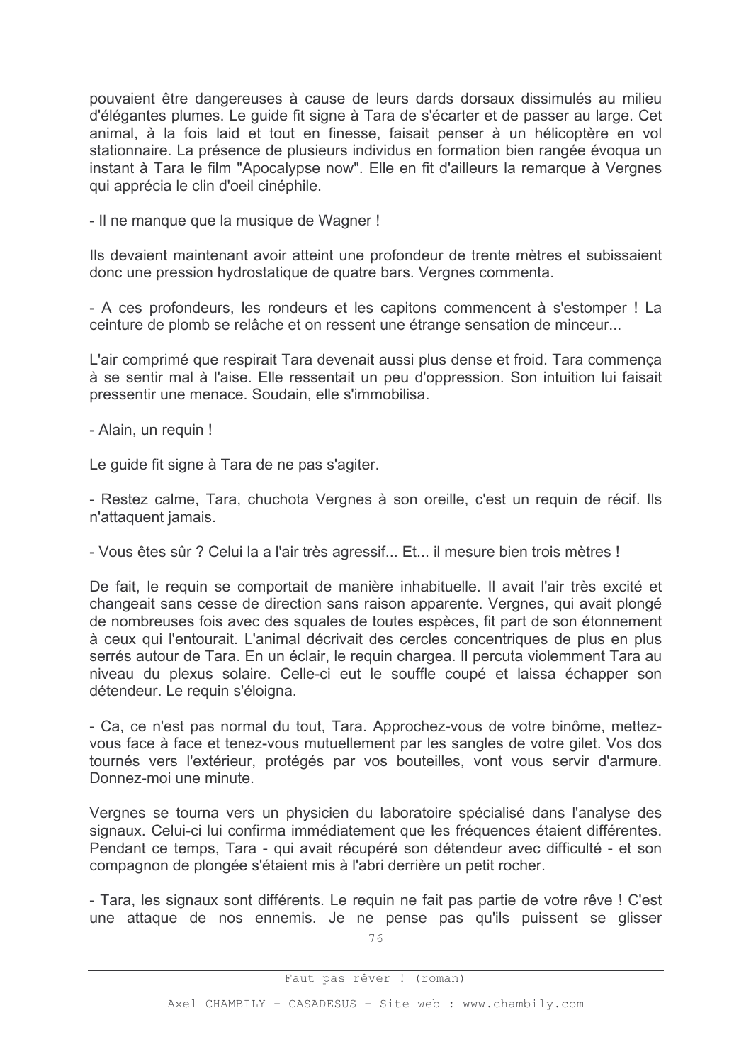pouvaient être dangereuses à cause de leurs dards dorsaux dissimulés au milieu d'élégantes plumes. Le guide fit signe à Tara de s'écarter et de passer au large. Cet animal, à la fois laid et tout en finesse, faisait penser à un hélicoptère en vol stationnaire. La présence de plusieurs individus en formation bien rangée évoqua un instant à Tara le film "Apocalypse now". Elle en fit d'ailleurs la remarque à Vergnes qui apprécia le clin d'oeil cinéphile.

- Il ne manque que la musique de Wagner !

Ils devaient maintenant avoir atteint une profondeur de trente mètres et subissaient donc une pression hydrostatique de quatre bars. Vergnes commenta.

- A ces profondeurs, les rondeurs et les capitons commencent à s'estomper ! La ceinture de plomb se relâche et on ressent une étrange sensation de minceur...

L'air comprimé que respirait Tara devenait aussi plus dense et froid. Tara commença à se sentir mal à l'aise. Elle ressentait un peu d'oppression. Son intuition lui faisait pressentir une menace. Soudain, elle s'immobilisa.

- Alain, un requin !

Le guide fit signe à Tara de ne pas s'agiter.

- Restez calme, Tara, chuchota Vergnes à son oreille, c'est un requin de récif. Ils n'attaquent jamais.

- Vous êtes sûr ? Celui la a l'air très agressif... Et... il mesure bien trois mètres !

De fait, le requin se comportait de manière inhabituelle. Il avait l'air très excité et changeait sans cesse de direction sans raison apparente. Vergnes, qui avait plongé de nombreuses fois avec des squales de toutes espèces, fit part de son étonnement à ceux qui l'entourait. L'animal décrivait des cercles concentriques de plus en plus serrés autour de Tara. En un éclair, le requin chargea. Il percuta violemment Tara au niveau du plexus solaire. Celle-ci eut le souffle coupé et laissa échapper son détendeur. Le requin s'éloigna.

- Ca, ce n'est pas normal du tout, Tara. Approchez-vous de votre binôme, mettez-vous face à face et tenez-vous mutuellement par les sangles de votre gilet. Vos dos tournés vers l'extérieur, protégés par vos bouteilles, vont vous servir d'armure. Donnez-moi une minute.

Vergnes se tourna vers un physicien du laboratoire spécialisé dans l'analyse des signaux. Celui-ci lui confirma immédiatement que les fréquences étaient différentes. Pendant ce temps, Tara - qui avait récupéré son détendeur avec difficulté - et son compagnon de plongée s'étaient mis à l'abri derrière un petit rocher.

- Tara, les signaux sont différents. Le requin ne fait pas partie de votre rêve ! C'est une attaque de nos ennemis. Je ne pense pas qu'ils puissent se glisser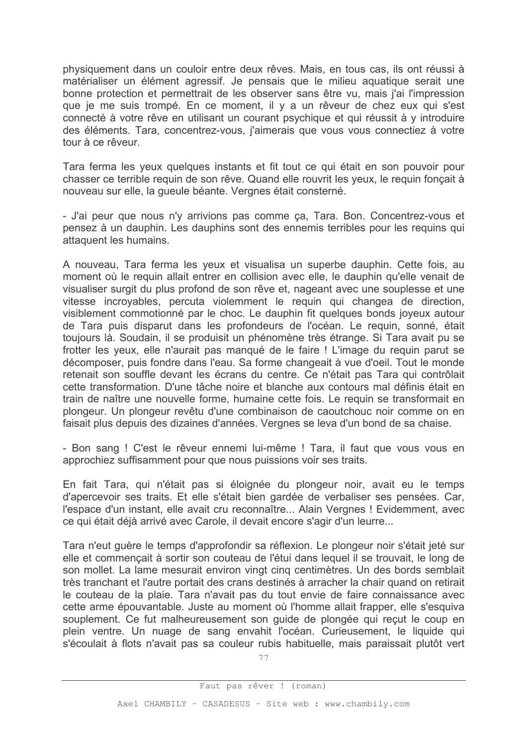physiquement dans un couloir entre deux rêves. Mais, en tous cas, ils ont réussi à matérialiser un élément agressif. Je pensais que le milieu aquatique serait une bonne protection et permettrait de les observer sans être vu, mais j'ai l'impression que je me suis trompé. En ce moment, il y a un rêveur de chez eux qui s'est connecté à votre rêve en utilisant un courant psychique et qui réussit à y introduire des éléments. Tara, concentrez-vous, j'aimerais que vous vous connectiez à votre tour à ce rêveur.

Tara ferma les yeux quelques instants et fit tout ce qui était en son pouvoir pour chasser ce terrible requin de son rêve. Quand elle rouvrit les yeux, le requin fonçait à nouveau sur elle, la gueule béante. Vergnes était consterné.

- J'ai peur que nous n'y arrivions pas comme ça, Tara. Bon. Concentrez-vous et pensez à un dauphin. Les dauphins sont des ennemis terribles pour les requins qui attaquent les humains.

A nouveau, Tara ferma les yeux et visualisa un superbe dauphin. Cette fois, au moment où le requin allait entrer en collision avec elle, le dauphin qu'elle venait de visualiser surgit du plus profond de son rêve et, nageant avec une souplesse et une vitesse incroyables, percuta violemment le requin qui changea de direction, visiblement commotionné par le choc. Le dauphin fit quelques bonds joyeux autour de Tara puis disparut dans les profondeurs de l'océan. Le requin, sonné, était toujours là. Soudain, il se produisit un phénomène très étrange. Si Tara avait pu se frotter les yeux, elle n'aurait pas manqué de le faire ! L'image du requin parut se décomposer, puis fondre dans l'eau. Sa forme changeait à vue d'oeil. Tout le monde retenait son souffle devant les écrans du centre. Ce n'était pas Tara qui contrôlait cette transformation. D'une tâche noire et blanche aux contours mal définis était en train de naître une nouvelle forme, humaine cette fois. Le requin se transformait en plongeur. Un plongeur revêtu d'une combinaison de caoutchouc noir comme on en faisait plus depuis des dizaines d'années. Vergnes se leva d'un bond de sa chaise.

- Bon sang ! C'est le rêveur ennemi lui-même ! Tara, il faut que vous vous en approchiez suffisamment pour que nous puissions voir ses traits.

En fait Tara, qui n'était pas si éloignée du plongeur noir, avait eu le temps d'apercevoir ses traits. Et elle s'était bien gardée de verbaliser ses pensées. Car, l'espace d'un instant, elle avait cru reconnaître... Alain Vergnes ! Evidemment, avec ce qui était déjà arrivé avec Carole, il devait encore s'agir d'un leurre...

Tara n'eut guère le temps d'approfondir sa réflexion. Le plongeur noir s'était jeté sur elle et commençait à sortir son couteau de l'étui dans lequel il se trouvait, le long de son mollet. La lame mesurait environ vingt cinq centimètres. Un des bords semblait très tranchant et l'autre portait des crans destinés à arracher la chair quand on retirait le couteau de la plaie. Tara n'avait pas du tout envie de faire connaissance avec cette arme épouvantable. Juste au moment où l'homme allait frapper, elle s'esquiva souplement. Ce fut malheureusement son guide de plongée qui reçut le coup en plein ventre. Un nuage de sang envahit l'océan. Curieusement, le liquide qui s'écoulait à flots n'avait pas sa couleur rubis habituelle, mais paraissait plutôt vert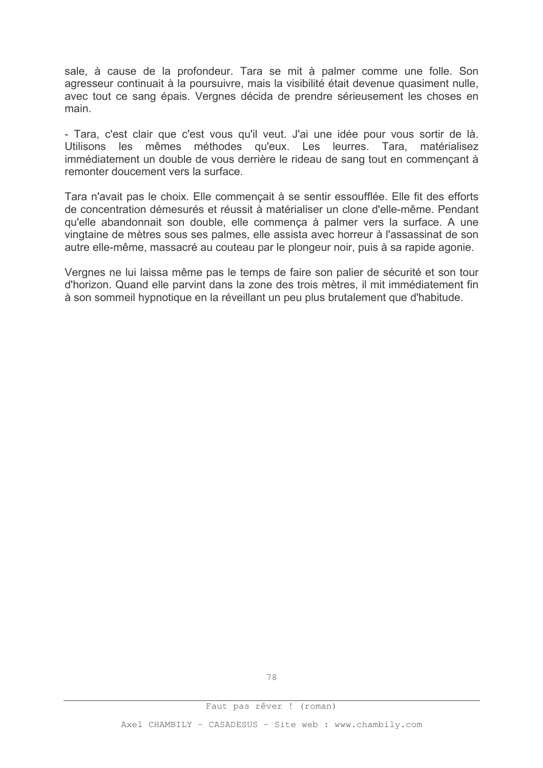sale, à cause de la profondeur. Tara se mit à palmer comme une folle. Son agresseur continuait à la poursuivre, mais la visibilité était devenue quasiment nulle, avec tout ce sang épais. Vergnes décida de prendre sérieusement les choses en main.

- Tara, c'est clair que c'est vous qu'il veut. J'ai une idée pour vous sortir de là. Utilisons les mêmes méthodes qu'eux. Les leurres. Tara, matérialisez immédiatement un double de vous derrière le rideau de sang tout en commençant à remonter doucement vers la surface.

Tara n'avait pas le choix. Elle commençait à se sentir essoufflée. Elle fit des efforts de concentration démesurés et réussit à matérialiser un clone d'elle-même. Pendant qu'elle abandonnait son double, elle commença à palmer vers la surface. A une vingtaine de mètres sous ses palmes, elle assista avec horreur à l'assassinat de son autre elle-même, massacré au couteau par le plongeur noir, puis à sa rapide agonie.

Vergnes ne lui laissa même pas le temps de faire son palier de sécurité et son tour d'horizon. Quand elle parvint dans la zone des trois mètres, il mit immédiatement fin à son sommeil hypnotique en la réveillant un peu plus brutalement que d'habitude.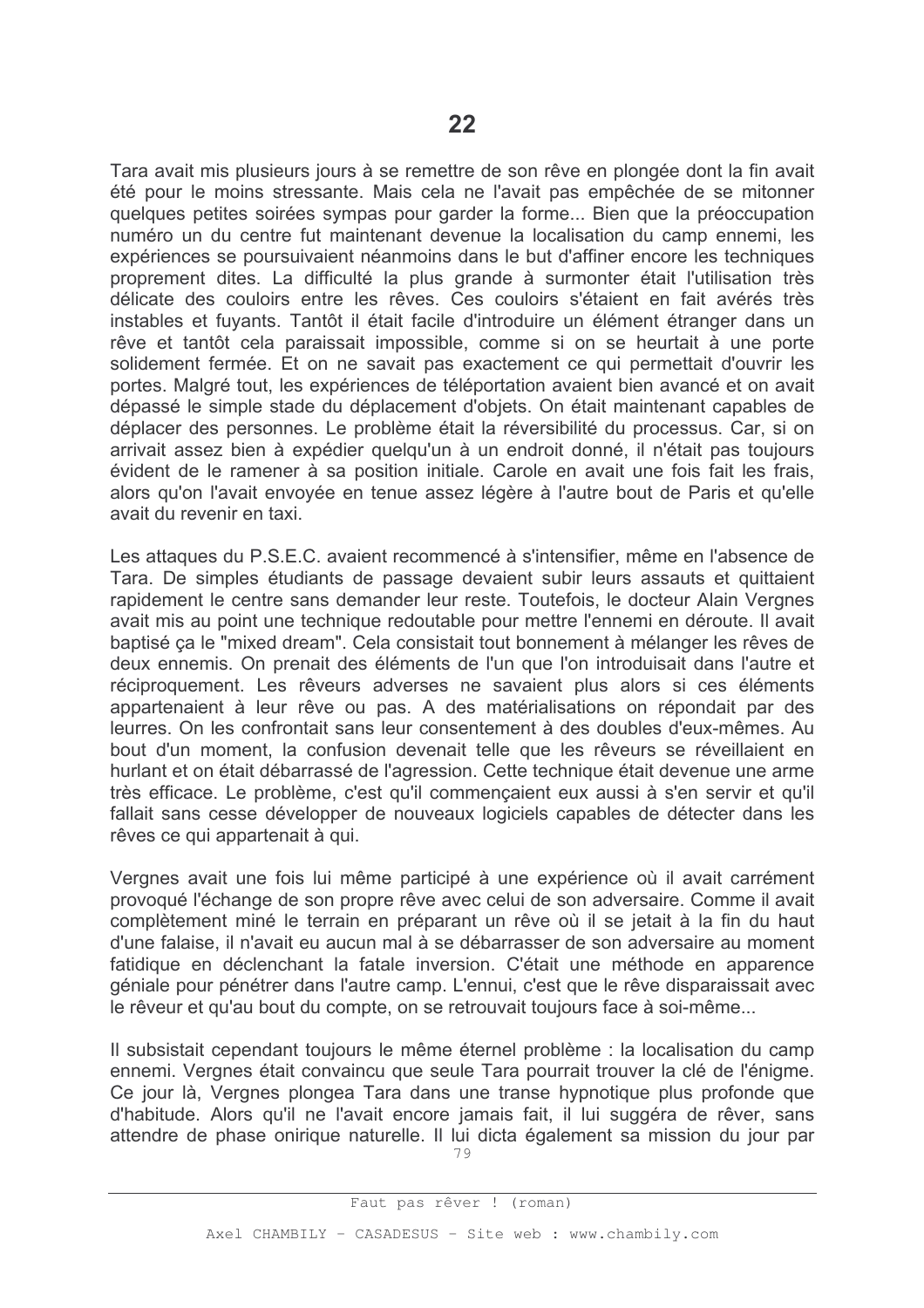# 22

Tara avait mis plusieurs jours à se remettre de son rêve en plongée dont la fin avait été pour le moins stressante. Mais cela ne l'avait pas empêchée de se mitonner quelques petites soirées sympas pour garder la forme... Bien que la préoccupation numéro un du centre fut maintenant devenue la localisation du camp ennemi, les expériences se poursuivaient néanmoins dans le but d'affiner encore les techniques proprement dites. La difficulté la plus grande à surmonter était l'utilisation très délicate des couloirs entre les rêves. Ces couloirs s'étaient en fait avérés très instables et fuyants. Tantôt il était facile d'introduire un élément étranger dans un rêve et tantôt cela paraissait impossible, comme si on se heurtait à une porte solidement fermée. Et on ne savait pas exactement ce qui permettait d'ouvrir les portes. Malgré tout, les expériences de téléportation avaient bien avancé et on avait dépassé le simple stade du déplacement d'objets. On était maintenant capables de déplacer des personnes. Le problème était la réversibilité du processus. Car, si on arrivait assez bien à expédier quelqu'un à un endroit donné, il n'était pas toujours évident de le ramener à sa position initiale. Carole en avait une fois fait les frais, alors qu'on l'avait envoyée en tenue assez légère à l'autre bout de Paris et qu'elle avait du revenir en taxi.

Les attaques du P.S.E.C. avaient recommencé à s'intensifier, même en l'absence de Tara. De simples étudiants de passage devaient subir leurs assauts et quittaient rapidement le centre sans demander leur reste. Toutefois, le docteur Alain Vergnes avait mis au point une technique redoutable pour mettre l'ennemi en déroute. Il avait baptisé ça le "mixed dream". Cela consistait tout bonnement à mélanger les rêves de deux ennemis. On prenait des éléments de l'un que l'on introduisait dans l'autre et réciproquement. Les rêveurs adverses ne savaient plus alors si ces éléments appartenaient à leur rêve ou pas. A des matérialisations on répondait par des leurres. On les confrontait sans leur consentement à des doubles d'eux-mêmes. Au bout d'un moment, la confusion devenait telle que les rêveurs se réveillaient en hurlant et on était débarrassé de l'agression. Cette technique était devenue une arme très efficace. Le problème, c'est qu'il commençaient eux aussi à s'en servir et qu'il fallait sans cesse développer de nouveaux logiciels capables de détecter dans les rêves ce qui appartenait à qui.

Vergnes avait une fois lui même participé à une expérience où il avait carrément provoqué l'échange de son propre rêve avec celui de son adversaire. Comme il avait complètement miné le terrain en préparant un rêve où il se jetait à la fin du haut d'une falaise, il n'avait eu aucun mal à se débarrasser de son adversaire au moment fatidique en déclenchant la fatale inversion. C'était une méthode en apparence géniale pour pénétrer dans l'autre camp. L'ennui, c'est que le rêve disparaissait avec le rêveur et qu'au bout du compte, on se retrouvait toujours face à soi-même...

Il subsistait cependant toujours le même éternel problème : la localisation du camp ennemi. Vergnes était convaincu que seule Tara pourrait trouver la clé de l'énigme. Ce jour là, Vergnes plongea Tara dans une transe hypnotique plus profonde que d'habitude. Alors qu'il ne l'avait encore jamais fait, il lui suggéra de rêver, sans attendre de phase onirique naturelle. Il lui dicta également sa mission du jour par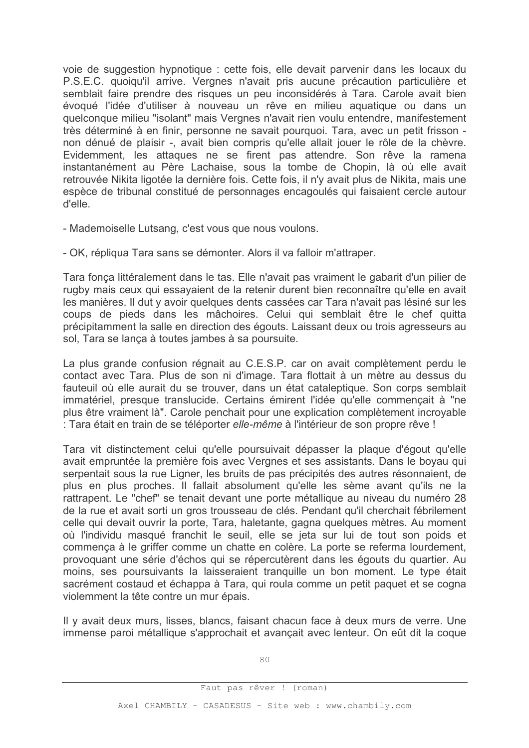voie de suggestion hypnotique : cette fois, elle devait parvenir dans les locaux du P.S.E.C. quoiqu'il arrive. Vergnes n'avait pris aucune précaution particulière et semblait faire prendre des risques un peu inconsidérés à Tara. Carole avait bien évoqué l'idée d'utiliser à nouveau un rêve en milieu aquatique ou dans un quelconque milieu "isolant" mais Vergnes n'avait rien voulu entendre, manifestement très déterminé à en finir, personne ne savait pourquoi. Tara, avec un petit frisson - non dénué de plaisir -, avait bien compris qu'elle allait jouer le rôle de la chèvre. Evidemment, les attaques ne se firent pas attendre. Son rêve la ramena instantanément au Père Lachaise, sous la tombe de Chopin, là où elle avait retrouvée Nikita ligotée la dernière fois. Cette fois, il n'y avait plus de Nikita, mais une espèce de tribunal constitué de personnages encagoulés qui faisaient cercle autour d'elle.

- Mademoiselle Lutsang, c'est vous que nous voulons.

- OK, répliqua Tara sans se démonter. Alors il va falloir m'attraper.

Tara fonça littéralement dans le tas. Elle n'avait pas vraiment le gabarit d'un pilier de rugby mais ceux qui essayaient de la retenir durent bien reconnaître qu'elle en avait les manières. Il dut y avoir quelques dents cassées car Tara n'avait pas lésiné sur les coups de pieds dans les mâchoires. Celui qui semblait être le chef quitta précipitamment la salle en direction des égouts. Laissant deux ou trois agresseurs au sol, Tara se lança à toutes jambes à sa poursuite.

La plus grande confusion régnait au C.E.S.P. car on avait complètement perdu le contact avec Tara. Plus de son ni d'image. Tara flottait à un mètre au dessus du fauteuil où elle aurait du se trouver, dans un état cataleptique. Son corps semblait immatériel, presque translucide. Certains émirent l'idée qu'elle commençait à "ne plus être vraiment là". Carole penchait pour une explication complètement incroyable : Tara était en train de se téléporter *elle-même* à l'intérieur de son propre rêve !

Tara vit distinctement celui qu'elle poursuivait dépasser la plaque d'égout qu'elle avait empruntée la première fois avec Vergnes et ses assistants. Dans le boyau qui serpentait sous la rue Ligner, les bruits de pas précipités des autres résonnaient, de plus en plus proches. Il fallait absolument qu'elle les sème avant qu'ils ne la rattrapent. Le "chef" se tenait devant une porte métallique au niveau du numéro 28 de la rue et avait sorti un gros trousseau de clés. Pendant qu'il cherchait fébrilement celle qui devait ouvrir la porte, Tara, haletante, gagna quelques mètres. Au moment où l'individu masqué franchit le seuil, elle se jeta sur lui de tout son poids et commença à le griffer comme une chatte en colère. La porte se referma lourdement, provoquant une série d'échos qui se répercutèrent dans les égouts du quartier. Au moins, ses poursuivants la laisseraient tranquille un bon moment. Le type était sacrément costaud et échappa à Tara, qui roula comme un petit paquet et se cogna violemment la tête contre un mur épais.

Il y avait deux murs, lisses, blancs, faisant chacun face à deux murs de verre. Une immense paroi métallique s'approchait et avançait avec lenteur. On eût dit la coque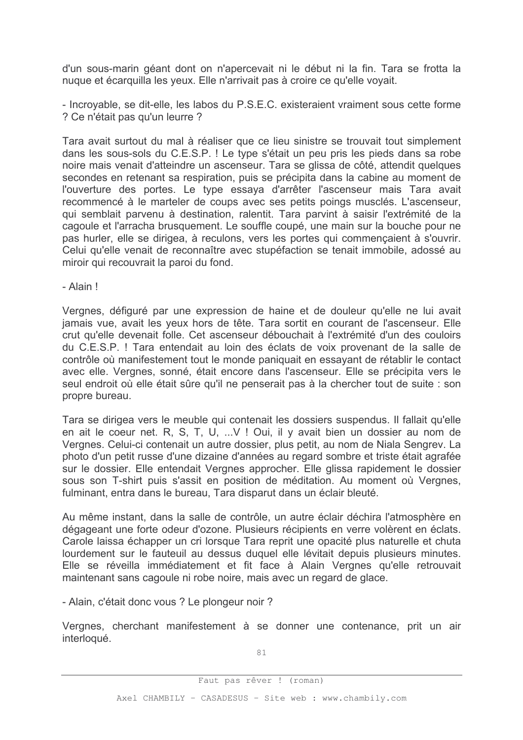d'un sous-marin géant dont on n'apercevait ni le début ni la fin. Tara se frotta la nuque et écarquilla les yeux. Elle n'arrivait pas à croire ce qu'elle voyait.

- Incroyable, se dit-elle, les labos du P.S.E.C. existeraient vraiment sous cette forme ? Ce n'était pas qu'un leurre ?

Tara avait surtout du mal à réaliser que ce lieu sinistre se trouvait tout simplement dans les sous-sols du C.E.S.P. ! Le type s'était un peu pris les pieds dans sa robe noire mais venait d'atteindre un ascenseur. Tara se glissa de côté, attendit quelques secondes en retenant sa respiration, puis se précipita dans la cabine au moment de l'ouverture des portes. Le type essaya d'arrêter l'ascenseur mais Tara avait recommencé à le marteler de coups avec ses petits poings musclés. L'ascenseur, qui semblait parvenu à destination, ralentit. Tara parvint à saisir l'extrémité de la cagoule et l'arracha brusquement. Le souffle coupé, une main sur la bouche pour ne pas hurler, elle se dirigea, à reculons, vers les portes qui commençaient à s'ouvrir. Celui qu'elle venait de reconnaître avec stupéfaction se tenait immobile, adossé au miroir qui recouvrait la paroi du fond.

- Alain !

Vergnes, défiguré par une expression de haine et de douleur qu'elle ne lui avait jamais vue, avait les yeux hors de tête. Tara sortit en courant de l'ascenseur. Elle crut qu'elle devenait folle. Cet ascenseur débouchait à l'extrémité d'un des couloirs du C.E.S.P. ! Tara entendait au loin des éclats de voix provenant de la salle de contrôle où manifestement tout le monde paniquait en essayant de rétablir le contact avec elle. Vergnes, sonné, était encore dans l'ascenseur. Elle se précipita vers le seul endroit où elle était sûre qu'il ne penserait pas à la chercher tout de suite : son propre bureau.

Tara se dirigea vers le meuble qui contenait les dossiers suspendus. Il fallait qu'elle en ait le coeur net. R, S, T, U, ...V ! Oui, il y avait bien un dossier au nom de Vergnes. Celui-ci contenait un autre dossier, plus petit, au nom de Niala Sengrev. La photo d'un petit russe d'une dizaine d'années au regard sombre et triste était agrafée sur le dossier. Elle entendait Vergnes approcher. Elle glissa rapidement le dossier sous son T-shirt puis s'assit en position de méditation. Au moment où Vergnes, fulminant, entra dans le bureau, Tara disparut dans un éclair bleuté.

Au même instant, dans la salle de contrôle, un autre éclair déchira l'atmosphère en dégageant une forte odeur d'ozone. Plusieurs récipients en verre volèrent en éclats. Carole laissa échapper un cri lorsque Tara reprit une opacité plus naturelle et chuta lourdement sur le fauteuil au dessus duquel elle lévitait depuis plusieurs minutes. Elle se réveilla immédiatement et fit face à Alain Vergnes qu'elle retrouvait maintenant sans cagoule ni robe noire, mais avec un regard de glace.

- Alain, c'était donc vous ? Le plongeur noir ?

Vergnes, cherchant manifestement à se donner une contenance, prit un air interloqué.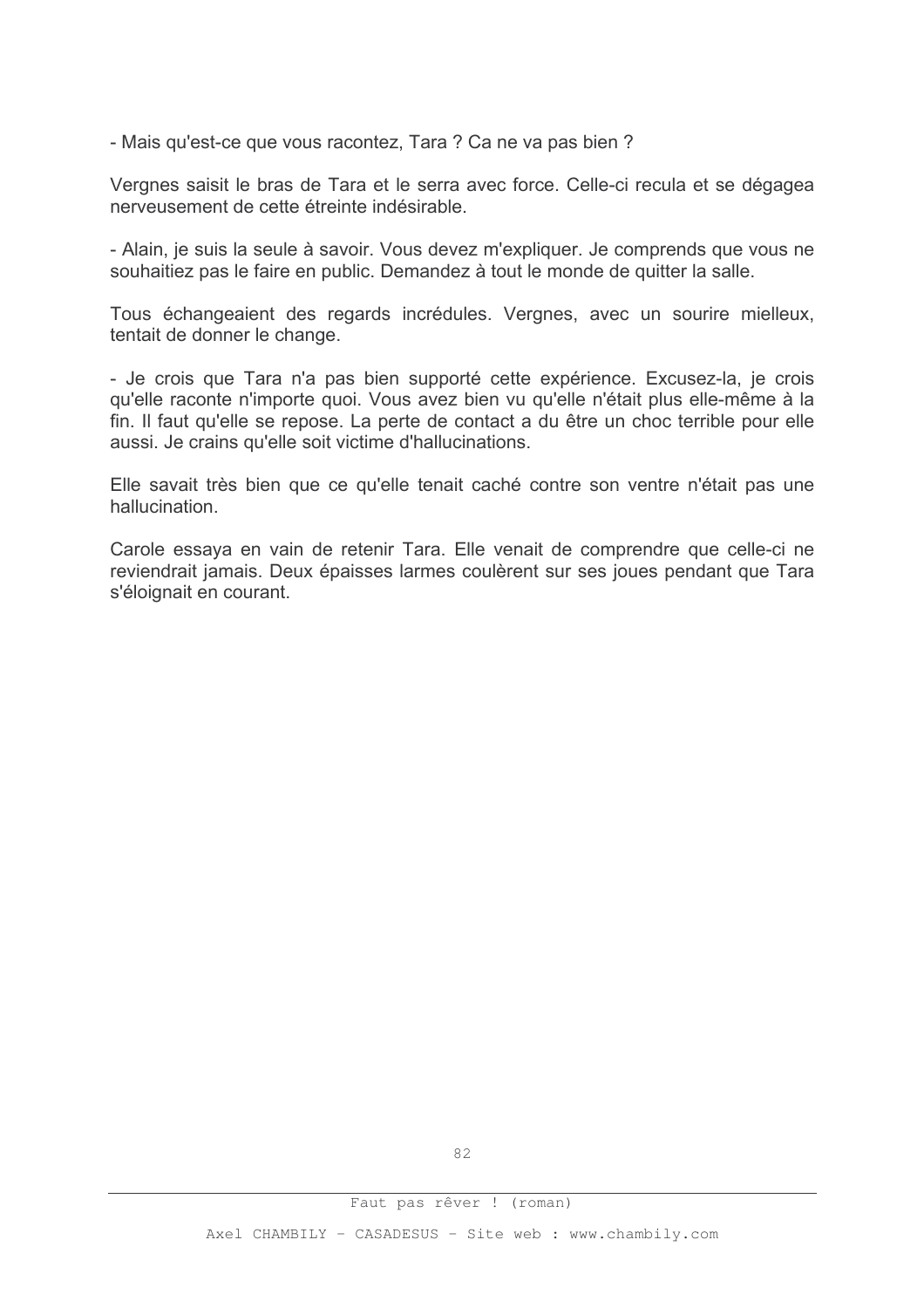- Mais qu'est-ce que vous racontez, Tara ? Ca ne va pas bien ?

Vergnes saisit le bras de Tara et le serra avec force. Celle-ci recula et se dégagea nerveusement de cette étreinte indésirable.

- Alain, je suis la seule à savoir. Vous devez m'expliquer. Je comprends que vous ne souhaitiez pas le faire en public. Demandez à tout le monde de quitter la salle.

Tous échangeaient des regards incrédules. Vergnes, avec un sourire mielleux, tentait de donner le change.

- Je crois que Tara n'a pas bien supporté cette expérience. Excusez-la, je crois qu'elle raconte n'importe quoi. Vous avez bien vu qu'elle n'était plus elle-même à la fin. Il faut qu'elle se repose. La perte de contact a du être un choc terrible pour elle aussi. Je crains qu'elle soit victime d'hallucinations.

Elle savait très bien que ce qu'elle tenait caché contre son ventre n'était pas une hallucination.

Carole essaya en vain de retenir Tara. Elle venait de comprendre que celle-ci ne reviendrait jamais. Deux épaisses larmes coulèrent sur ses joues pendant que Tara s'éloignait en courant.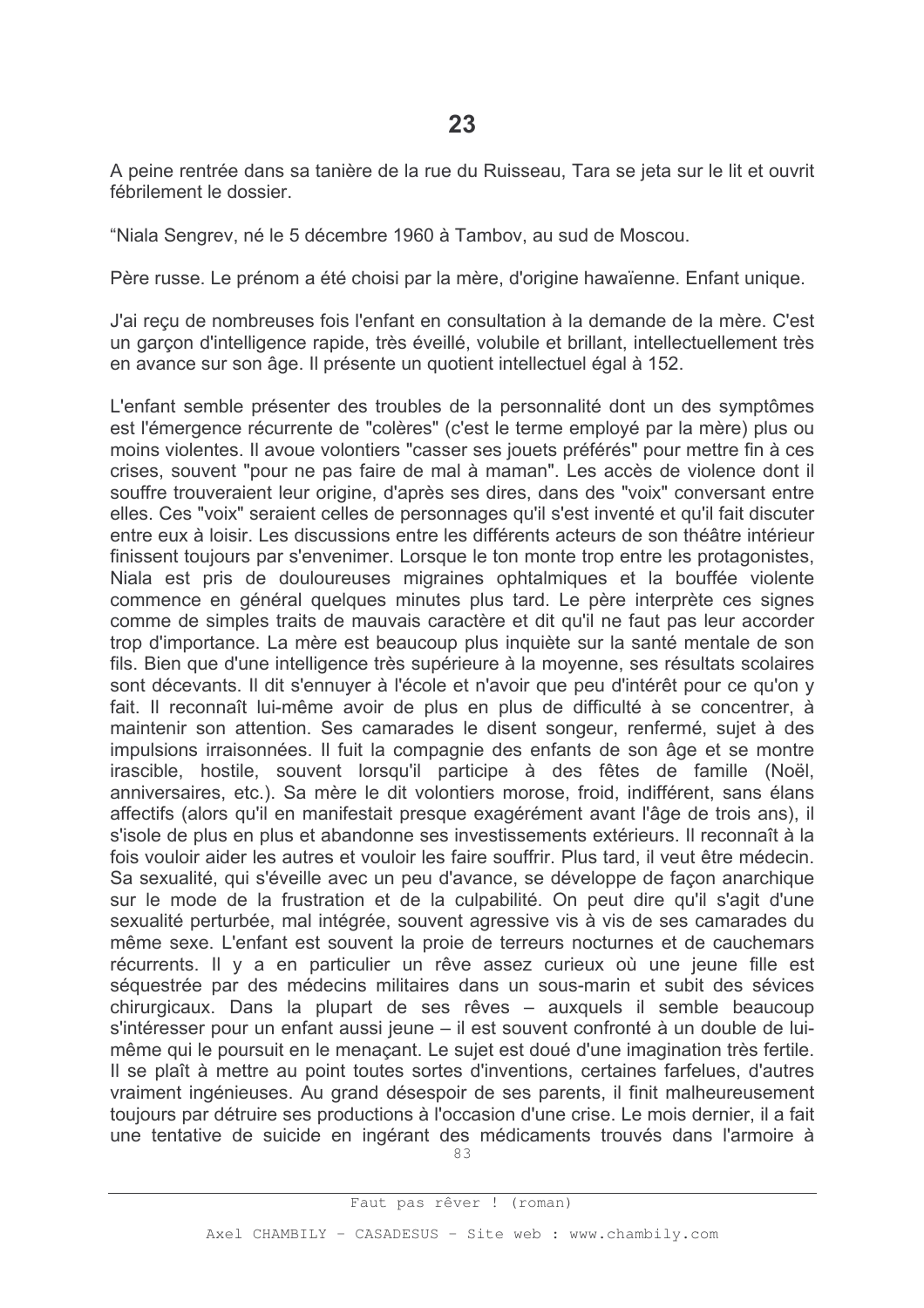## 23

A peine rentrée dans sa tanière de la rue du Ruisseau, Tara se jeta sur le lit et ouvrit fébrilement le dossier.

“Niala Sengrev, né le 5 décembre 1960 à Tambov, au sud de Moscou.

Père russe. Le prénom a été choisi par la mère, d'origine hawaïenne. Enfant unique.

J'ai reçu de nombreuses fois l'enfant en consultation à la demande de la mère. C'est un garçon d'intelligence rapide, très éveillé, volubile et brillant, intellectuellement très en avance sur son âge. Il présente un quotient intellectuel égal à 152.

L'enfant semble présenter des troubles de la personnalité dont un des symptômes est l'émergence récurrente de "colères" (c'est le terme employé par la mère) plus ou moins violentes. Il avoue volontiers "casser ses jouets préférés" pour mettre fin à ces crises, souvent "pour ne pas faire de mal à maman". Les accès de violence dont il souffre trouveraient leur origine, d'après ses dires, dans des "voix" conversant entre elles. Ces "voix" seraient celles de personnages qu'il s'est inventé et qu'il fait discuter entre eux à loisir. Les discussions entre les différents acteurs de son théâtre intérieur finissent toujours par s'envenimer. Lorsque le ton monte trop entre les protagonistes, Niala est pris de douloureuses migraines ophtalmiques et la bouffée violente commence en général quelques minutes plus tard. Le père interprète ces signes comme de simples traits de mauvais caractère et dit qu'il ne faut pas leur accorder trop d'importance. La mère est beaucoup plus inquiète sur la santé mentale de son fils. Bien que d'une intelligence très supérieure à la moyenne, ses résultats scolaires sont décevants. Il dit s'ennuyer à l'école et n'avoir que peu d'intérêt pour ce qu'on y fait. Il reconnaît lui-même avoir de plus en plus de difficulté à se concentrer, à maintenir son attention. Ses camarades le disent songeur, renfermé, sujet à des impulsions irraisonnées. Il fuit la compagnie des enfants de son âge et se montre irascible, hostile, souvent lorsqu'il participe à des fêtes de famille (Noël, anniversaires, etc.). Sa mère le dit volontiers morose, froid, indifférent, sans élans affectifs (alors qu'il en manifestait presque exagérément avant l'âge de trois ans), il s'isole de plus en plus et abandonne ses investissements extérieurs. Il reconnaît à la fois vouloir aider les autres et vouloir les faire souffrir. Plus tard, il veut être médecin. Sa sexualité, qui s'éveille avec un peu d'avance, se développe de façon anarchique sur le mode de la frustration et de la culpabilité. On peut dire qu'il s'agit d'une sexualité perturbée, mal intégrée, souvent agressive vis à vis de ses camarades du même sexe. L'enfant est souvent la proie de terreurs nocturnes et de cauchemars récurrents. Il y a en particulier un rêve assez curieux où une jeune fille est séquestrée par des médecins militaires dans un sous-marin et subit des sévices chirurgicaux. Dans la plupart de ses rêves – auxquels il semble beaucoup s'intéresser pour un enfant aussi jeune – il est souvent confronté à un double de lui-même qui le poursuit en le menaçant. Le sujet est doué d'une imagination très fertile. Il se plaît à mettre au point toutes sortes d'inventions, certaines farfelues, d'autres vraiment ingénieuses. Au grand désespoir de ses parents, il finit malheureusement toujours par détruire ses productions à l'occasion d'une crise. Le mois dernier, il a fait une tentative de suicide en ingérant des médicaments trouvés dans l'armoire à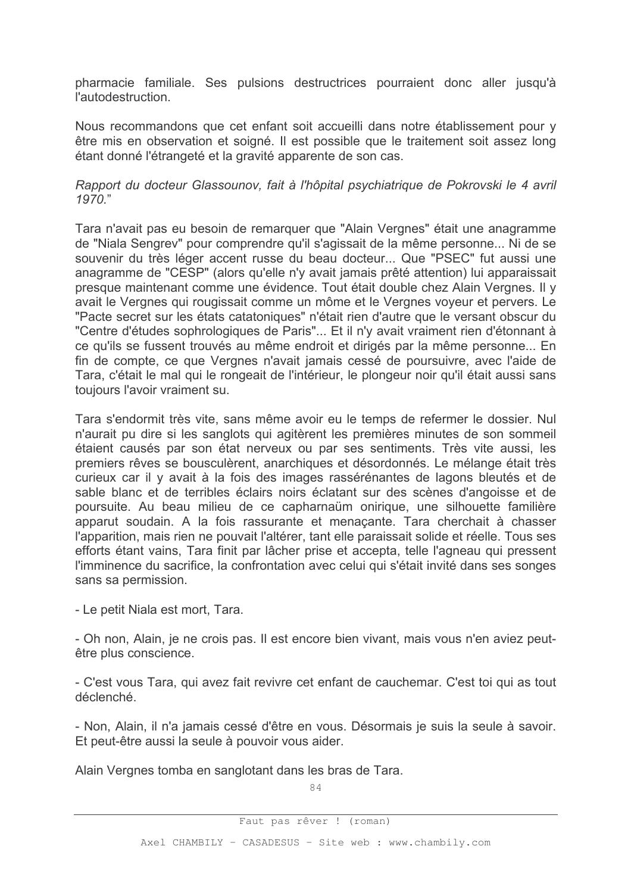pharmacie familiale. Ses pulsions destructrices pourraient donc aller jusqu'à l'autodestruction.

Nous recommandons que cet enfant soit accueilli dans notre établissement pour y être mis en observation et soigné. Il est possible que le traitement soit assez long étant donné l'étrangeté et la gravité apparente de son cas.

*Rapport du docteur Glassounov, fait à l'hôpital psychiatrique de Pokrovski le 4 avril 1970.*"

Tara n'avait pas eu besoin de remarquer que "Alain Vergnes" était une anagramme de "Niala Sengrev" pour comprendre qu'il s'agissait de la même personne... Ni de se souvenir du très léger accent russe du beau docteur... Que "PSEC" fut aussi une anagramme de "CESP" (alors qu'elle n'y avait jamais prêté attention) lui apparaissait presque maintenant comme une évidence. Tout était double chez Alain Vergnes. Il y avait le Vergnes qui rougissait comme un môme et le Vergnes voyeur et pervers. Le "Pacte secret sur les états catatoniques" n'était rien d'autre que le versant obscur du "Centre d'études sophrologiques de Paris"... Et il n'y avait vraiment rien d'étonnant à ce qu'ils se fussent trouvés au même endroit et dirigés par la même personne... En fin de compte, ce que Vergnes n'avait jamais cessé de poursuivre, avec l'aide de Tara, c'était le mal qui le rongeait de l'intérieur, le plongeur noir qu'il était aussi sans toujours l'avoir vraiment su.

Tara s'endormit très vite, sans même avoir eu le temps de refermer le dossier. Nul n'aurait pu dire si les sanglots qui agitèrent les premières minutes de son sommeil étaient causés par son état nerveux ou par ses sentiments. Très vite aussi, les premiers rêves se bousculèrent, anarchiques et désordonnés. Le mélange était très curieux car il y avait à la fois des images rassérénantes de lagons bleutés et de sable blanc et de terribles éclairs noirs éclatant sur des scènes d'angoisse et de poursuite. Au beau milieu de ce capharnaüm onirique, une silhouette familière apparut soudain. A la fois rassurante et menaçante. Tara cherchait à chasser l'apparition, mais rien ne pouvait l'altérer, tant elle paraissait solide et réelle. Tous ses efforts étant vains, Tara finit par lâcher prise et accepta, telle l'agneau qui pressent l'imminence du sacrifice, la confrontation avec celui qui s'était invité dans ses songes sans sa permission.

- Le petit Niala est mort, Tara.

- Oh non, Alain, je ne crois pas. Il est encore bien vivant, mais vous n'en aviez peut-être plus conscience.

- C'est vous Tara, qui avez fait revivre cet enfant de cauchemar. C'est toi qui as tout déclenché.

- Non, Alain, il n'a jamais cessé d'être en vous. Désormais je suis la seule à savoir. Et peut-être aussi la seule à pouvoir vous aider.

Alain Vergnes tomba en sanglotant dans les bras de Tara.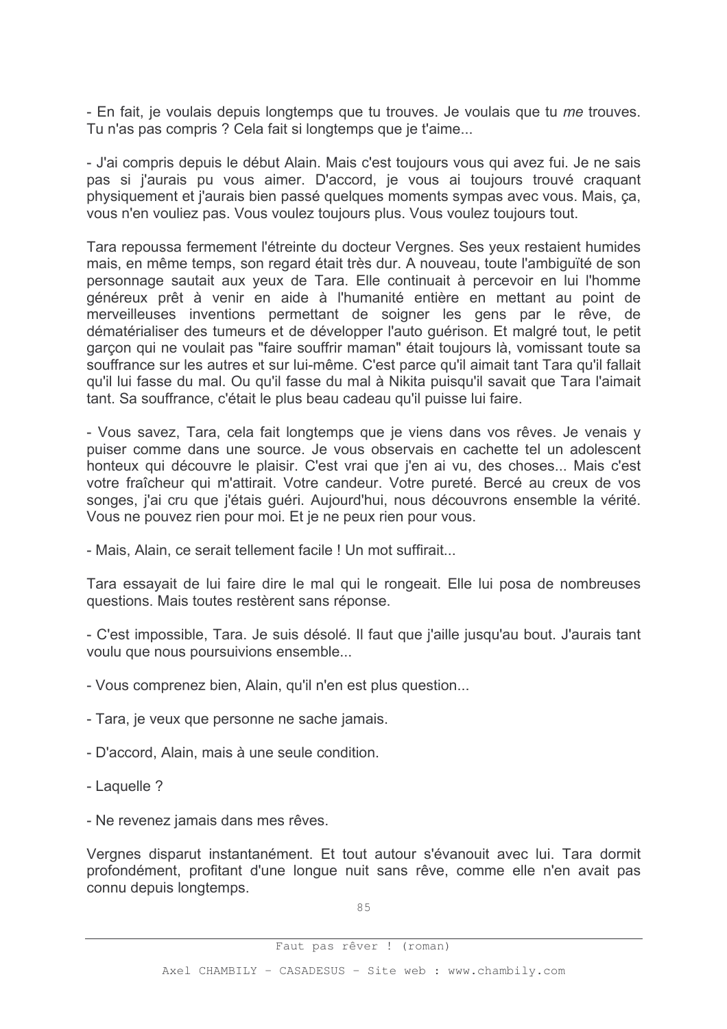- En fait, je voulais depuis longtemps que tu trouves. Je voulais que tu *me* trouves. Tu n'as pas compris ? Cela fait si longtemps que je t'aime...

- J'ai compris depuis le début Alain. Mais c'est toujours vous qui avez fui. Je ne sais pas si j'aurais pu vous aimer. D'accord, je vous ai toujours trouvé craquant physiquement et j'aurais bien passé quelques moments sympas avec vous. Mais, ça, vous n'en vouliez pas. Vous voulez toujours plus. Vous voulez toujours tout.

Tara repoussa fermement l'étreinte du docteur Vergnes. Ses yeux restaient humides mais, en même temps, son regard était très dur. A nouveau, toute l'ambiguïté de son personnage sautait aux yeux de Tara. Elle continuait à percevoir en lui l'homme généreux prêt à venir en aide à l'humanité entière en mettant au point de merveilleuses inventions permettant de soigner les gens par le rêve, de dématérialiser des tumeurs et de développer l'auto guérison. Et malgré tout, le petit garçon qui ne voulait pas "faire souffrir maman" était toujours là, vomissant toute sa souffrance sur les autres et sur lui-même. C'est parce qu'il aimait tant Tara qu'il fallait qu'il lui fasse du mal. Ou qu'il fasse du mal à Nikita puisqu'il savait que Tara l'aimait tant. Sa souffrance, c'était le plus beau cadeau qu'il puisse lui faire.

- Vous savez, Tara, cela fait longtemps que je viens dans vos rêves. Je venais y puiser comme dans une source. Je vous observais en cachette tel un adolescent honteux qui découvre le plaisir. C'est vrai que j'en ai vu, des choses... Mais c'est votre fraîcheur qui m'attirait. Votre candeur. Votre pureté. Bercé au creux de vos songes, j'ai cru que j'étais guéri. Aujourd'hui, nous découvrons ensemble la vérité. Vous ne pouvez rien pour moi. Et je ne peux rien pour vous.

- Mais, Alain, ce serait tellement facile ! Un mot suffirait...

Tara essayait de lui faire dire le mal qui le rongeait. Elle lui posa de nombreuses questions. Mais toutes restèrent sans réponse.

- C'est impossible, Tara. Je suis désolé. Il faut que j'aille jusqu'au bout. J'aurais tant voulu que nous poursuivions ensemble...

- Vous comprenez bien, Alain, qu'il n'en est plus question...

- Tara, je veux que personne ne sache jamais.

- D'accord, Alain, mais à une seule condition.

- Laquelle ?

- Ne revenez jamais dans mes rêves.

Vergnes disparut instantanément. Et tout autour s'évanouit avec lui. Tara dormit profondément, profitant d'une longue nuit sans rêve, comme elle n'en avait pas connu depuis longtemps.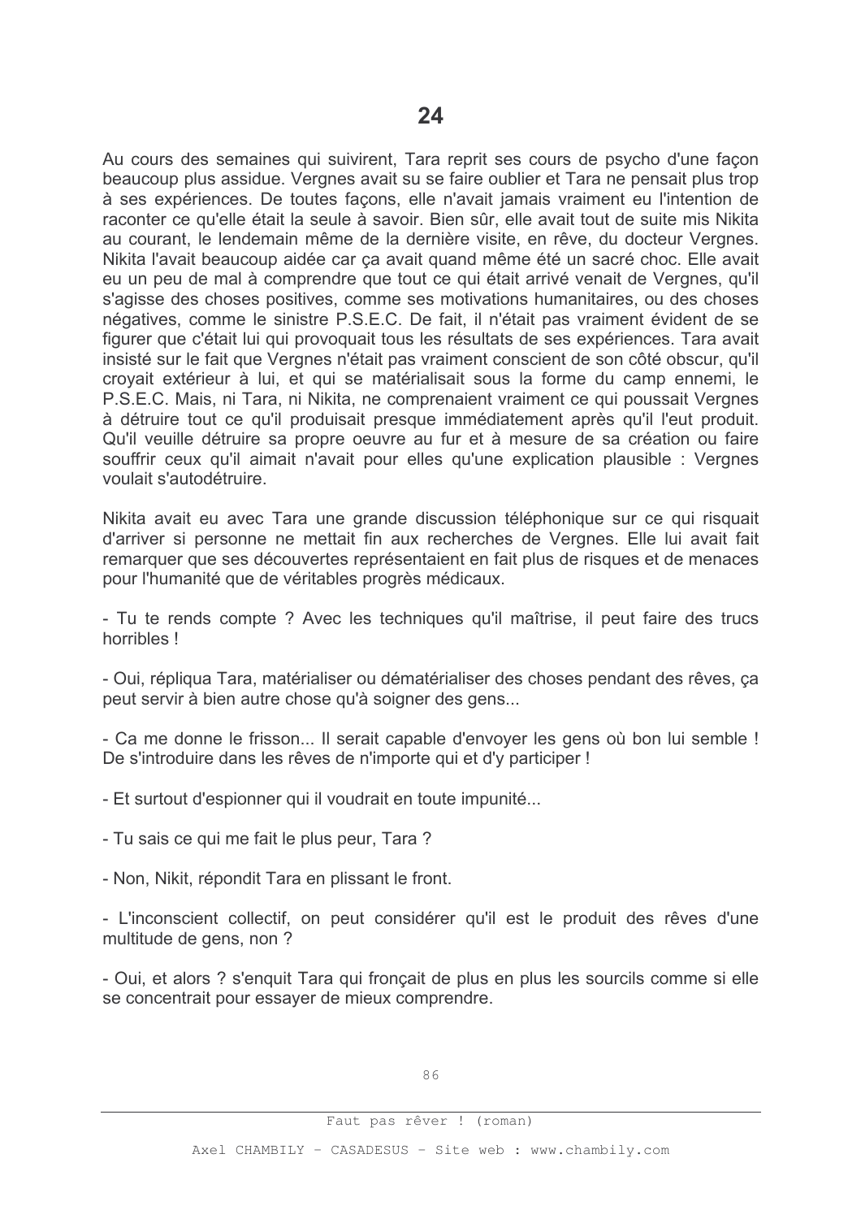# 24

Au cours des semaines qui suivirent, Tara reprit ses cours de psycho d'une façon beaucoup plus assidue. Vergnes avait su se faire oublier et Tara ne pensait plus trop à ses expériences. De toutes façons, elle n'avait jamais vraiment eu l'intention de raconter ce qu'elle était la seule à savoir. Bien sûr, elle avait tout de suite mis Nikita au courant, le lendemain même de la dernière visite, en rêve, du docteur Vergnes. Nikita l'avait beaucoup aidée car ça avait quand même été un sacré choc. Elle avait eu un peu de mal à comprendre que tout ce qui était arrivé venait de Vergnes, qu'il s'agisse des choses positives, comme ses motivations humanitaires, ou des choses négatives, comme le sinistre P.S.E.C. De fait, il n'était pas vraiment évident de se figurer que c'était lui qui provoquait tous les résultats de ses expériences. Tara avait insisté sur le fait que Vergnes n'était pas vraiment conscient de son côté obscur, qu'il croyait extérieur à lui, et qui se matérialisait sous la forme du camp ennemi, le P.S.E.C. Mais, ni Tara, ni Nikita, ne comprenaient vraiment ce qui poussait Vergnes à détruire tout ce qu'il produisait presque immédiatement après qu'il l'eut produit. Qu'il veuille détruire sa propre oeuvre au fur et à mesure de sa création ou faire souffrir ceux qu'il aimait n'avait pour elles qu'une explication plausible : Vergnes voulait s'autodétruire.

Nikita avait eu avec Tara une grande discussion téléphonique sur ce qui risquait d'arriver si personne ne mettait fin aux recherches de Vergnes. Elle lui avait fait remarquer que ses découvertes représentaient en fait plus de risques et de menaces pour l'humanité que de véritables progrès médicaux.

- Tu te rends compte ? Avec les techniques qu'il maîtrise, il peut faire des trucs horribles !

- Oui, répliqua Tara, matérialiser ou dématérialiser des choses pendant des rêves, ça peut servir à bien autre chose qu'à soigner des gens...

- Ca me donne le frisson... Il serait capable d'envoyer les gens où bon lui semble ! De s'introduire dans les rêves de n'importe qui et d'y participer !

- Et surtout d'espionner qui il voudrait en toute impunité...

- Tu sais ce qui me fait le plus peur, Tara ?

- Non, Nikit, répondit Tara en plissant le front.

- L'inconscient collectif, on peut considérer qu'il est le produit des rêves d'une multitude de gens, non ?

- Oui, et alors ? s'enquit Tara qui fronçait de plus en plus les sourcils comme si elle se concentrait pour essayer de mieux comprendre.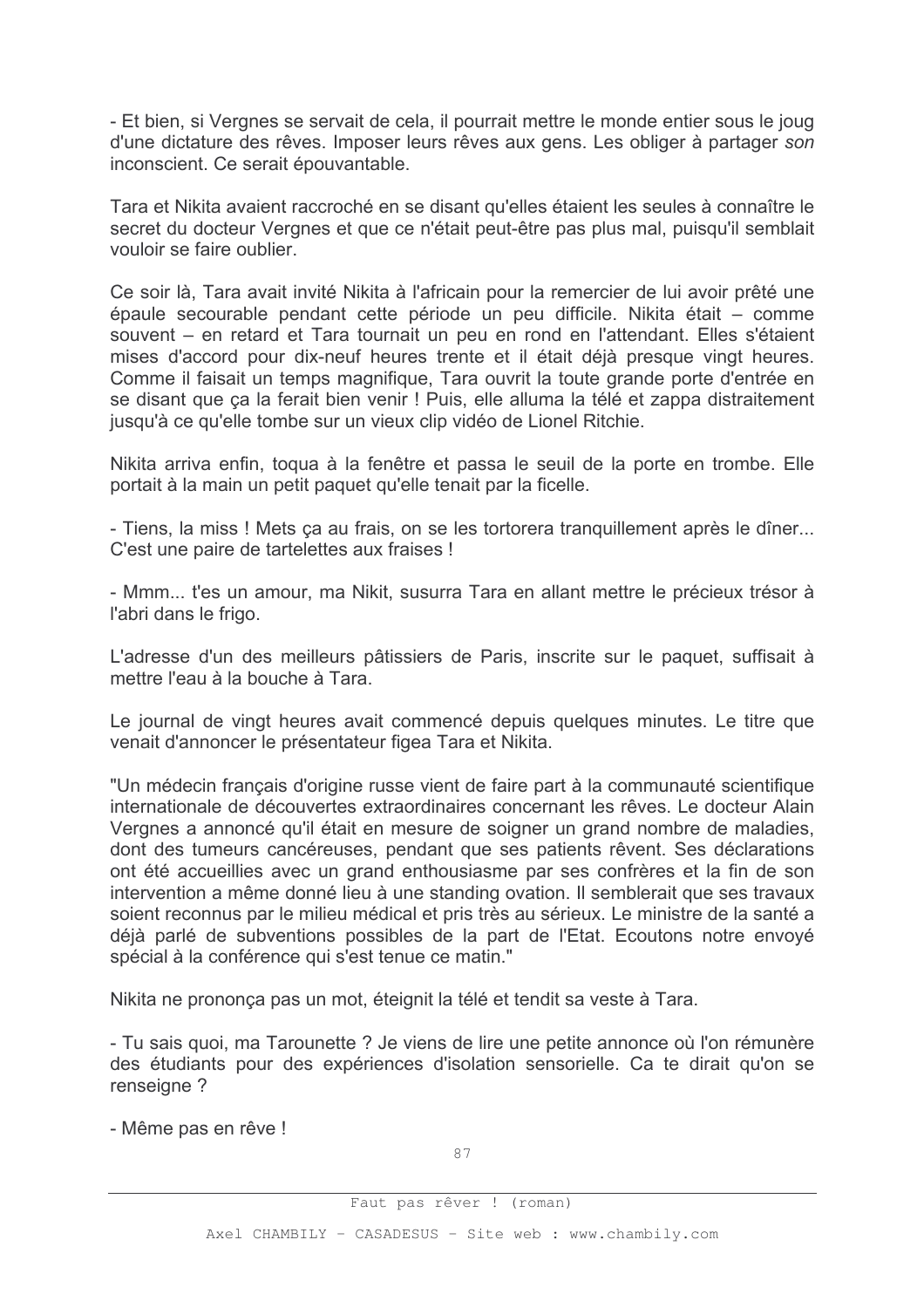- Et bien, si Vergnes se servait de cela, il pourrait mettre le monde entier sous le joug d'une dictature des rêves. Imposer leurs rêves aux gens. Les obliger à partager *son* inconscient. Ce serait épouvantable.

Tara et Nikita avaient raccroché en se disant qu'elles étaient les seules à connaître le secret du docteur Vergnes et que ce n'était peut-être pas plus mal, puisqu'il semblait vouloir se faire oublier.

Ce soir là, Tara avait invité Nikita à l'africain pour la remercier de lui avoir prêté une épaule secourable pendant cette période un peu difficile. Nikita était – comme souvent – en retard et Tara tournait un peu en rond en l'attendant. Elles s'étaient mises d'accord pour dix-neuf heures trente et il était déjà presque vingt heures. Comme il faisait un temps magnifique, Tara ouvrit la toute grande porte d'entrée en se disant que ça la ferait bien venir ! Puis, elle alluma la télé et zappa distraitement jusqu'à ce qu'elle tombe sur un vieux clip vidéo de Lionel Ritchie.

Nikita arriva enfin, toqua à la fenêtre et passa le seuil de la porte en trombe. Elle portait à la main un petit paquet qu'elle tenait par la ficelle.

- Tiens, la miss ! Mets ça au frais, on se les tortorera tranquillement après le dîner... C'est une paire de tartelettes aux fraises !

- Mmm... t'es un amour, ma Nikit, susurra Tara en allant mettre le précieux trésor à l'abri dans le frigo.

L'adresse d'un des meilleurs pâtissiers de Paris, inscrite sur le paquet, suffisait à mettre l'eau à la bouche à Tara.

Le journal de vingt heures avait commencé depuis quelques minutes. Le titre que venait d'annoncer le présentateur figea Tara et Nikita.

"Un médecin français d'origine russe vient de faire part à la communauté scientifique internationale de découvertes extraordinaires concernant les rêves. Le docteur Alain Vergnes a annoncé qu'il était en mesure de soigner un grand nombre de maladies, dont des tumeurs cancéreuses, pendant que ses patients rêvent. Ses déclarations ont été accueillies avec un grand enthousiasme par ses confrères et la fin de son intervention a même donné lieu à une standing ovation. Il semblerait que ses travaux soient reconnus par le milieu médical et pris très au sérieux. Le ministre de la santé a déjà parlé de subventions possibles de la part de l'Etat. Ecoutons notre envoyé spécial à la conférence qui s'est tenue ce matin."

Nikita ne prononça pas un mot, éteignit la télé et tendit sa veste à Tara.

- Tu sais quoi, ma Tarounette ? Je viens de lire une petite annonce où l'on rémunère des étudiants pour des expériences d'isolation sensorielle. Ca te dirait qu'on se renseigne ?

- Même pas en rêve !